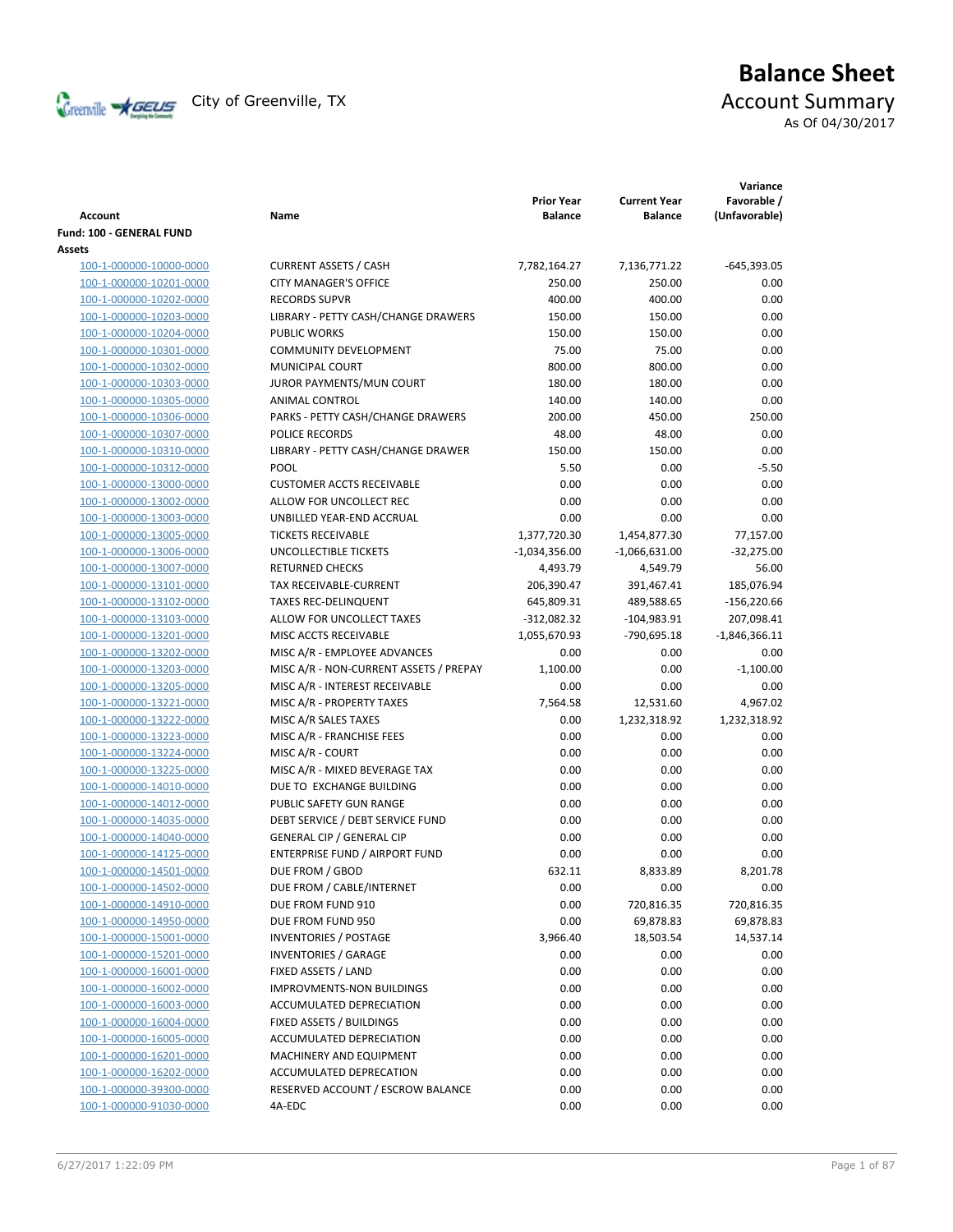# Balance Sheet

City of Greenville, TX

## Account Summary

As Of 04/30/2017

| Account | Name | Prior Year Balance | Current Year Balance | Variance Favorable / (Unfavorable) |
|---|---|---|---|---|
| **Fund: 100 - GENERAL FUND** | | | | |
| **Assets** | | | | |
| 100-1-000000-10000-0000 | CURRENT ASSETS / CASH | 7,782,164.27 | 7,136,771.22 | -645,393.05 |
| 100-1-000000-10201-0000 | CITY MANAGER'S OFFICE | 250.00 | 250.00 | 0.00 |
| 100-1-000000-10202-0000 | RECORDS SUPVR | 400.00 | 400.00 | 0.00 |
| 100-1-000000-10203-0000 | LIBRARY - PETTY CASH/CHANGE DRAWERS | 150.00 | 150.00 | 0.00 |
| 100-1-000000-10204-0000 | PUBLIC WORKS | 150.00 | 150.00 | 0.00 |
| 100-1-000000-10301-0000 | COMMUNITY DEVELOPMENT | 75.00 | 75.00 | 0.00 |
| 100-1-000000-10302-0000 | MUNICIPAL COURT | 800.00 | 800.00 | 0.00 |
| 100-1-000000-10303-0000 | JUROR PAYMENTS/MUN COURT | 180.00 | 180.00 | 0.00 |
| 100-1-000000-10305-0000 | ANIMAL CONTROL | 140.00 | 140.00 | 0.00 |
| 100-1-000000-10306-0000 | PARKS - PETTY CASH/CHANGE DRAWERS | 200.00 | 450.00 | 250.00 |
| 100-1-000000-10307-0000 | POLICE RECORDS | 48.00 | 48.00 | 0.00 |
| 100-1-000000-10310-0000 | LIBRARY - PETTY CASH/CHANGE DRAWER | 150.00 | 150.00 | 0.00 |
| 100-1-000000-10312-0000 | POOL | 5.50 | 0.00 | -5.50 |
| 100-1-000000-13000-0000 | CUSTOMER ACCTS RECEIVABLE | 0.00 | 0.00 | 0.00 |
| 100-1-000000-13002-0000 | ALLOW FOR UNCOLLECT REC | 0.00 | 0.00 | 0.00 |
| 100-1-000000-13003-0000 | UNBILLED YEAR-END ACCRUAL | 0.00 | 0.00 | 0.00 |
| 100-1-000000-13005-0000 | TICKETS RECEIVABLE | 1,377,720.30 | 1,454,877.30 | 77,157.00 |
| 100-1-000000-13006-0000 | UNCOLLECTIBLE TICKETS | -1,034,356.00 | -1,066,631.00 | -32,275.00 |
| 100-1-000000-13007-0000 | RETURNED CHECKS | 4,493.79 | 4,549.79 | 56.00 |
| 100-1-000000-13101-0000 | TAX RECEIVABLE-CURRENT | 206,390.47 | 391,467.41 | 185,076.94 |
| 100-1-000000-13102-0000 | TAXES REC-DELINQUENT | 645,809.31 | 489,588.65 | -156,220.66 |
| 100-1-000000-13103-0000 | ALLOW FOR UNCOLLECT TAXES | -312,082.32 | -104,983.91 | 207,098.41 |
| 100-1-000000-13201-0000 | MISC ACCTS RECEIVABLE | 1,055,670.93 | -790,695.18 | -1,846,366.11 |
| 100-1-000000-13202-0000 | MISC A/R - EMPLOYEE ADVANCES | 0.00 | 0.00 | 0.00 |
| 100-1-000000-13203-0000 | MISC A/R - NON-CURRENT ASSETS / PREPAY | 1,100.00 | 0.00 | -1,100.00 |
| 100-1-000000-13205-0000 | MISC A/R - INTEREST RECEIVABLE | 0.00 | 0.00 | 0.00 |
| 100-1-000000-13221-0000 | MISC A/R - PROPERTY TAXES | 7,564.58 | 12,531.60 | 4,967.02 |
| 100-1-000000-13222-0000 | MISC A/R SALES TAXES | 0.00 | 1,232,318.92 | 1,232,318.92 |
| 100-1-000000-13223-0000 | MISC A/R - FRANCHISE FEES | 0.00 | 0.00 | 0.00 |
| 100-1-000000-13224-0000 | MISC A/R - COURT | 0.00 | 0.00 | 0.00 |
| 100-1-000000-13225-0000 | MISC A/R - MIXED BEVERAGE TAX | 0.00 | 0.00 | 0.00 |
| 100-1-000000-14010-0000 | DUE TO EXCHANGE BUILDING | 0.00 | 0.00 | 0.00 |
| 100-1-000000-14012-0000 | PUBLIC SAFETY GUN RANGE | 0.00 | 0.00 | 0.00 |
| 100-1-000000-14035-0000 | DEBT SERVICE / DEBT SERVICE FUND | 0.00 | 0.00 | 0.00 |
| 100-1-000000-14040-0000 | GENERAL CIP / GENERAL CIP | 0.00 | 0.00 | 0.00 |
| 100-1-000000-14125-0000 | ENTERPRISE FUND / AIRPORT FUND | 0.00 | 0.00 | 0.00 |
| 100-1-000000-14501-0000 | DUE FROM / GBOD | 632.11 | 8,833.89 | 8,201.78 |
| 100-1-000000-14502-0000 | DUE FROM / CABLE/INTERNET | 0.00 | 0.00 | 0.00 |
| 100-1-000000-14910-0000 | DUE FROM FUND 910 | 0.00 | 720,816.35 | 720,816.35 |
| 100-1-000000-14950-0000 | DUE FROM FUND 950 | 0.00 | 69,878.83 | 69,878.83 |
| 100-1-000000-15001-0000 | INVENTORIES / POSTAGE | 3,966.40 | 18,503.54 | 14,537.14 |
| 100-1-000000-15201-0000 | INVENTORIES / GARAGE | 0.00 | 0.00 | 0.00 |
| 100-1-000000-16001-0000 | FIXED ASSETS / LAND | 0.00 | 0.00 | 0.00 |
| 100-1-000000-16002-0000 | IMPROVMENTS-NON BUILDINGS | 0.00 | 0.00 | 0.00 |
| 100-1-000000-16003-0000 | ACCUMULATED DEPRECIATION | 0.00 | 0.00 | 0.00 |
| 100-1-000000-16004-0000 | FIXED ASSETS / BUILDINGS | 0.00 | 0.00 | 0.00 |
| 100-1-000000-16005-0000 | ACCUMULATED DEPRECIATION | 0.00 | 0.00 | 0.00 |
| 100-1-000000-16201-0000 | MACHINERY AND EQUIPMENT | 0.00 | 0.00 | 0.00 |
| 100-1-000000-16202-0000 | ACCUMULATED DEPRECATION | 0.00 | 0.00 | 0.00 |
| 100-1-000000-39300-0000 | RESERVED ACCOUNT / ESCROW BALANCE | 0.00 | 0.00 | 0.00 |
| 100-1-000000-91030-0000 | 4A-EDC | 0.00 | 0.00 | 0.00 |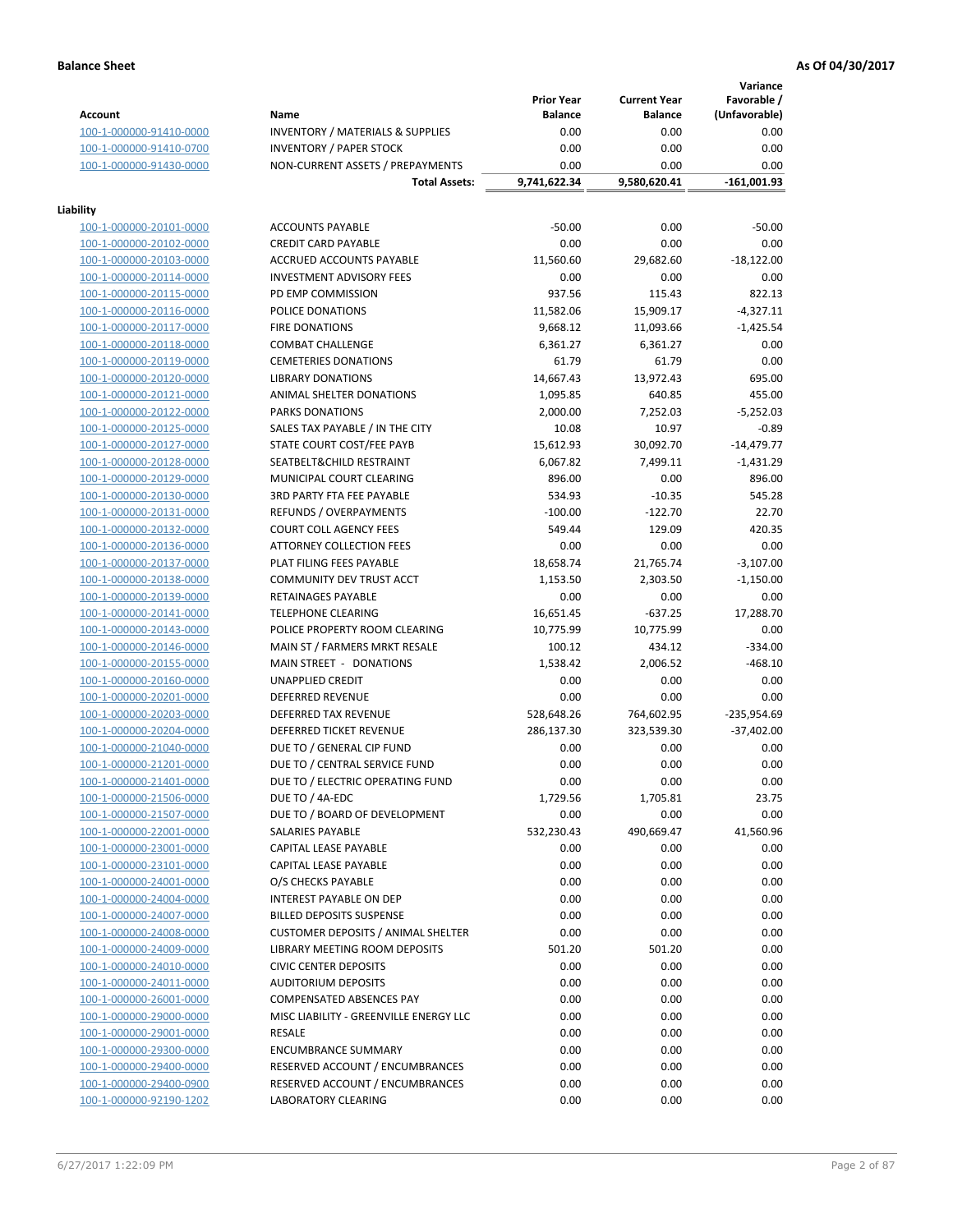**Balance Sheet** — As Of 04/30/2017

| Account | Name | Prior Year Balance | Current Year Balance | Variance Favorable / (Unfavorable) |
|---|---|---|---|---|
| 100-1-000000-91410-0000 | INVENTORY / MATERIALS & SUPPLIES | 0.00 | 0.00 | 0.00 |
| 100-1-000000-91410-0700 | INVENTORY / PAPER STOCK | 0.00 | 0.00 | 0.00 |
| 100-1-000000-91430-0000 | NON-CURRENT ASSETS / PREPAYMENTS | 0.00 | 0.00 | 0.00 |
| | **Total Assets:** | **9,741,622.34** | **9,580,620.41** | **-161,001.93** |

**Liability**

| Account | Name | Prior Year Balance | Current Year Balance | Variance Favorable / (Unfavorable) |
|---|---|---|---|---|
| 100-1-000000-20101-0000 | ACCOUNTS PAYABLE | -50.00 | 0.00 | -50.00 |
| 100-1-000000-20102-0000 | CREDIT CARD PAYABLE | 0.00 | 0.00 | 0.00 |
| 100-1-000000-20103-0000 | ACCRUED ACCOUNTS PAYABLE | 11,560.60 | 29,682.60 | -18,122.00 |
| 100-1-000000-20114-0000 | INVESTMENT ADVISORY FEES | 0.00 | 0.00 | 0.00 |
| 100-1-000000-20115-0000 | PD EMP COMMISSION | 937.56 | 115.43 | 822.13 |
| 100-1-000000-20116-0000 | POLICE DONATIONS | 11,582.06 | 15,909.17 | -4,327.11 |
| 100-1-000000-20117-0000 | FIRE DONATIONS | 9,668.12 | 11,093.66 | -1,425.54 |
| 100-1-000000-20118-0000 | COMBAT CHALLENGE | 6,361.27 | 6,361.27 | 0.00 |
| 100-1-000000-20119-0000 | CEMETERIES DONATIONS | 61.79 | 61.79 | 0.00 |
| 100-1-000000-20120-0000 | LIBRARY DONATIONS | 14,667.43 | 13,972.43 | 695.00 |
| 100-1-000000-20121-0000 | ANIMAL SHELTER DONATIONS | 1,095.85 | 640.85 | 455.00 |
| 100-1-000000-20122-0000 | PARKS DONATIONS | 2,000.00 | 7,252.03 | -5,252.03 |
| 100-1-000000-20125-0000 | SALES TAX PAYABLE / IN THE CITY | 10.08 | 10.97 | -0.89 |
| 100-1-000000-20127-0000 | STATE COURT COST/FEE PAYB | 15,612.93 | 30,092.70 | -14,479.77 |
| 100-1-000000-20128-0000 | SEATBELT&CHILD RESTRAINT | 6,067.82 | 7,499.11 | -1,431.29 |
| 100-1-000000-20129-0000 | MUNICIPAL COURT CLEARING | 896.00 | 0.00 | 896.00 |
| 100-1-000000-20130-0000 | 3RD PARTY FTA FEE PAYABLE | 534.93 | -10.35 | 545.28 |
| 100-1-000000-20131-0000 | REFUNDS / OVERPAYMENTS | -100.00 | -122.70 | 22.70 |
| 100-1-000000-20132-0000 | COURT COLL AGENCY FEES | 549.44 | 129.09 | 420.35 |
| 100-1-000000-20136-0000 | ATTORNEY COLLECTION FEES | 0.00 | 0.00 | 0.00 |
| 100-1-000000-20137-0000 | PLAT FILING FEES PAYABLE | 18,658.74 | 21,765.74 | -3,107.00 |
| 100-1-000000-20138-0000 | COMMUNITY DEV TRUST ACCT | 1,153.50 | 2,303.50 | -1,150.00 |
| 100-1-000000-20139-0000 | RETAINAGES PAYABLE | 0.00 | 0.00 | 0.00 |
| 100-1-000000-20141-0000 | TELEPHONE CLEARING | 16,651.45 | -637.25 | 17,288.70 |
| 100-1-000000-20143-0000 | POLICE PROPERTY ROOM CLEARING | 10,775.99 | 10,775.99 | 0.00 |
| 100-1-000000-20146-0000 | MAIN ST / FARMERS MRKT RESALE | 100.12 | 434.12 | -334.00 |
| 100-1-000000-20155-0000 | MAIN STREET - DONATIONS | 1,538.42 | 2,006.52 | -468.10 |
| 100-1-000000-20160-0000 | UNAPPLIED CREDIT | 0.00 | 0.00 | 0.00 |
| 100-1-000000-20201-0000 | DEFERRED REVENUE | 0.00 | 0.00 | 0.00 |
| 100-1-000000-20203-0000 | DEFERRED TAX REVENUE | 528,648.26 | 764,602.95 | -235,954.69 |
| 100-1-000000-20204-0000 | DEFERRED TICKET REVENUE | 286,137.30 | 323,539.30 | -37,402.00 |
| 100-1-000000-21040-0000 | DUE TO / GENERAL CIP FUND | 0.00 | 0.00 | 0.00 |
| 100-1-000000-21201-0000 | DUE TO / CENTRAL SERVICE FUND | 0.00 | 0.00 | 0.00 |
| 100-1-000000-21401-0000 | DUE TO / ELECTRIC OPERATING FUND | 0.00 | 0.00 | 0.00 |
| 100-1-000000-21506-0000 | DUE TO / 4A-EDC | 1,729.56 | 1,705.81 | 23.75 |
| 100-1-000000-21507-0000 | DUE TO / BOARD OF DEVELOPMENT | 0.00 | 0.00 | 0.00 |
| 100-1-000000-22001-0000 | SALARIES PAYABLE | 532,230.43 | 490,669.47 | 41,560.96 |
| 100-1-000000-23001-0000 | CAPITAL LEASE PAYABLE | 0.00 | 0.00 | 0.00 |
| 100-1-000000-23101-0000 | CAPITAL LEASE PAYABLE | 0.00 | 0.00 | 0.00 |
| 100-1-000000-24001-0000 | O/S CHECKS PAYABLE | 0.00 | 0.00 | 0.00 |
| 100-1-000000-24004-0000 | INTEREST PAYABLE ON DEP | 0.00 | 0.00 | 0.00 |
| 100-1-000000-24007-0000 | BILLED DEPOSITS SUSPENSE | 0.00 | 0.00 | 0.00 |
| 100-1-000000-24008-0000 | CUSTOMER DEPOSITS / ANIMAL SHELTER | 0.00 | 0.00 | 0.00 |
| 100-1-000000-24009-0000 | LIBRARY MEETING ROOM DEPOSITS | 501.20 | 501.20 | 0.00 |
| 100-1-000000-24010-0000 | CIVIC CENTER DEPOSITS | 0.00 | 0.00 | 0.00 |
| 100-1-000000-24011-0000 | AUDITORIUM DEPOSITS | 0.00 | 0.00 | 0.00 |
| 100-1-000000-26001-0000 | COMPENSATED ABSENCES PAY | 0.00 | 0.00 | 0.00 |
| 100-1-000000-29000-0000 | MISC LIABILITY - GREENVILLE ENERGY LLC | 0.00 | 0.00 | 0.00 |
| 100-1-000000-29001-0000 | RESALE | 0.00 | 0.00 | 0.00 |
| 100-1-000000-29300-0000 | ENCUMBRANCE SUMMARY | 0.00 | 0.00 | 0.00 |
| 100-1-000000-29400-0000 | RESERVED ACCOUNT / ENCUMBRANCES | 0.00 | 0.00 | 0.00 |
| 100-1-000000-29400-0900 | RESERVED ACCOUNT / ENCUMBRANCES | 0.00 | 0.00 | 0.00 |
| 100-1-000000-92190-1202 | LABORATORY CLEARING | 0.00 | 0.00 | 0.00 |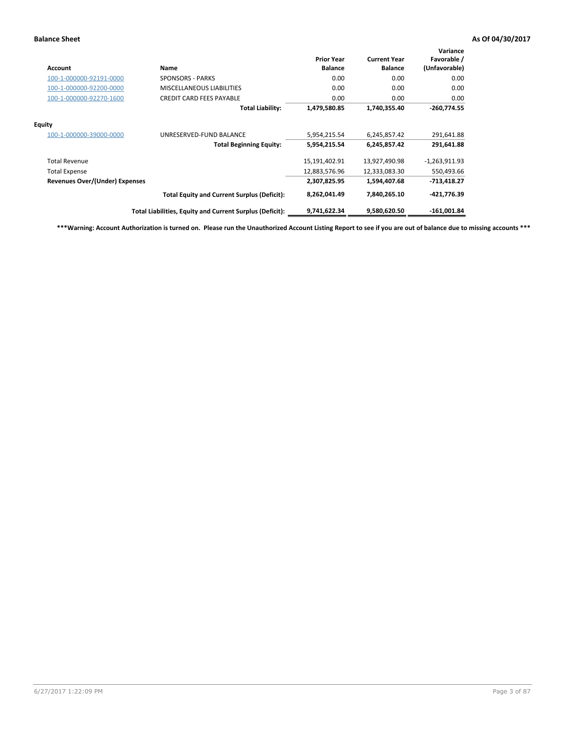**Balance Sheet** **As Of 04/30/2017**

| Account | Name | Prior Year Balance | Current Year Balance | Variance Favorable / (Unfavorable) |
|---|---|---|---|---|
| 100-1-000000-92191-0000 | SPONSORS - PARKS | 0.00 | 0.00 | 0.00 |
| 100-1-000000-92200-0000 | MISCELLANEOUS LIABILITIES | 0.00 | 0.00 | 0.00 |
| 100-1-000000-92270-1600 | CREDIT CARD FEES PAYABLE | 0.00 | 0.00 | 0.00 |
| | **Total Liability:** | **1,479,580.85** | **1,740,355.40** | **-260,774.55** |
| **Equity** | | | | |
| 100-1-000000-39000-0000 | UNRESERVED-FUND BALANCE | 5,954,215.54 | 6,245,857.42 | 291,641.88 |
| | **Total Beginning Equity:** | **5,954,215.54** | **6,245,857.42** | **291,641.88** |
| Total Revenue | | 15,191,402.91 | 13,927,490.98 | -1,263,911.93 |
| Total Expense | | 12,883,576.96 | 12,333,083.30 | 550,493.66 |
| **Revenues Over/(Under) Expenses** | | **2,307,825.95** | **1,594,407.68** | **-713,418.27** |
| | **Total Equity and Current Surplus (Deficit):** | **8,262,041.49** | **7,840,265.10** | **-421,776.39** |
| | **Total Liabilities, Equity and Current Surplus (Deficit):** | **9,741,622.34** | **9,580,620.50** | **-161,001.84** |

**\*\*\*Warning: Account Authorization is turned on. Please run the Unauthorized Account Listing Report to see if you are out of balance due to missing accounts \*\*\***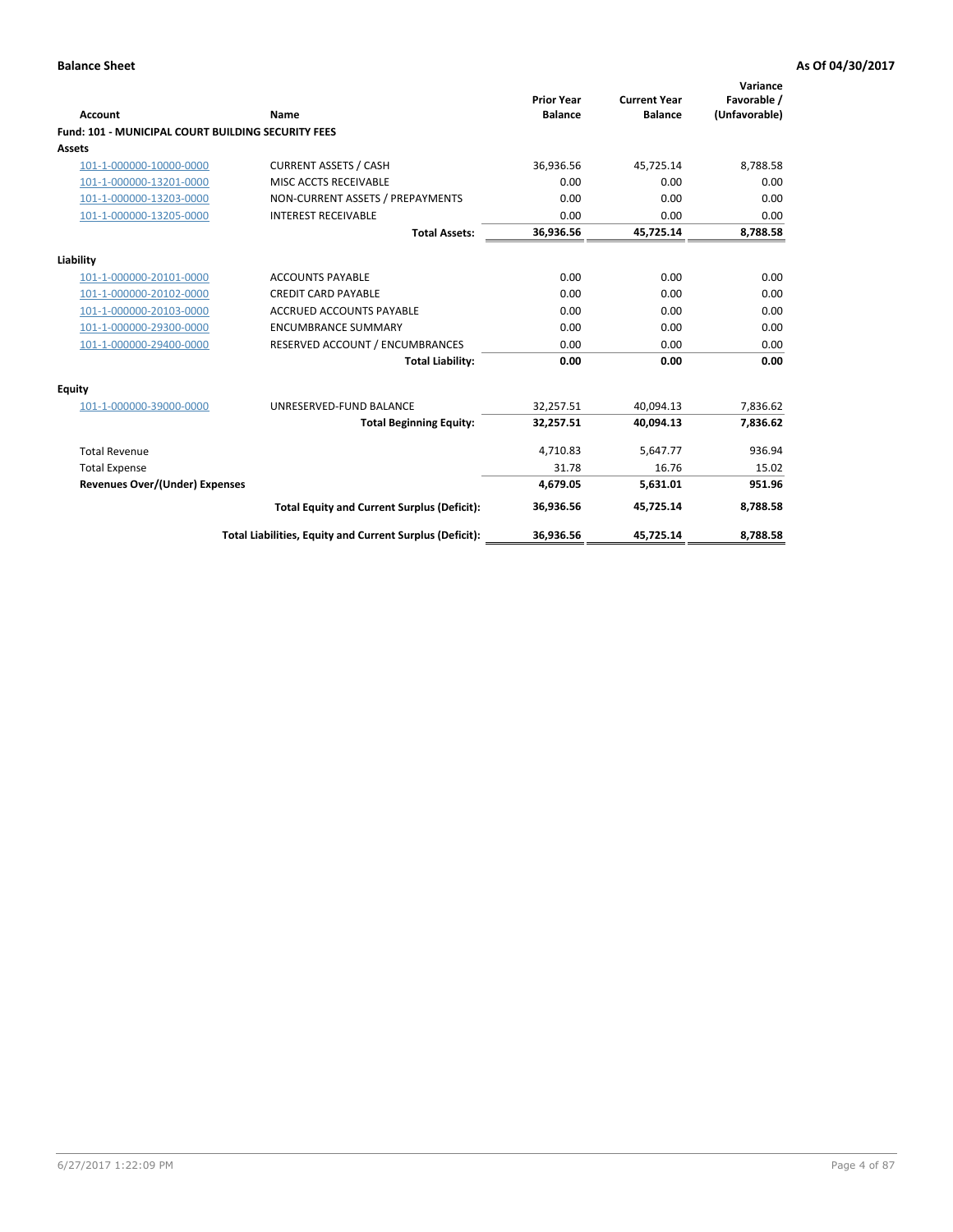**Balance Sheet** | **As Of 04/30/2017**

| Account | Name | Prior Year Balance | Current Year Balance | Variance Favorable / (Unfavorable) |
|---|---|---|---|---|
| **Fund: 101 - MUNICIPAL COURT BUILDING SECURITY FEES** | | | | |
| **Assets** | | | | |
| 101-1-000000-10000-0000 | CURRENT ASSETS / CASH | 36,936.56 | 45,725.14 | 8,788.58 |
| 101-1-000000-13201-0000 | MISC ACCTS RECEIVABLE | 0.00 | 0.00 | 0.00 |
| 101-1-000000-13203-0000 | NON-CURRENT ASSETS / PREPAYMENTS | 0.00 | 0.00 | 0.00 |
| 101-1-000000-13205-0000 | INTEREST RECEIVABLE | 0.00 | 0.00 | 0.00 |
| | **Total Assets:** | **36,936.56** | **45,725.14** | **8,788.58** |
| **Liability** | | | | |
| 101-1-000000-20101-0000 | ACCOUNTS PAYABLE | 0.00 | 0.00 | 0.00 |
| 101-1-000000-20102-0000 | CREDIT CARD PAYABLE | 0.00 | 0.00 | 0.00 |
| 101-1-000000-20103-0000 | ACCRUED ACCOUNTS PAYABLE | 0.00 | 0.00 | 0.00 |
| 101-1-000000-29300-0000 | ENCUMBRANCE SUMMARY | 0.00 | 0.00 | 0.00 |
| 101-1-000000-29400-0000 | RESERVED ACCOUNT / ENCUMBRANCES | 0.00 | 0.00 | 0.00 |
| | **Total Liability:** | **0.00** | **0.00** | **0.00** |
| **Equity** | | | | |
| 101-1-000000-39000-0000 | UNRESERVED-FUND BALANCE | 32,257.51 | 40,094.13 | 7,836.62 |
| | **Total Beginning Equity:** | **32,257.51** | **40,094.13** | **7,836.62** |
| Total Revenue | | 4,710.83 | 5,647.77 | 936.94 |
| Total Expense | | 31.78 | 16.76 | 15.02 |
| **Revenues Over/(Under) Expenses** | | **4,679.05** | **5,631.01** | **951.96** |
| | **Total Equity and Current Surplus (Deficit):** | **36,936.56** | **45,725.14** | **8,788.58** |
| | **Total Liabilities, Equity and Current Surplus (Deficit):** | **36,936.56** | **45,725.14** | **8,788.58** |

6/27/2017 1:22:09 PM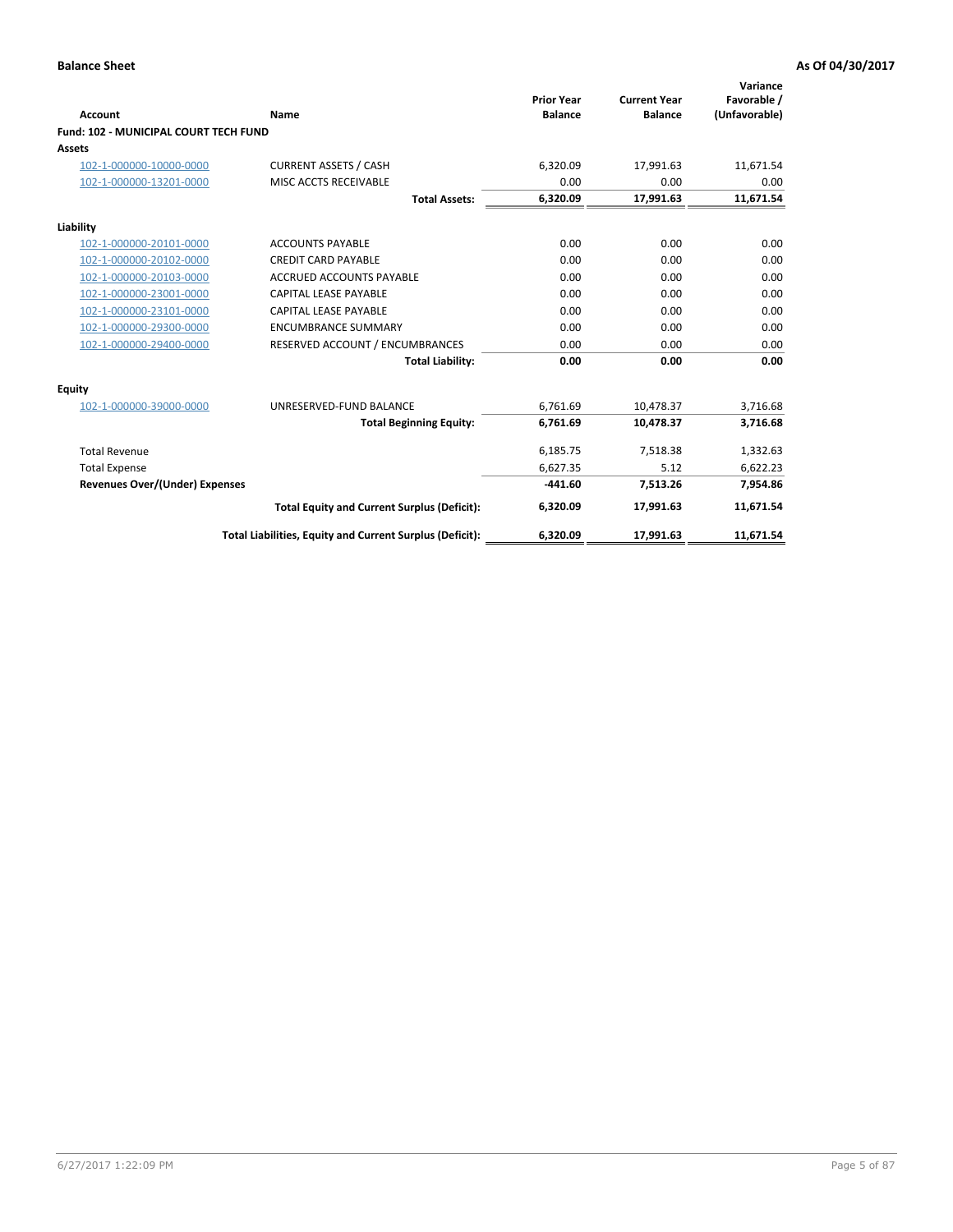**Balance Sheet** **As Of 04/30/2017**

| Account | Name | Prior Year Balance | Current Year Balance | Variance Favorable / (Unfavorable) |
|---|---|---|---|---|
| **Fund: 102 - MUNICIPAL COURT TECH FUND** | | | | |
| **Assets** | | | | |
| 102-1-000000-10000-0000 | CURRENT ASSETS / CASH | 6,320.09 | 17,991.63 | 11,671.54 |
| 102-1-000000-13201-0000 | MISC ACCTS RECEIVABLE | 0.00 | 0.00 | 0.00 |
| | **Total Assets:** | **6,320.09** | **17,991.63** | **11,671.54** |
| **Liability** | | | | |
| 102-1-000000-20101-0000 | ACCOUNTS PAYABLE | 0.00 | 0.00 | 0.00 |
| 102-1-000000-20102-0000 | CREDIT CARD PAYABLE | 0.00 | 0.00 | 0.00 |
| 102-1-000000-20103-0000 | ACCRUED ACCOUNTS PAYABLE | 0.00 | 0.00 | 0.00 |
| 102-1-000000-23001-0000 | CAPITAL LEASE PAYABLE | 0.00 | 0.00 | 0.00 |
| 102-1-000000-23101-0000 | CAPITAL LEASE PAYABLE | 0.00 | 0.00 | 0.00 |
| 102-1-000000-29300-0000 | ENCUMBRANCE SUMMARY | 0.00 | 0.00 | 0.00 |
| 102-1-000000-29400-0000 | RESERVED ACCOUNT / ENCUMBRANCES | 0.00 | 0.00 | 0.00 |
| | **Total Liability:** | **0.00** | **0.00** | **0.00** |
| **Equity** | | | | |
| 102-1-000000-39000-0000 | UNRESERVED-FUND BALANCE | 6,761.69 | 10,478.37 | 3,716.68 |
| | **Total Beginning Equity:** | **6,761.69** | **10,478.37** | **3,716.68** |
| Total Revenue | | 6,185.75 | 7,518.38 | 1,332.63 |
| Total Expense | | 6,627.35 | 5.12 | 6,622.23 |
| **Revenues Over/(Under) Expenses** | | **-441.60** | **7,513.26** | **7,954.86** |
| | **Total Equity and Current Surplus (Deficit):** | **6,320.09** | **17,991.63** | **11,671.54** |
| | **Total Liabilities, Equity and Current Surplus (Deficit):** | **6,320.09** | **17,991.63** | **11,671.54** |

6/27/2017 1:22:09 PM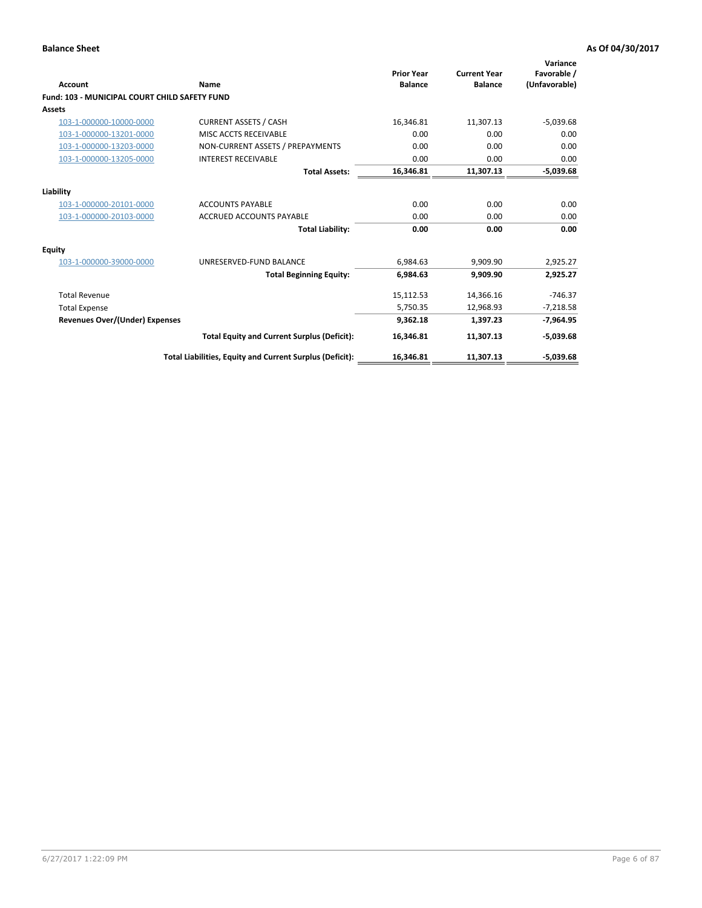**Balance Sheet** **As Of 04/30/2017**

| Account | Name | Prior Year Balance | Current Year Balance | Variance Favorable / (Unfavorable) |
|---|---|---|---|---|
| **Fund: 103 - MUNICIPAL COURT CHILD SAFETY FUND** | | | | |
| **Assets** | | | | |
| 103-1-000000-10000-0000 | CURRENT ASSETS / CASH | 16,346.81 | 11,307.13 | -5,039.68 |
| 103-1-000000-13201-0000 | MISC ACCTS RECEIVABLE | 0.00 | 0.00 | 0.00 |
| 103-1-000000-13203-0000 | NON-CURRENT ASSETS / PREPAYMENTS | 0.00 | 0.00 | 0.00 |
| 103-1-000000-13205-0000 | INTEREST RECEIVABLE | 0.00 | 0.00 | 0.00 |
| | **Total Assets:** | **16,346.81** | **11,307.13** | **-5,039.68** |
| **Liability** | | | | |
| 103-1-000000-20101-0000 | ACCOUNTS PAYABLE | 0.00 | 0.00 | 0.00 |
| 103-1-000000-20103-0000 | ACCRUED ACCOUNTS PAYABLE | 0.00 | 0.00 | 0.00 |
| | **Total Liability:** | **0.00** | **0.00** | **0.00** |
| **Equity** | | | | |
| 103-1-000000-39000-0000 | UNRESERVED-FUND BALANCE | 6,984.63 | 9,909.90 | 2,925.27 |
| | **Total Beginning Equity:** | **6,984.63** | **9,909.90** | **2,925.27** |
| Total Revenue | | 15,112.53 | 14,366.16 | -746.37 |
| Total Expense | | 5,750.35 | 12,968.93 | -7,218.58 |
| **Revenues Over/(Under) Expenses** | | **9,362.18** | **1,397.23** | **-7,964.95** |
| | **Total Equity and Current Surplus (Deficit):** | **16,346.81** | **11,307.13** | **-5,039.68** |
| | **Total Liabilities, Equity and Current Surplus (Deficit):** | **16,346.81** | **11,307.13** | **-5,039.68** |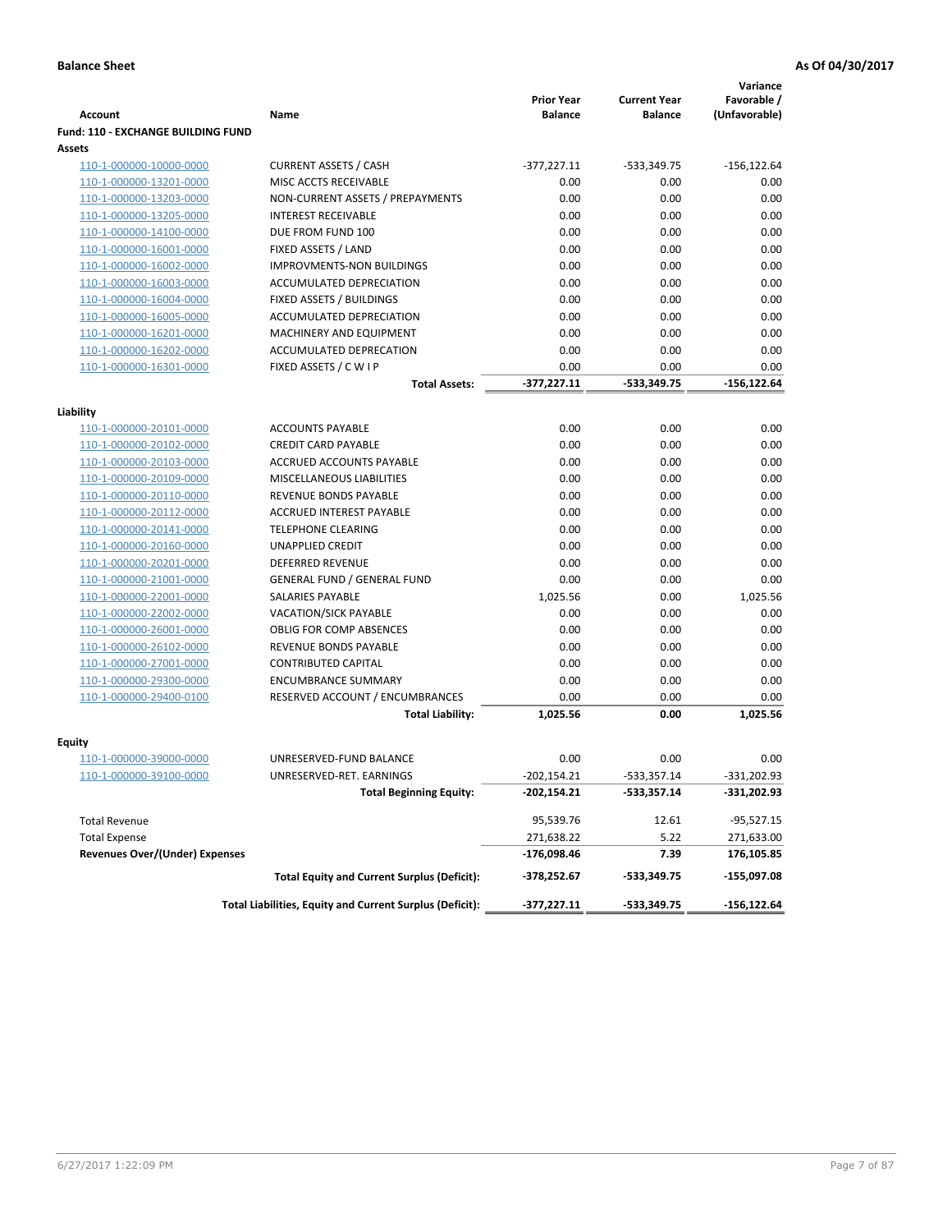**Balance Sheet** **As Of 04/30/2017**

| Account | Name | Prior Year Balance | Current Year Balance | Variance Favorable / (Unfavorable) |
|---|---|---|---|---|
| **Fund: 110 - EXCHANGE BUILDING FUND** | | | | |
| **Assets** | | | | |
| 110-1-000000-10000-0000 | CURRENT ASSETS / CASH | -377,227.11 | -533,349.75 | -156,122.64 |
| 110-1-000000-13201-0000 | MISC ACCTS RECEIVABLE | 0.00 | 0.00 | 0.00 |
| 110-1-000000-13203-0000 | NON-CURRENT ASSETS / PREPAYMENTS | 0.00 | 0.00 | 0.00 |
| 110-1-000000-13205-0000 | INTEREST RECEIVABLE | 0.00 | 0.00 | 0.00 |
| 110-1-000000-14100-0000 | DUE FROM FUND 100 | 0.00 | 0.00 | 0.00 |
| 110-1-000000-16001-0000 | FIXED ASSETS / LAND | 0.00 | 0.00 | 0.00 |
| 110-1-000000-16002-0000 | IMPROVMENTS-NON BUILDINGS | 0.00 | 0.00 | 0.00 |
| 110-1-000000-16003-0000 | ACCUMULATED DEPRECIATION | 0.00 | 0.00 | 0.00 |
| 110-1-000000-16004-0000 | FIXED ASSETS / BUILDINGS | 0.00 | 0.00 | 0.00 |
| 110-1-000000-16005-0000 | ACCUMULATED DEPRECIATION | 0.00 | 0.00 | 0.00 |
| 110-1-000000-16201-0000 | MACHINERY AND EQUIPMENT | 0.00 | 0.00 | 0.00 |
| 110-1-000000-16202-0000 | ACCUMULATED DEPRECATION | 0.00 | 0.00 | 0.00 |
| 110-1-000000-16301-0000 | FIXED ASSETS / C W I P | 0.00 | 0.00 | 0.00 |
| | **Total Assets:** | **-377,227.11** | **-533,349.75** | **-156,122.64** |
| **Liability** | | | | |
| 110-1-000000-20101-0000 | ACCOUNTS PAYABLE | 0.00 | 0.00 | 0.00 |
| 110-1-000000-20102-0000 | CREDIT CARD PAYABLE | 0.00 | 0.00 | 0.00 |
| 110-1-000000-20103-0000 | ACCRUED ACCOUNTS PAYABLE | 0.00 | 0.00 | 0.00 |
| 110-1-000000-20109-0000 | MISCELLANEOUS LIABILITIES | 0.00 | 0.00 | 0.00 |
| 110-1-000000-20110-0000 | REVENUE BONDS PAYABLE | 0.00 | 0.00 | 0.00 |
| 110-1-000000-20112-0000 | ACCRUED INTEREST PAYABLE | 0.00 | 0.00 | 0.00 |
| 110-1-000000-20141-0000 | TELEPHONE CLEARING | 0.00 | 0.00 | 0.00 |
| 110-1-000000-20160-0000 | UNAPPLIED CREDIT | 0.00 | 0.00 | 0.00 |
| 110-1-000000-20201-0000 | DEFERRED REVENUE | 0.00 | 0.00 | 0.00 |
| 110-1-000000-21001-0000 | GENERAL FUND / GENERAL FUND | 0.00 | 0.00 | 0.00 |
| 110-1-000000-22001-0000 | SALARIES PAYABLE | 1,025.56 | 0.00 | 1,025.56 |
| 110-1-000000-22002-0000 | VACATION/SICK PAYABLE | 0.00 | 0.00 | 0.00 |
| 110-1-000000-26001-0000 | OBLIG FOR COMP ABSENCES | 0.00 | 0.00 | 0.00 |
| 110-1-000000-26102-0000 | REVENUE BONDS PAYABLE | 0.00 | 0.00 | 0.00 |
| 110-1-000000-27001-0000 | CONTRIBUTED CAPITAL | 0.00 | 0.00 | 0.00 |
| 110-1-000000-29300-0000 | ENCUMBRANCE SUMMARY | 0.00 | 0.00 | 0.00 |
| 110-1-000000-29400-0100 | RESERVED ACCOUNT / ENCUMBRANCES | 0.00 | 0.00 | 0.00 |
| | **Total Liability:** | **1,025.56** | **0.00** | **1,025.56** |
| **Equity** | | | | |
| 110-1-000000-39000-0000 | UNRESERVED-FUND BALANCE | 0.00 | 0.00 | 0.00 |
| 110-1-000000-39100-0000 | UNRESERVED-RET. EARNINGS | -202,154.21 | -533,357.14 | -331,202.93 |
| | **Total Beginning Equity:** | **-202,154.21** | **-533,357.14** | **-331,202.93** |
| Total Revenue | | 95,539.76 | 12.61 | -95,527.15 |
| Total Expense | | 271,638.22 | 5.22 | 271,633.00 |
| **Revenues Over/(Under) Expenses** | | **-176,098.46** | **7.39** | **176,105.85** |
| | **Total Equity and Current Surplus (Deficit):** | **-378,252.67** | **-533,349.75** | **-155,097.08** |
| | **Total Liabilities, Equity and Current Surplus (Deficit):** | **-377,227.11** | **-533,349.75** | **-156,122.64** |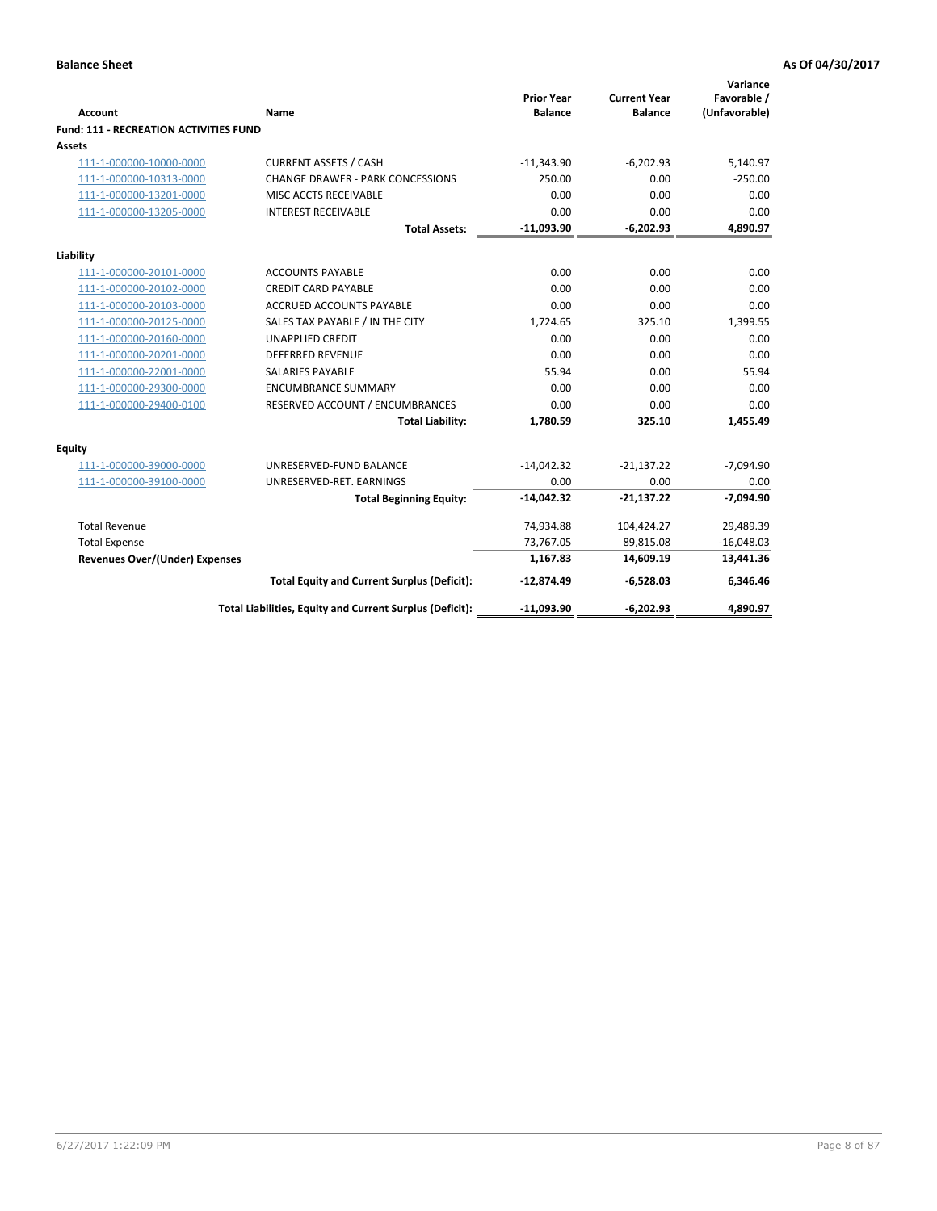**Balance Sheet** **As Of 04/30/2017**

| Account | Name | Prior Year Balance | Current Year Balance | Variance Favorable / (Unfavorable) |
|---|---|---|---|---|
| **Fund: 111 - RECREATION ACTIVITIES FUND** | | | | |
| **Assets** | | | | |
| 111-1-000000-10000-0000 | CURRENT ASSETS / CASH | -11,343.90 | -6,202.93 | 5,140.97 |
| 111-1-000000-10313-0000 | CHANGE DRAWER - PARK CONCESSIONS | 250.00 | 0.00 | -250.00 |
| 111-1-000000-13201-0000 | MISC ACCTS RECEIVABLE | 0.00 | 0.00 | 0.00 |
| 111-1-000000-13205-0000 | INTEREST RECEIVABLE | 0.00 | 0.00 | 0.00 |
| | **Total Assets:** | **-11,093.90** | **-6,202.93** | **4,890.97** |
| **Liability** | | | | |
| 111-1-000000-20101-0000 | ACCOUNTS PAYABLE | 0.00 | 0.00 | 0.00 |
| 111-1-000000-20102-0000 | CREDIT CARD PAYABLE | 0.00 | 0.00 | 0.00 |
| 111-1-000000-20103-0000 | ACCRUED ACCOUNTS PAYABLE | 0.00 | 0.00 | 0.00 |
| 111-1-000000-20125-0000 | SALES TAX PAYABLE / IN THE CITY | 1,724.65 | 325.10 | 1,399.55 |
| 111-1-000000-20160-0000 | UNAPPLIED CREDIT | 0.00 | 0.00 | 0.00 |
| 111-1-000000-20201-0000 | DEFERRED REVENUE | 0.00 | 0.00 | 0.00 |
| 111-1-000000-22001-0000 | SALARIES PAYABLE | 55.94 | 0.00 | 55.94 |
| 111-1-000000-29300-0000 | ENCUMBRANCE SUMMARY | 0.00 | 0.00 | 0.00 |
| 111-1-000000-29400-0100 | RESERVED ACCOUNT / ENCUMBRANCES | 0.00 | 0.00 | 0.00 |
| | **Total Liability:** | **1,780.59** | **325.10** | **1,455.49** |
| **Equity** | | | | |
| 111-1-000000-39000-0000 | UNRESERVED-FUND BALANCE | -14,042.32 | -21,137.22 | -7,094.90 |
| 111-1-000000-39100-0000 | UNRESERVED-RET. EARNINGS | 0.00 | 0.00 | 0.00 |
| | **Total Beginning Equity:** | **-14,042.32** | **-21,137.22** | **-7,094.90** |
| Total Revenue | | 74,934.88 | 104,424.27 | 29,489.39 |
| Total Expense | | 73,767.05 | 89,815.08 | -16,048.03 |
| **Revenues Over/(Under) Expenses** | | **1,167.83** | **14,609.19** | **13,441.36** |
| | **Total Equity and Current Surplus (Deficit):** | **-12,874.49** | **-6,528.03** | **6,346.46** |
| | **Total Liabilities, Equity and Current Surplus (Deficit):** | **-11,093.90** | **-6,202.93** | **4,890.97** |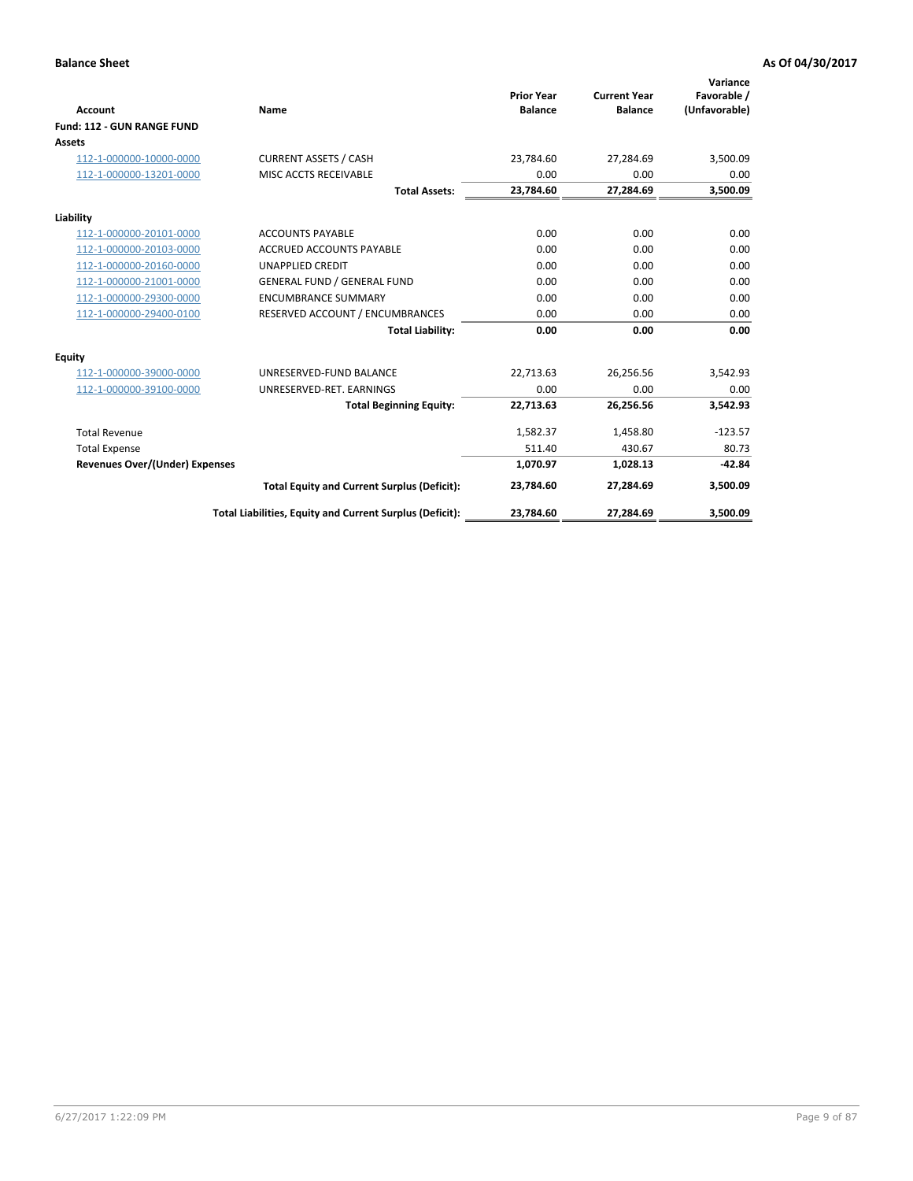**Balance Sheet** **As Of 04/30/2017**

| Account | Name | Prior Year Balance | Current Year Balance | Variance Favorable / (Unfavorable) |
|---|---|---|---|---|
| **Fund: 112 - GUN RANGE FUND** | | | | |
| **Assets** | | | | |
| 112-1-000000-10000-0000 | CURRENT ASSETS / CASH | 23,784.60 | 27,284.69 | 3,500.09 |
| 112-1-000000-13201-0000 | MISC ACCTS RECEIVABLE | 0.00 | 0.00 | 0.00 |
| | **Total Assets:** | **23,784.60** | **27,284.69** | **3,500.09** |
| **Liability** | | | | |
| 112-1-000000-20101-0000 | ACCOUNTS PAYABLE | 0.00 | 0.00 | 0.00 |
| 112-1-000000-20103-0000 | ACCRUED ACCOUNTS PAYABLE | 0.00 | 0.00 | 0.00 |
| 112-1-000000-20160-0000 | UNAPPLIED CREDIT | 0.00 | 0.00 | 0.00 |
| 112-1-000000-21001-0000 | GENERAL FUND / GENERAL FUND | 0.00 | 0.00 | 0.00 |
| 112-1-000000-29300-0000 | ENCUMBRANCE SUMMARY | 0.00 | 0.00 | 0.00 |
| 112-1-000000-29400-0100 | RESERVED ACCOUNT / ENCUMBRANCES | 0.00 | 0.00 | 0.00 |
| | **Total Liability:** | **0.00** | **0.00** | **0.00** |
| **Equity** | | | | |
| 112-1-000000-39000-0000 | UNRESERVED-FUND BALANCE | 22,713.63 | 26,256.56 | 3,542.93 |
| 112-1-000000-39100-0000 | UNRESERVED-RET. EARNINGS | 0.00 | 0.00 | 0.00 |
| | **Total Beginning Equity:** | **22,713.63** | **26,256.56** | **3,542.93** |
| Total Revenue | | 1,582.37 | 1,458.80 | -123.57 |
| Total Expense | | 511.40 | 430.67 | 80.73 |
| **Revenues Over/(Under) Expenses** | | **1,070.97** | **1,028.13** | **-42.84** |
| | **Total Equity and Current Surplus (Deficit):** | **23,784.60** | **27,284.69** | **3,500.09** |
| | **Total Liabilities, Equity and Current Surplus (Deficit):** | **23,784.60** | **27,284.69** | **3,500.09** |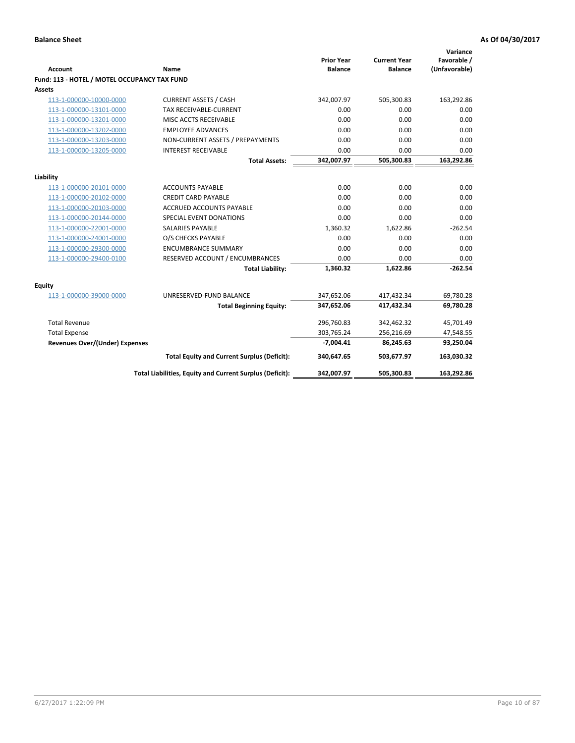**Balance Sheet** **As Of 04/30/2017**

| Account | Name | Prior Year Balance | Current Year Balance | Variance Favorable / (Unfavorable) |
|---|---|---|---|---|
| **Fund: 113 - HOTEL / MOTEL OCCUPANCY TAX FUND** | | | | |
| **Assets** | | | | |
| 113-1-000000-10000-0000 | CURRENT ASSETS / CASH | 342,007.97 | 505,300.83 | 163,292.86 |
| 113-1-000000-13101-0000 | TAX RECEIVABLE-CURRENT | 0.00 | 0.00 | 0.00 |
| 113-1-000000-13201-0000 | MISC ACCTS RECEIVABLE | 0.00 | 0.00 | 0.00 |
| 113-1-000000-13202-0000 | EMPLOYEE ADVANCES | 0.00 | 0.00 | 0.00 |
| 113-1-000000-13203-0000 | NON-CURRENT ASSETS / PREPAYMENTS | 0.00 | 0.00 | 0.00 |
| 113-1-000000-13205-0000 | INTEREST RECEIVABLE | 0.00 | 0.00 | 0.00 |
| | **Total Assets:** | **342,007.97** | **505,300.83** | **163,292.86** |
| **Liability** | | | | |
| 113-1-000000-20101-0000 | ACCOUNTS PAYABLE | 0.00 | 0.00 | 0.00 |
| 113-1-000000-20102-0000 | CREDIT CARD PAYABLE | 0.00 | 0.00 | 0.00 |
| 113-1-000000-20103-0000 | ACCRUED ACCOUNTS PAYABLE | 0.00 | 0.00 | 0.00 |
| 113-1-000000-20144-0000 | SPECIAL EVENT DONATIONS | 0.00 | 0.00 | 0.00 |
| 113-1-000000-22001-0000 | SALARIES PAYABLE | 1,360.32 | 1,622.86 | -262.54 |
| 113-1-000000-24001-0000 | O/S CHECKS PAYABLE | 0.00 | 0.00 | 0.00 |
| 113-1-000000-29300-0000 | ENCUMBRANCE SUMMARY | 0.00 | 0.00 | 0.00 |
| 113-1-000000-29400-0100 | RESERVED ACCOUNT / ENCUMBRANCES | 0.00 | 0.00 | 0.00 |
| | **Total Liability:** | **1,360.32** | **1,622.86** | **-262.54** |
| **Equity** | | | | |
| 113-1-000000-39000-0000 | UNRESERVED-FUND BALANCE | 347,652.06 | 417,432.34 | 69,780.28 |
| | **Total Beginning Equity:** | **347,652.06** | **417,432.34** | **69,780.28** |
| Total Revenue | | 296,760.83 | 342,462.32 | 45,701.49 |
| Total Expense | | 303,765.24 | 256,216.69 | 47,548.55 |
| **Revenues Over/(Under) Expenses** | | **-7,004.41** | **86,245.63** | **93,250.04** |
| | **Total Equity and Current Surplus (Deficit):** | **340,647.65** | **503,677.97** | **163,030.32** |
| | **Total Liabilities, Equity and Current Surplus (Deficit):** | **342,007.97** | **505,300.83** | **163,292.86** |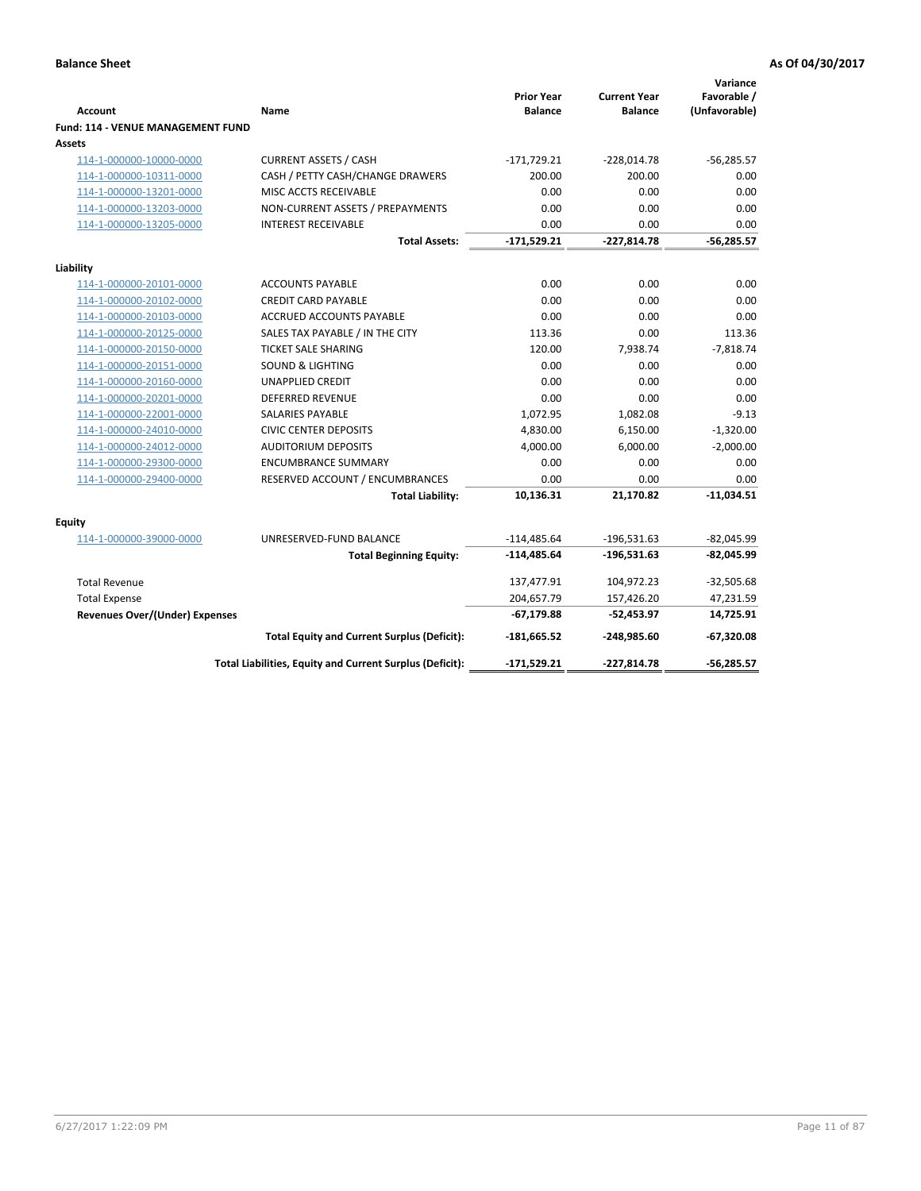**Balance Sheet** **As Of 04/30/2017**

| Account | Name | Prior Year Balance | Current Year Balance | Variance Favorable / (Unfavorable) |
|---|---|---|---|---|
| **Fund: 114 - VENUE MANAGEMENT FUND** | | | | |
| **Assets** | | | | |
| 114-1-000000-10000-0000 | CURRENT ASSETS / CASH | -171,729.21 | -228,014.78 | -56,285.57 |
| 114-1-000000-10311-0000 | CASH / PETTY CASH/CHANGE DRAWERS | 200.00 | 200.00 | 0.00 |
| 114-1-000000-13201-0000 | MISC ACCTS RECEIVABLE | 0.00 | 0.00 | 0.00 |
| 114-1-000000-13203-0000 | NON-CURRENT ASSETS / PREPAYMENTS | 0.00 | 0.00 | 0.00 |
| 114-1-000000-13205-0000 | INTEREST RECEIVABLE | 0.00 | 0.00 | 0.00 |
| | **Total Assets:** | **-171,529.21** | **-227,814.78** | **-56,285.57** |
| **Liability** | | | | |
| 114-1-000000-20101-0000 | ACCOUNTS PAYABLE | 0.00 | 0.00 | 0.00 |
| 114-1-000000-20102-0000 | CREDIT CARD PAYABLE | 0.00 | 0.00 | 0.00 |
| 114-1-000000-20103-0000 | ACCRUED ACCOUNTS PAYABLE | 0.00 | 0.00 | 0.00 |
| 114-1-000000-20125-0000 | SALES TAX PAYABLE / IN THE CITY | 113.36 | 0.00 | 113.36 |
| 114-1-000000-20150-0000 | TICKET SALE SHARING | 120.00 | 7,938.74 | -7,818.74 |
| 114-1-000000-20151-0000 | SOUND & LIGHTING | 0.00 | 0.00 | 0.00 |
| 114-1-000000-20160-0000 | UNAPPLIED CREDIT | 0.00 | 0.00 | 0.00 |
| 114-1-000000-20201-0000 | DEFERRED REVENUE | 0.00 | 0.00 | 0.00 |
| 114-1-000000-22001-0000 | SALARIES PAYABLE | 1,072.95 | 1,082.08 | -9.13 |
| 114-1-000000-24010-0000 | CIVIC CENTER DEPOSITS | 4,830.00 | 6,150.00 | -1,320.00 |
| 114-1-000000-24012-0000 | AUDITORIUM DEPOSITS | 4,000.00 | 6,000.00 | -2,000.00 |
| 114-1-000000-29300-0000 | ENCUMBRANCE SUMMARY | 0.00 | 0.00 | 0.00 |
| 114-1-000000-29400-0000 | RESERVED ACCOUNT / ENCUMBRANCES | 0.00 | 0.00 | 0.00 |
| | **Total Liability:** | **10,136.31** | **21,170.82** | **-11,034.51** |
| **Equity** | | | | |
| 114-1-000000-39000-0000 | UNRESERVED-FUND BALANCE | -114,485.64 | -196,531.63 | -82,045.99 |
| | **Total Beginning Equity:** | **-114,485.64** | **-196,531.63** | **-82,045.99** |
| Total Revenue | | 137,477.91 | 104,972.23 | -32,505.68 |
| Total Expense | | 204,657.79 | 157,426.20 | 47,231.59 |
| **Revenues Over/(Under) Expenses** | | **-67,179.88** | **-52,453.97** | **14,725.91** |
| | **Total Equity and Current Surplus (Deficit):** | **-181,665.52** | **-248,985.60** | **-67,320.08** |
| | **Total Liabilities, Equity and Current Surplus (Deficit):** | **-171,529.21** | **-227,814.78** | **-56,285.57** |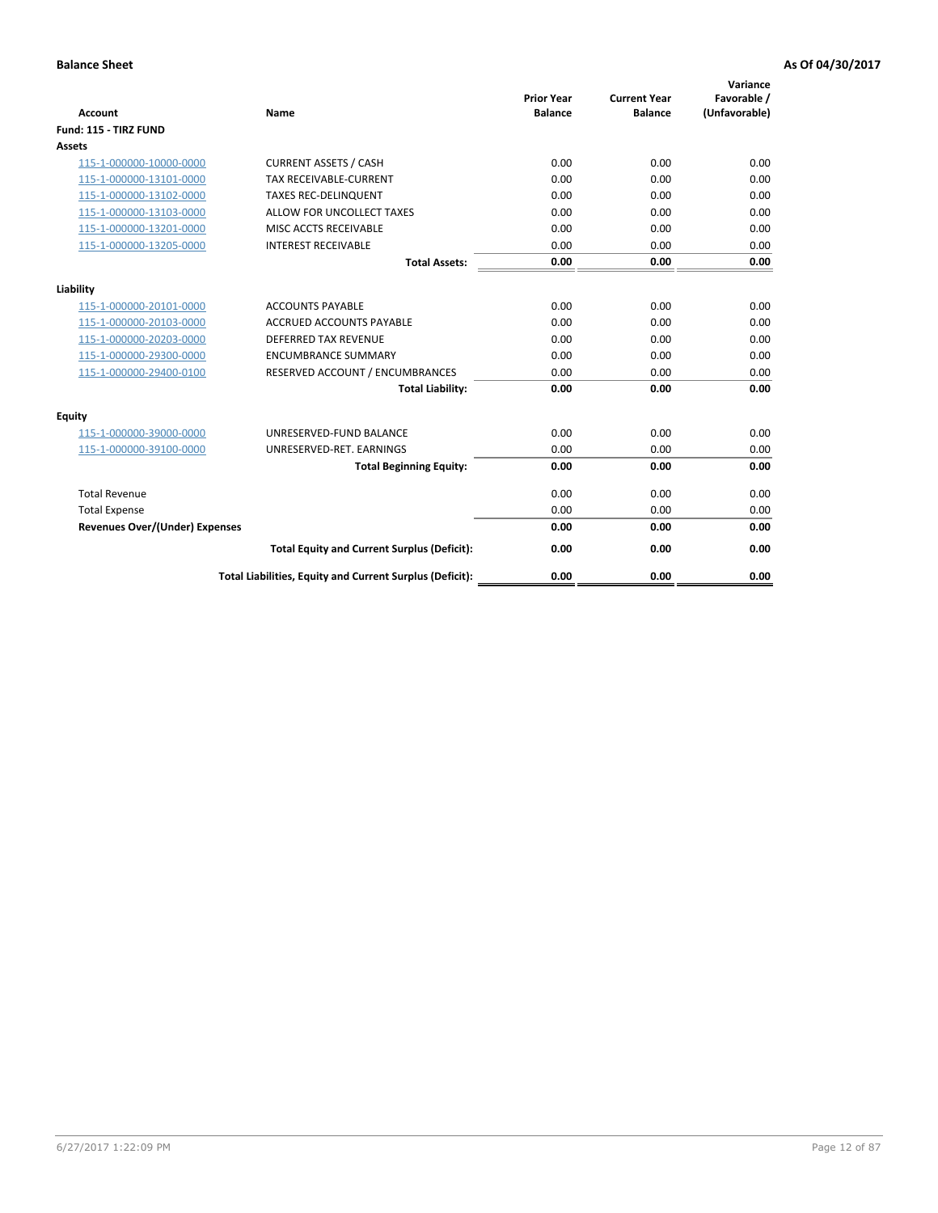**Balance Sheet** **As Of 04/30/2017**

| Account | Name | Prior Year Balance | Current Year Balance | Variance Favorable / (Unfavorable) |
|---|---|---|---|---|
| **Fund: 115 - TIRZ FUND** | | | | |
| **Assets** | | | | |
| 115-1-000000-10000-0000 | CURRENT ASSETS / CASH | 0.00 | 0.00 | 0.00 |
| 115-1-000000-13101-0000 | TAX RECEIVABLE-CURRENT | 0.00 | 0.00 | 0.00 |
| 115-1-000000-13102-0000 | TAXES REC-DELINQUENT | 0.00 | 0.00 | 0.00 |
| 115-1-000000-13103-0000 | ALLOW FOR UNCOLLECT TAXES | 0.00 | 0.00 | 0.00 |
| 115-1-000000-13201-0000 | MISC ACCTS RECEIVABLE | 0.00 | 0.00 | 0.00 |
| 115-1-000000-13205-0000 | INTEREST RECEIVABLE | 0.00 | 0.00 | 0.00 |
| | **Total Assets:** | **0.00** | **0.00** | **0.00** |
| **Liability** | | | | |
| 115-1-000000-20101-0000 | ACCOUNTS PAYABLE | 0.00 | 0.00 | 0.00 |
| 115-1-000000-20103-0000 | ACCRUED ACCOUNTS PAYABLE | 0.00 | 0.00 | 0.00 |
| 115-1-000000-20203-0000 | DEFERRED TAX REVENUE | 0.00 | 0.00 | 0.00 |
| 115-1-000000-29300-0000 | ENCUMBRANCE SUMMARY | 0.00 | 0.00 | 0.00 |
| 115-1-000000-29400-0100 | RESERVED ACCOUNT / ENCUMBRANCES | 0.00 | 0.00 | 0.00 |
| | **Total Liability:** | **0.00** | **0.00** | **0.00** |
| **Equity** | | | | |
| 115-1-000000-39000-0000 | UNRESERVED-FUND BALANCE | 0.00 | 0.00 | 0.00 |
| 115-1-000000-39100-0000 | UNRESERVED-RET. EARNINGS | 0.00 | 0.00 | 0.00 |
| | **Total Beginning Equity:** | **0.00** | **0.00** | **0.00** |
| Total Revenue | | 0.00 | 0.00 | 0.00 |
| Total Expense | | 0.00 | 0.00 | 0.00 |
| **Revenues Over/(Under) Expenses** | | **0.00** | **0.00** | **0.00** |
| | **Total Equity and Current Surplus (Deficit):** | **0.00** | **0.00** | **0.00** |
| | **Total Liabilities, Equity and Current Surplus (Deficit):** | **0.00** | **0.00** | **0.00** |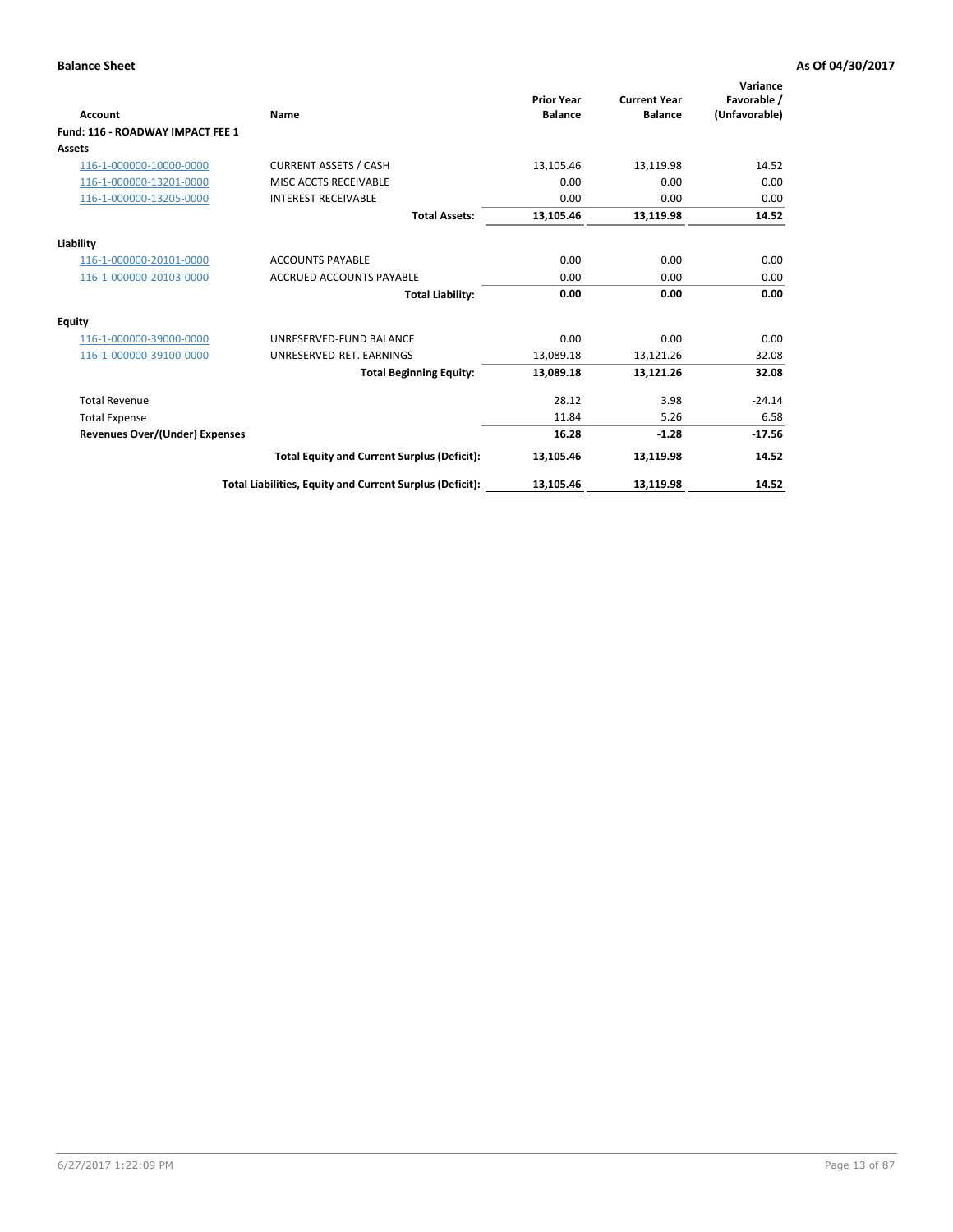**Balance Sheet** **As Of 04/30/2017**

| Account | Name | Prior Year Balance | Current Year Balance | Variance Favorable / (Unfavorable) |
|---|---|---|---|---|
| **Fund: 116 - ROADWAY IMPACT FEE 1** | | | | |
| **Assets** | | | | |
| 116-1-000000-10000-0000 | CURRENT ASSETS / CASH | 13,105.46 | 13,119.98 | 14.52 |
| 116-1-000000-13201-0000 | MISC ACCTS RECEIVABLE | 0.00 | 0.00 | 0.00 |
| 116-1-000000-13205-0000 | INTEREST RECEIVABLE | 0.00 | 0.00 | 0.00 |
| | **Total Assets:** | **13,105.46** | **13,119.98** | **14.52** |
| **Liability** | | | | |
| 116-1-000000-20101-0000 | ACCOUNTS PAYABLE | 0.00 | 0.00 | 0.00 |
| 116-1-000000-20103-0000 | ACCRUED ACCOUNTS PAYABLE | 0.00 | 0.00 | 0.00 |
| | **Total Liability:** | **0.00** | **0.00** | **0.00** |
| **Equity** | | | | |
| 116-1-000000-39000-0000 | UNRESERVED-FUND BALANCE | 0.00 | 0.00 | 0.00 |
| 116-1-000000-39100-0000 | UNRESERVED-RET. EARNINGS | 13,089.18 | 13,121.26 | 32.08 |
| | **Total Beginning Equity:** | **13,089.18** | **13,121.26** | **32.08** |
| Total Revenue | | 28.12 | 3.98 | -24.14 |
| Total Expense | | 11.84 | 5.26 | 6.58 |
| **Revenues Over/(Under) Expenses** | | **16.28** | **-1.28** | **-17.56** |
| | **Total Equity and Current Surplus (Deficit):** | **13,105.46** | **13,119.98** | **14.52** |
| | **Total Liabilities, Equity and Current Surplus (Deficit):** | **13,105.46** | **13,119.98** | **14.52** |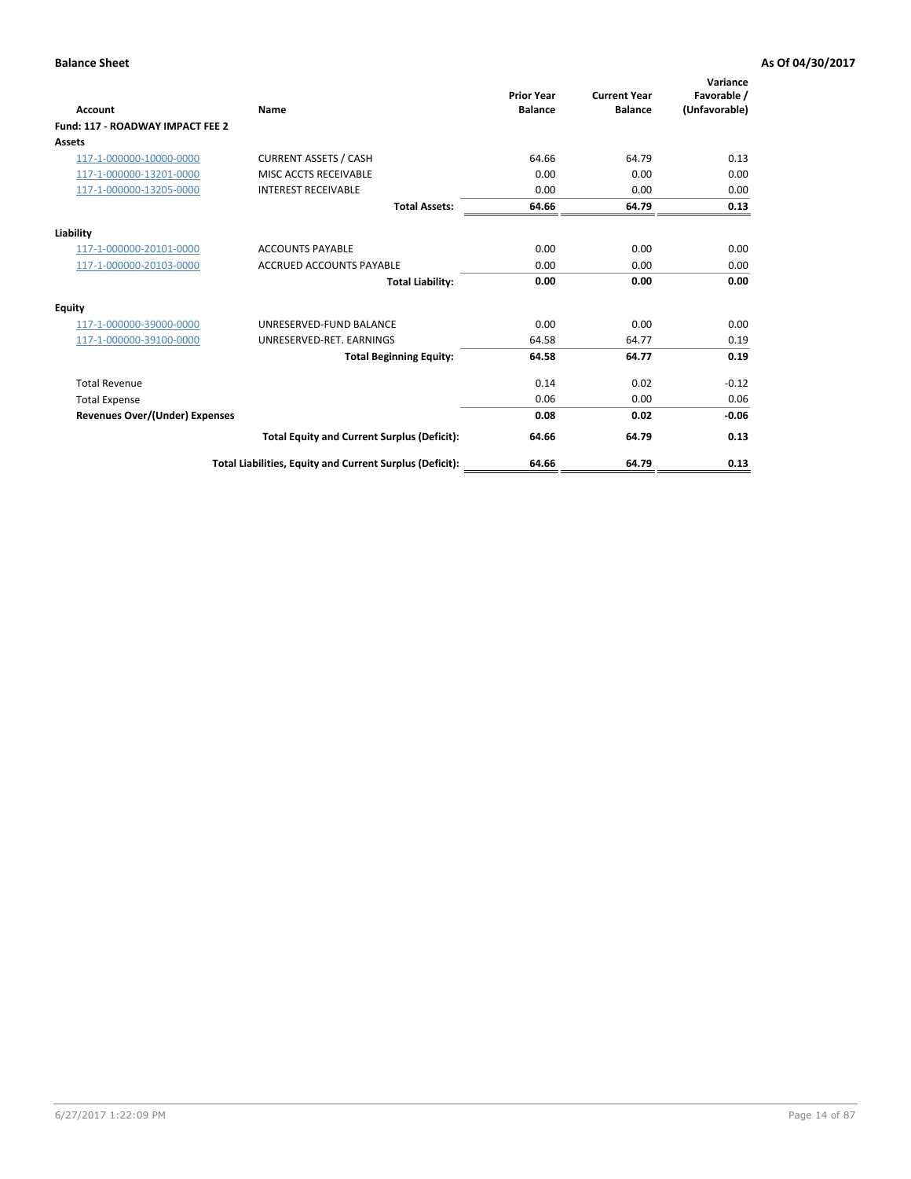**Balance Sheet** **As Of 04/30/2017**

| Account | Name | Prior Year Balance | Current Year Balance | Variance Favorable / (Unfavorable) |
|---|---|---|---|---|
| **Fund: 117 - ROADWAY IMPACT FEE 2** | | | | |
| **Assets** | | | | |
| 117-1-000000-10000-0000 | CURRENT ASSETS / CASH | 64.66 | 64.79 | 0.13 |
| 117-1-000000-13201-0000 | MISC ACCTS RECEIVABLE | 0.00 | 0.00 | 0.00 |
| 117-1-000000-13205-0000 | INTEREST RECEIVABLE | 0.00 | 0.00 | 0.00 |
| | **Total Assets:** | **64.66** | **64.79** | **0.13** |
| **Liability** | | | | |
| 117-1-000000-20101-0000 | ACCOUNTS PAYABLE | 0.00 | 0.00 | 0.00 |
| 117-1-000000-20103-0000 | ACCRUED ACCOUNTS PAYABLE | 0.00 | 0.00 | 0.00 |
| | **Total Liability:** | **0.00** | **0.00** | **0.00** |
| **Equity** | | | | |
| 117-1-000000-39000-0000 | UNRESERVED-FUND BALANCE | 0.00 | 0.00 | 0.00 |
| 117-1-000000-39100-0000 | UNRESERVED-RET. EARNINGS | 64.58 | 64.77 | 0.19 |
| | **Total Beginning Equity:** | **64.58** | **64.77** | **0.19** |
| Total Revenue | | 0.14 | 0.02 | -0.12 |
| Total Expense | | 0.06 | 0.00 | 0.06 |
| **Revenues Over/(Under) Expenses** | | **0.08** | **0.02** | **-0.06** |
| | **Total Equity and Current Surplus (Deficit):** | **64.66** | **64.79** | **0.13** |
| | **Total Liabilities, Equity and Current Surplus (Deficit):** | **64.66** | **64.79** | **0.13** |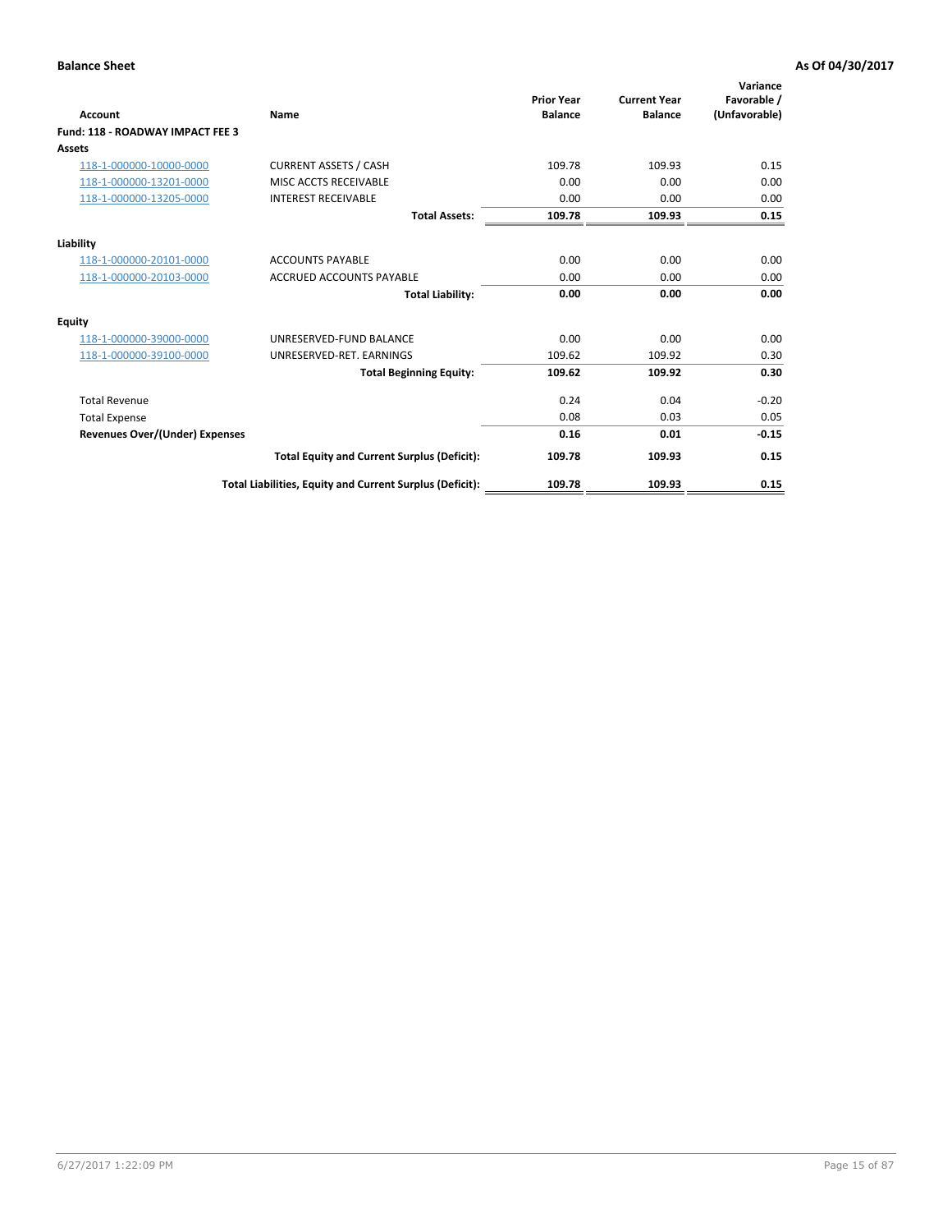**Balance Sheet** **As Of 04/30/2017**

| Account | Name | Prior Year Balance | Current Year Balance | Variance Favorable / (Unfavorable) |
|---|---|---|---|---|
| **Fund: 118 - ROADWAY IMPACT FEE 3** | | | | |
| **Assets** | | | | |
| 118-1-000000-10000-0000 | CURRENT ASSETS / CASH | 109.78 | 109.93 | 0.15 |
| 118-1-000000-13201-0000 | MISC ACCTS RECEIVABLE | 0.00 | 0.00 | 0.00 |
| 118-1-000000-13205-0000 | INTEREST RECEIVABLE | 0.00 | 0.00 | 0.00 |
| | **Total Assets:** | **109.78** | **109.93** | **0.15** |
| **Liability** | | | | |
| 118-1-000000-20101-0000 | ACCOUNTS PAYABLE | 0.00 | 0.00 | 0.00 |
| 118-1-000000-20103-0000 | ACCRUED ACCOUNTS PAYABLE | 0.00 | 0.00 | 0.00 |
| | **Total Liability:** | **0.00** | **0.00** | **0.00** |
| **Equity** | | | | |
| 118-1-000000-39000-0000 | UNRESERVED-FUND BALANCE | 0.00 | 0.00 | 0.00 |
| 118-1-000000-39100-0000 | UNRESERVED-RET. EARNINGS | 109.62 | 109.92 | 0.30 |
| | **Total Beginning Equity:** | **109.62** | **109.92** | **0.30** |
| Total Revenue | | 0.24 | 0.04 | -0.20 |
| Total Expense | | 0.08 | 0.03 | 0.05 |
| **Revenues Over/(Under) Expenses** | | **0.16** | **0.01** | **-0.15** |
| | **Total Equity and Current Surplus (Deficit):** | **109.78** | **109.93** | **0.15** |
| | **Total Liabilities, Equity and Current Surplus (Deficit):** | **109.78** | **109.93** | **0.15** |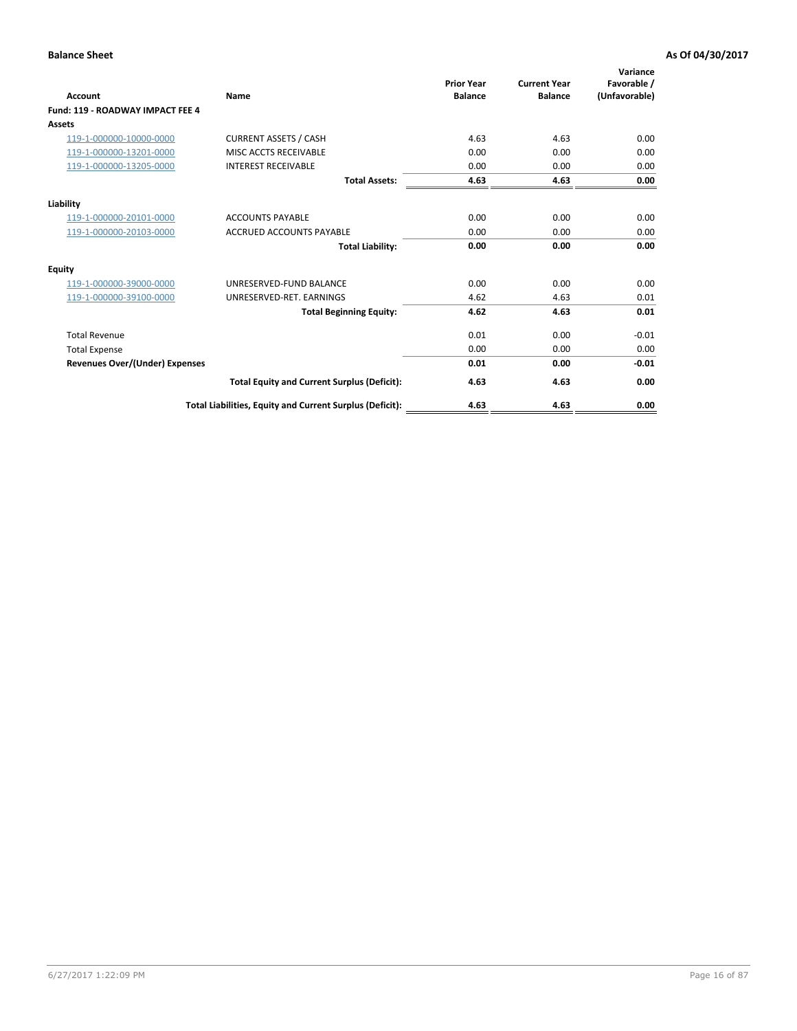**Balance Sheet** **As Of 04/30/2017**

| Account | Name | Prior Year Balance | Current Year Balance | Variance Favorable / (Unfavorable) |
|---|---|---|---|---|
| **Fund: 119 - ROADWAY IMPACT FEE 4** | | | | |
| **Assets** | | | | |
| 119-1-000000-10000-0000 | CURRENT ASSETS / CASH | 4.63 | 4.63 | 0.00 |
| 119-1-000000-13201-0000 | MISC ACCTS RECEIVABLE | 0.00 | 0.00 | 0.00 |
| 119-1-000000-13205-0000 | INTEREST RECEIVABLE | 0.00 | 0.00 | 0.00 |
| | **Total Assets:** | **4.63** | **4.63** | **0.00** |
| **Liability** | | | | |
| 119-1-000000-20101-0000 | ACCOUNTS PAYABLE | 0.00 | 0.00 | 0.00 |
| 119-1-000000-20103-0000 | ACCRUED ACCOUNTS PAYABLE | 0.00 | 0.00 | 0.00 |
| | **Total Liability:** | **0.00** | **0.00** | **0.00** |
| **Equity** | | | | |
| 119-1-000000-39000-0000 | UNRESERVED-FUND BALANCE | 0.00 | 0.00 | 0.00 |
| 119-1-000000-39100-0000 | UNRESERVED-RET. EARNINGS | 4.62 | 4.63 | 0.01 |
| | **Total Beginning Equity:** | **4.62** | **4.63** | **0.01** |
| Total Revenue | | 0.01 | 0.00 | -0.01 |
| Total Expense | | 0.00 | 0.00 | 0.00 |
| **Revenues Over/(Under) Expenses** | | **0.01** | **0.00** | **-0.01** |
| | **Total Equity and Current Surplus (Deficit):** | **4.63** | **4.63** | **0.00** |
| | **Total Liabilities, Equity and Current Surplus (Deficit):** | **4.63** | **4.63** | **0.00** |

6/27/2017 1:22:09 PM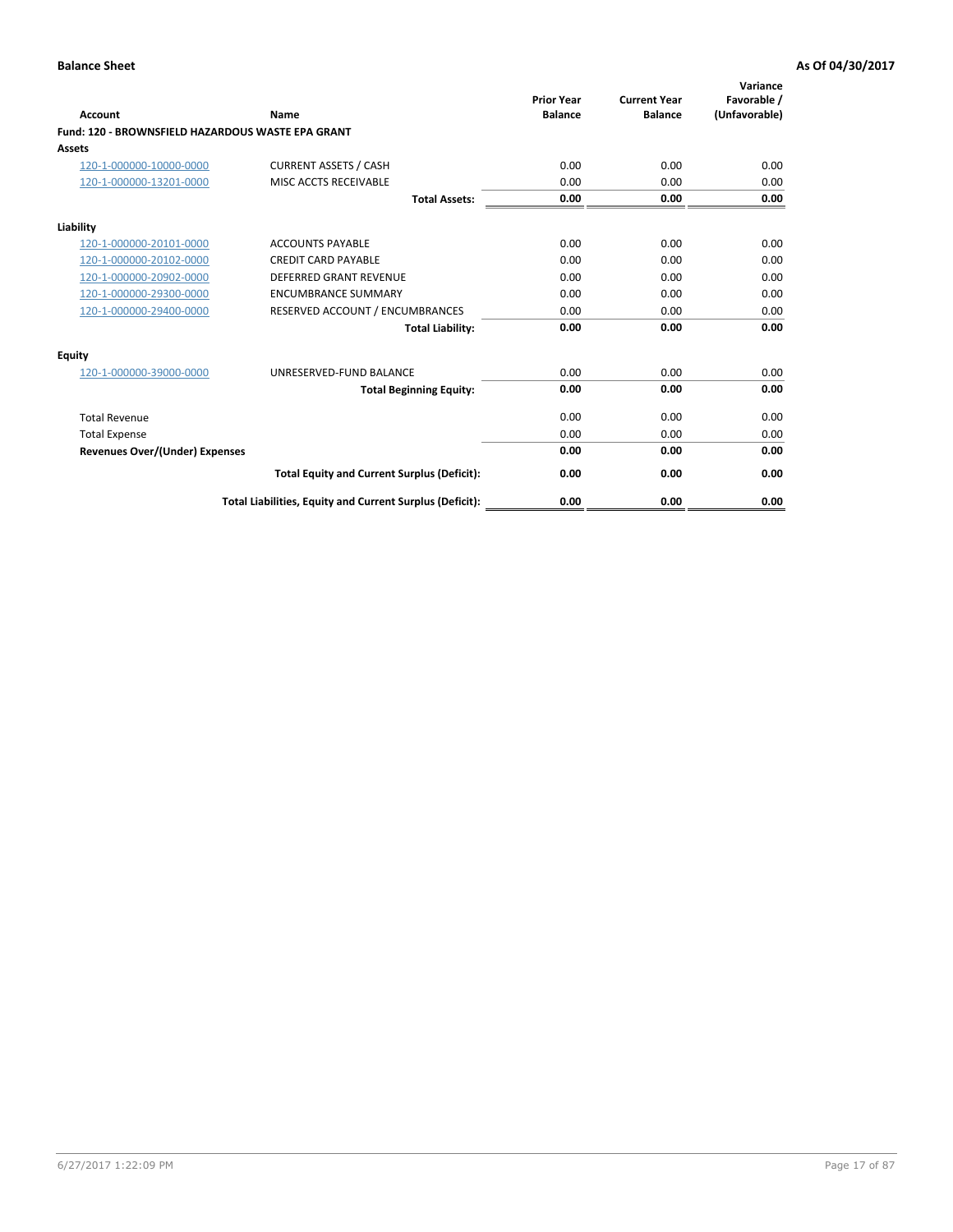**Balance Sheet** **As Of 04/30/2017**

| Account | Name | Prior Year Balance | Current Year Balance | Variance Favorable / (Unfavorable) |
|---|---|---|---|---|
| **Fund: 120 - BROWNSFIELD HAZARDOUS WASTE EPA GRANT** | | | | |
| **Assets** | | | | |
| 120-1-000000-10000-0000 | CURRENT ASSETS / CASH | 0.00 | 0.00 | 0.00 |
| 120-1-000000-13201-0000 | MISC ACCTS RECEIVABLE | 0.00 | 0.00 | 0.00 |
| | **Total Assets:** | **0.00** | **0.00** | **0.00** |
| **Liability** | | | | |
| 120-1-000000-20101-0000 | ACCOUNTS PAYABLE | 0.00 | 0.00 | 0.00 |
| 120-1-000000-20102-0000 | CREDIT CARD PAYABLE | 0.00 | 0.00 | 0.00 |
| 120-1-000000-20902-0000 | DEFERRED GRANT REVENUE | 0.00 | 0.00 | 0.00 |
| 120-1-000000-29300-0000 | ENCUMBRANCE SUMMARY | 0.00 | 0.00 | 0.00 |
| 120-1-000000-29400-0000 | RESERVED ACCOUNT / ENCUMBRANCES | 0.00 | 0.00 | 0.00 |
| | **Total Liability:** | **0.00** | **0.00** | **0.00** |
| **Equity** | | | | |
| 120-1-000000-39000-0000 | UNRESERVED-FUND BALANCE | 0.00 | 0.00 | 0.00 |
| | **Total Beginning Equity:** | **0.00** | **0.00** | **0.00** |
| Total Revenue | | 0.00 | 0.00 | 0.00 |
| Total Expense | | 0.00 | 0.00 | 0.00 |
| **Revenues Over/(Under) Expenses** | | **0.00** | **0.00** | **0.00** |
| | **Total Equity and Current Surplus (Deficit):** | **0.00** | **0.00** | **0.00** |
| | **Total Liabilities, Equity and Current Surplus (Deficit):** | **0.00** | **0.00** | **0.00** |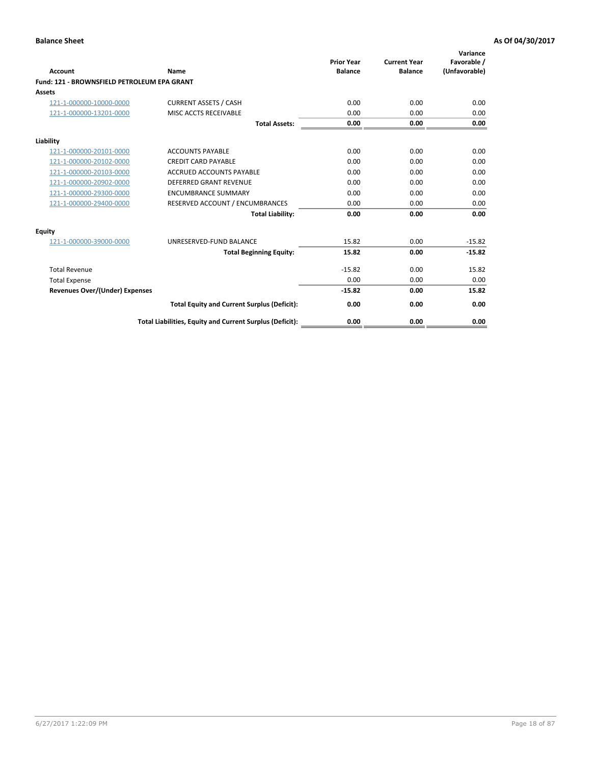**Balance Sheet** **As Of 04/30/2017**

| Account | Name | Prior Year Balance | Current Year Balance | Variance Favorable / (Unfavorable) |
|---|---|---|---|---|
| **Fund: 121 - BROWNSFIELD PETROLEUM EPA GRANT** | | | | |
| **Assets** | | | | |
| 121-1-000000-10000-0000 | CURRENT ASSETS / CASH | 0.00 | 0.00 | 0.00 |
| 121-1-000000-13201-0000 | MISC ACCTS RECEIVABLE | 0.00 | 0.00 | 0.00 |
| | **Total Assets:** | **0.00** | **0.00** | **0.00** |
| **Liability** | | | | |
| 121-1-000000-20101-0000 | ACCOUNTS PAYABLE | 0.00 | 0.00 | 0.00 |
| 121-1-000000-20102-0000 | CREDIT CARD PAYABLE | 0.00 | 0.00 | 0.00 |
| 121-1-000000-20103-0000 | ACCRUED ACCOUNTS PAYABLE | 0.00 | 0.00 | 0.00 |
| 121-1-000000-20902-0000 | DEFERRED GRANT REVENUE | 0.00 | 0.00 | 0.00 |
| 121-1-000000-29300-0000 | ENCUMBRANCE SUMMARY | 0.00 | 0.00 | 0.00 |
| 121-1-000000-29400-0000 | RESERVED ACCOUNT / ENCUMBRANCES | 0.00 | 0.00 | 0.00 |
| | **Total Liability:** | **0.00** | **0.00** | **0.00** |
| **Equity** | | | | |
| 121-1-000000-39000-0000 | UNRESERVED-FUND BALANCE | 15.82 | 0.00 | -15.82 |
| | **Total Beginning Equity:** | **15.82** | **0.00** | **-15.82** |
| Total Revenue | | -15.82 | 0.00 | 15.82 |
| Total Expense | | 0.00 | 0.00 | 0.00 |
| **Revenues Over/(Under) Expenses** | | **-15.82** | **0.00** | **15.82** |
| | **Total Equity and Current Surplus (Deficit):** | **0.00** | **0.00** | **0.00** |
| | **Total Liabilities, Equity and Current Surplus (Deficit):** | **0.00** | **0.00** | **0.00** |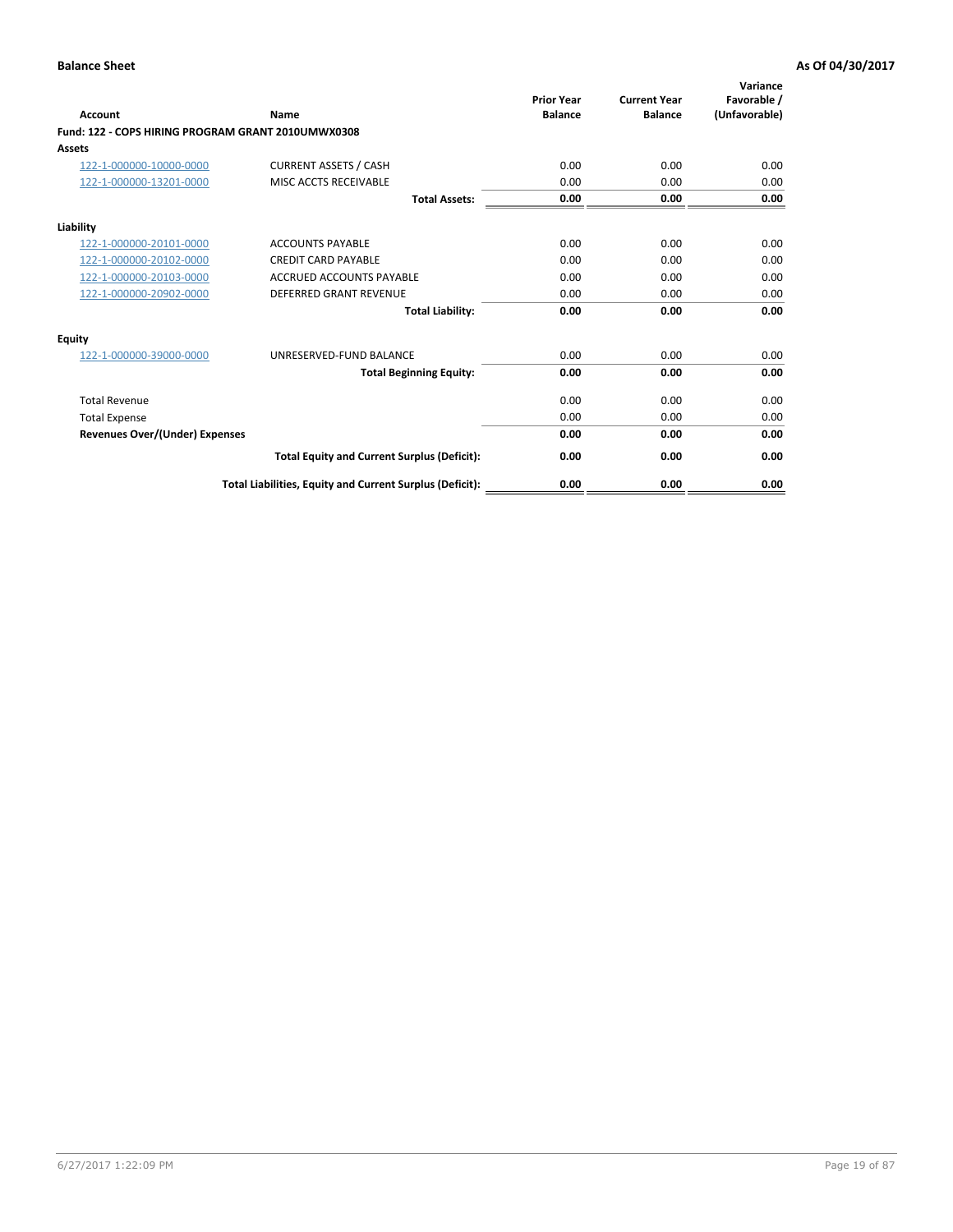**Balance Sheet** **As Of 04/30/2017**

| Account | Name | Prior Year Balance | Current Year Balance | Variance Favorable / (Unfavorable) |
|---|---|---|---|---|
| **Fund: 122 - COPS HIRING PROGRAM GRANT 2010UMWX0308** | | | | |
| **Assets** | | | | |
| 122-1-000000-10000-0000 | CURRENT ASSETS / CASH | 0.00 | 0.00 | 0.00 |
| 122-1-000000-13201-0000 | MISC ACCTS RECEIVABLE | 0.00 | 0.00 | 0.00 |
| | **Total Assets:** | **0.00** | **0.00** | **0.00** |
| **Liability** | | | | |
| 122-1-000000-20101-0000 | ACCOUNTS PAYABLE | 0.00 | 0.00 | 0.00 |
| 122-1-000000-20102-0000 | CREDIT CARD PAYABLE | 0.00 | 0.00 | 0.00 |
| 122-1-000000-20103-0000 | ACCRUED ACCOUNTS PAYABLE | 0.00 | 0.00 | 0.00 |
| 122-1-000000-20902-0000 | DEFERRED GRANT REVENUE | 0.00 | 0.00 | 0.00 |
| | **Total Liability:** | **0.00** | **0.00** | **0.00** |
| **Equity** | | | | |
| 122-1-000000-39000-0000 | UNRESERVED-FUND BALANCE | 0.00 | 0.00 | 0.00 |
| | **Total Beginning Equity:** | **0.00** | **0.00** | **0.00** |
| Total Revenue | | 0.00 | 0.00 | 0.00 |
| Total Expense | | 0.00 | 0.00 | 0.00 |
| **Revenues Over/(Under) Expenses** | | **0.00** | **0.00** | **0.00** |
| | **Total Equity and Current Surplus (Deficit):** | **0.00** | **0.00** | **0.00** |
| | **Total Liabilities, Equity and Current Surplus (Deficit):** | **0.00** | **0.00** | **0.00** |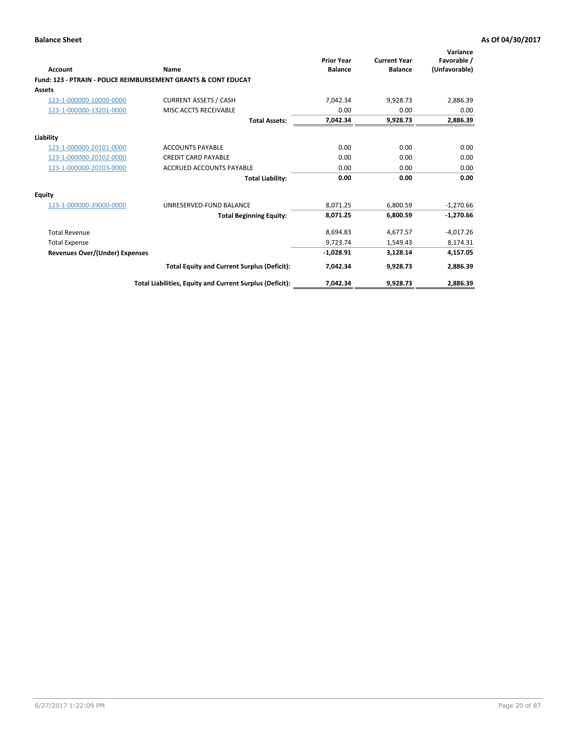**Balance Sheet** — **As Of 04/30/2017**

| Account | Name | Prior Year Balance | Current Year Balance | Variance Favorable / (Unfavorable) |
|---|---|---|---|---|
| **Fund: 123 - PTRAIN - POLICE REIMBURSEMENT GRANTS & CONT EDUCAT** | | | | |
| **Assets** | | | | |
| 123-1-000000-10000-0000 | CURRENT ASSETS / CASH | 7,042.34 | 9,928.73 | 2,886.39 |
| 123-1-000000-13201-0000 | MISC ACCTS RECEIVABLE | 0.00 | 0.00 | 0.00 |
| | **Total Assets:** | **7,042.34** | **9,928.73** | **2,886.39** |
| **Liability** | | | | |
| 123-1-000000-20101-0000 | ACCOUNTS PAYABLE | 0.00 | 0.00 | 0.00 |
| 123-1-000000-20102-0000 | CREDIT CARD PAYABLE | 0.00 | 0.00 | 0.00 |
| 123-1-000000-20103-0000 | ACCRUED ACCOUNTS PAYABLE | 0.00 | 0.00 | 0.00 |
| | **Total Liability:** | **0.00** | **0.00** | **0.00** |
| **Equity** | | | | |
| 123-1-000000-39000-0000 | UNRESERVED-FUND BALANCE | 8,071.25 | 6,800.59 | -1,270.66 |
| | **Total Beginning Equity:** | **8,071.25** | **6,800.59** | **-1,270.66** |
| Total Revenue | | 8,694.83 | 4,677.57 | -4,017.26 |
| Total Expense | | 9,723.74 | 1,549.43 | 8,174.31 |
| **Revenues Over/(Under) Expenses** | | **-1,028.91** | **3,128.14** | **4,157.05** |
| | **Total Equity and Current Surplus (Deficit):** | **7,042.34** | **9,928.73** | **2,886.39** |
| | **Total Liabilities, Equity and Current Surplus (Deficit):** | **7,042.34** | **9,928.73** | **2,886.39** |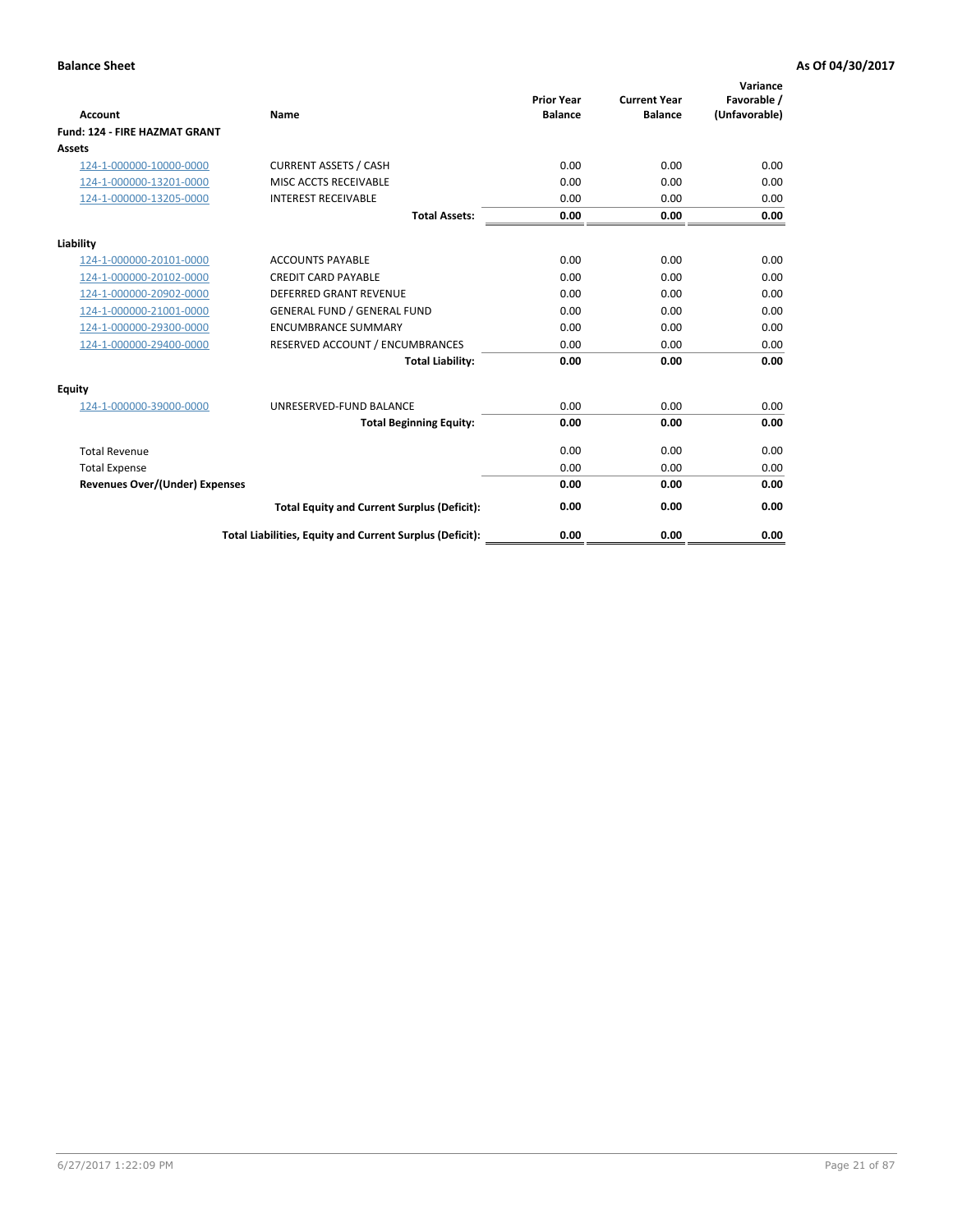**Balance Sheet** **As Of 04/30/2017**

| Account | Name | Prior Year Balance | Current Year Balance | Variance Favorable / (Unfavorable) |
|---|---|---|---|---|
| **Fund: 124 - FIRE HAZMAT GRANT** | | | | |
| **Assets** | | | | |
| 124-1-000000-10000-0000 | CURRENT ASSETS / CASH | 0.00 | 0.00 | 0.00 |
| 124-1-000000-13201-0000 | MISC ACCTS RECEIVABLE | 0.00 | 0.00 | 0.00 |
| 124-1-000000-13205-0000 | INTEREST RECEIVABLE | 0.00 | 0.00 | 0.00 |
| | **Total Assets:** | **0.00** | **0.00** | **0.00** |
| **Liability** | | | | |
| 124-1-000000-20101-0000 | ACCOUNTS PAYABLE | 0.00 | 0.00 | 0.00 |
| 124-1-000000-20102-0000 | CREDIT CARD PAYABLE | 0.00 | 0.00 | 0.00 |
| 124-1-000000-20902-0000 | DEFERRED GRANT REVENUE | 0.00 | 0.00 | 0.00 |
| 124-1-000000-21001-0000 | GENERAL FUND / GENERAL FUND | 0.00 | 0.00 | 0.00 |
| 124-1-000000-29300-0000 | ENCUMBRANCE SUMMARY | 0.00 | 0.00 | 0.00 |
| 124-1-000000-29400-0000 | RESERVED ACCOUNT / ENCUMBRANCES | 0.00 | 0.00 | 0.00 |
| | **Total Liability:** | **0.00** | **0.00** | **0.00** |
| **Equity** | | | | |
| 124-1-000000-39000-0000 | UNRESERVED-FUND BALANCE | 0.00 | 0.00 | 0.00 |
| | **Total Beginning Equity:** | **0.00** | **0.00** | **0.00** |
| Total Revenue | | 0.00 | 0.00 | 0.00 |
| Total Expense | | 0.00 | 0.00 | 0.00 |
| **Revenues Over/(Under) Expenses** | | **0.00** | **0.00** | **0.00** |
| | **Total Equity and Current Surplus (Deficit):** | **0.00** | **0.00** | **0.00** |
| | **Total Liabilities, Equity and Current Surplus (Deficit):** | **0.00** | **0.00** | **0.00** |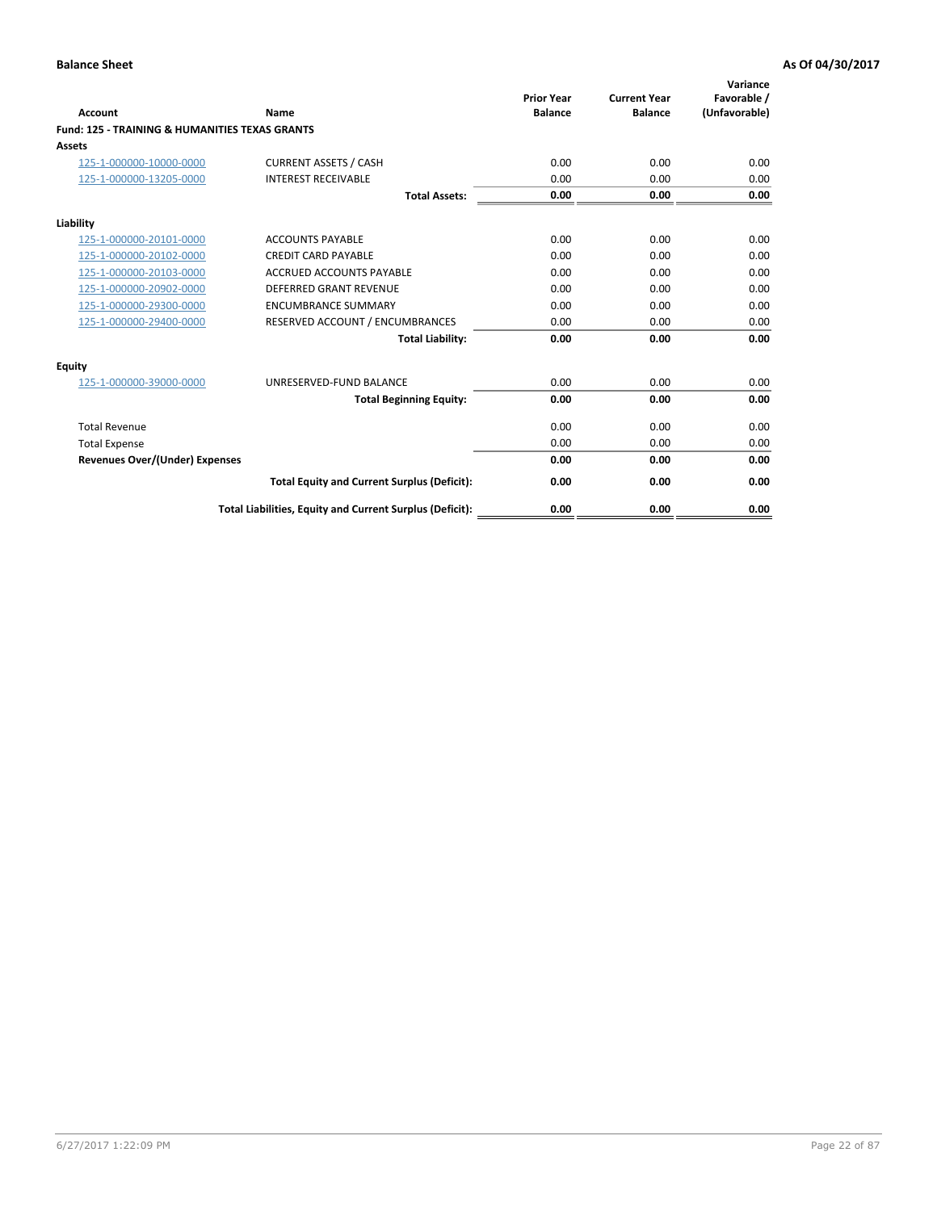**Balance Sheet** **As Of 04/30/2017**

| Account | Name | Prior Year Balance | Current Year Balance | Variance Favorable / (Unfavorable) |
|---|---|---|---|---|
| **Fund: 125 - TRAINING & HUMANITIES TEXAS GRANTS** | | | | |
| **Assets** | | | | |
| 125-1-000000-10000-0000 | CURRENT ASSETS / CASH | 0.00 | 0.00 | 0.00 |
| 125-1-000000-13205-0000 | INTEREST RECEIVABLE | 0.00 | 0.00 | 0.00 |
| | **Total Assets:** | **0.00** | **0.00** | **0.00** |
| **Liability** | | | | |
| 125-1-000000-20101-0000 | ACCOUNTS PAYABLE | 0.00 | 0.00 | 0.00 |
| 125-1-000000-20102-0000 | CREDIT CARD PAYABLE | 0.00 | 0.00 | 0.00 |
| 125-1-000000-20103-0000 | ACCRUED ACCOUNTS PAYABLE | 0.00 | 0.00 | 0.00 |
| 125-1-000000-20902-0000 | DEFERRED GRANT REVENUE | 0.00 | 0.00 | 0.00 |
| 125-1-000000-29300-0000 | ENCUMBRANCE SUMMARY | 0.00 | 0.00 | 0.00 |
| 125-1-000000-29400-0000 | RESERVED ACCOUNT / ENCUMBRANCES | 0.00 | 0.00 | 0.00 |
| | **Total Liability:** | **0.00** | **0.00** | **0.00** |
| **Equity** | | | | |
| 125-1-000000-39000-0000 | UNRESERVED-FUND BALANCE | 0.00 | 0.00 | 0.00 |
| | **Total Beginning Equity:** | **0.00** | **0.00** | **0.00** |
| Total Revenue | | 0.00 | 0.00 | 0.00 |
| Total Expense | | 0.00 | 0.00 | 0.00 |
| **Revenues Over/(Under) Expenses** | | **0.00** | **0.00** | **0.00** |
| | **Total Equity and Current Surplus (Deficit):** | **0.00** | **0.00** | **0.00** |
| | **Total Liabilities, Equity and Current Surplus (Deficit):** | **0.00** | **0.00** | **0.00** |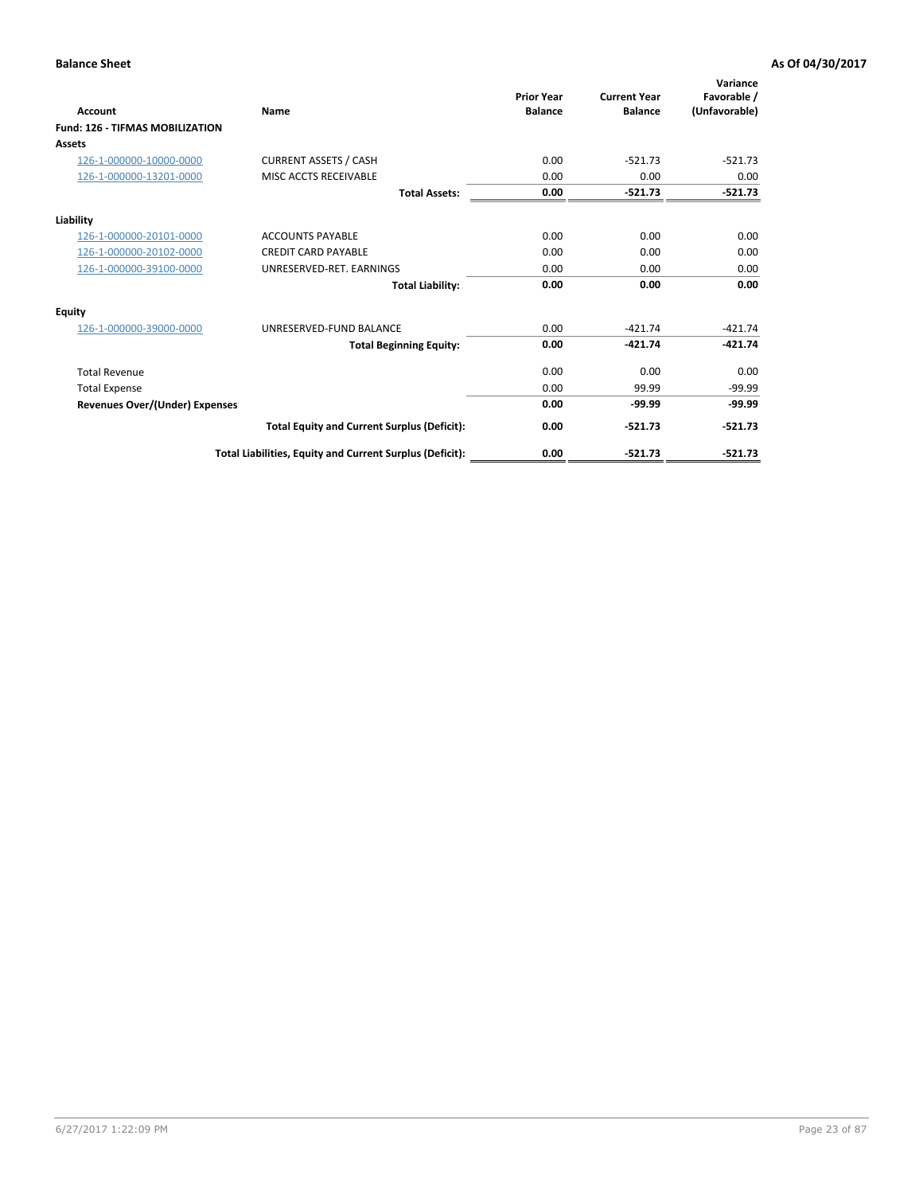**Balance Sheet** **As Of 04/30/2017**

| Account | Name | Prior Year Balance | Current Year Balance | Variance Favorable / (Unfavorable) |
|---|---|---|---|---|
| **Fund: 126 - TIFMAS MOBILIZATION** | | | | |
| **Assets** | | | | |
| 126-1-000000-10000-0000 | CURRENT ASSETS / CASH | 0.00 | -521.73 | -521.73 |
| 126-1-000000-13201-0000 | MISC ACCTS RECEIVABLE | 0.00 | 0.00 | 0.00 |
| | **Total Assets:** | **0.00** | **-521.73** | **-521.73** |
| **Liability** | | | | |
| 126-1-000000-20101-0000 | ACCOUNTS PAYABLE | 0.00 | 0.00 | 0.00 |
| 126-1-000000-20102-0000 | CREDIT CARD PAYABLE | 0.00 | 0.00 | 0.00 |
| 126-1-000000-39100-0000 | UNRESERVED-RET. EARNINGS | 0.00 | 0.00 | 0.00 |
| | **Total Liability:** | **0.00** | **0.00** | **0.00** |
| **Equity** | | | | |
| 126-1-000000-39000-0000 | UNRESERVED-FUND BALANCE | 0.00 | -421.74 | -421.74 |
| | **Total Beginning Equity:** | **0.00** | **-421.74** | **-421.74** |
| Total Revenue | | 0.00 | 0.00 | 0.00 |
| Total Expense | | 0.00 | 99.99 | -99.99 |
| **Revenues Over/(Under) Expenses** | | **0.00** | **-99.99** | **-99.99** |
| | **Total Equity and Current Surplus (Deficit):** | **0.00** | **-521.73** | **-521.73** |
| | **Total Liabilities, Equity and Current Surplus (Deficit):** | **0.00** | **-521.73** | **-521.73** |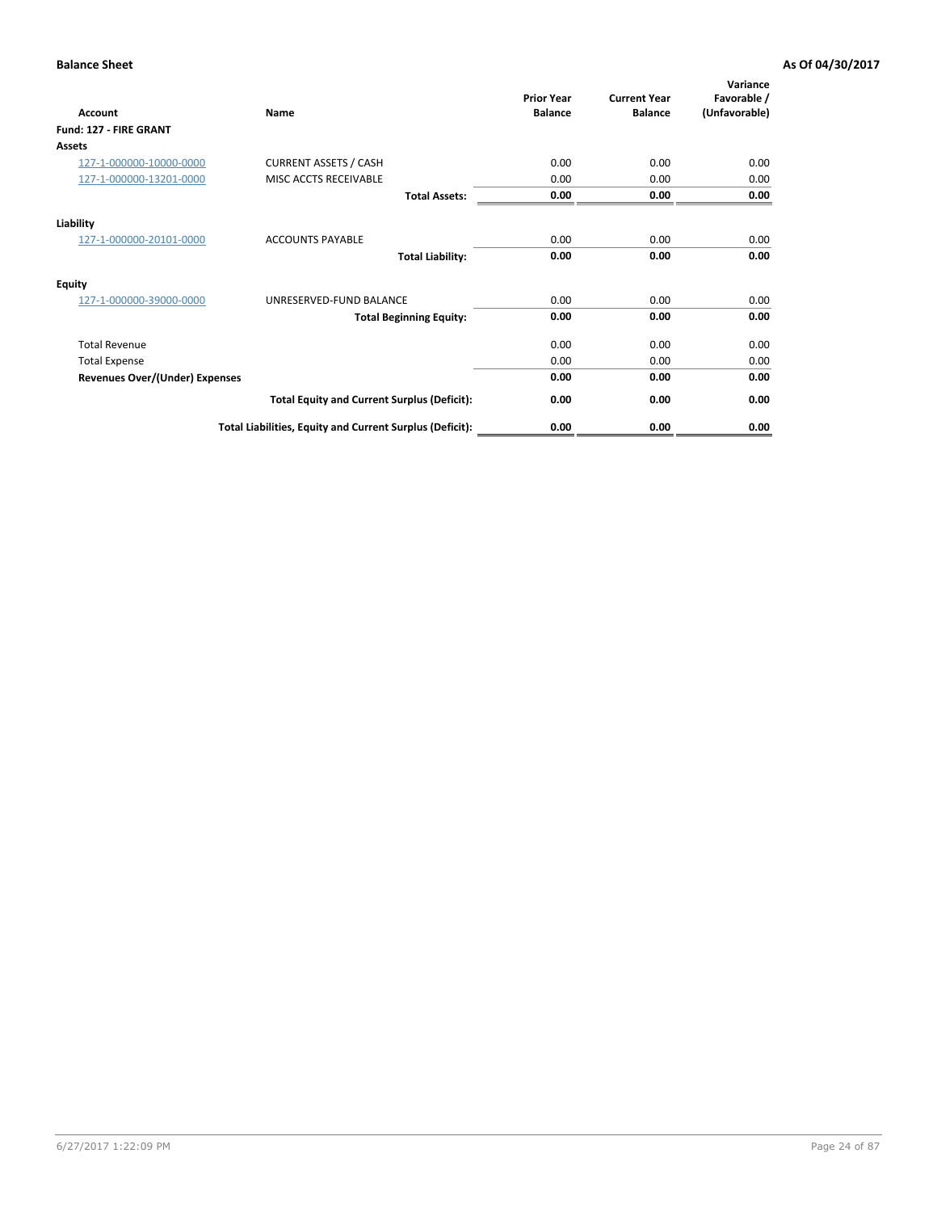**Balance Sheet** **As Of 04/30/2017**

| Account | Name | Prior Year Balance | Current Year Balance | Variance Favorable / (Unfavorable) |
|---|---|---|---|---|
| **Fund: 127 - FIRE GRANT** | | | | |
| **Assets** | | | | |
| 127-1-000000-10000-0000 | CURRENT ASSETS / CASH | 0.00 | 0.00 | 0.00 |
| 127-1-000000-13201-0000 | MISC ACCTS RECEIVABLE | 0.00 | 0.00 | 0.00 |
| | **Total Assets:** | **0.00** | **0.00** | **0.00** |
| **Liability** | | | | |
| 127-1-000000-20101-0000 | ACCOUNTS PAYABLE | 0.00 | 0.00 | 0.00 |
| | **Total Liability:** | **0.00** | **0.00** | **0.00** |
| **Equity** | | | | |
| 127-1-000000-39000-0000 | UNRESERVED-FUND BALANCE | 0.00 | 0.00 | 0.00 |
| | **Total Beginning Equity:** | **0.00** | **0.00** | **0.00** |
| Total Revenue | | 0.00 | 0.00 | 0.00 |
| Total Expense | | 0.00 | 0.00 | 0.00 |
| **Revenues Over/(Under) Expenses** | | **0.00** | **0.00** | **0.00** |
| | **Total Equity and Current Surplus (Deficit):** | **0.00** | **0.00** | **0.00** |
| | **Total Liabilities, Equity and Current Surplus (Deficit):** | **0.00** | **0.00** | **0.00** |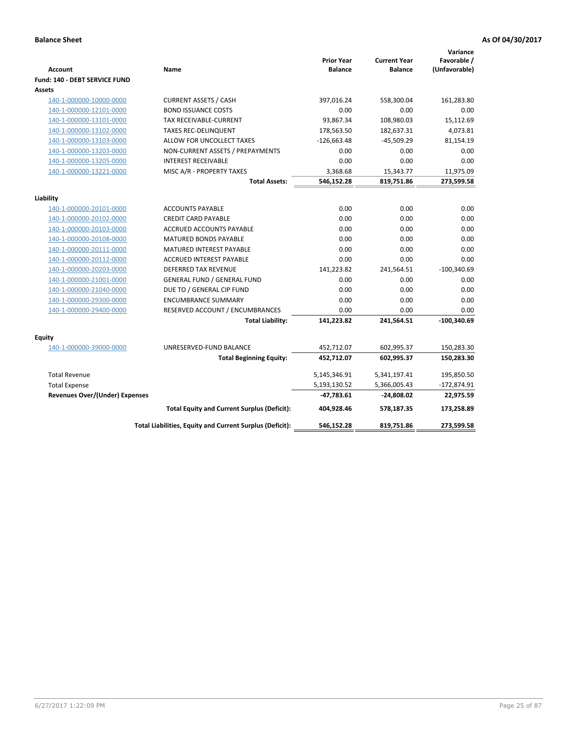**Balance Sheet** | **As Of 04/30/2017**

| Account | Name | Prior Year Balance | Current Year Balance | Variance Favorable / (Unfavorable) |
|---|---|---|---|---|
| **Fund: 140 - DEBT SERVICE FUND** | | | | |
| **Assets** | | | | |
| 140-1-000000-10000-0000 | CURRENT ASSETS / CASH | 397,016.24 | 558,300.04 | 161,283.80 |
| 140-1-000000-12101-0000 | BOND ISSUANCE COSTS | 0.00 | 0.00 | 0.00 |
| 140-1-000000-13101-0000 | TAX RECEIVABLE-CURRENT | 93,867.34 | 108,980.03 | 15,112.69 |
| 140-1-000000-13102-0000 | TAXES REC-DELINQUENT | 178,563.50 | 182,637.31 | 4,073.81 |
| 140-1-000000-13103-0000 | ALLOW FOR UNCOLLECT TAXES | -126,663.48 | -45,509.29 | 81,154.19 |
| 140-1-000000-13203-0000 | NON-CURRENT ASSETS / PREPAYMENTS | 0.00 | 0.00 | 0.00 |
| 140-1-000000-13205-0000 | INTEREST RECEIVABLE | 0.00 | 0.00 | 0.00 |
| 140-1-000000-13221-0000 | MISC A/R - PROPERTY TAXES | 3,368.68 | 15,343.77 | 11,975.09 |
| | **Total Assets:** | **546,152.28** | **819,751.86** | **273,599.58** |
| **Liability** | | | | |
| 140-1-000000-20101-0000 | ACCOUNTS PAYABLE | 0.00 | 0.00 | 0.00 |
| 140-1-000000-20102-0000 | CREDIT CARD PAYABLE | 0.00 | 0.00 | 0.00 |
| 140-1-000000-20103-0000 | ACCRUED ACCOUNTS PAYABLE | 0.00 | 0.00 | 0.00 |
| 140-1-000000-20108-0000 | MATURED BONDS PAYABLE | 0.00 | 0.00 | 0.00 |
| 140-1-000000-20111-0000 | MATURED INTEREST PAYABLE | 0.00 | 0.00 | 0.00 |
| 140-1-000000-20112-0000 | ACCRUED INTEREST PAYABLE | 0.00 | 0.00 | 0.00 |
| 140-1-000000-20203-0000 | DEFERRED TAX REVENUE | 141,223.82 | 241,564.51 | -100,340.69 |
| 140-1-000000-21001-0000 | GENERAL FUND / GENERAL FUND | 0.00 | 0.00 | 0.00 |
| 140-1-000000-21040-0000 | DUE TO / GENERAL CIP FUND | 0.00 | 0.00 | 0.00 |
| 140-1-000000-29300-0000 | ENCUMBRANCE SUMMARY | 0.00 | 0.00 | 0.00 |
| 140-1-000000-29400-0000 | RESERVED ACCOUNT / ENCUMBRANCES | 0.00 | 0.00 | 0.00 |
| | **Total Liability:** | **141,223.82** | **241,564.51** | **-100,340.69** |
| **Equity** | | | | |
| 140-1-000000-39000-0000 | UNRESERVED-FUND BALANCE | 452,712.07 | 602,995.37 | 150,283.30 |
| | **Total Beginning Equity:** | **452,712.07** | **602,995.37** | **150,283.30** |
| Total Revenue | | 5,145,346.91 | 5,341,197.41 | 195,850.50 |
| Total Expense | | 5,193,130.52 | 5,366,005.43 | -172,874.91 |
| **Revenues Over/(Under) Expenses** | | **-47,783.61** | **-24,808.02** | **22,975.59** |
| | **Total Equity and Current Surplus (Deficit):** | **404,928.46** | **578,187.35** | **173,258.89** |
| | **Total Liabilities, Equity and Current Surplus (Deficit):** | **546,152.28** | **819,751.86** | **273,599.58** |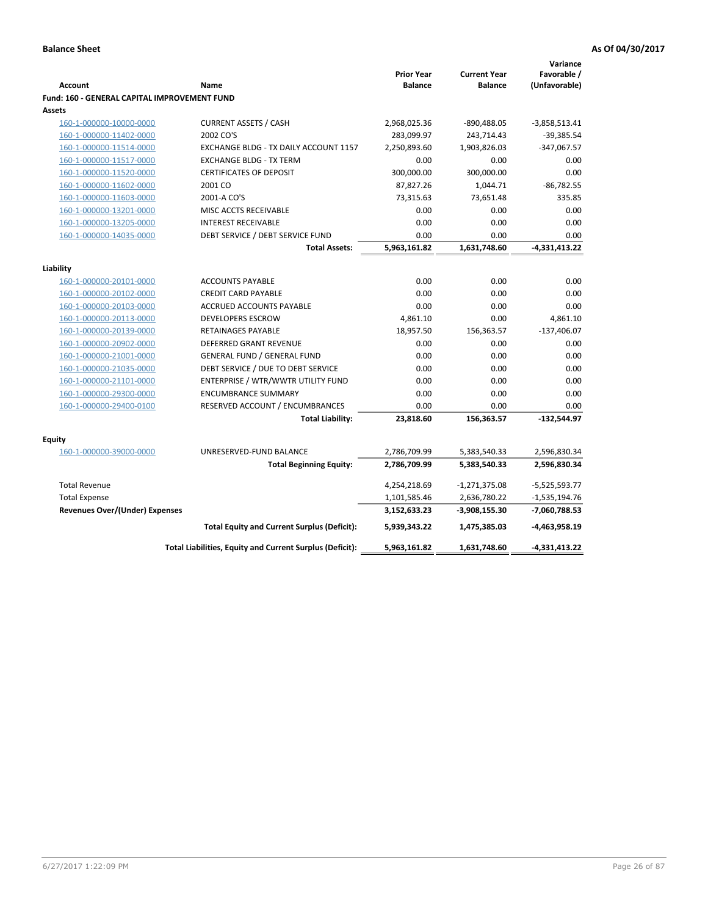**Balance Sheet** **As Of 04/30/2017**

| Account | Name | Prior Year Balance | Current Year Balance | Variance Favorable / (Unfavorable) |
|---|---|---|---|---|
| **Fund: 160 - GENERAL CAPITAL IMPROVEMENT FUND** | | | | |
| **Assets** | | | | |
| 160-1-000000-10000-0000 | CURRENT ASSETS / CASH | 2,968,025.36 | -890,488.05 | -3,858,513.41 |
| 160-1-000000-11402-0000 | 2002 CO'S | 283,099.97 | 243,714.43 | -39,385.54 |
| 160-1-000000-11514-0000 | EXCHANGE BLDG - TX DAILY ACCOUNT 1157 | 2,250,893.60 | 1,903,826.03 | -347,067.57 |
| 160-1-000000-11517-0000 | EXCHANGE BLDG - TX TERM | 0.00 | 0.00 | 0.00 |
| 160-1-000000-11520-0000 | CERTIFICATES OF DEPOSIT | 300,000.00 | 300,000.00 | 0.00 |
| 160-1-000000-11602-0000 | 2001 CO | 87,827.26 | 1,044.71 | -86,782.55 |
| 160-1-000000-11603-0000 | 2001-A CO'S | 73,315.63 | 73,651.48 | 335.85 |
| 160-1-000000-13201-0000 | MISC ACCTS RECEIVABLE | 0.00 | 0.00 | 0.00 |
| 160-1-000000-13205-0000 | INTEREST RECEIVABLE | 0.00 | 0.00 | 0.00 |
| 160-1-000000-14035-0000 | DEBT SERVICE / DEBT SERVICE FUND | 0.00 | 0.00 | 0.00 |
| | **Total Assets:** | **5,963,161.82** | **1,631,748.60** | **-4,331,413.22** |
| **Liability** | | | | |
| 160-1-000000-20101-0000 | ACCOUNTS PAYABLE | 0.00 | 0.00 | 0.00 |
| 160-1-000000-20102-0000 | CREDIT CARD PAYABLE | 0.00 | 0.00 | 0.00 |
| 160-1-000000-20103-0000 | ACCRUED ACCOUNTS PAYABLE | 0.00 | 0.00 | 0.00 |
| 160-1-000000-20113-0000 | DEVELOPERS ESCROW | 4,861.10 | 0.00 | 4,861.10 |
| 160-1-000000-20139-0000 | RETAINAGES PAYABLE | 18,957.50 | 156,363.57 | -137,406.07 |
| 160-1-000000-20902-0000 | DEFERRED GRANT REVENUE | 0.00 | 0.00 | 0.00 |
| 160-1-000000-21001-0000 | GENERAL FUND / GENERAL FUND | 0.00 | 0.00 | 0.00 |
| 160-1-000000-21035-0000 | DEBT SERVICE / DUE TO DEBT SERVICE | 0.00 | 0.00 | 0.00 |
| 160-1-000000-21101-0000 | ENTERPRISE / WTR/WWTR UTILITY FUND | 0.00 | 0.00 | 0.00 |
| 160-1-000000-29300-0000 | ENCUMBRANCE SUMMARY | 0.00 | 0.00 | 0.00 |
| 160-1-000000-29400-0100 | RESERVED ACCOUNT / ENCUMBRANCES | 0.00 | 0.00 | 0.00 |
| | **Total Liability:** | **23,818.60** | **156,363.57** | **-132,544.97** |
| **Equity** | | | | |
| 160-1-000000-39000-0000 | UNRESERVED-FUND BALANCE | 2,786,709.99 | 5,383,540.33 | 2,596,830.34 |
| | **Total Beginning Equity:** | **2,786,709.99** | **5,383,540.33** | **2,596,830.34** |
| Total Revenue | | 4,254,218.69 | -1,271,375.08 | -5,525,593.77 |
| Total Expense | | 1,101,585.46 | 2,636,780.22 | -1,535,194.76 |
| **Revenues Over/(Under) Expenses** | | **3,152,633.23** | **-3,908,155.30** | **-7,060,788.53** |
| | **Total Equity and Current Surplus (Deficit):** | **5,939,343.22** | **1,475,385.03** | **-4,463,958.19** |
| | **Total Liabilities, Equity and Current Surplus (Deficit):** | **5,963,161.82** | **1,631,748.60** | **-4,331,413.22** |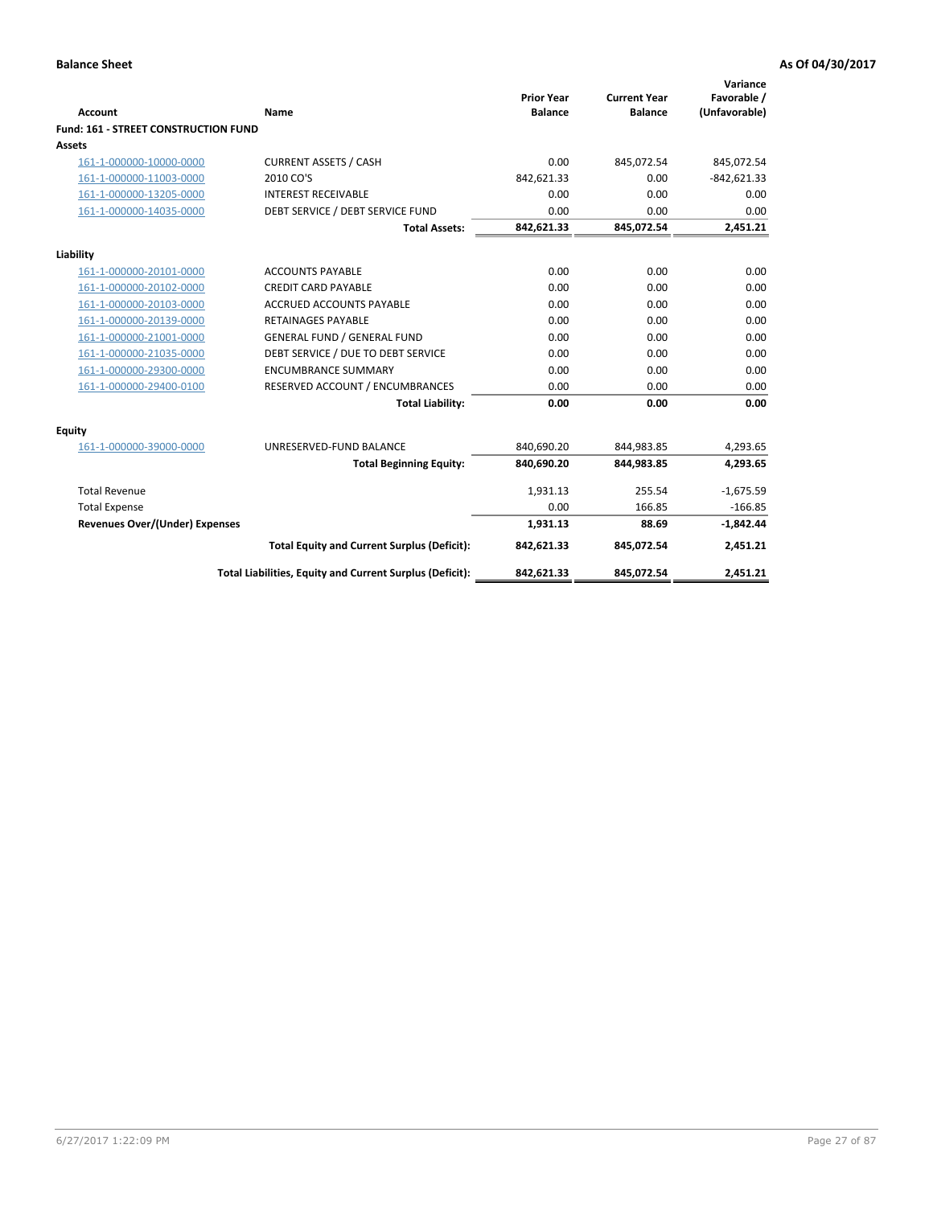**Balance Sheet** **As Of 04/30/2017**

| Account | Name | Prior Year Balance | Current Year Balance | Variance Favorable / (Unfavorable) |
|---|---|---|---|---|
| **Fund: 161 - STREET CONSTRUCTION FUND** | | | | |
| **Assets** | | | | |
| 161-1-000000-10000-0000 | CURRENT ASSETS / CASH | 0.00 | 845,072.54 | 845,072.54 |
| 161-1-000000-11003-0000 | 2010 CO'S | 842,621.33 | 0.00 | -842,621.33 |
| 161-1-000000-13205-0000 | INTEREST RECEIVABLE | 0.00 | 0.00 | 0.00 |
| 161-1-000000-14035-0000 | DEBT SERVICE / DEBT SERVICE FUND | 0.00 | 0.00 | 0.00 |
| | **Total Assets:** | **842,621.33** | **845,072.54** | **2,451.21** |
| **Liability** | | | | |
| 161-1-000000-20101-0000 | ACCOUNTS PAYABLE | 0.00 | 0.00 | 0.00 |
| 161-1-000000-20102-0000 | CREDIT CARD PAYABLE | 0.00 | 0.00 | 0.00 |
| 161-1-000000-20103-0000 | ACCRUED ACCOUNTS PAYABLE | 0.00 | 0.00 | 0.00 |
| 161-1-000000-20139-0000 | RETAINAGES PAYABLE | 0.00 | 0.00 | 0.00 |
| 161-1-000000-21001-0000 | GENERAL FUND / GENERAL FUND | 0.00 | 0.00 | 0.00 |
| 161-1-000000-21035-0000 | DEBT SERVICE / DUE TO DEBT SERVICE | 0.00 | 0.00 | 0.00 |
| 161-1-000000-29300-0000 | ENCUMBRANCE SUMMARY | 0.00 | 0.00 | 0.00 |
| 161-1-000000-29400-0100 | RESERVED ACCOUNT / ENCUMBRANCES | 0.00 | 0.00 | 0.00 |
| | **Total Liability:** | **0.00** | **0.00** | **0.00** |
| **Equity** | | | | |
| 161-1-000000-39000-0000 | UNRESERVED-FUND BALANCE | 840,690.20 | 844,983.85 | 4,293.65 |
| | **Total Beginning Equity:** | **840,690.20** | **844,983.85** | **4,293.65** |
| Total Revenue | | 1,931.13 | 255.54 | -1,675.59 |
| Total Expense | | 0.00 | 166.85 | -166.85 |
| **Revenues Over/(Under) Expenses** | | **1,931.13** | **88.69** | **-1,842.44** |
| | **Total Equity and Current Surplus (Deficit):** | **842,621.33** | **845,072.54** | **2,451.21** |
| | **Total Liabilities, Equity and Current Surplus (Deficit):** | **842,621.33** | **845,072.54** | **2,451.21** |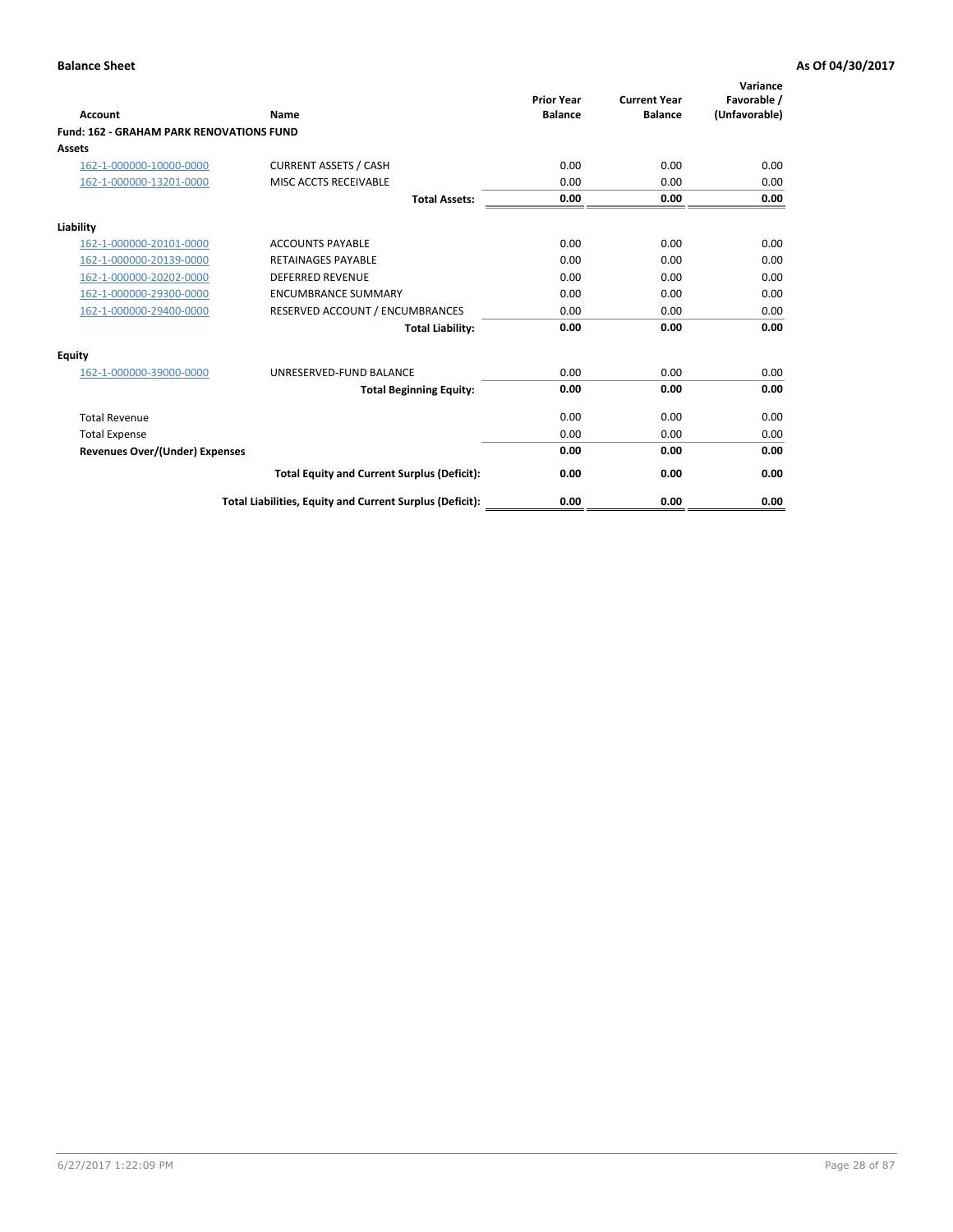**Balance Sheet** **As Of 04/30/2017**

| Account | Name | Prior Year Balance | Current Year Balance | Variance Favorable / (Unfavorable) |
|---|---|---|---|---|
| **Fund: 162 - GRAHAM PARK RENOVATIONS FUND** | | | | |
| **Assets** | | | | |
| 162-1-000000-10000-0000 | CURRENT ASSETS / CASH | 0.00 | 0.00 | 0.00 |
| 162-1-000000-13201-0000 | MISC ACCTS RECEIVABLE | 0.00 | 0.00 | 0.00 |
| | **Total Assets:** | **0.00** | **0.00** | **0.00** |
| **Liability** | | | | |
| 162-1-000000-20101-0000 | ACCOUNTS PAYABLE | 0.00 | 0.00 | 0.00 |
| 162-1-000000-20139-0000 | RETAINAGES PAYABLE | 0.00 | 0.00 | 0.00 |
| 162-1-000000-20202-0000 | DEFERRED REVENUE | 0.00 | 0.00 | 0.00 |
| 162-1-000000-29300-0000 | ENCUMBRANCE SUMMARY | 0.00 | 0.00 | 0.00 |
| 162-1-000000-29400-0000 | RESERVED ACCOUNT / ENCUMBRANCES | 0.00 | 0.00 | 0.00 |
| | **Total Liability:** | **0.00** | **0.00** | **0.00** |
| **Equity** | | | | |
| 162-1-000000-39000-0000 | UNRESERVED-FUND BALANCE | 0.00 | 0.00 | 0.00 |
| | **Total Beginning Equity:** | **0.00** | **0.00** | **0.00** |
| Total Revenue | | 0.00 | 0.00 | 0.00 |
| Total Expense | | 0.00 | 0.00 | 0.00 |
| **Revenues Over/(Under) Expenses** | | **0.00** | **0.00** | **0.00** |
| | **Total Equity and Current Surplus (Deficit):** | **0.00** | **0.00** | **0.00** |
| | **Total Liabilities, Equity and Current Surplus (Deficit):** | **0.00** | **0.00** | **0.00** |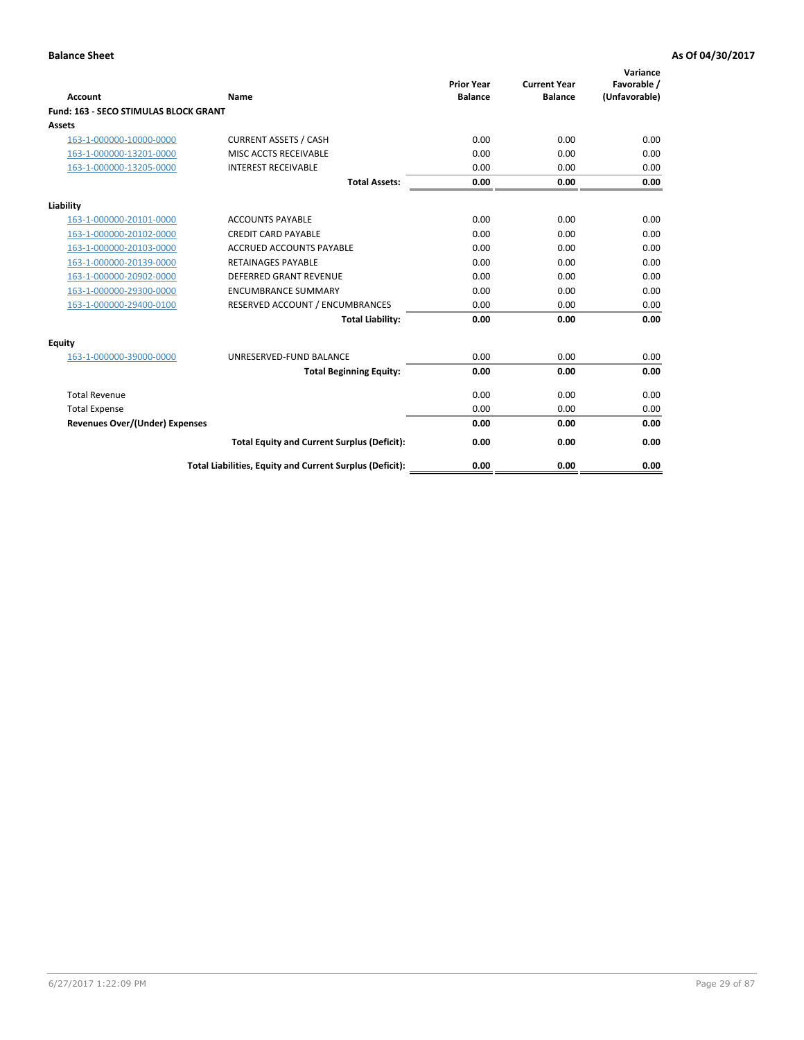**Balance Sheet** **As Of 04/30/2017**

| Account | Name | Prior Year Balance | Current Year Balance | Variance Favorable / (Unfavorable) |
|---|---|---|---|---|
| **Fund: 163 - SECO STIMULAS BLOCK GRANT** | | | | |
| **Assets** | | | | |
| 163-1-000000-10000-0000 | CURRENT ASSETS / CASH | 0.00 | 0.00 | 0.00 |
| 163-1-000000-13201-0000 | MISC ACCTS RECEIVABLE | 0.00 | 0.00 | 0.00 |
| 163-1-000000-13205-0000 | INTEREST RECEIVABLE | 0.00 | 0.00 | 0.00 |
| | **Total Assets:** | **0.00** | **0.00** | **0.00** |
| **Liability** | | | | |
| 163-1-000000-20101-0000 | ACCOUNTS PAYABLE | 0.00 | 0.00 | 0.00 |
| 163-1-000000-20102-0000 | CREDIT CARD PAYABLE | 0.00 | 0.00 | 0.00 |
| 163-1-000000-20103-0000 | ACCRUED ACCOUNTS PAYABLE | 0.00 | 0.00 | 0.00 |
| 163-1-000000-20139-0000 | RETAINAGES PAYABLE | 0.00 | 0.00 | 0.00 |
| 163-1-000000-20902-0000 | DEFERRED GRANT REVENUE | 0.00 | 0.00 | 0.00 |
| 163-1-000000-29300-0000 | ENCUMBRANCE SUMMARY | 0.00 | 0.00 | 0.00 |
| 163-1-000000-29400-0100 | RESERVED ACCOUNT / ENCUMBRANCES | 0.00 | 0.00 | 0.00 |
| | **Total Liability:** | **0.00** | **0.00** | **0.00** |
| **Equity** | | | | |
| 163-1-000000-39000-0000 | UNRESERVED-FUND BALANCE | 0.00 | 0.00 | 0.00 |
| | **Total Beginning Equity:** | **0.00** | **0.00** | **0.00** |
| Total Revenue | | 0.00 | 0.00 | 0.00 |
| Total Expense | | 0.00 | 0.00 | 0.00 |
| **Revenues Over/(Under) Expenses** | | **0.00** | **0.00** | **0.00** |
| | **Total Equity and Current Surplus (Deficit):** | **0.00** | **0.00** | **0.00** |
| | **Total Liabilities, Equity and Current Surplus (Deficit):** | **0.00** | **0.00** | **0.00** |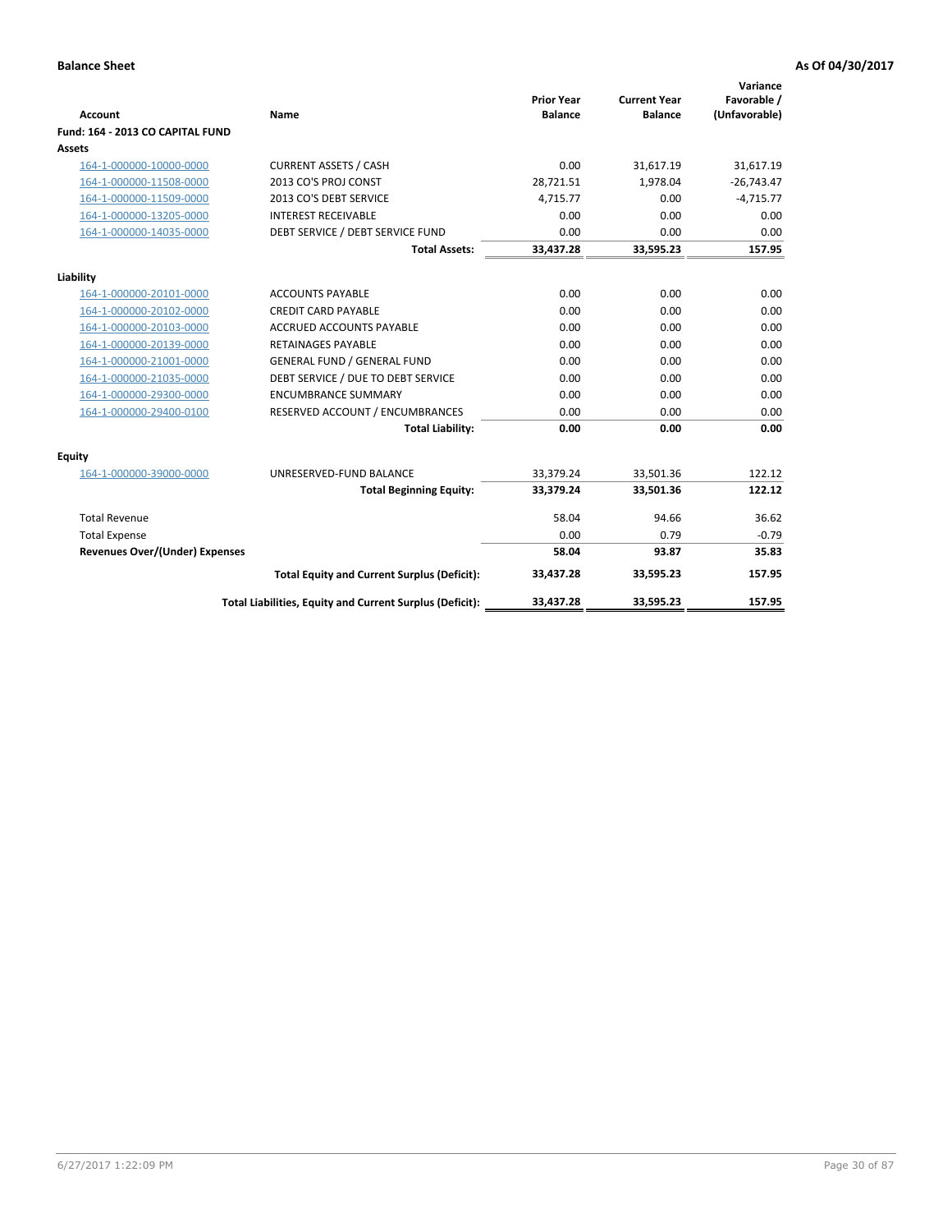**Balance Sheet** **As Of 04/30/2017**

| Account | Name | Prior Year Balance | Current Year Balance | Variance Favorable / (Unfavorable) |
|---|---|---|---|---|
| **Fund: 164 - 2013 CO CAPITAL FUND** | | | | |
| **Assets** | | | | |
| 164-1-000000-10000-0000 | CURRENT ASSETS / CASH | 0.00 | 31,617.19 | 31,617.19 |
| 164-1-000000-11508-0000 | 2013 CO'S PROJ CONST | 28,721.51 | 1,978.04 | -26,743.47 |
| 164-1-000000-11509-0000 | 2013 CO'S DEBT SERVICE | 4,715.77 | 0.00 | -4,715.77 |
| 164-1-000000-13205-0000 | INTEREST RECEIVABLE | 0.00 | 0.00 | 0.00 |
| 164-1-000000-14035-0000 | DEBT SERVICE / DEBT SERVICE FUND | 0.00 | 0.00 | 0.00 |
| | **Total Assets:** | **33,437.28** | **33,595.23** | **157.95** |
| **Liability** | | | | |
| 164-1-000000-20101-0000 | ACCOUNTS PAYABLE | 0.00 | 0.00 | 0.00 |
| 164-1-000000-20102-0000 | CREDIT CARD PAYABLE | 0.00 | 0.00 | 0.00 |
| 164-1-000000-20103-0000 | ACCRUED ACCOUNTS PAYABLE | 0.00 | 0.00 | 0.00 |
| 164-1-000000-20139-0000 | RETAINAGES PAYABLE | 0.00 | 0.00 | 0.00 |
| 164-1-000000-21001-0000 | GENERAL FUND / GENERAL FUND | 0.00 | 0.00 | 0.00 |
| 164-1-000000-21035-0000 | DEBT SERVICE / DUE TO DEBT SERVICE | 0.00 | 0.00 | 0.00 |
| 164-1-000000-29300-0000 | ENCUMBRANCE SUMMARY | 0.00 | 0.00 | 0.00 |
| 164-1-000000-29400-0100 | RESERVED ACCOUNT / ENCUMBRANCES | 0.00 | 0.00 | 0.00 |
| | **Total Liability:** | **0.00** | **0.00** | **0.00** |
| **Equity** | | | | |
| 164-1-000000-39000-0000 | UNRESERVED-FUND BALANCE | 33,379.24 | 33,501.36 | 122.12 |
| | **Total Beginning Equity:** | **33,379.24** | **33,501.36** | **122.12** |
| Total Revenue | | 58.04 | 94.66 | 36.62 |
| Total Expense | | 0.00 | 0.79 | -0.79 |
| **Revenues Over/(Under) Expenses** | | **58.04** | **93.87** | **35.83** |
| | **Total Equity and Current Surplus (Deficit):** | **33,437.28** | **33,595.23** | **157.95** |
| | **Total Liabilities, Equity and Current Surplus (Deficit):** | **33,437.28** | **33,595.23** | **157.95** |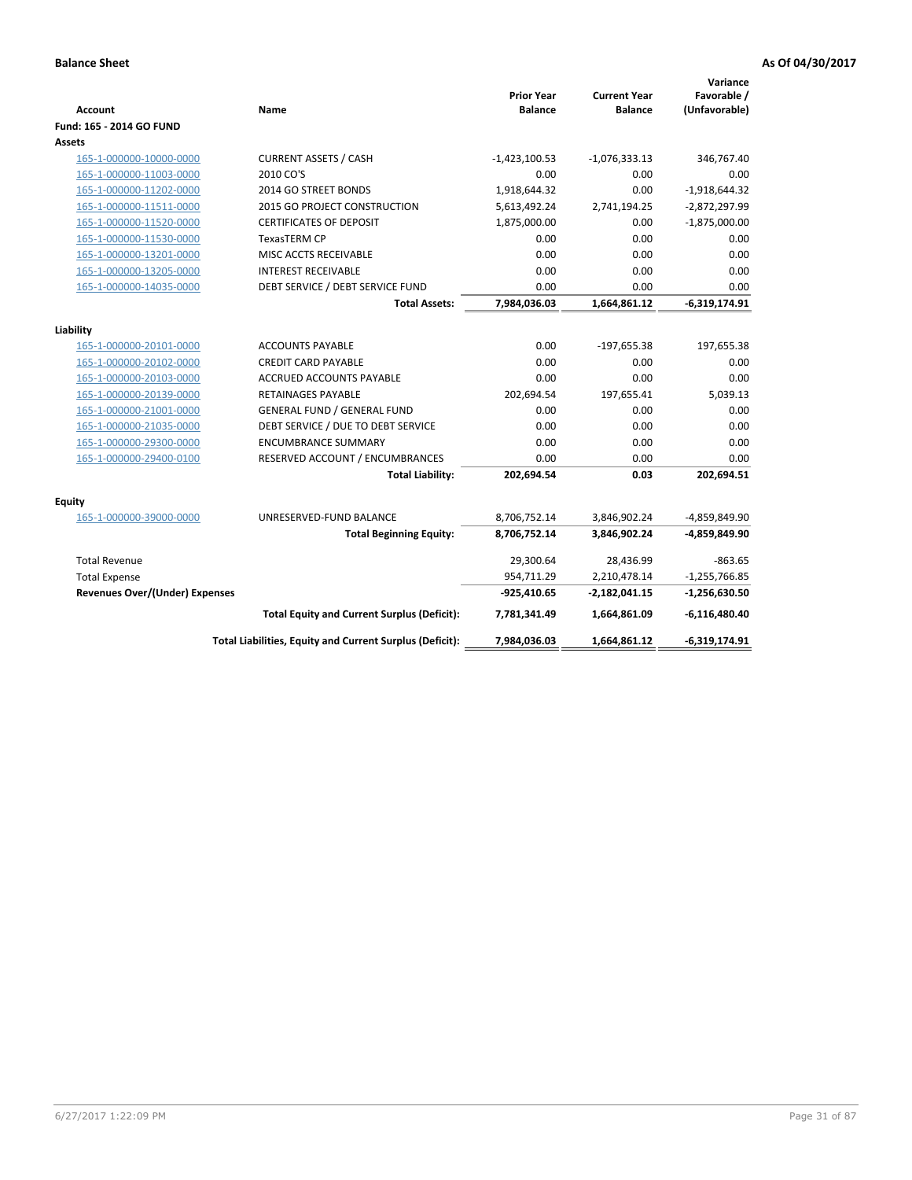**Balance Sheet** **As Of 04/30/2017**

| Account | Name | Prior Year Balance | Current Year Balance | Variance Favorable / (Unfavorable) |
|---|---|---|---|---|
| **Fund: 165 - 2014 GO FUND** | | | | |
| **Assets** | | | | |
| 165-1-000000-10000-0000 | CURRENT ASSETS / CASH | -1,423,100.53 | -1,076,333.13 | 346,767.40 |
| 165-1-000000-11003-0000 | 2010 CO'S | 0.00 | 0.00 | 0.00 |
| 165-1-000000-11202-0000 | 2014 GO STREET BONDS | 1,918,644.32 | 0.00 | -1,918,644.32 |
| 165-1-000000-11511-0000 | 2015 GO PROJECT CONSTRUCTION | 5,613,492.24 | 2,741,194.25 | -2,872,297.99 |
| 165-1-000000-11520-0000 | CERTIFICATES OF DEPOSIT | 1,875,000.00 | 0.00 | -1,875,000.00 |
| 165-1-000000-11530-0000 | TexasTERM CP | 0.00 | 0.00 | 0.00 |
| 165-1-000000-13201-0000 | MISC ACCTS RECEIVABLE | 0.00 | 0.00 | 0.00 |
| 165-1-000000-13205-0000 | INTEREST RECEIVABLE | 0.00 | 0.00 | 0.00 |
| 165-1-000000-14035-0000 | DEBT SERVICE / DEBT SERVICE FUND | 0.00 | 0.00 | 0.00 |
| | **Total Assets:** | **7,984,036.03** | **1,664,861.12** | **-6,319,174.91** |
| **Liability** | | | | |
| 165-1-000000-20101-0000 | ACCOUNTS PAYABLE | 0.00 | -197,655.38 | 197,655.38 |
| 165-1-000000-20102-0000 | CREDIT CARD PAYABLE | 0.00 | 0.00 | 0.00 |
| 165-1-000000-20103-0000 | ACCRUED ACCOUNTS PAYABLE | 0.00 | 0.00 | 0.00 |
| 165-1-000000-20139-0000 | RETAINAGES PAYABLE | 202,694.54 | 197,655.41 | 5,039.13 |
| 165-1-000000-21001-0000 | GENERAL FUND / GENERAL FUND | 0.00 | 0.00 | 0.00 |
| 165-1-000000-21035-0000 | DEBT SERVICE / DUE TO DEBT SERVICE | 0.00 | 0.00 | 0.00 |
| 165-1-000000-29300-0000 | ENCUMBRANCE SUMMARY | 0.00 | 0.00 | 0.00 |
| 165-1-000000-29400-0100 | RESERVED ACCOUNT / ENCUMBRANCES | 0.00 | 0.00 | 0.00 |
| | **Total Liability:** | **202,694.54** | **0.03** | **202,694.51** |
| **Equity** | | | | |
| 165-1-000000-39000-0000 | UNRESERVED-FUND BALANCE | 8,706,752.14 | 3,846,902.24 | -4,859,849.90 |
| | **Total Beginning Equity:** | **8,706,752.14** | **3,846,902.24** | **-4,859,849.90** |
| Total Revenue | | 29,300.64 | 28,436.99 | -863.65 |
| Total Expense | | 954,711.29 | 2,210,478.14 | -1,255,766.85 |
| **Revenues Over/(Under) Expenses** | | **-925,410.65** | **-2,182,041.15** | **-1,256,630.50** |
| | **Total Equity and Current Surplus (Deficit):** | **7,781,341.49** | **1,664,861.09** | **-6,116,480.40** |
| | **Total Liabilities, Equity and Current Surplus (Deficit):** | **7,984,036.03** | **1,664,861.12** | **-6,319,174.91** |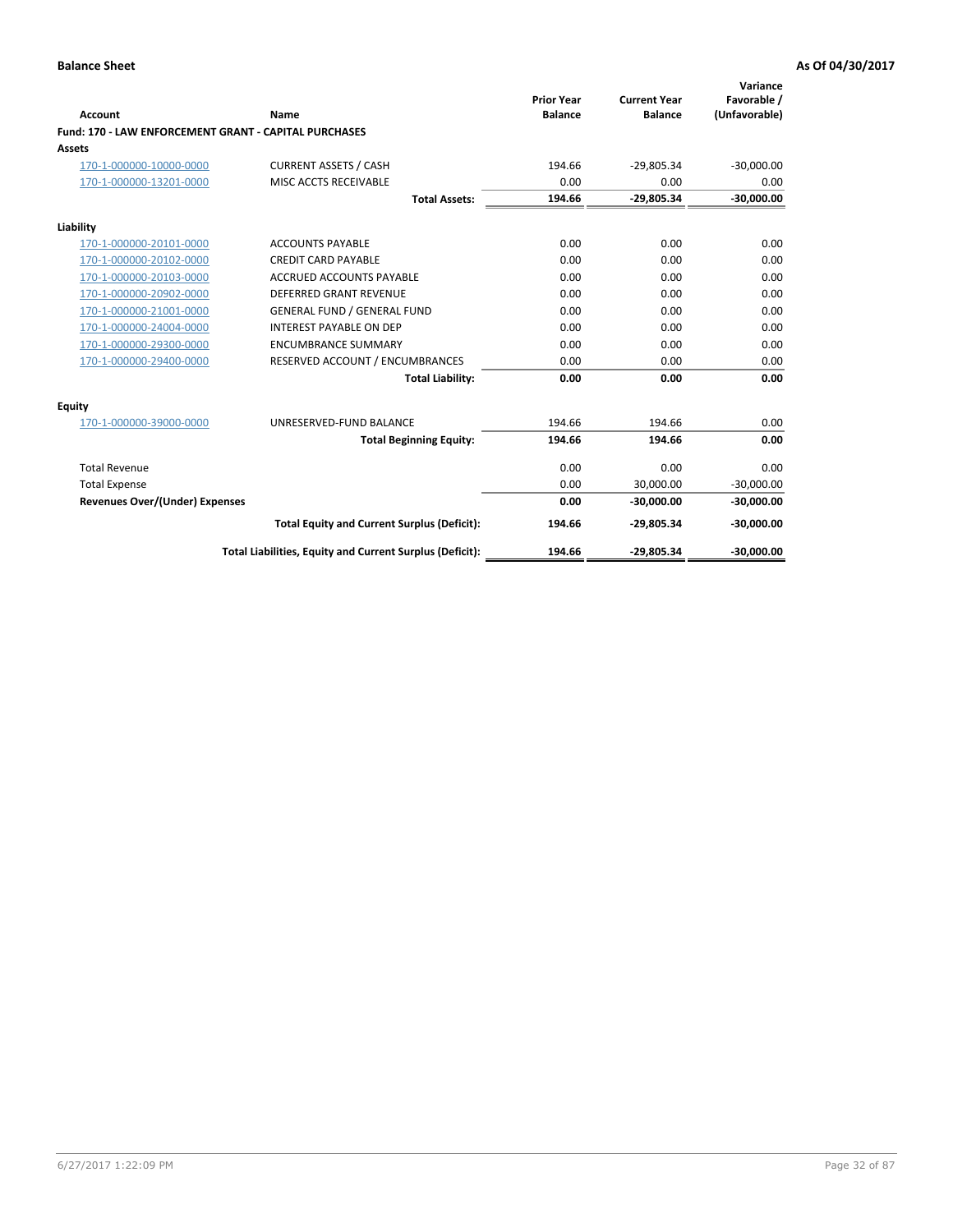**Balance Sheet** **As Of 04/30/2017**

| Account | Name | Prior Year Balance | Current Year Balance | Variance Favorable / (Unfavorable) |
|---|---|---|---|---|
| **Fund: 170 - LAW ENFORCEMENT GRANT - CAPITAL PURCHASES** | | | | |
| **Assets** | | | | |
| 170-1-000000-10000-0000 | CURRENT ASSETS / CASH | 194.66 | -29,805.34 | -30,000.00 |
| 170-1-000000-13201-0000 | MISC ACCTS RECEIVABLE | 0.00 | 0.00 | 0.00 |
| | **Total Assets:** | **194.66** | **-29,805.34** | **-30,000.00** |
| **Liability** | | | | |
| 170-1-000000-20101-0000 | ACCOUNTS PAYABLE | 0.00 | 0.00 | 0.00 |
| 170-1-000000-20102-0000 | CREDIT CARD PAYABLE | 0.00 | 0.00 | 0.00 |
| 170-1-000000-20103-0000 | ACCRUED ACCOUNTS PAYABLE | 0.00 | 0.00 | 0.00 |
| 170-1-000000-20902-0000 | DEFERRED GRANT REVENUE | 0.00 | 0.00 | 0.00 |
| 170-1-000000-21001-0000 | GENERAL FUND / GENERAL FUND | 0.00 | 0.00 | 0.00 |
| 170-1-000000-24004-0000 | INTEREST PAYABLE ON DEP | 0.00 | 0.00 | 0.00 |
| 170-1-000000-29300-0000 | ENCUMBRANCE SUMMARY | 0.00 | 0.00 | 0.00 |
| 170-1-000000-29400-0000 | RESERVED ACCOUNT / ENCUMBRANCES | 0.00 | 0.00 | 0.00 |
| | **Total Liability:** | **0.00** | **0.00** | **0.00** |
| **Equity** | | | | |
| 170-1-000000-39000-0000 | UNRESERVED-FUND BALANCE | 194.66 | 194.66 | 0.00 |
| | **Total Beginning Equity:** | **194.66** | **194.66** | **0.00** |
| Total Revenue | | 0.00 | 0.00 | 0.00 |
| Total Expense | | 0.00 | 30,000.00 | -30,000.00 |
| **Revenues Over/(Under) Expenses** | | **0.00** | **-30,000.00** | **-30,000.00** |
| | **Total Equity and Current Surplus (Deficit):** | **194.66** | **-29,805.34** | **-30,000.00** |
| | **Total Liabilities, Equity and Current Surplus (Deficit):** | **194.66** | **-29,805.34** | **-30,000.00** |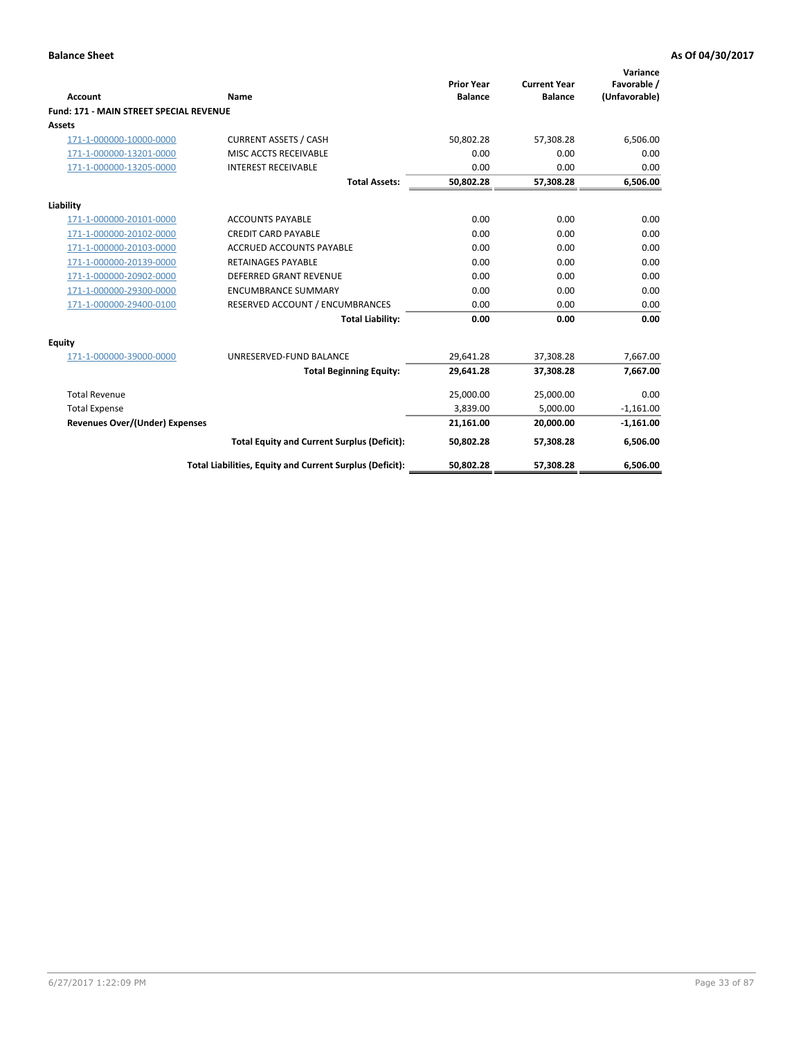**Balance Sheet** **As Of 04/30/2017**

| Account | Name | Prior Year Balance | Current Year Balance | Variance Favorable / (Unfavorable) |
|---|---|---|---|---|
| **Fund: 171 - MAIN STREET SPECIAL REVENUE** | | | | |
| **Assets** | | | | |
| 171-1-000000-10000-0000 | CURRENT ASSETS / CASH | 50,802.28 | 57,308.28 | 6,506.00 |
| 171-1-000000-13201-0000 | MISC ACCTS RECEIVABLE | 0.00 | 0.00 | 0.00 |
| 171-1-000000-13205-0000 | INTEREST RECEIVABLE | 0.00 | 0.00 | 0.00 |
| | **Total Assets:** | **50,802.28** | **57,308.28** | **6,506.00** |
| **Liability** | | | | |
| 171-1-000000-20101-0000 | ACCOUNTS PAYABLE | 0.00 | 0.00 | 0.00 |
| 171-1-000000-20102-0000 | CREDIT CARD PAYABLE | 0.00 | 0.00 | 0.00 |
| 171-1-000000-20103-0000 | ACCRUED ACCOUNTS PAYABLE | 0.00 | 0.00 | 0.00 |
| 171-1-000000-20139-0000 | RETAINAGES PAYABLE | 0.00 | 0.00 | 0.00 |
| 171-1-000000-20902-0000 | DEFERRED GRANT REVENUE | 0.00 | 0.00 | 0.00 |
| 171-1-000000-29300-0000 | ENCUMBRANCE SUMMARY | 0.00 | 0.00 | 0.00 |
| 171-1-000000-29400-0100 | RESERVED ACCOUNT / ENCUMBRANCES | 0.00 | 0.00 | 0.00 |
| | **Total Liability:** | **0.00** | **0.00** | **0.00** |
| **Equity** | | | | |
| 171-1-000000-39000-0000 | UNRESERVED-FUND BALANCE | 29,641.28 | 37,308.28 | 7,667.00 |
| | **Total Beginning Equity:** | **29,641.28** | **37,308.28** | **7,667.00** |
| Total Revenue | | 25,000.00 | 25,000.00 | 0.00 |
| Total Expense | | 3,839.00 | 5,000.00 | -1,161.00 |
| **Revenues Over/(Under) Expenses** | | **21,161.00** | **20,000.00** | **-1,161.00** |
| | **Total Equity and Current Surplus (Deficit):** | **50,802.28** | **57,308.28** | **6,506.00** |
| | **Total Liabilities, Equity and Current Surplus (Deficit):** | **50,802.28** | **57,308.28** | **6,506.00** |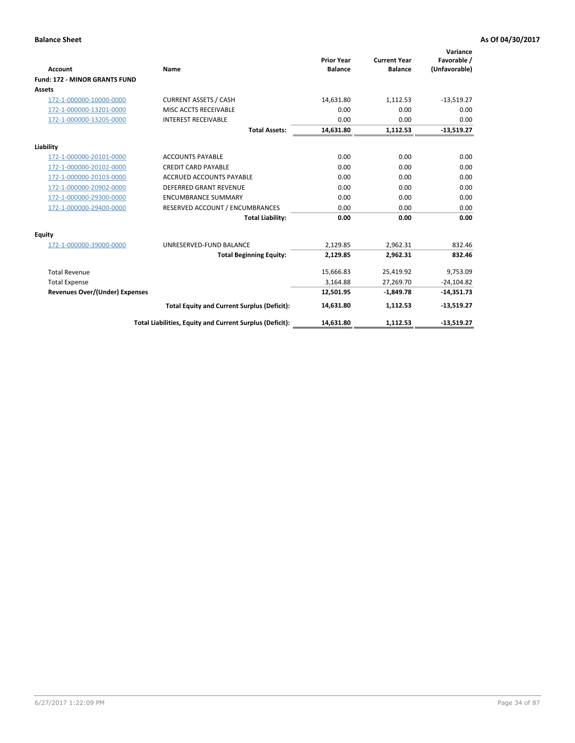**Balance Sheet** **As Of 04/30/2017**

| Account | Name | Prior Year Balance | Current Year Balance | Variance Favorable / (Unfavorable) |
|---|---|---|---|---|
| **Fund: 172 - MINOR GRANTS FUND** | | | | |
| **Assets** | | | | |
| 172-1-000000-10000-0000 | CURRENT ASSETS / CASH | 14,631.80 | 1,112.53 | -13,519.27 |
| 172-1-000000-13201-0000 | MISC ACCTS RECEIVABLE | 0.00 | 0.00 | 0.00 |
| 172-1-000000-13205-0000 | INTEREST RECEIVABLE | 0.00 | 0.00 | 0.00 |
| | **Total Assets:** | **14,631.80** | **1,112.53** | **-13,519.27** |
| **Liability** | | | | |
| 172-1-000000-20101-0000 | ACCOUNTS PAYABLE | 0.00 | 0.00 | 0.00 |
| 172-1-000000-20102-0000 | CREDIT CARD PAYABLE | 0.00 | 0.00 | 0.00 |
| 172-1-000000-20103-0000 | ACCRUED ACCOUNTS PAYABLE | 0.00 | 0.00 | 0.00 |
| 172-1-000000-20902-0000 | DEFERRED GRANT REVENUE | 0.00 | 0.00 | 0.00 |
| 172-1-000000-29300-0000 | ENCUMBRANCE SUMMARY | 0.00 | 0.00 | 0.00 |
| 172-1-000000-29400-0000 | RESERVED ACCOUNT / ENCUMBRANCES | 0.00 | 0.00 | 0.00 |
| | **Total Liability:** | **0.00** | **0.00** | **0.00** |
| **Equity** | | | | |
| 172-1-000000-39000-0000 | UNRESERVED-FUND BALANCE | 2,129.85 | 2,962.31 | 832.46 |
| | **Total Beginning Equity:** | **2,129.85** | **2,962.31** | **832.46** |
| Total Revenue | | 15,666.83 | 25,419.92 | 9,753.09 |
| Total Expense | | 3,164.88 | 27,269.70 | -24,104.82 |
| **Revenues Over/(Under) Expenses** | | **12,501.95** | **-1,849.78** | **-14,351.73** |
| | **Total Equity and Current Surplus (Deficit):** | **14,631.80** | **1,112.53** | **-13,519.27** |
| | **Total Liabilities, Equity and Current Surplus (Deficit):** | **14,631.80** | **1,112.53** | **-13,519.27** |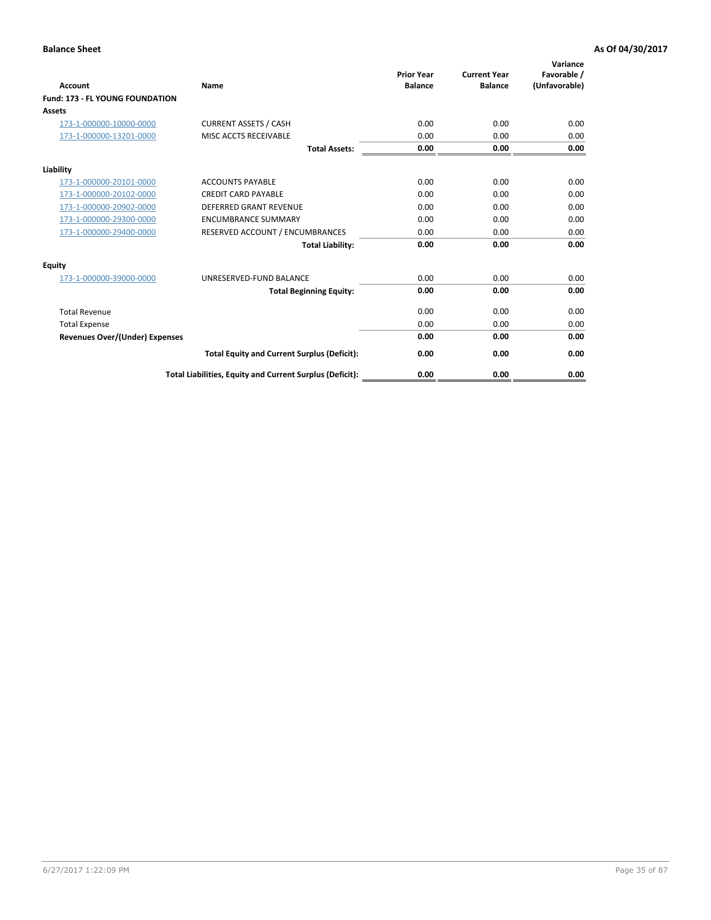**Balance Sheet** | **As Of 04/30/2017**

| Account | Name | Prior Year Balance | Current Year Balance | Variance Favorable / (Unfavorable) |
|---|---|---|---|---|
| **Fund: 173 - FL YOUNG FOUNDATION** | | | | |
| **Assets** | | | | |
| 173-1-000000-10000-0000 | CURRENT ASSETS / CASH | 0.00 | 0.00 | 0.00 |
| 173-1-000000-13201-0000 | MISC ACCTS RECEIVABLE | 0.00 | 0.00 | 0.00 |
| | **Total Assets:** | **0.00** | **0.00** | **0.00** |
| **Liability** | | | | |
| 173-1-000000-20101-0000 | ACCOUNTS PAYABLE | 0.00 | 0.00 | 0.00 |
| 173-1-000000-20102-0000 | CREDIT CARD PAYABLE | 0.00 | 0.00 | 0.00 |
| 173-1-000000-20902-0000 | DEFERRED GRANT REVENUE | 0.00 | 0.00 | 0.00 |
| 173-1-000000-29300-0000 | ENCUMBRANCE SUMMARY | 0.00 | 0.00 | 0.00 |
| 173-1-000000-29400-0000 | RESERVED ACCOUNT / ENCUMBRANCES | 0.00 | 0.00 | 0.00 |
| | **Total Liability:** | **0.00** | **0.00** | **0.00** |
| **Equity** | | | | |
| 173-1-000000-39000-0000 | UNRESERVED-FUND BALANCE | 0.00 | 0.00 | 0.00 |
| | **Total Beginning Equity:** | **0.00** | **0.00** | **0.00** |
| Total Revenue | | 0.00 | 0.00 | 0.00 |
| Total Expense | | 0.00 | 0.00 | 0.00 |
| **Revenues Over/(Under) Expenses** | | **0.00** | **0.00** | **0.00** |
| | **Total Equity and Current Surplus (Deficit):** | **0.00** | **0.00** | **0.00** |
| | **Total Liabilities, Equity and Current Surplus (Deficit):** | **0.00** | **0.00** | **0.00** |

6/27/2017 1:22:09 PM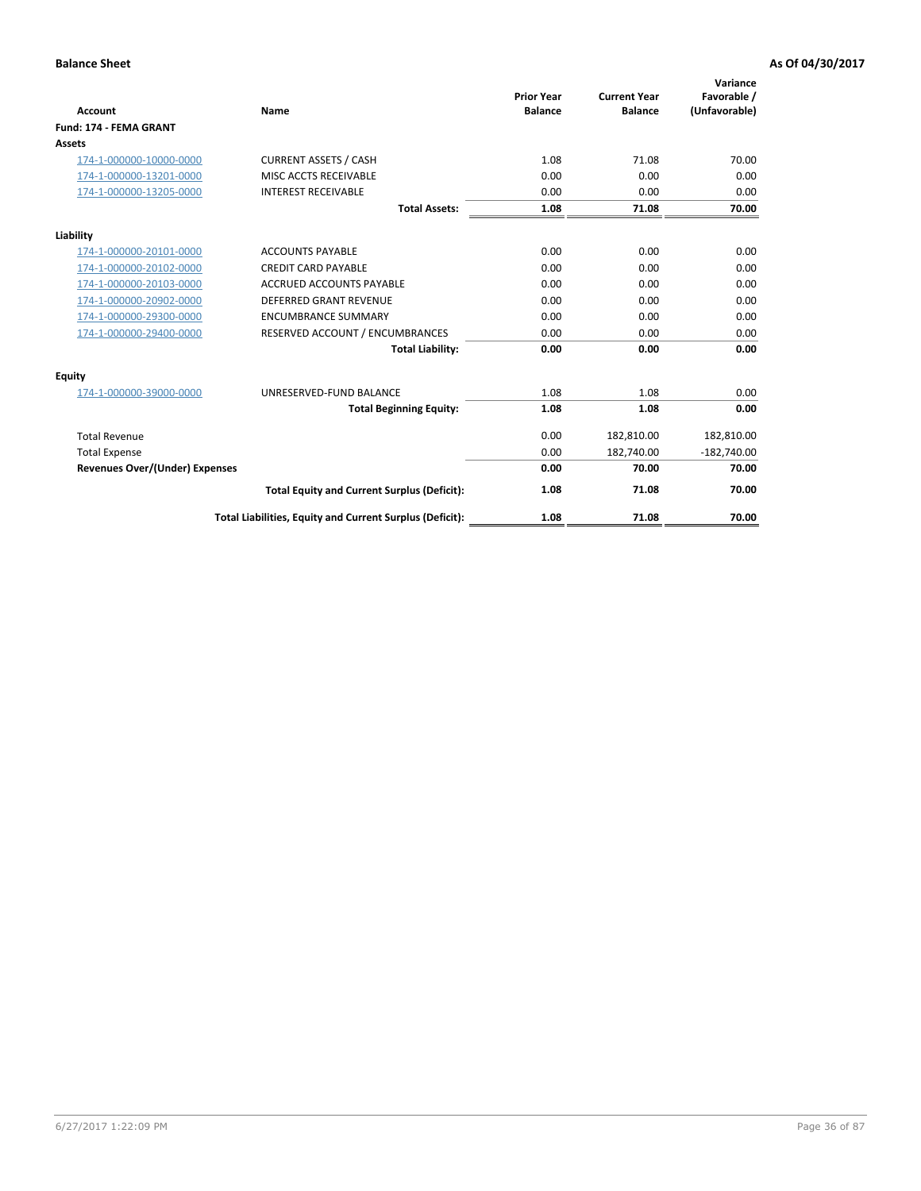**Balance Sheet** **As Of 04/30/2017**

| Account | Name | Prior Year Balance | Current Year Balance | Variance Favorable / (Unfavorable) |
|---|---|---|---|---|
| **Fund: 174 - FEMA GRANT** | | | | |
| **Assets** | | | | |
| 174-1-000000-10000-0000 | CURRENT ASSETS / CASH | 1.08 | 71.08 | 70.00 |
| 174-1-000000-13201-0000 | MISC ACCTS RECEIVABLE | 0.00 | 0.00 | 0.00 |
| 174-1-000000-13205-0000 | INTEREST RECEIVABLE | 0.00 | 0.00 | 0.00 |
| | **Total Assets:** | **1.08** | **71.08** | **70.00** |
| **Liability** | | | | |
| 174-1-000000-20101-0000 | ACCOUNTS PAYABLE | 0.00 | 0.00 | 0.00 |
| 174-1-000000-20102-0000 | CREDIT CARD PAYABLE | 0.00 | 0.00 | 0.00 |
| 174-1-000000-20103-0000 | ACCRUED ACCOUNTS PAYABLE | 0.00 | 0.00 | 0.00 |
| 174-1-000000-20902-0000 | DEFERRED GRANT REVENUE | 0.00 | 0.00 | 0.00 |
| 174-1-000000-29300-0000 | ENCUMBRANCE SUMMARY | 0.00 | 0.00 | 0.00 |
| 174-1-000000-29400-0000 | RESERVED ACCOUNT / ENCUMBRANCES | 0.00 | 0.00 | 0.00 |
| | **Total Liability:** | **0.00** | **0.00** | **0.00** |
| **Equity** | | | | |
| 174-1-000000-39000-0000 | UNRESERVED-FUND BALANCE | 1.08 | 1.08 | 0.00 |
| | **Total Beginning Equity:** | **1.08** | **1.08** | **0.00** |
| Total Revenue | | 0.00 | 182,810.00 | 182,810.00 |
| Total Expense | | 0.00 | 182,740.00 | -182,740.00 |
| **Revenues Over/(Under) Expenses** | | **0.00** | **70.00** | **70.00** |
| | **Total Equity and Current Surplus (Deficit):** | **1.08** | **71.08** | **70.00** |
| | **Total Liabilities, Equity and Current Surplus (Deficit):** | **1.08** | **71.08** | **70.00** |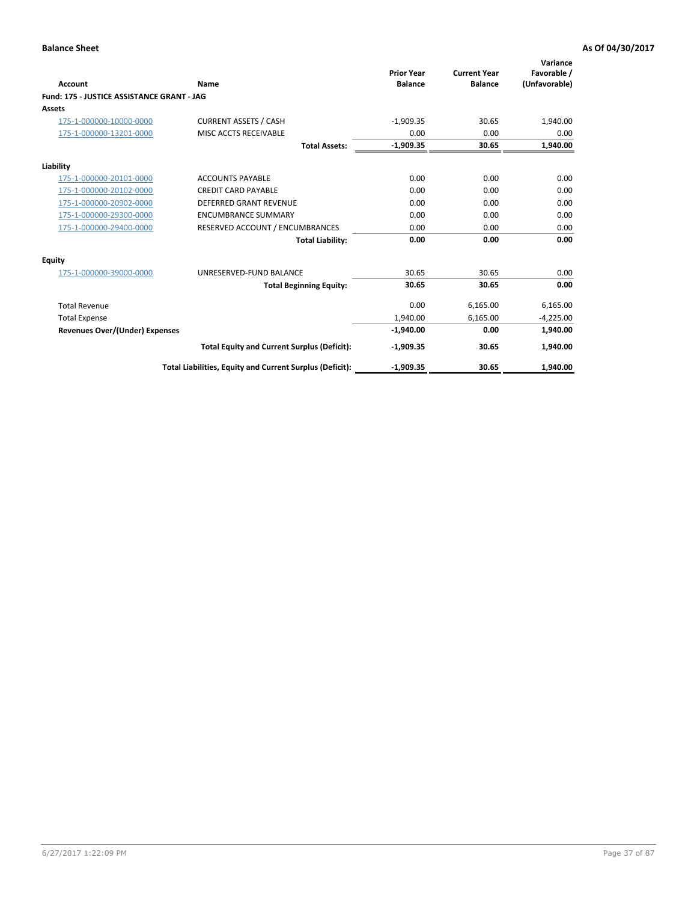**Balance Sheet** **As Of 04/30/2017**

| Account | Name | Prior Year Balance | Current Year Balance | Variance Favorable / (Unfavorable) |
|---|---|---|---|---|
| **Fund: 175 - JUSTICE ASSISTANCE GRANT - JAG** | | | | |
| **Assets** | | | | |
| 175-1-000000-10000-0000 | CURRENT ASSETS / CASH | -1,909.35 | 30.65 | 1,940.00 |
| 175-1-000000-13201-0000 | MISC ACCTS RECEIVABLE | 0.00 | 0.00 | 0.00 |
| | **Total Assets:** | **-1,909.35** | **30.65** | **1,940.00** |
| **Liability** | | | | |
| 175-1-000000-20101-0000 | ACCOUNTS PAYABLE | 0.00 | 0.00 | 0.00 |
| 175-1-000000-20102-0000 | CREDIT CARD PAYABLE | 0.00 | 0.00 | 0.00 |
| 175-1-000000-20902-0000 | DEFERRED GRANT REVENUE | 0.00 | 0.00 | 0.00 |
| 175-1-000000-29300-0000 | ENCUMBRANCE SUMMARY | 0.00 | 0.00 | 0.00 |
| 175-1-000000-29400-0000 | RESERVED ACCOUNT / ENCUMBRANCES | 0.00 | 0.00 | 0.00 |
| | **Total Liability:** | **0.00** | **0.00** | **0.00** |
| **Equity** | | | | |
| 175-1-000000-39000-0000 | UNRESERVED-FUND BALANCE | 30.65 | 30.65 | 0.00 |
| | **Total Beginning Equity:** | **30.65** | **30.65** | **0.00** |
| Total Revenue | | 0.00 | 6,165.00 | 6,165.00 |
| Total Expense | | 1,940.00 | 6,165.00 | -4,225.00 |
| **Revenues Over/(Under) Expenses** | | **-1,940.00** | **0.00** | **1,940.00** |
| | **Total Equity and Current Surplus (Deficit):** | **-1,909.35** | **30.65** | **1,940.00** |
| | **Total Liabilities, Equity and Current Surplus (Deficit):** | **-1,909.35** | **30.65** | **1,940.00** |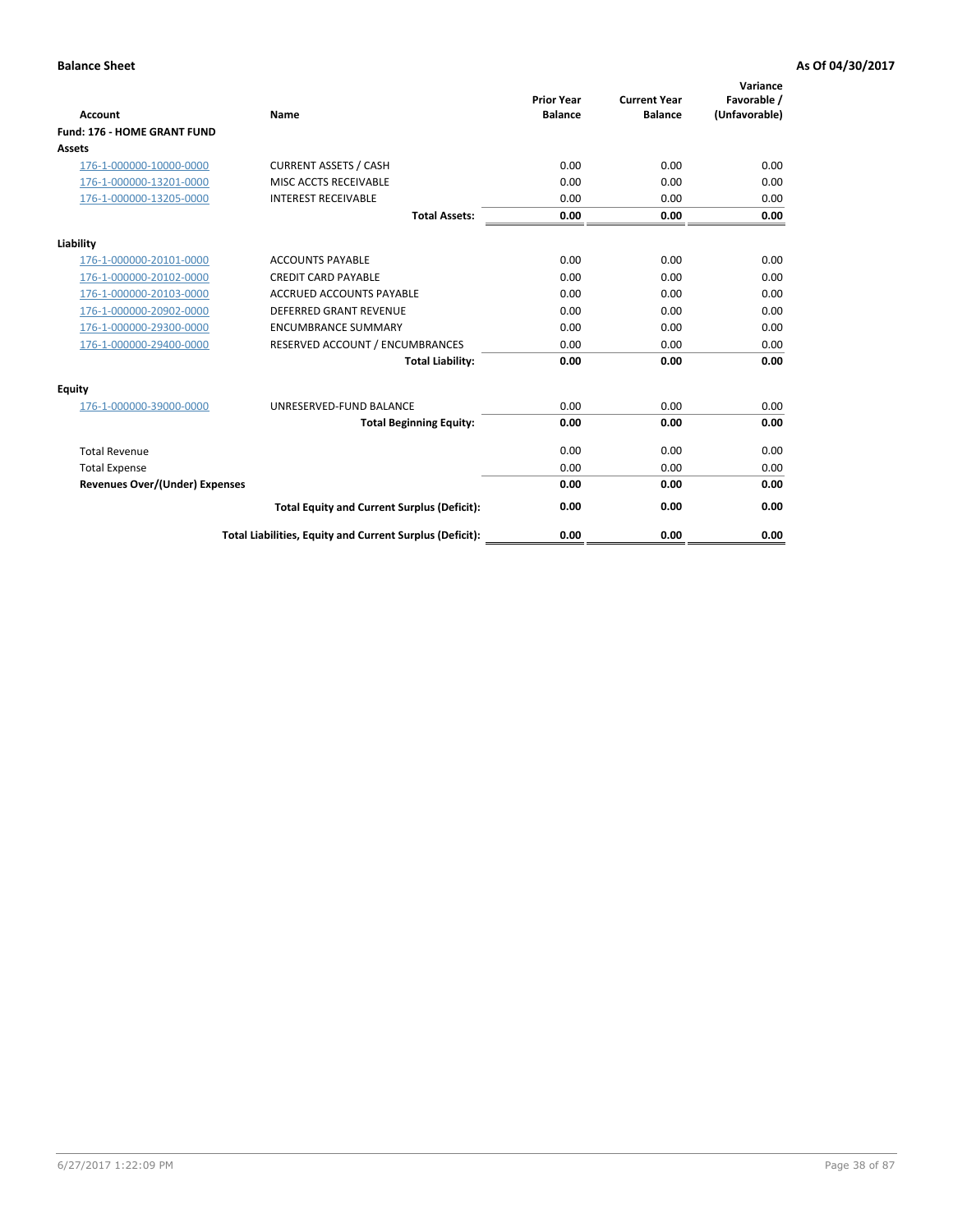**Balance Sheet** **As Of 04/30/2017**

| Account | Name | Prior Year Balance | Current Year Balance | Variance Favorable / (Unfavorable) |
|---|---|---|---|---|
| **Fund: 176 - HOME GRANT FUND** | | | | |
| **Assets** | | | | |
| 176-1-000000-10000-0000 | CURRENT ASSETS / CASH | 0.00 | 0.00 | 0.00 |
| 176-1-000000-13201-0000 | MISC ACCTS RECEIVABLE | 0.00 | 0.00 | 0.00 |
| 176-1-000000-13205-0000 | INTEREST RECEIVABLE | 0.00 | 0.00 | 0.00 |
| | **Total Assets:** | **0.00** | **0.00** | **0.00** |
| **Liability** | | | | |
| 176-1-000000-20101-0000 | ACCOUNTS PAYABLE | 0.00 | 0.00 | 0.00 |
| 176-1-000000-20102-0000 | CREDIT CARD PAYABLE | 0.00 | 0.00 | 0.00 |
| 176-1-000000-20103-0000 | ACCRUED ACCOUNTS PAYABLE | 0.00 | 0.00 | 0.00 |
| 176-1-000000-20902-0000 | DEFERRED GRANT REVENUE | 0.00 | 0.00 | 0.00 |
| 176-1-000000-29300-0000 | ENCUMBRANCE SUMMARY | 0.00 | 0.00 | 0.00 |
| 176-1-000000-29400-0000 | RESERVED ACCOUNT / ENCUMBRANCES | 0.00 | 0.00 | 0.00 |
| | **Total Liability:** | **0.00** | **0.00** | **0.00** |
| **Equity** | | | | |
| 176-1-000000-39000-0000 | UNRESERVED-FUND BALANCE | 0.00 | 0.00 | 0.00 |
| | **Total Beginning Equity:** | **0.00** | **0.00** | **0.00** |
| Total Revenue | | 0.00 | 0.00 | 0.00 |
| Total Expense | | 0.00 | 0.00 | 0.00 |
| **Revenues Over/(Under) Expenses** | | **0.00** | **0.00** | **0.00** |
| | **Total Equity and Current Surplus (Deficit):** | **0.00** | **0.00** | **0.00** |
| | **Total Liabilities, Equity and Current Surplus (Deficit):** | **0.00** | **0.00** | **0.00** |

6/27/2017 1:22:09 PM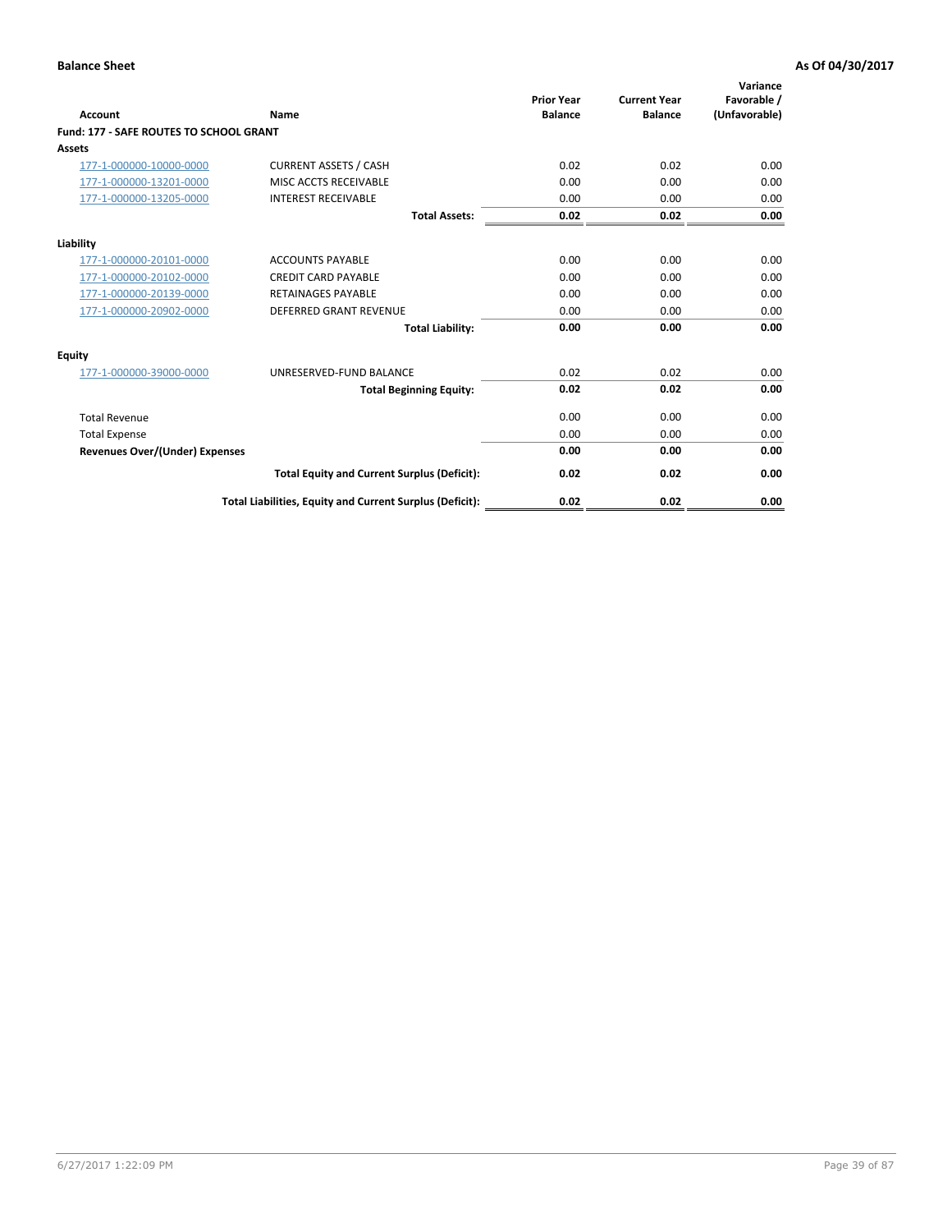**Balance Sheet** **As Of 04/30/2017**

| Account | Name | Prior Year Balance | Current Year Balance | Variance Favorable / (Unfavorable) |
|---|---|---|---|---|
| **Fund: 177 - SAFE ROUTES TO SCHOOL GRANT** | | | | |
| **Assets** | | | | |
| 177-1-000000-10000-0000 | CURRENT ASSETS / CASH | 0.02 | 0.02 | 0.00 |
| 177-1-000000-13201-0000 | MISC ACCTS RECEIVABLE | 0.00 | 0.00 | 0.00 |
| 177-1-000000-13205-0000 | INTEREST RECEIVABLE | 0.00 | 0.00 | 0.00 |
| | **Total Assets:** | **0.02** | **0.02** | **0.00** |
| **Liability** | | | | |
| 177-1-000000-20101-0000 | ACCOUNTS PAYABLE | 0.00 | 0.00 | 0.00 |
| 177-1-000000-20102-0000 | CREDIT CARD PAYABLE | 0.00 | 0.00 | 0.00 |
| 177-1-000000-20139-0000 | RETAINAGES PAYABLE | 0.00 | 0.00 | 0.00 |
| 177-1-000000-20902-0000 | DEFERRED GRANT REVENUE | 0.00 | 0.00 | 0.00 |
| | **Total Liability:** | **0.00** | **0.00** | **0.00** |
| **Equity** | | | | |
| 177-1-000000-39000-0000 | UNRESERVED-FUND BALANCE | 0.02 | 0.02 | 0.00 |
| | **Total Beginning Equity:** | **0.02** | **0.02** | **0.00** |
| Total Revenue | | 0.00 | 0.00 | 0.00 |
| Total Expense | | 0.00 | 0.00 | 0.00 |
| **Revenues Over/(Under) Expenses** | | **0.00** | **0.00** | **0.00** |
| | **Total Equity and Current Surplus (Deficit):** | **0.02** | **0.02** | **0.00** |
| | **Total Liabilities, Equity and Current Surplus (Deficit):** | **0.02** | **0.02** | **0.00** |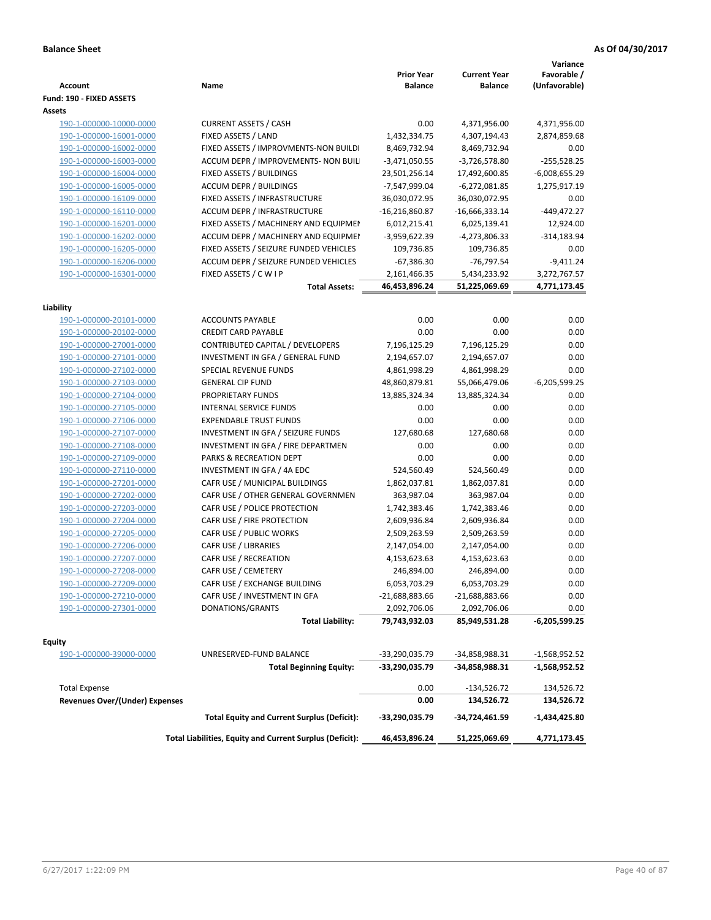**Balance Sheet** **As Of 04/30/2017**

| Account | Name | Prior Year Balance | Current Year Balance | Variance Favorable / (Unfavorable) |
|---|---|---|---|---|
| **Fund: 190 - FIXED ASSETS** | | | | |
| **Assets** | | | | |
| 190-1-000000-10000-0000 | CURRENT ASSETS / CASH | 0.00 | 4,371,956.00 | 4,371,956.00 |
| 190-1-000000-16001-0000 | FIXED ASSETS / LAND | 1,432,334.75 | 4,307,194.43 | 2,874,859.68 |
| 190-1-000000-16002-0000 | FIXED ASSETS / IMPROVMENTS-NON BUILDI | 8,469,732.94 | 8,469,732.94 | 0.00 |
| 190-1-000000-16003-0000 | ACCUM DEPR / IMPROVEMENTS- NON BUIL | -3,471,050.55 | -3,726,578.80 | -255,528.25 |
| 190-1-000000-16004-0000 | FIXED ASSETS / BUILDINGS | 23,501,256.14 | 17,492,600.85 | -6,008,655.29 |
| 190-1-000000-16005-0000 | ACCUM DEPR / BUILDINGS | -7,547,999.04 | -6,272,081.85 | 1,275,917.19 |
| 190-1-000000-16109-0000 | FIXED ASSETS / INFRASTRUCTURE | 36,030,072.95 | 36,030,072.95 | 0.00 |
| 190-1-000000-16110-0000 | ACCUM DEPR / INFRASTRUCTURE | -16,216,860.87 | -16,666,333.14 | -449,472.27 |
| 190-1-000000-16201-0000 | FIXED ASSETS / MACHINERY AND EQUIPMEN | 6,012,215.41 | 6,025,139.41 | 12,924.00 |
| 190-1-000000-16202-0000 | ACCUM DEPR / MACHINERY AND EQUIPMEI | -3,959,622.39 | -4,273,806.33 | -314,183.94 |
| 190-1-000000-16205-0000 | FIXED ASSETS / SEIZURE FUNDED VEHICLES | 109,736.85 | 109,736.85 | 0.00 |
| 190-1-000000-16206-0000 | ACCUM DEPR / SEIZURE FUNDED VEHICLES | -67,386.30 | -76,797.54 | -9,411.24 |
| 190-1-000000-16301-0000 | FIXED ASSETS / C W I P | 2,161,466.35 | 5,434,233.92 | 3,272,767.57 |
| | **Total Assets:** | **46,453,896.24** | **51,225,069.69** | **4,771,173.45** |
| **Liability** | | | | |
| 190-1-000000-20101-0000 | ACCOUNTS PAYABLE | 0.00 | 0.00 | 0.00 |
| 190-1-000000-20102-0000 | CREDIT CARD PAYABLE | 0.00 | 0.00 | 0.00 |
| 190-1-000000-27001-0000 | CONTRIBUTED CAPITAL / DEVELOPERS | 7,196,125.29 | 7,196,125.29 | 0.00 |
| 190-1-000000-27101-0000 | INVESTMENT IN GFA / GENERAL FUND | 2,194,657.07 | 2,194,657.07 | 0.00 |
| 190-1-000000-27102-0000 | SPECIAL REVENUE FUNDS | 4,861,998.29 | 4,861,998.29 | 0.00 |
| 190-1-000000-27103-0000 | GENERAL CIP FUND | 48,860,879.81 | 55,066,479.06 | -6,205,599.25 |
| 190-1-000000-27104-0000 | PROPRIETARY FUNDS | 13,885,324.34 | 13,885,324.34 | 0.00 |
| 190-1-000000-27105-0000 | INTERNAL SERVICE FUNDS | 0.00 | 0.00 | 0.00 |
| 190-1-000000-27106-0000 | EXPENDABLE TRUST FUNDS | 0.00 | 0.00 | 0.00 |
| 190-1-000000-27107-0000 | INVESTMENT IN GFA / SEIZURE FUNDS | 127,680.68 | 127,680.68 | 0.00 |
| 190-1-000000-27108-0000 | INVESTMENT IN GFA / FIRE DEPARTMEN | 0.00 | 0.00 | 0.00 |
| 190-1-000000-27109-0000 | PARKS & RECREATION DEPT | 0.00 | 0.00 | 0.00 |
| 190-1-000000-27110-0000 | INVESTMENT IN GFA / 4A EDC | 524,560.49 | 524,560.49 | 0.00 |
| 190-1-000000-27201-0000 | CAFR USE / MUNICIPAL BUILDINGS | 1,862,037.81 | 1,862,037.81 | 0.00 |
| 190-1-000000-27202-0000 | CAFR USE / OTHER GENERAL GOVERNMEN | 363,987.04 | 363,987.04 | 0.00 |
| 190-1-000000-27203-0000 | CAFR USE / POLICE PROTECTION | 1,742,383.46 | 1,742,383.46 | 0.00 |
| 190-1-000000-27204-0000 | CAFR USE / FIRE PROTECTION | 2,609,936.84 | 2,609,936.84 | 0.00 |
| 190-1-000000-27205-0000 | CAFR USE / PUBLIC WORKS | 2,509,263.59 | 2,509,263.59 | 0.00 |
| 190-1-000000-27206-0000 | CAFR USE / LIBRARIES | 2,147,054.00 | 2,147,054.00 | 0.00 |
| 190-1-000000-27207-0000 | CAFR USE / RECREATION | 4,153,623.63 | 4,153,623.63 | 0.00 |
| 190-1-000000-27208-0000 | CAFR USE / CEMETERY | 246,894.00 | 246,894.00 | 0.00 |
| 190-1-000000-27209-0000 | CAFR USE / EXCHANGE BUILDING | 6,053,703.29 | 6,053,703.29 | 0.00 |
| 190-1-000000-27210-0000 | CAFR USE / INVESTMENT IN GFA | -21,688,883.66 | -21,688,883.66 | 0.00 |
| 190-1-000000-27301-0000 | DONATIONS/GRANTS | 2,092,706.06 | 2,092,706.06 | 0.00 |
| | **Total Liability:** | **79,743,932.03** | **85,949,531.28** | **-6,205,599.25** |
| **Equity** | | | | |
| 190-1-000000-39000-0000 | UNRESERVED-FUND BALANCE | -33,290,035.79 | -34,858,988.31 | -1,568,952.52 |
| | **Total Beginning Equity:** | **-33,290,035.79** | **-34,858,988.31** | **-1,568,952.52** |
| Total Expense | | 0.00 | -134,526.72 | 134,526.72 |
| **Revenues Over/(Under) Expenses** | | **0.00** | **134,526.72** | **134,526.72** |
| | **Total Equity and Current Surplus (Deficit):** | **-33,290,035.79** | **-34,724,461.59** | **-1,434,425.80** |
| | **Total Liabilities, Equity and Current Surplus (Deficit):** | **46,453,896.24** | **51,225,069.69** | **4,771,173.45** |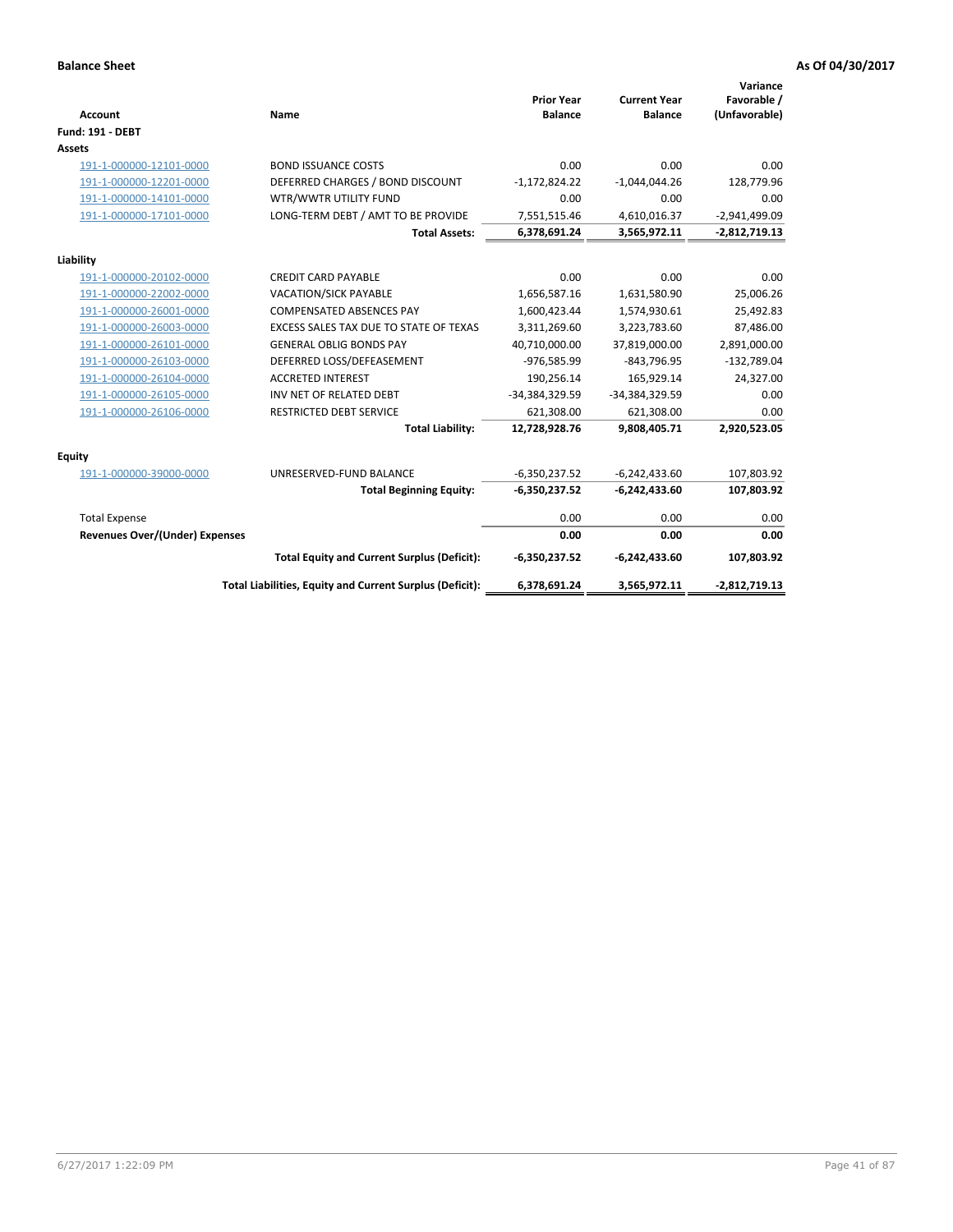**Balance Sheet** **As Of 04/30/2017**

| Account | Name | Prior Year Balance | Current Year Balance | Variance Favorable / (Unfavorable) |
|---|---|---|---|---|
| **Fund: 191 - DEBT** | | | | |
| **Assets** | | | | |
| 191-1-000000-12101-0000 | BOND ISSUANCE COSTS | 0.00 | 0.00 | 0.00 |
| 191-1-000000-12201-0000 | DEFERRED CHARGES / BOND DISCOUNT | -1,172,824.22 | -1,044,044.26 | 128,779.96 |
| 191-1-000000-14101-0000 | WTR/WWTR UTILITY FUND | 0.00 | 0.00 | 0.00 |
| 191-1-000000-17101-0000 | LONG-TERM DEBT / AMT TO BE PROVIDE | 7,551,515.46 | 4,610,016.37 | -2,941,499.09 |
| | **Total Assets:** | **6,378,691.24** | **3,565,972.11** | **-2,812,719.13** |
| **Liability** | | | | |
| 191-1-000000-20102-0000 | CREDIT CARD PAYABLE | 0.00 | 0.00 | 0.00 |
| 191-1-000000-22002-0000 | VACATION/SICK PAYABLE | 1,656,587.16 | 1,631,580.90 | 25,006.26 |
| 191-1-000000-26001-0000 | COMPENSATED ABSENCES PAY | 1,600,423.44 | 1,574,930.61 | 25,492.83 |
| 191-1-000000-26003-0000 | EXCESS SALES TAX DUE TO STATE OF TEXAS | 3,311,269.60 | 3,223,783.60 | 87,486.00 |
| 191-1-000000-26101-0000 | GENERAL OBLIG BONDS PAY | 40,710,000.00 | 37,819,000.00 | 2,891,000.00 |
| 191-1-000000-26103-0000 | DEFERRED LOSS/DEFEASEMENT | -976,585.99 | -843,796.95 | -132,789.04 |
| 191-1-000000-26104-0000 | ACCRETED INTEREST | 190,256.14 | 165,929.14 | 24,327.00 |
| 191-1-000000-26105-0000 | INV NET OF RELATED DEBT | -34,384,329.59 | -34,384,329.59 | 0.00 |
| 191-1-000000-26106-0000 | RESTRICTED DEBT SERVICE | 621,308.00 | 621,308.00 | 0.00 |
| | **Total Liability:** | **12,728,928.76** | **9,808,405.71** | **2,920,523.05** |
| **Equity** | | | | |
| 191-1-000000-39000-0000 | UNRESERVED-FUND BALANCE | -6,350,237.52 | -6,242,433.60 | 107,803.92 |
| | **Total Beginning Equity:** | **-6,350,237.52** | **-6,242,433.60** | **107,803.92** |
| Total Expense | | 0.00 | 0.00 | 0.00 |
| **Revenues Over/(Under) Expenses** | | **0.00** | **0.00** | **0.00** |
| | **Total Equity and Current Surplus (Deficit):** | **-6,350,237.52** | **-6,242,433.60** | **107,803.92** |
| | **Total Liabilities, Equity and Current Surplus (Deficit):** | **6,378,691.24** | **3,565,972.11** | **-2,812,719.13** |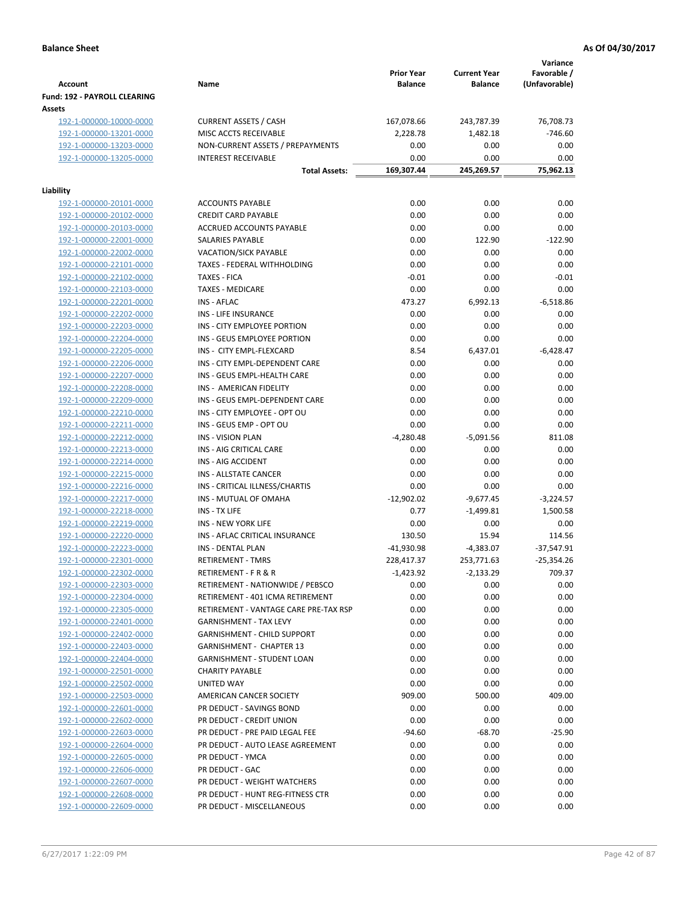**Balance Sheet** — As Of 04/30/2017

| Account | Name | Prior Year Balance | Current Year Balance | Variance Favorable / (Unfavorable) |
|---|---|---|---|---|
| **Fund: 192 - PAYROLL CLEARING** | | | | |
| **Assets** | | | | |
| 192-1-000000-10000-0000 | CURRENT ASSETS / CASH | 167,078.66 | 243,787.39 | 76,708.73 |
| 192-1-000000-13201-0000 | MISC ACCTS RECEIVABLE | 2,228.78 | 1,482.18 | -746.60 |
| 192-1-000000-13203-0000 | NON-CURRENT ASSETS / PREPAYMENTS | 0.00 | 0.00 | 0.00 |
| 192-1-000000-13205-0000 | INTEREST RECEIVABLE | 0.00 | 0.00 | 0.00 |
| | **Total Assets:** | **169,307.44** | **245,269.57** | **75,962.13** |
| **Liability** | | | | |
| 192-1-000000-20101-0000 | ACCOUNTS PAYABLE | 0.00 | 0.00 | 0.00 |
| 192-1-000000-20102-0000 | CREDIT CARD PAYABLE | 0.00 | 0.00 | 0.00 |
| 192-1-000000-20103-0000 | ACCRUED ACCOUNTS PAYABLE | 0.00 | 0.00 | 0.00 |
| 192-1-000000-22001-0000 | SALARIES PAYABLE | 0.00 | 122.90 | -122.90 |
| 192-1-000000-22002-0000 | VACATION/SICK PAYABLE | 0.00 | 0.00 | 0.00 |
| 192-1-000000-22101-0000 | TAXES - FEDERAL WITHHOLDING | 0.00 | 0.00 | 0.00 |
| 192-1-000000-22102-0000 | TAXES - FICA | -0.01 | 0.00 | -0.01 |
| 192-1-000000-22103-0000 | TAXES - MEDICARE | 0.00 | 0.00 | 0.00 |
| 192-1-000000-22201-0000 | INS - AFLAC | 473.27 | 6,992.13 | -6,518.86 |
| 192-1-000000-22202-0000 | INS - LIFE INSURANCE | 0.00 | 0.00 | 0.00 |
| 192-1-000000-22203-0000 | INS - CITY EMPLOYEE PORTION | 0.00 | 0.00 | 0.00 |
| 192-1-000000-22204-0000 | INS - GEUS EMPLOYEE PORTION | 0.00 | 0.00 | 0.00 |
| 192-1-000000-22205-0000 | INS - CITY EMPL-FLEXCARD | 8.54 | 6,437.01 | -6,428.47 |
| 192-1-000000-22206-0000 | INS - CITY EMPL-DEPENDENT CARE | 0.00 | 0.00 | 0.00 |
| 192-1-000000-22207-0000 | INS - GEUS EMPL-HEALTH CARE | 0.00 | 0.00 | 0.00 |
| 192-1-000000-22208-0000 | INS - AMERICAN FIDELITY | 0.00 | 0.00 | 0.00 |
| 192-1-000000-22209-0000 | INS - GEUS EMPL-DEPENDENT CARE | 0.00 | 0.00 | 0.00 |
| 192-1-000000-22210-0000 | INS - CITY EMPLOYEE - OPT OU | 0.00 | 0.00 | 0.00 |
| 192-1-000000-22211-0000 | INS - GEUS EMP - OPT OU | 0.00 | 0.00 | 0.00 |
| 192-1-000000-22212-0000 | INS - VISION PLAN | -4,280.48 | -5,091.56 | 811.08 |
| 192-1-000000-22213-0000 | INS - AIG CRITICAL CARE | 0.00 | 0.00 | 0.00 |
| 192-1-000000-22214-0000 | INS - AIG ACCIDENT | 0.00 | 0.00 | 0.00 |
| 192-1-000000-22215-0000 | INS - ALLSTATE CANCER | 0.00 | 0.00 | 0.00 |
| 192-1-000000-22216-0000 | INS - CRITICAL ILLNESS/CHARTIS | 0.00 | 0.00 | 0.00 |
| 192-1-000000-22217-0000 | INS - MUTUAL OF OMAHA | -12,902.02 | -9,677.45 | -3,224.57 |
| 192-1-000000-22218-0000 | INS - TX LIFE | 0.77 | -1,499.81 | 1,500.58 |
| 192-1-000000-22219-0000 | INS - NEW YORK LIFE | 0.00 | 0.00 | 0.00 |
| 192-1-000000-22220-0000 | INS - AFLAC CRITICAL INSURANCE | 130.50 | 15.94 | 114.56 |
| 192-1-000000-22223-0000 | INS - DENTAL PLAN | -41,930.98 | -4,383.07 | -37,547.91 |
| 192-1-000000-22301-0000 | RETIREMENT - TMRS | 228,417.37 | 253,771.63 | -25,354.26 |
| 192-1-000000-22302-0000 | RETIREMENT - F R & R | -1,423.92 | -2,133.29 | 709.37 |
| 192-1-000000-22303-0000 | RETIREMENT - NATIONWIDE / PEBSCO | 0.00 | 0.00 | 0.00 |
| 192-1-000000-22304-0000 | RETIREMENT - 401 ICMA RETIREMENT | 0.00 | 0.00 | 0.00 |
| 192-1-000000-22305-0000 | RETIREMENT - VANTAGE CARE PRE-TAX RSP | 0.00 | 0.00 | 0.00 |
| 192-1-000000-22401-0000 | GARNISHMENT - TAX LEVY | 0.00 | 0.00 | 0.00 |
| 192-1-000000-22402-0000 | GARNISHMENT - CHILD SUPPORT | 0.00 | 0.00 | 0.00 |
| 192-1-000000-22403-0000 | GARNISHMENT - CHAPTER 13 | 0.00 | 0.00 | 0.00 |
| 192-1-000000-22404-0000 | GARNISHMENT - STUDENT LOAN | 0.00 | 0.00 | 0.00 |
| 192-1-000000-22501-0000 | CHARITY PAYABLE | 0.00 | 0.00 | 0.00 |
| 192-1-000000-22502-0000 | UNITED WAY | 0.00 | 0.00 | 0.00 |
| 192-1-000000-22503-0000 | AMERICAN CANCER SOCIETY | 909.00 | 500.00 | 409.00 |
| 192-1-000000-22601-0000 | PR DEDUCT - SAVINGS BOND | 0.00 | 0.00 | 0.00 |
| 192-1-000000-22602-0000 | PR DEDUCT - CREDIT UNION | 0.00 | 0.00 | 0.00 |
| 192-1-000000-22603-0000 | PR DEDUCT - PRE PAID LEGAL FEE | -94.60 | -68.70 | -25.90 |
| 192-1-000000-22604-0000 | PR DEDUCT - AUTO LEASE AGREEMENT | 0.00 | 0.00 | 0.00 |
| 192-1-000000-22605-0000 | PR DEDUCT - YMCA | 0.00 | 0.00 | 0.00 |
| 192-1-000000-22606-0000 | PR DEDUCT - GAC | 0.00 | 0.00 | 0.00 |
| 192-1-000000-22607-0000 | PR DEDUCT - WEIGHT WATCHERS | 0.00 | 0.00 | 0.00 |
| 192-1-000000-22608-0000 | PR DEDUCT - HUNT REG-FITNESS CTR | 0.00 | 0.00 | 0.00 |
| 192-1-000000-22609-0000 | PR DEDUCT - MISCELLANEOUS | 0.00 | 0.00 | 0.00 |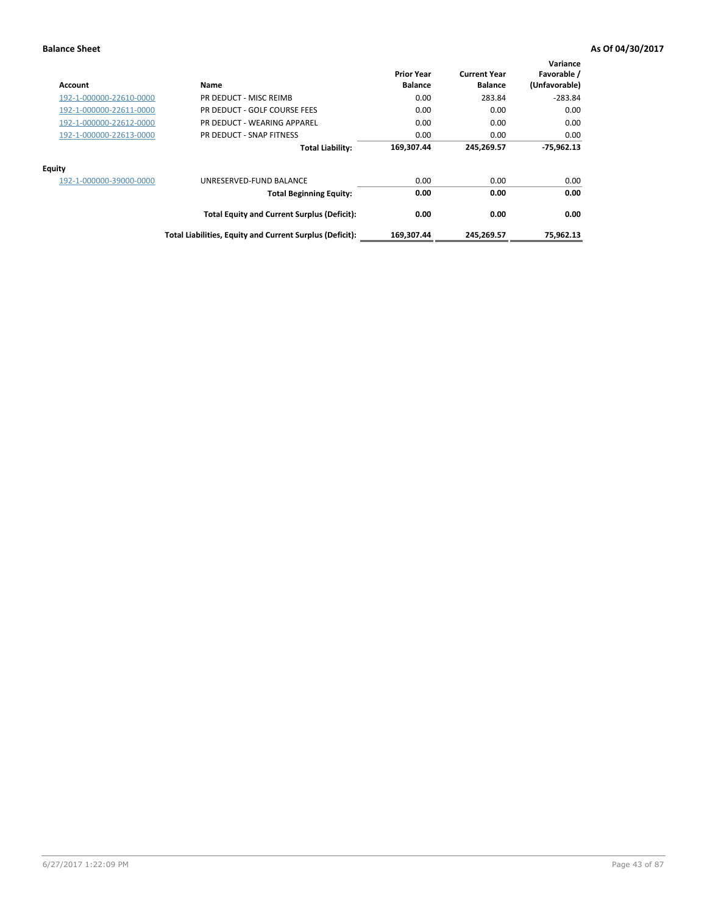**Balance Sheet** **As Of 04/30/2017**

| Account | Name | Prior Year Balance | Current Year Balance | Variance Favorable / (Unfavorable) |
|---|---|---|---|---|
| 192-1-000000-22610-0000 | PR DEDUCT - MISC REIMB | 0.00 | 283.84 | -283.84 |
| 192-1-000000-22611-0000 | PR DEDUCT - GOLF COURSE FEES | 0.00 | 0.00 | 0.00 |
| 192-1-000000-22612-0000 | PR DEDUCT - WEARING APPAREL | 0.00 | 0.00 | 0.00 |
| 192-1-000000-22613-0000 | PR DEDUCT - SNAP FITNESS | 0.00 | 0.00 | 0.00 |
| | **Total Liability:** | **169,307.44** | **245,269.57** | **-75,962.13** |
| **Equity** | | | | |
| 192-1-000000-39000-0000 | UNRESERVED-FUND BALANCE | 0.00 | 0.00 | 0.00 |
| | **Total Beginning Equity:** | **0.00** | **0.00** | **0.00** |
| | **Total Equity and Current Surplus (Deficit):** | **0.00** | **0.00** | **0.00** |
| | **Total Liabilities, Equity and Current Surplus (Deficit):** | **169,307.44** | **245,269.57** | **75,962.13** |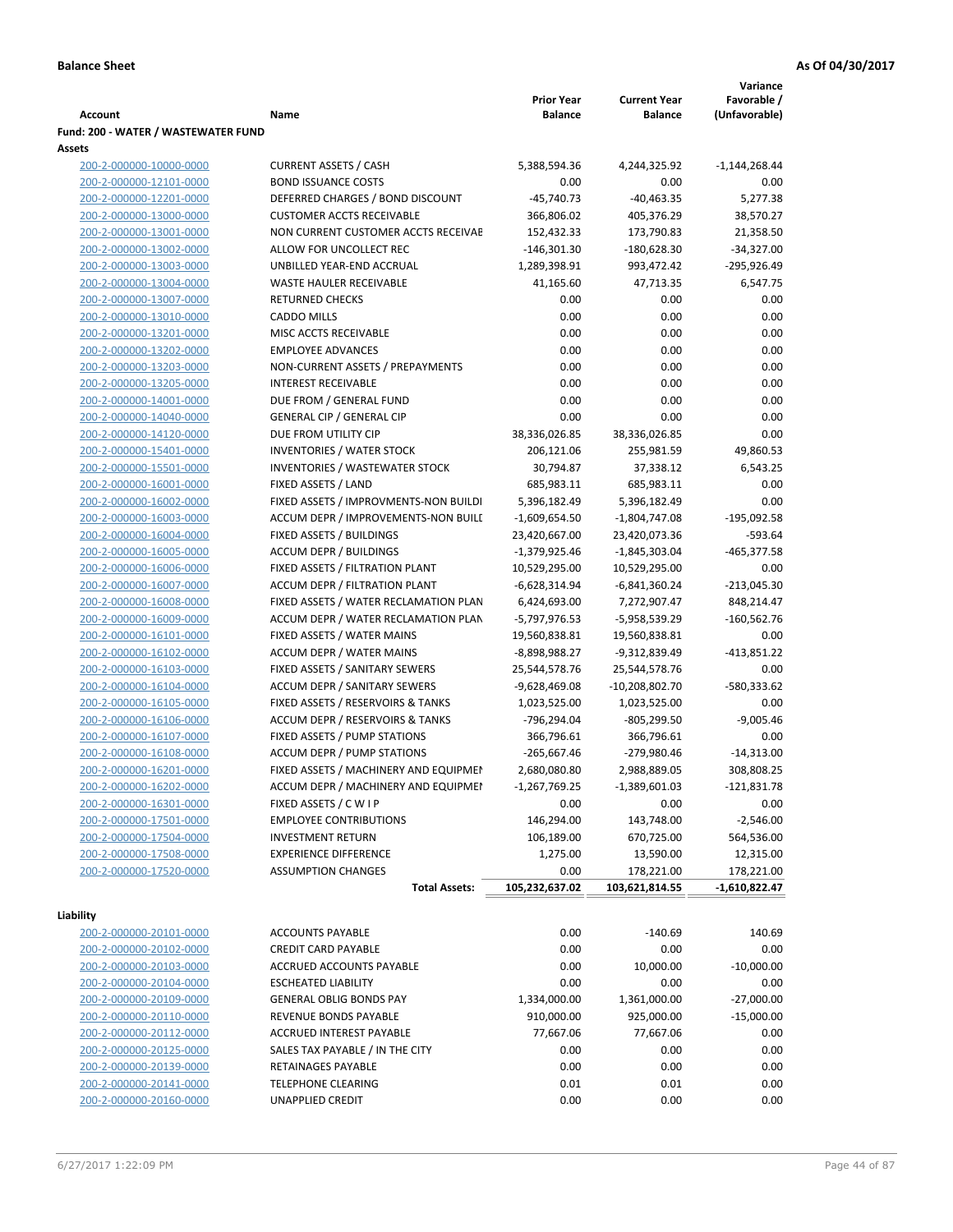**Balance Sheet** **As Of 04/30/2017**

| Account | Name | Prior Year Balance | Current Year Balance | Variance Favorable / (Unfavorable) |
|---|---|---|---|---|
| **Fund: 200 - WATER / WASTEWATER FUND** | | | | |
| **Assets** | | | | |
| 200-2-000000-10000-0000 | CURRENT ASSETS / CASH | 5,388,594.36 | 4,244,325.92 | -1,144,268.44 |
| 200-2-000000-12101-0000 | BOND ISSUANCE COSTS | 0.00 | 0.00 | 0.00 |
| 200-2-000000-12201-0000 | DEFERRED CHARGES / BOND DISCOUNT | -45,740.73 | -40,463.35 | 5,277.38 |
| 200-2-000000-13000-0000 | CUSTOMER ACCTS RECEIVABLE | 366,806.02 | 405,376.29 | 38,570.27 |
| 200-2-000000-13001-0000 | NON CURRENT CUSTOMER ACCTS RECEIVAE | 152,432.33 | 173,790.83 | 21,358.50 |
| 200-2-000000-13002-0000 | ALLOW FOR UNCOLLECT REC | -146,301.30 | -180,628.30 | -34,327.00 |
| 200-2-000000-13003-0000 | UNBILLED YEAR-END ACCRUAL | 1,289,398.91 | 993,472.42 | -295,926.49 |
| 200-2-000000-13004-0000 | WASTE HAULER RECEIVABLE | 41,165.60 | 47,713.35 | 6,547.75 |
| 200-2-000000-13007-0000 | RETURNED CHECKS | 0.00 | 0.00 | 0.00 |
| 200-2-000000-13010-0000 | CADDO MILLS | 0.00 | 0.00 | 0.00 |
| 200-2-000000-13201-0000 | MISC ACCTS RECEIVABLE | 0.00 | 0.00 | 0.00 |
| 200-2-000000-13202-0000 | EMPLOYEE ADVANCES | 0.00 | 0.00 | 0.00 |
| 200-2-000000-13203-0000 | NON-CURRENT ASSETS / PREPAYMENTS | 0.00 | 0.00 | 0.00 |
| 200-2-000000-13205-0000 | INTEREST RECEIVABLE | 0.00 | 0.00 | 0.00 |
| 200-2-000000-14001-0000 | DUE FROM / GENERAL FUND | 0.00 | 0.00 | 0.00 |
| 200-2-000000-14040-0000 | GENERAL CIP / GENERAL CIP | 0.00 | 0.00 | 0.00 |
| 200-2-000000-14120-0000 | DUE FROM UTILITY CIP | 38,336,026.85 | 38,336,026.85 | 0.00 |
| 200-2-000000-15401-0000 | INVENTORIES / WATER STOCK | 206,121.06 | 255,981.59 | 49,860.53 |
| 200-2-000000-15501-0000 | INVENTORIES / WASTEWATER STOCK | 30,794.87 | 37,338.12 | 6,543.25 |
| 200-2-000000-16001-0000 | FIXED ASSETS / LAND | 685,983.11 | 685,983.11 | 0.00 |
| 200-2-000000-16002-0000 | FIXED ASSETS / IMPROVMENTS-NON BUILDI | 5,396,182.49 | 5,396,182.49 | 0.00 |
| 200-2-000000-16003-0000 | ACCUM DEPR / IMPROVEMENTS-NON BUILI | -1,609,654.50 | -1,804,747.08 | -195,092.58 |
| 200-2-000000-16004-0000 | FIXED ASSETS / BUILDINGS | 23,420,667.00 | 23,420,073.36 | -593.64 |
| 200-2-000000-16005-0000 | ACCUM DEPR / BUILDINGS | -1,379,925.46 | -1,845,303.04 | -465,377.58 |
| 200-2-000000-16006-0000 | FIXED ASSETS / FILTRATION PLANT | 10,529,295.00 | 10,529,295.00 | 0.00 |
| 200-2-000000-16007-0000 | ACCUM DEPR / FILTRATION PLANT | -6,628,314.94 | -6,841,360.24 | -213,045.30 |
| 200-2-000000-16008-0000 | FIXED ASSETS / WATER RECLAMATION PLAN | 6,424,693.00 | 7,272,907.47 | 848,214.47 |
| 200-2-000000-16009-0000 | ACCUM DEPR / WATER RECLAMATION PLAN | -5,797,976.53 | -5,958,539.29 | -160,562.76 |
| 200-2-000000-16101-0000 | FIXED ASSETS / WATER MAINS | 19,560,838.81 | 19,560,838.81 | 0.00 |
| 200-2-000000-16102-0000 | ACCUM DEPR / WATER MAINS | -8,898,988.27 | -9,312,839.49 | -413,851.22 |
| 200-2-000000-16103-0000 | FIXED ASSETS / SANITARY SEWERS | 25,544,578.76 | 25,544,578.76 | 0.00 |
| 200-2-000000-16104-0000 | ACCUM DEPR / SANITARY SEWERS | -9,628,469.08 | -10,208,802.70 | -580,333.62 |
| 200-2-000000-16105-0000 | FIXED ASSETS / RESERVOIRS & TANKS | 1,023,525.00 | 1,023,525.00 | 0.00 |
| 200-2-000000-16106-0000 | ACCUM DEPR / RESERVOIRS & TANKS | -796,294.04 | -805,299.50 | -9,005.46 |
| 200-2-000000-16107-0000 | FIXED ASSETS / PUMP STATIONS | 366,796.61 | 366,796.61 | 0.00 |
| 200-2-000000-16108-0000 | ACCUM DEPR / PUMP STATIONS | -265,667.46 | -279,980.46 | -14,313.00 |
| 200-2-000000-16201-0000 | FIXED ASSETS / MACHINERY AND EQUIPMEI | 2,680,080.80 | 2,988,889.05 | 308,808.25 |
| 200-2-000000-16202-0000 | ACCUM DEPR / MACHINERY AND EQUIPMEI | -1,267,769.25 | -1,389,601.03 | -121,831.78 |
| 200-2-000000-16301-0000 | FIXED ASSETS / C W I P | 0.00 | 0.00 | 0.00 |
| 200-2-000000-17501-0000 | EMPLOYEE CONTRIBUTIONS | 146,294.00 | 143,748.00 | -2,546.00 |
| 200-2-000000-17504-0000 | INVESTMENT RETURN | 106,189.00 | 670,725.00 | 564,536.00 |
| 200-2-000000-17508-0000 | EXPERIENCE DIFFERENCE | 1,275.00 | 13,590.00 | 12,315.00 |
| 200-2-000000-17520-0000 | ASSUMPTION CHANGES | 0.00 | 178,221.00 | 178,221.00 |
| | **Total Assets:** | **105,232,637.02** | **103,621,814.55** | **-1,610,822.47** |
| **Liability** | | | | |
| 200-2-000000-20101-0000 | ACCOUNTS PAYABLE | 0.00 | -140.69 | 140.69 |
| 200-2-000000-20102-0000 | CREDIT CARD PAYABLE | 0.00 | 0.00 | 0.00 |
| 200-2-000000-20103-0000 | ACCRUED ACCOUNTS PAYABLE | 0.00 | 10,000.00 | -10,000.00 |
| 200-2-000000-20104-0000 | ESCHEATED LIABILITY | 0.00 | 0.00 | 0.00 |
| 200-2-000000-20109-0000 | GENERAL OBLIG BONDS PAY | 1,334,000.00 | 1,361,000.00 | -27,000.00 |
| 200-2-000000-20110-0000 | REVENUE BONDS PAYABLE | 910,000.00 | 925,000.00 | -15,000.00 |
| 200-2-000000-20112-0000 | ACCRUED INTEREST PAYABLE | 77,667.06 | 77,667.06 | 0.00 |
| 200-2-000000-20125-0000 | SALES TAX PAYABLE / IN THE CITY | 0.00 | 0.00 | 0.00 |
| 200-2-000000-20139-0000 | RETAINAGES PAYABLE | 0.00 | 0.00 | 0.00 |
| 200-2-000000-20141-0000 | TELEPHONE CLEARING | 0.01 | 0.01 | 0.00 |
| 200-2-000000-20160-0000 | UNAPPLIED CREDIT | 0.00 | 0.00 | 0.00 |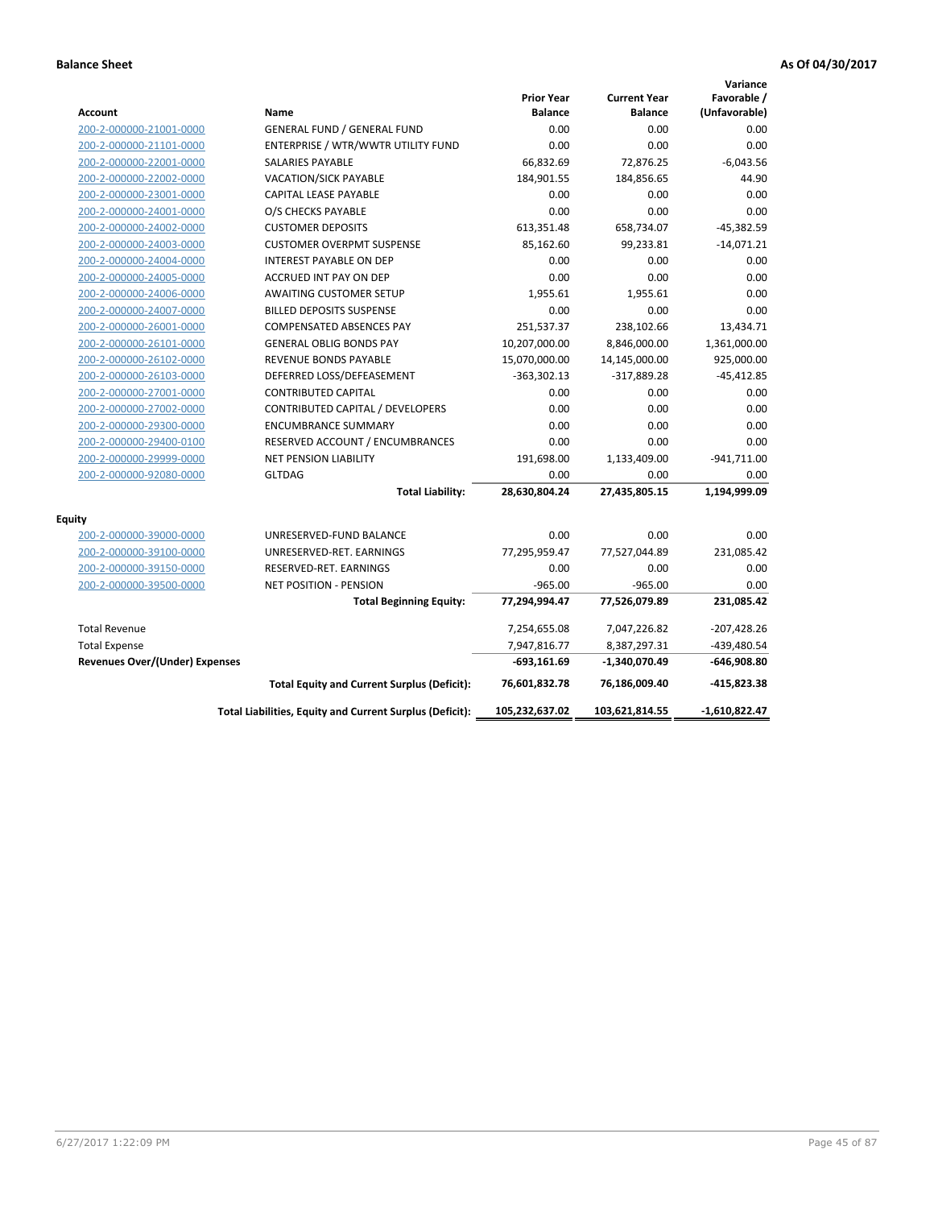**Balance Sheet** **As Of 04/30/2017**

| Account | Name | Prior Year Balance | Current Year Balance | Variance Favorable / (Unfavorable) |
|---|---|---|---|---|
| 200-2-000000-21001-0000 | GENERAL FUND / GENERAL FUND | 0.00 | 0.00 | 0.00 |
| 200-2-000000-21101-0000 | ENTERPRISE / WTR/WWTR UTILITY FUND | 0.00 | 0.00 | 0.00 |
| 200-2-000000-22001-0000 | SALARIES PAYABLE | 66,832.69 | 72,876.25 | -6,043.56 |
| 200-2-000000-22002-0000 | VACATION/SICK PAYABLE | 184,901.55 | 184,856.65 | 44.90 |
| 200-2-000000-23001-0000 | CAPITAL LEASE PAYABLE | 0.00 | 0.00 | 0.00 |
| 200-2-000000-24001-0000 | O/S CHECKS PAYABLE | 0.00 | 0.00 | 0.00 |
| 200-2-000000-24002-0000 | CUSTOMER DEPOSITS | 613,351.48 | 658,734.07 | -45,382.59 |
| 200-2-000000-24003-0000 | CUSTOMER OVERPMT SUSPENSE | 85,162.60 | 99,233.81 | -14,071.21 |
| 200-2-000000-24004-0000 | INTEREST PAYABLE ON DEP | 0.00 | 0.00 | 0.00 |
| 200-2-000000-24005-0000 | ACCRUED INT PAY ON DEP | 0.00 | 0.00 | 0.00 |
| 200-2-000000-24006-0000 | AWAITING CUSTOMER SETUP | 1,955.61 | 1,955.61 | 0.00 |
| 200-2-000000-24007-0000 | BILLED DEPOSITS SUSPENSE | 0.00 | 0.00 | 0.00 |
| 200-2-000000-26001-0000 | COMPENSATED ABSENCES PAY | 251,537.37 | 238,102.66 | 13,434.71 |
| 200-2-000000-26101-0000 | GENERAL OBLIG BONDS PAY | 10,207,000.00 | 8,846,000.00 | 1,361,000.00 |
| 200-2-000000-26102-0000 | REVENUE BONDS PAYABLE | 15,070,000.00 | 14,145,000.00 | 925,000.00 |
| 200-2-000000-26103-0000 | DEFERRED LOSS/DEFEASEMENT | -363,302.13 | -317,889.28 | -45,412.85 |
| 200-2-000000-27001-0000 | CONTRIBUTED CAPITAL | 0.00 | 0.00 | 0.00 |
| 200-2-000000-27002-0000 | CONTRIBUTED CAPITAL / DEVELOPERS | 0.00 | 0.00 | 0.00 |
| 200-2-000000-29300-0000 | ENCUMBRANCE SUMMARY | 0.00 | 0.00 | 0.00 |
| 200-2-000000-29400-0100 | RESERVED ACCOUNT / ENCUMBRANCES | 0.00 | 0.00 | 0.00 |
| 200-2-000000-29999-0000 | NET PENSION LIABILITY | 191,698.00 | 1,133,409.00 | -941,711.00 |
| 200-2-000000-92080-0000 | GLTDAG | 0.00 | 0.00 | 0.00 |
| | **Total Liability:** | **28,630,804.24** | **27,435,805.15** | **1,194,999.09** |
| **Equity** | | | | |
| 200-2-000000-39000-0000 | UNRESERVED-FUND BALANCE | 0.00 | 0.00 | 0.00 |
| 200-2-000000-39100-0000 | UNRESERVED-RET. EARNINGS | 77,295,959.47 | 77,527,044.89 | 231,085.42 |
| 200-2-000000-39150-0000 | RESERVED-RET. EARNINGS | 0.00 | 0.00 | 0.00 |
| 200-2-000000-39500-0000 | NET POSITION - PENSION | -965.00 | -965.00 | 0.00 |
| | **Total Beginning Equity:** | **77,294,994.47** | **77,526,079.89** | **231,085.42** |
| Total Revenue | | 7,254,655.08 | 7,047,226.82 | -207,428.26 |
| Total Expense | | 7,947,816.77 | 8,387,297.31 | -439,480.54 |
| **Revenues Over/(Under) Expenses** | | **-693,161.69** | **-1,340,070.49** | **-646,908.80** |
| | **Total Equity and Current Surplus (Deficit):** | **76,601,832.78** | **76,186,009.40** | **-415,823.38** |
| | **Total Liabilities, Equity and Current Surplus (Deficit):** | **105,232,637.02** | **103,621,814.55** | **-1,610,822.47** |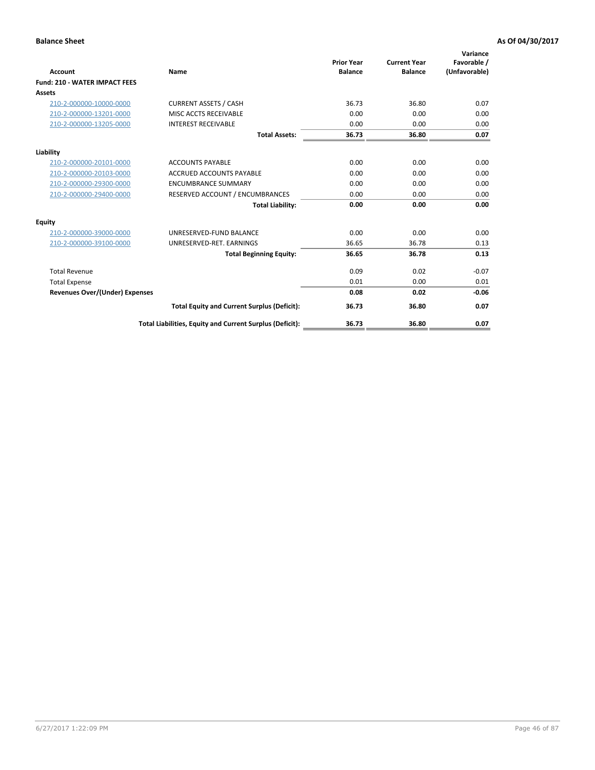**Balance Sheet** **As Of 04/30/2017**

| Account | Name | Prior Year Balance | Current Year Balance | Variance Favorable / (Unfavorable) |
|---|---|---|---|---|
| **Fund: 210 - WATER IMPACT FEES** | | | | |
| **Assets** | | | | |
| 210-2-000000-10000-0000 | CURRENT ASSETS / CASH | 36.73 | 36.80 | 0.07 |
| 210-2-000000-13201-0000 | MISC ACCTS RECEIVABLE | 0.00 | 0.00 | 0.00 |
| 210-2-000000-13205-0000 | INTEREST RECEIVABLE | 0.00 | 0.00 | 0.00 |
| | **Total Assets:** | **36.73** | **36.80** | **0.07** |
| **Liability** | | | | |
| 210-2-000000-20101-0000 | ACCOUNTS PAYABLE | 0.00 | 0.00 | 0.00 |
| 210-2-000000-20103-0000 | ACCRUED ACCOUNTS PAYABLE | 0.00 | 0.00 | 0.00 |
| 210-2-000000-29300-0000 | ENCUMBRANCE SUMMARY | 0.00 | 0.00 | 0.00 |
| 210-2-000000-29400-0000 | RESERVED ACCOUNT / ENCUMBRANCES | 0.00 | 0.00 | 0.00 |
| | **Total Liability:** | **0.00** | **0.00** | **0.00** |
| **Equity** | | | | |
| 210-2-000000-39000-0000 | UNRESERVED-FUND BALANCE | 0.00 | 0.00 | 0.00 |
| 210-2-000000-39100-0000 | UNRESERVED-RET. EARNINGS | 36.65 | 36.78 | 0.13 |
| | **Total Beginning Equity:** | **36.65** | **36.78** | **0.13** |
| Total Revenue | | 0.09 | 0.02 | -0.07 |
| Total Expense | | 0.01 | 0.00 | 0.01 |
| **Revenues Over/(Under) Expenses** | | **0.08** | **0.02** | **-0.06** |
| | **Total Equity and Current Surplus (Deficit):** | **36.73** | **36.80** | **0.07** |
| | **Total Liabilities, Equity and Current Surplus (Deficit):** | **36.73** | **36.80** | **0.07** |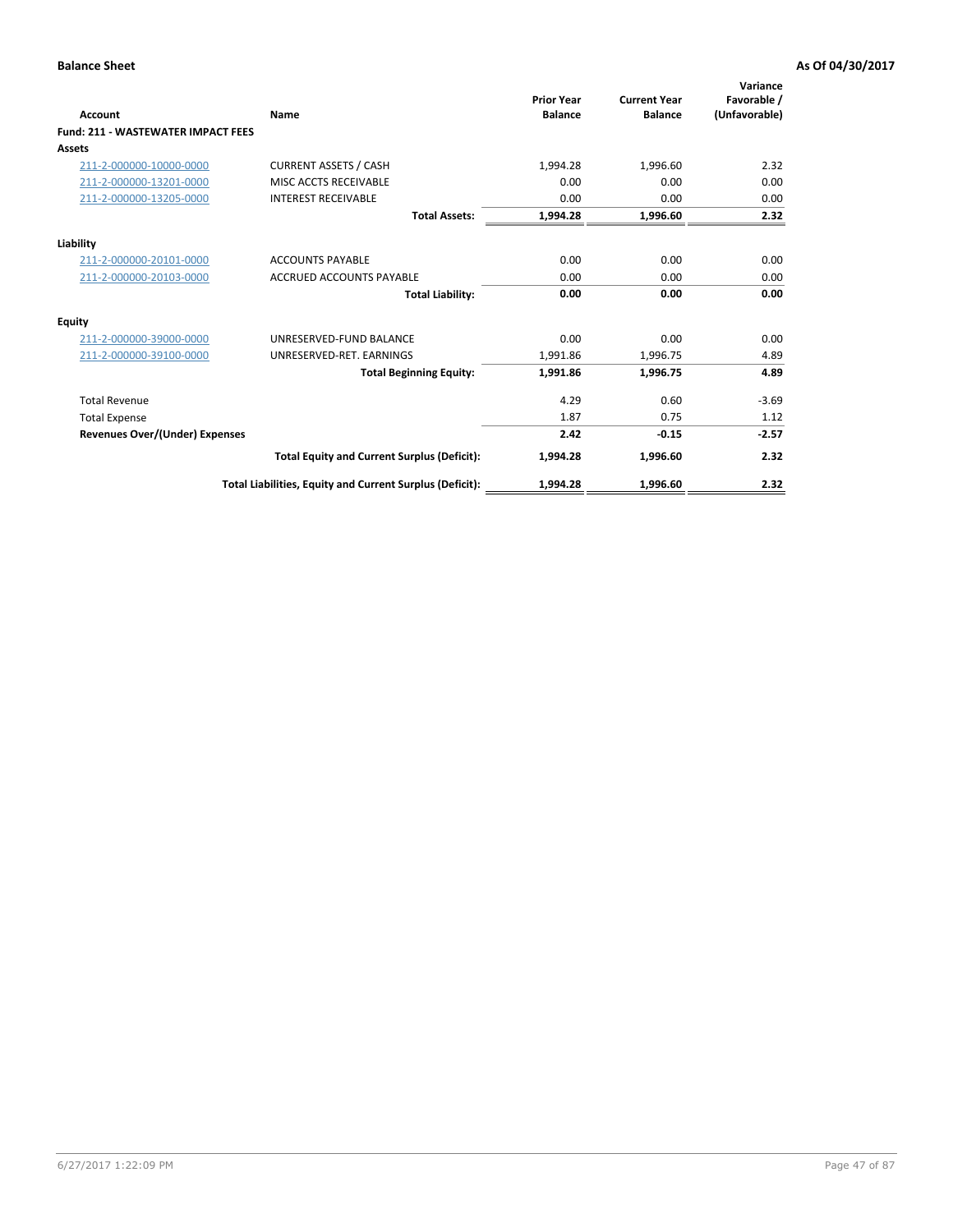**Balance Sheet** **As Of 04/30/2017**

| Account | Name | Prior Year Balance | Current Year Balance | Variance Favorable / (Unfavorable) |
|---|---|---|---|---|
| **Fund: 211 - WASTEWATER IMPACT FEES** | | | | |
| **Assets** | | | | |
| 211-2-000000-10000-0000 | CURRENT ASSETS / CASH | 1,994.28 | 1,996.60 | 2.32 |
| 211-2-000000-13201-0000 | MISC ACCTS RECEIVABLE | 0.00 | 0.00 | 0.00 |
| 211-2-000000-13205-0000 | INTEREST RECEIVABLE | 0.00 | 0.00 | 0.00 |
| | **Total Assets:** | **1,994.28** | **1,996.60** | **2.32** |
| **Liability** | | | | |
| 211-2-000000-20101-0000 | ACCOUNTS PAYABLE | 0.00 | 0.00 | 0.00 |
| 211-2-000000-20103-0000 | ACCRUED ACCOUNTS PAYABLE | 0.00 | 0.00 | 0.00 |
| | **Total Liability:** | **0.00** | **0.00** | **0.00** |
| **Equity** | | | | |
| 211-2-000000-39000-0000 | UNRESERVED-FUND BALANCE | 0.00 | 0.00 | 0.00 |
| 211-2-000000-39100-0000 | UNRESERVED-RET. EARNINGS | 1,991.86 | 1,996.75 | 4.89 |
| | **Total Beginning Equity:** | **1,991.86** | **1,996.75** | **4.89** |
| Total Revenue | | 4.29 | 0.60 | -3.69 |
| Total Expense | | 1.87 | 0.75 | 1.12 |
| **Revenues Over/(Under) Expenses** | | **2.42** | **-0.15** | **-2.57** |
| | **Total Equity and Current Surplus (Deficit):** | **1,994.28** | **1,996.60** | **2.32** |
| | **Total Liabilities, Equity and Current Surplus (Deficit):** | **1,994.28** | **1,996.60** | **2.32** |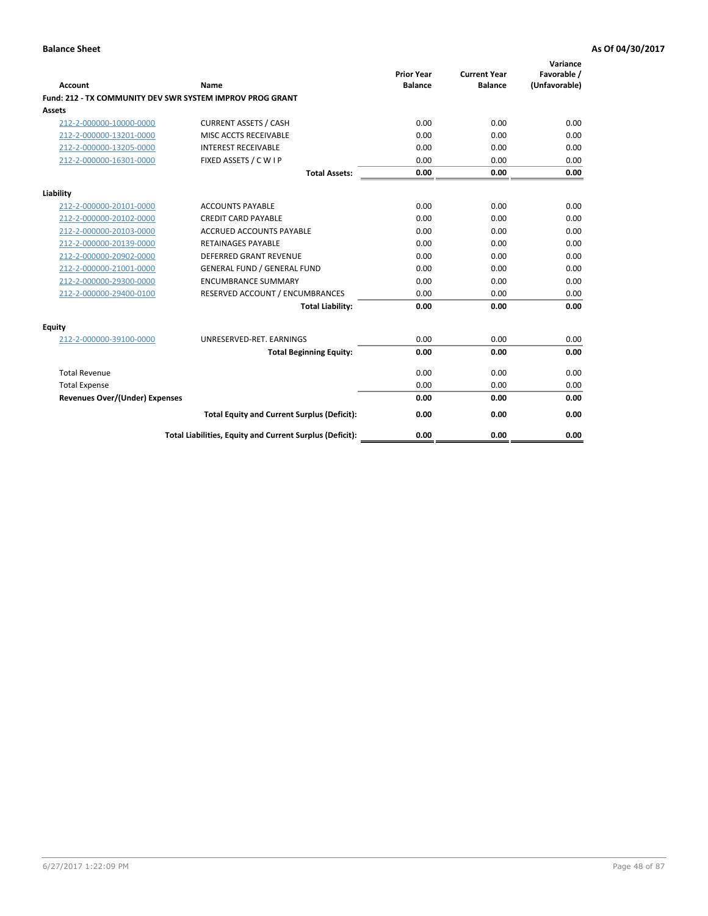**Balance Sheet** **As Of 04/30/2017**

| Account | Name | Prior Year Balance | Current Year Balance | Variance Favorable / (Unfavorable) |
|---|---|---|---|---|
| **Fund: 212 - TX COMMUNITY DEV SWR SYSTEM IMPROV PROG GRANT** | | | | |
| **Assets** | | | | |
| 212-2-000000-10000-0000 | CURRENT ASSETS / CASH | 0.00 | 0.00 | 0.00 |
| 212-2-000000-13201-0000 | MISC ACCTS RECEIVABLE | 0.00 | 0.00 | 0.00 |
| 212-2-000000-13205-0000 | INTEREST RECEIVABLE | 0.00 | 0.00 | 0.00 |
| 212-2-000000-16301-0000 | FIXED ASSETS / C W I P | 0.00 | 0.00 | 0.00 |
| | **Total Assets:** | **0.00** | **0.00** | **0.00** |
| **Liability** | | | | |
| 212-2-000000-20101-0000 | ACCOUNTS PAYABLE | 0.00 | 0.00 | 0.00 |
| 212-2-000000-20102-0000 | CREDIT CARD PAYABLE | 0.00 | 0.00 | 0.00 |
| 212-2-000000-20103-0000 | ACCRUED ACCOUNTS PAYABLE | 0.00 | 0.00 | 0.00 |
| 212-2-000000-20139-0000 | RETAINAGES PAYABLE | 0.00 | 0.00 | 0.00 |
| 212-2-000000-20902-0000 | DEFERRED GRANT REVENUE | 0.00 | 0.00 | 0.00 |
| 212-2-000000-21001-0000 | GENERAL FUND / GENERAL FUND | 0.00 | 0.00 | 0.00 |
| 212-2-000000-29300-0000 | ENCUMBRANCE SUMMARY | 0.00 | 0.00 | 0.00 |
| 212-2-000000-29400-0100 | RESERVED ACCOUNT / ENCUMBRANCES | 0.00 | 0.00 | 0.00 |
| | **Total Liability:** | **0.00** | **0.00** | **0.00** |
| **Equity** | | | | |
| 212-2-000000-39100-0000 | UNRESERVED-RET. EARNINGS | 0.00 | 0.00 | 0.00 |
| | **Total Beginning Equity:** | **0.00** | **0.00** | **0.00** |
| Total Revenue | | 0.00 | 0.00 | 0.00 |
| Total Expense | | 0.00 | 0.00 | 0.00 |
| **Revenues Over/(Under) Expenses** | | **0.00** | **0.00** | **0.00** |
| | **Total Equity and Current Surplus (Deficit):** | **0.00** | **0.00** | **0.00** |
| | **Total Liabilities, Equity and Current Surplus (Deficit):** | **0.00** | **0.00** | **0.00** |

6/27/2017 1:22:09 PM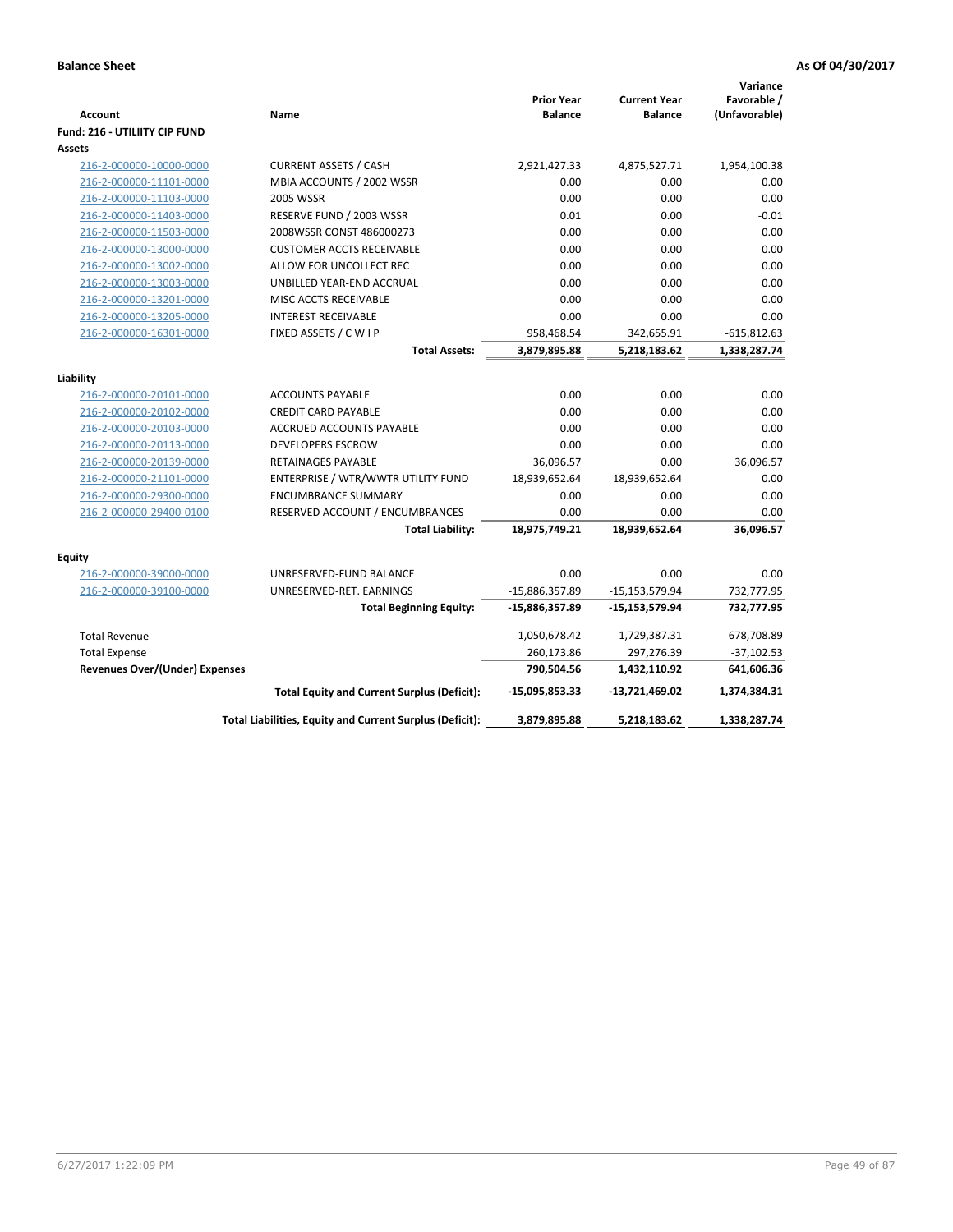**Balance Sheet** **As Of 04/30/2017**

| Account | Name | Prior Year Balance | Current Year Balance | Variance Favorable / (Unfavorable) |
|---|---|---|---|---|
| **Fund: 216 - UTILIITY CIP FUND** | | | | |
| **Assets** | | | | |
| 216-2-000000-10000-0000 | CURRENT ASSETS / CASH | 2,921,427.33 | 4,875,527.71 | 1,954,100.38 |
| 216-2-000000-11101-0000 | MBIA ACCOUNTS / 2002 WSSR | 0.00 | 0.00 | 0.00 |
| 216-2-000000-11103-0000 | 2005 WSSR | 0.00 | 0.00 | 0.00 |
| 216-2-000000-11403-0000 | RESERVE FUND / 2003 WSSR | 0.01 | 0.00 | -0.01 |
| 216-2-000000-11503-0000 | 2008WSSR CONST 486000273 | 0.00 | 0.00 | 0.00 |
| 216-2-000000-13000-0000 | CUSTOMER ACCTS RECEIVABLE | 0.00 | 0.00 | 0.00 |
| 216-2-000000-13002-0000 | ALLOW FOR UNCOLLECT REC | 0.00 | 0.00 | 0.00 |
| 216-2-000000-13003-0000 | UNBILLED YEAR-END ACCRUAL | 0.00 | 0.00 | 0.00 |
| 216-2-000000-13201-0000 | MISC ACCTS RECEIVABLE | 0.00 | 0.00 | 0.00 |
| 216-2-000000-13205-0000 | INTEREST RECEIVABLE | 0.00 | 0.00 | 0.00 |
| 216-2-000000-16301-0000 | FIXED ASSETS / C W I P | 958,468.54 | 342,655.91 | -615,812.63 |
| | **Total Assets:** | **3,879,895.88** | **5,218,183.62** | **1,338,287.74** |
| **Liability** | | | | |
| 216-2-000000-20101-0000 | ACCOUNTS PAYABLE | 0.00 | 0.00 | 0.00 |
| 216-2-000000-20102-0000 | CREDIT CARD PAYABLE | 0.00 | 0.00 | 0.00 |
| 216-2-000000-20103-0000 | ACCRUED ACCOUNTS PAYABLE | 0.00 | 0.00 | 0.00 |
| 216-2-000000-20113-0000 | DEVELOPERS ESCROW | 0.00 | 0.00 | 0.00 |
| 216-2-000000-20139-0000 | RETAINAGES PAYABLE | 36,096.57 | 0.00 | 36,096.57 |
| 216-2-000000-21101-0000 | ENTERPRISE / WTR/WWTR UTILITY FUND | 18,939,652.64 | 18,939,652.64 | 0.00 |
| 216-2-000000-29300-0000 | ENCUMBRANCE SUMMARY | 0.00 | 0.00 | 0.00 |
| 216-2-000000-29400-0100 | RESERVED ACCOUNT / ENCUMBRANCES | 0.00 | 0.00 | 0.00 |
| | **Total Liability:** | **18,975,749.21** | **18,939,652.64** | **36,096.57** |
| **Equity** | | | | |
| 216-2-000000-39000-0000 | UNRESERVED-FUND BALANCE | 0.00 | 0.00 | 0.00 |
| 216-2-000000-39100-0000 | UNRESERVED-RET. EARNINGS | -15,886,357.89 | -15,153,579.94 | 732,777.95 |
| | **Total Beginning Equity:** | **-15,886,357.89** | **-15,153,579.94** | **732,777.95** |
| Total Revenue | | 1,050,678.42 | 1,729,387.31 | 678,708.89 |
| Total Expense | | 260,173.86 | 297,276.39 | -37,102.53 |
| **Revenues Over/(Under) Expenses** | | **790,504.56** | **1,432,110.92** | **641,606.36** |
| | **Total Equity and Current Surplus (Deficit):** | **-15,095,853.33** | **-13,721,469.02** | **1,374,384.31** |
| | **Total Liabilities, Equity and Current Surplus (Deficit):** | **3,879,895.88** | **5,218,183.62** | **1,338,287.74** |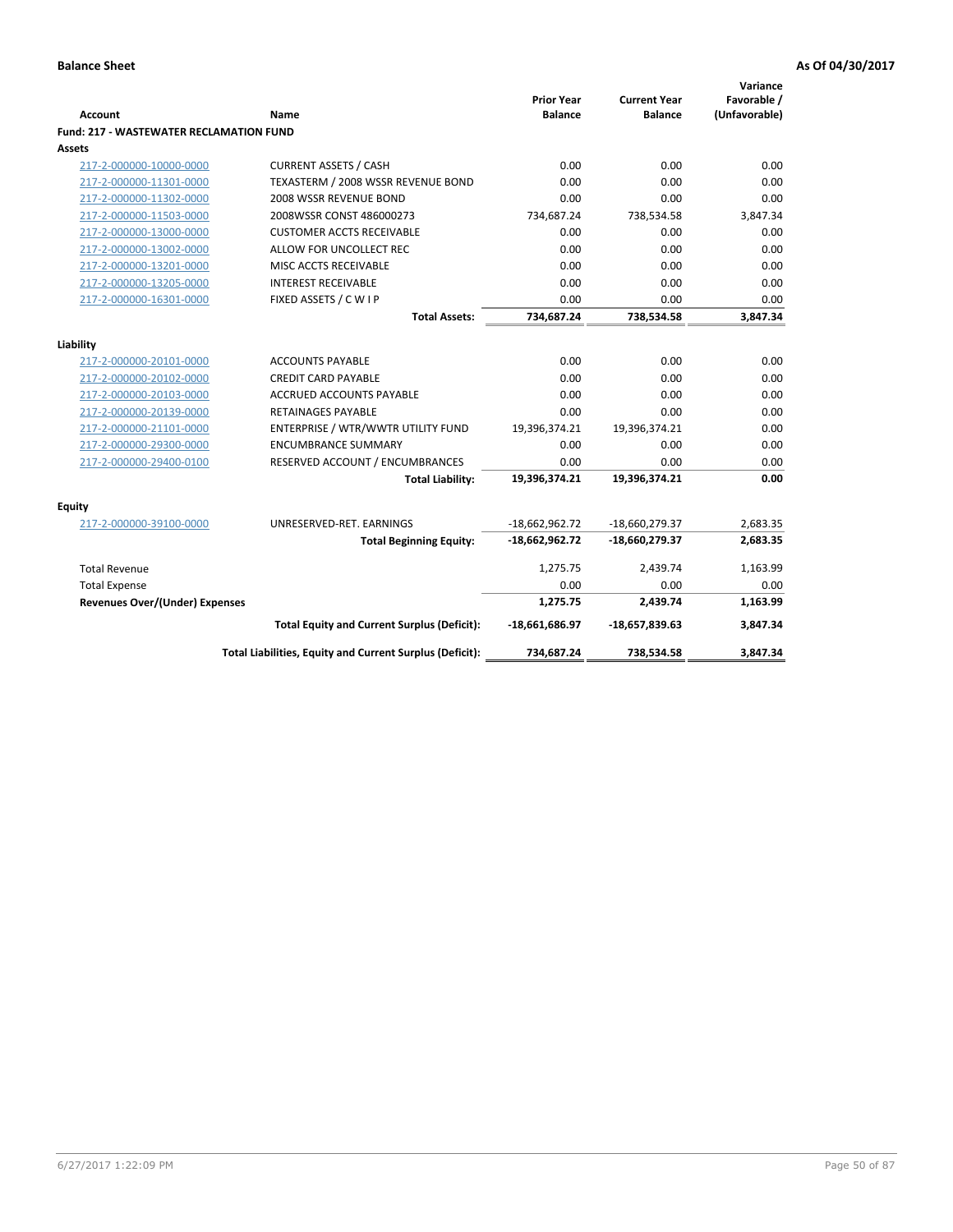**Balance Sheet** **As Of 04/30/2017**

| Account | Name | Prior Year Balance | Current Year Balance | Variance Favorable / (Unfavorable) |
|---|---|---|---|---|
| **Fund: 217 - WASTEWATER RECLAMATION FUND** | | | | |
| **Assets** | | | | |
| 217-2-000000-10000-0000 | CURRENT ASSETS / CASH | 0.00 | 0.00 | 0.00 |
| 217-2-000000-11301-0000 | TEXASTERM / 2008 WSSR REVENUE BOND | 0.00 | 0.00 | 0.00 |
| 217-2-000000-11302-0000 | 2008 WSSR REVENUE BOND | 0.00 | 0.00 | 0.00 |
| 217-2-000000-11503-0000 | 2008WSSR CONST 486000273 | 734,687.24 | 738,534.58 | 3,847.34 |
| 217-2-000000-13000-0000 | CUSTOMER ACCTS RECEIVABLE | 0.00 | 0.00 | 0.00 |
| 217-2-000000-13002-0000 | ALLOW FOR UNCOLLECT REC | 0.00 | 0.00 | 0.00 |
| 217-2-000000-13201-0000 | MISC ACCTS RECEIVABLE | 0.00 | 0.00 | 0.00 |
| 217-2-000000-13205-0000 | INTEREST RECEIVABLE | 0.00 | 0.00 | 0.00 |
| 217-2-000000-16301-0000 | FIXED ASSETS / C W I P | 0.00 | 0.00 | 0.00 |
| | **Total Assets:** | **734,687.24** | **738,534.58** | **3,847.34** |
| **Liability** | | | | |
| 217-2-000000-20101-0000 | ACCOUNTS PAYABLE | 0.00 | 0.00 | 0.00 |
| 217-2-000000-20102-0000 | CREDIT CARD PAYABLE | 0.00 | 0.00 | 0.00 |
| 217-2-000000-20103-0000 | ACCRUED ACCOUNTS PAYABLE | 0.00 | 0.00 | 0.00 |
| 217-2-000000-20139-0000 | RETAINAGES PAYABLE | 0.00 | 0.00 | 0.00 |
| 217-2-000000-21101-0000 | ENTERPRISE / WTR/WWTR UTILITY FUND | 19,396,374.21 | 19,396,374.21 | 0.00 |
| 217-2-000000-29300-0000 | ENCUMBRANCE SUMMARY | 0.00 | 0.00 | 0.00 |
| 217-2-000000-29400-0100 | RESERVED ACCOUNT / ENCUMBRANCES | 0.00 | 0.00 | 0.00 |
| | **Total Liability:** | **19,396,374.21** | **19,396,374.21** | **0.00** |
| **Equity** | | | | |
| 217-2-000000-39100-0000 | UNRESERVED-RET. EARNINGS | -18,662,962.72 | -18,660,279.37 | 2,683.35 |
| | **Total Beginning Equity:** | **-18,662,962.72** | **-18,660,279.37** | **2,683.35** |
| Total Revenue | | 1,275.75 | 2,439.74 | 1,163.99 |
| Total Expense | | 0.00 | 0.00 | 0.00 |
| **Revenues Over/(Under) Expenses** | | **1,275.75** | **2,439.74** | **1,163.99** |
| | **Total Equity and Current Surplus (Deficit):** | **-18,661,686.97** | **-18,657,839.63** | **3,847.34** |
| | **Total Liabilities, Equity and Current Surplus (Deficit):** | **734,687.24** | **738,534.58** | **3,847.34** |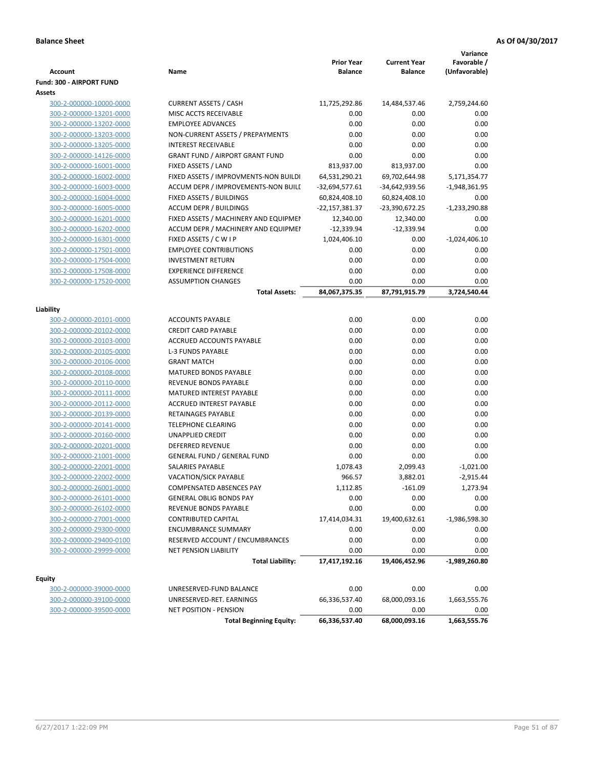**Balance Sheet** **As Of 04/30/2017**

| Account | Name | Prior Year Balance | Current Year Balance | Variance Favorable / (Unfavorable) |
|---|---|---|---|---|
| **Fund: 300 - AIRPORT FUND** | | | | |
| **Assets** | | | | |
| 300-2-000000-10000-0000 | CURRENT ASSETS / CASH | 11,725,292.86 | 14,484,537.46 | 2,759,244.60 |
| 300-2-000000-13201-0000 | MISC ACCTS RECEIVABLE | 0.00 | 0.00 | 0.00 |
| 300-2-000000-13202-0000 | EMPLOYEE ADVANCES | 0.00 | 0.00 | 0.00 |
| 300-2-000000-13203-0000 | NON-CURRENT ASSETS / PREPAYMENTS | 0.00 | 0.00 | 0.00 |
| 300-2-000000-13205-0000 | INTEREST RECEIVABLE | 0.00 | 0.00 | 0.00 |
| 300-2-000000-14126-0000 | GRANT FUND / AIRPORT GRANT FUND | 0.00 | 0.00 | 0.00 |
| 300-2-000000-16001-0000 | FIXED ASSETS / LAND | 813,937.00 | 813,937.00 | 0.00 |
| 300-2-000000-16002-0000 | FIXED ASSETS / IMPROVMENTS-NON BUILDI | 64,531,290.21 | 69,702,644.98 | 5,171,354.77 |
| 300-2-000000-16003-0000 | ACCUM DEPR / IMPROVEMENTS-NON BUILI | -32,694,577.61 | -34,642,939.56 | -1,948,361.95 |
| 300-2-000000-16004-0000 | FIXED ASSETS / BUILDINGS | 60,824,408.10 | 60,824,408.10 | 0.00 |
| 300-2-000000-16005-0000 | ACCUM DEPR / BUILDINGS | -22,157,381.37 | -23,390,672.25 | -1,233,290.88 |
| 300-2-000000-16201-0000 | FIXED ASSETS / MACHINERY AND EQUIPMEI | 12,340.00 | 12,340.00 | 0.00 |
| 300-2-000000-16202-0000 | ACCUM DEPR / MACHINERY AND EQUIPMEI | -12,339.94 | -12,339.94 | 0.00 |
| 300-2-000000-16301-0000 | FIXED ASSETS / C W I P | 1,024,406.10 | 0.00 | -1,024,406.10 |
| 300-2-000000-17501-0000 | EMPLOYEE CONTRIBUTIONS | 0.00 | 0.00 | 0.00 |
| 300-2-000000-17504-0000 | INVESTMENT RETURN | 0.00 | 0.00 | 0.00 |
| 300-2-000000-17508-0000 | EXPERIENCE DIFFERENCE | 0.00 | 0.00 | 0.00 |
| 300-2-000000-17520-0000 | ASSUMPTION CHANGES | 0.00 | 0.00 | 0.00 |
| | **Total Assets:** | **84,067,375.35** | **87,791,915.79** | **3,724,540.44** |
| **Liability** | | | | |
| 300-2-000000-20101-0000 | ACCOUNTS PAYABLE | 0.00 | 0.00 | 0.00 |
| 300-2-000000-20102-0000 | CREDIT CARD PAYABLE | 0.00 | 0.00 | 0.00 |
| 300-2-000000-20103-0000 | ACCRUED ACCOUNTS PAYABLE | 0.00 | 0.00 | 0.00 |
| 300-2-000000-20105-0000 | L-3 FUNDS PAYABLE | 0.00 | 0.00 | 0.00 |
| 300-2-000000-20106-0000 | GRANT MATCH | 0.00 | 0.00 | 0.00 |
| 300-2-000000-20108-0000 | MATURED BONDS PAYABLE | 0.00 | 0.00 | 0.00 |
| 300-2-000000-20110-0000 | REVENUE BONDS PAYABLE | 0.00 | 0.00 | 0.00 |
| 300-2-000000-20111-0000 | MATURED INTEREST PAYABLE | 0.00 | 0.00 | 0.00 |
| 300-2-000000-20112-0000 | ACCRUED INTEREST PAYABLE | 0.00 | 0.00 | 0.00 |
| 300-2-000000-20139-0000 | RETAINAGES PAYABLE | 0.00 | 0.00 | 0.00 |
| 300-2-000000-20141-0000 | TELEPHONE CLEARING | 0.00 | 0.00 | 0.00 |
| 300-2-000000-20160-0000 | UNAPPLIED CREDIT | 0.00 | 0.00 | 0.00 |
| 300-2-000000-20201-0000 | DEFERRED REVENUE | 0.00 | 0.00 | 0.00 |
| 300-2-000000-21001-0000 | GENERAL FUND / GENERAL FUND | 0.00 | 0.00 | 0.00 |
| 300-2-000000-22001-0000 | SALARIES PAYABLE | 1,078.43 | 2,099.43 | -1,021.00 |
| 300-2-000000-22002-0000 | VACATION/SICK PAYABLE | 966.57 | 3,882.01 | -2,915.44 |
| 300-2-000000-26001-0000 | COMPENSATED ABSENCES PAY | 1,112.85 | -161.09 | 1,273.94 |
| 300-2-000000-26101-0000 | GENERAL OBLIG BONDS PAY | 0.00 | 0.00 | 0.00 |
| 300-2-000000-26102-0000 | REVENUE BONDS PAYABLE | 0.00 | 0.00 | 0.00 |
| 300-2-000000-27001-0000 | CONTRIBUTED CAPITAL | 17,414,034.31 | 19,400,632.61 | -1,986,598.30 |
| 300-2-000000-29300-0000 | ENCUMBRANCE SUMMARY | 0.00 | 0.00 | 0.00 |
| 300-2-000000-29400-0100 | RESERVED ACCOUNT / ENCUMBRANCES | 0.00 | 0.00 | 0.00 |
| 300-2-000000-29999-0000 | NET PENSION LIABILITY | 0.00 | 0.00 | 0.00 |
| | **Total Liability:** | **17,417,192.16** | **19,406,452.96** | **-1,989,260.80** |
| **Equity** | | | | |
| 300-2-000000-39000-0000 | UNRESERVED-FUND BALANCE | 0.00 | 0.00 | 0.00 |
| 300-2-000000-39100-0000 | UNRESERVED-RET. EARNINGS | 66,336,537.40 | 68,000,093.16 | 1,663,555.76 |
| 300-2-000000-39500-0000 | NET POSITION - PENSION | 0.00 | 0.00 | 0.00 |
| | **Total Beginning Equity:** | **66,336,537.40** | **68,000,093.16** | **1,663,555.76** |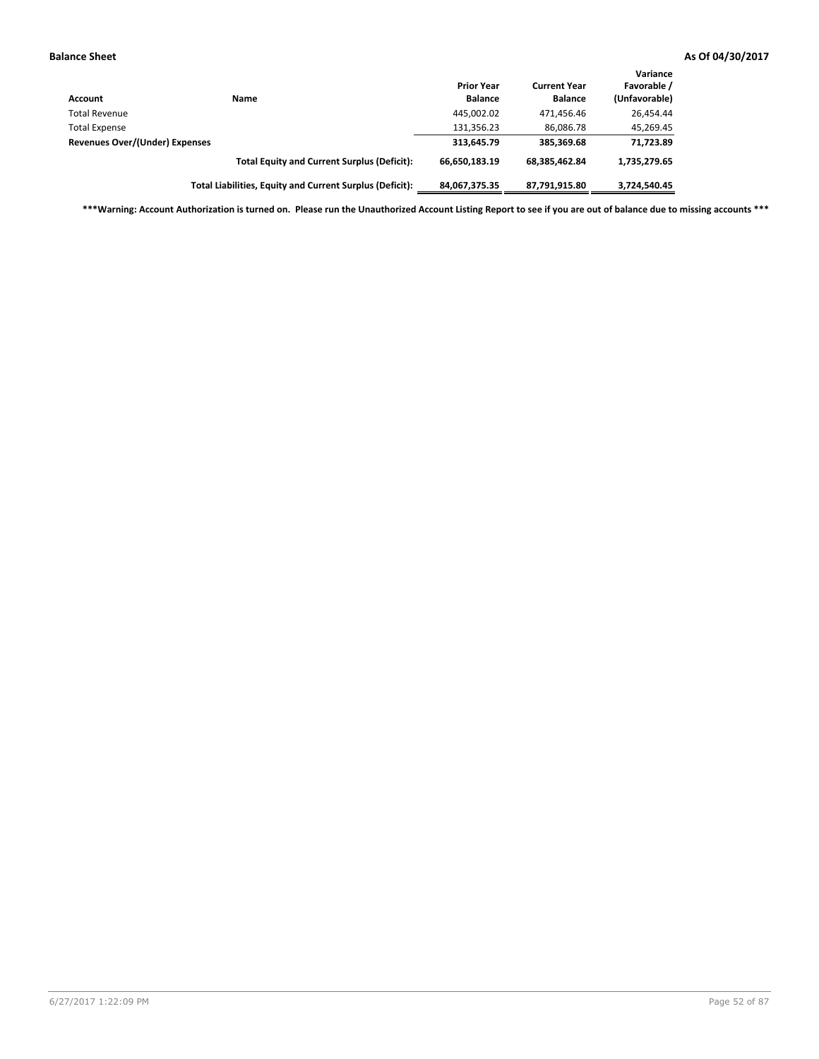**Balance Sheet** **As Of 04/30/2017**

| Account | Name | Prior Year Balance | Current Year Balance | Variance Favorable / (Unfavorable) |
|---|---|---|---|---|
| Total Revenue | | 445,002.02 | 471,456.46 | 26,454.44 |
| Total Expense | | 131,356.23 | 86,086.78 | 45,269.45 |
| **Revenues Over/(Under) Expenses** | | **313,645.79** | **385,369.68** | **71,723.89** |
| | **Total Equity and Current Surplus (Deficit):** | **66,650,183.19** | **68,385,462.84** | **1,735,279.65** |
| | **Total Liabilities, Equity and Current Surplus (Deficit):** | **84,067,375.35** | **87,791,915.80** | **3,724,540.45** |

**\*\*\*Warning: Account Authorization is turned on. Please run the Unauthorized Account Listing Report to see if you are out of balance due to missing accounts \*\*\***

6/27/2017 1:22:09 PM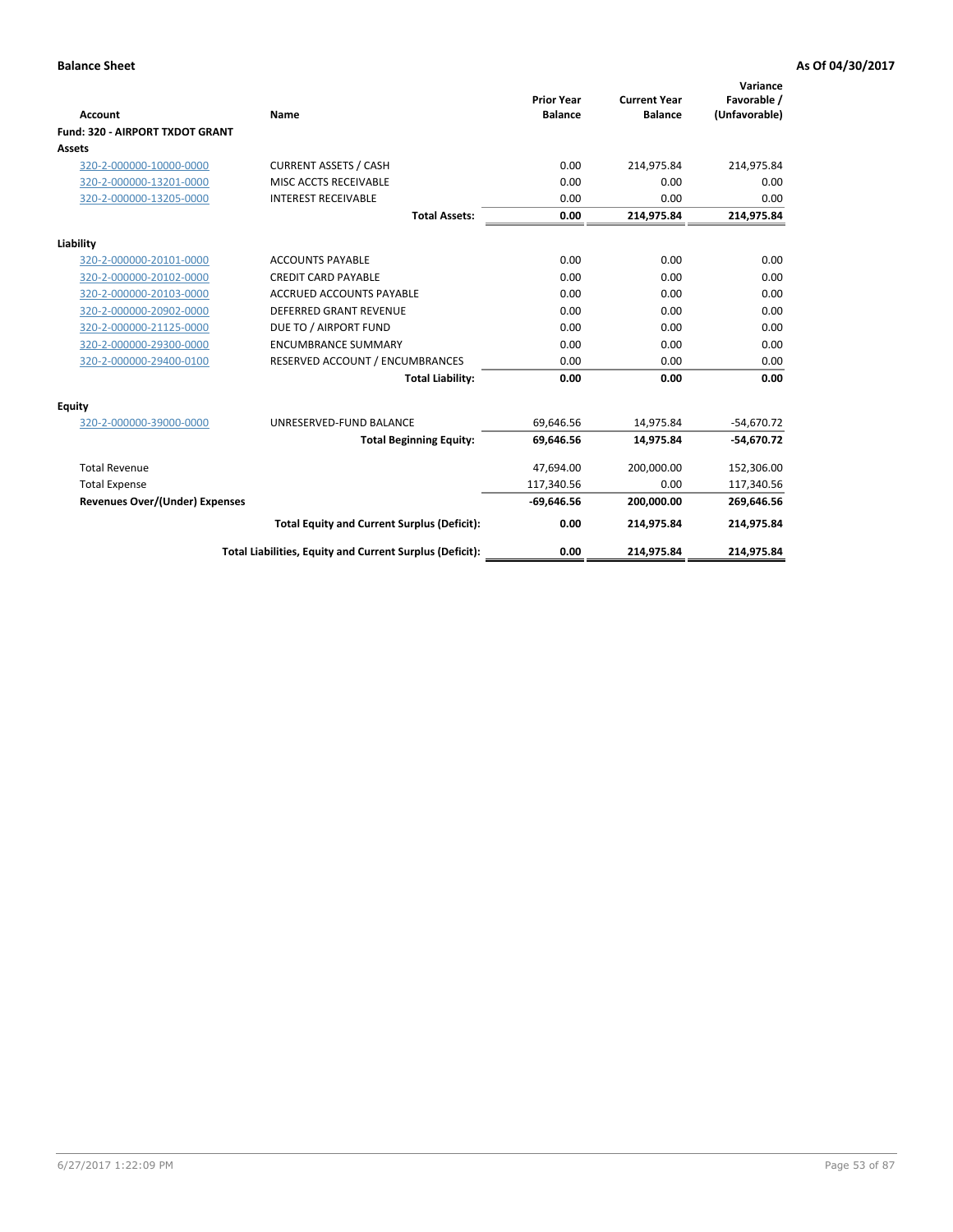**Balance Sheet** **As Of 04/30/2017**

| Account | Name | Prior Year Balance | Current Year Balance | Variance Favorable / (Unfavorable) |
|---|---|---|---|---|
| **Fund: 320 - AIRPORT TXDOT GRANT** | | | | |
| **Assets** | | | | |
| 320-2-000000-10000-0000 | CURRENT ASSETS / CASH | 0.00 | 214,975.84 | 214,975.84 |
| 320-2-000000-13201-0000 | MISC ACCTS RECEIVABLE | 0.00 | 0.00 | 0.00 |
| 320-2-000000-13205-0000 | INTEREST RECEIVABLE | 0.00 | 0.00 | 0.00 |
| | **Total Assets:** | **0.00** | **214,975.84** | **214,975.84** |
| **Liability** | | | | |
| 320-2-000000-20101-0000 | ACCOUNTS PAYABLE | 0.00 | 0.00 | 0.00 |
| 320-2-000000-20102-0000 | CREDIT CARD PAYABLE | 0.00 | 0.00 | 0.00 |
| 320-2-000000-20103-0000 | ACCRUED ACCOUNTS PAYABLE | 0.00 | 0.00 | 0.00 |
| 320-2-000000-20902-0000 | DEFERRED GRANT REVENUE | 0.00 | 0.00 | 0.00 |
| 320-2-000000-21125-0000 | DUE TO / AIRPORT FUND | 0.00 | 0.00 | 0.00 |
| 320-2-000000-29300-0000 | ENCUMBRANCE SUMMARY | 0.00 | 0.00 | 0.00 |
| 320-2-000000-29400-0100 | RESERVED ACCOUNT / ENCUMBRANCES | 0.00 | 0.00 | 0.00 |
| | **Total Liability:** | **0.00** | **0.00** | **0.00** |
| **Equity** | | | | |
| 320-2-000000-39000-0000 | UNRESERVED-FUND BALANCE | 69,646.56 | 14,975.84 | -54,670.72 |
| | **Total Beginning Equity:** | **69,646.56** | **14,975.84** | **-54,670.72** |
| Total Revenue | | 47,694.00 | 200,000.00 | 152,306.00 |
| Total Expense | | 117,340.56 | 0.00 | 117,340.56 |
| **Revenues Over/(Under) Expenses** | | **-69,646.56** | **200,000.00** | **269,646.56** |
| | **Total Equity and Current Surplus (Deficit):** | **0.00** | **214,975.84** | **214,975.84** |
| | **Total Liabilities, Equity and Current Surplus (Deficit):** | **0.00** | **214,975.84** | **214,975.84** |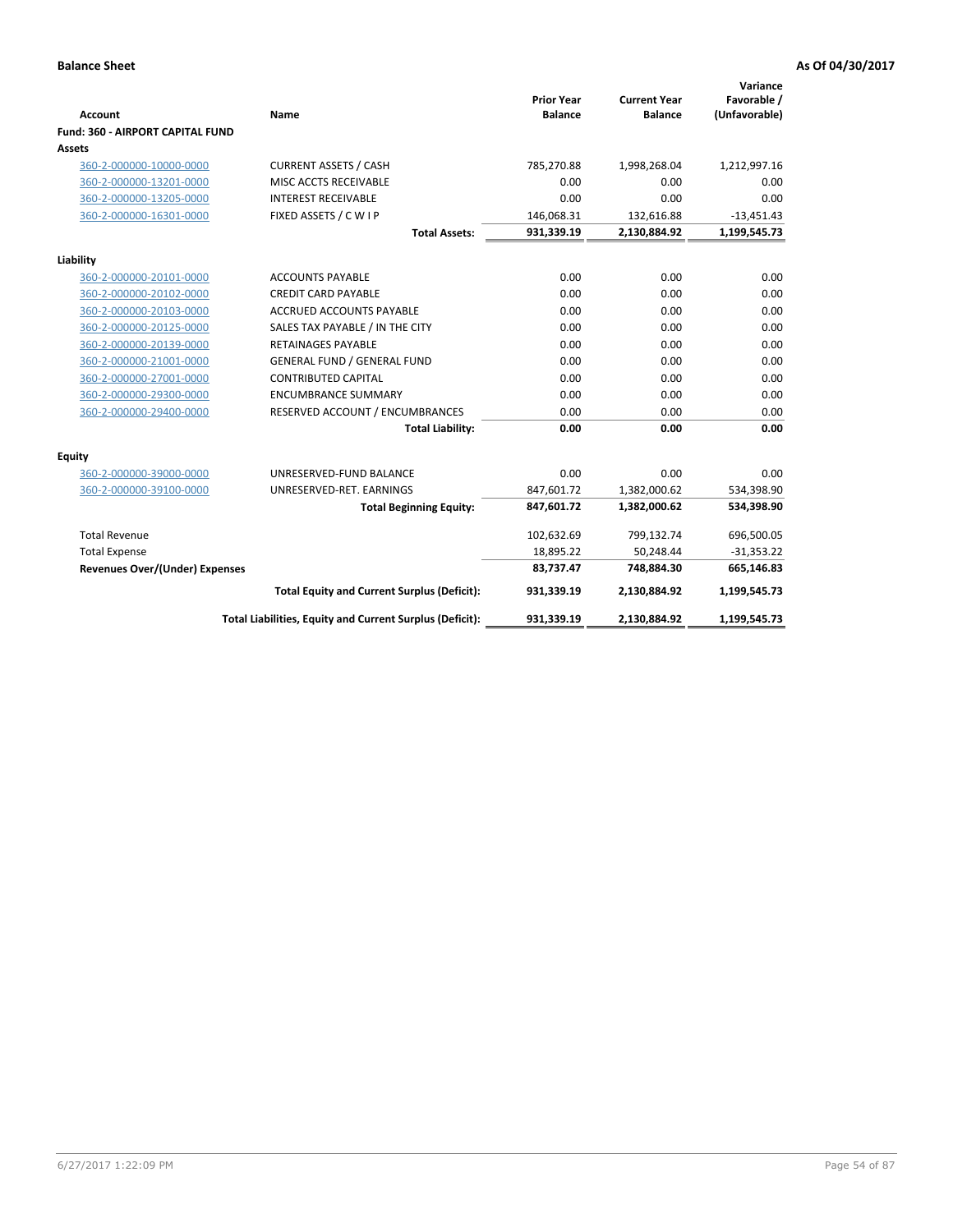**Balance Sheet** **As Of 04/30/2017**

| Account | Name | Prior Year Balance | Current Year Balance | Variance Favorable / (Unfavorable) |
|---|---|---|---|---|
| **Fund: 360 - AIRPORT CAPITAL FUND** | | | | |
| **Assets** | | | | |
| 360-2-000000-10000-0000 | CURRENT ASSETS / CASH | 785,270.88 | 1,998,268.04 | 1,212,997.16 |
| 360-2-000000-13201-0000 | MISC ACCTS RECEIVABLE | 0.00 | 0.00 | 0.00 |
| 360-2-000000-13205-0000 | INTEREST RECEIVABLE | 0.00 | 0.00 | 0.00 |
| 360-2-000000-16301-0000 | FIXED ASSETS / C W I P | 146,068.31 | 132,616.88 | -13,451.43 |
| | **Total Assets:** | **931,339.19** | **2,130,884.92** | **1,199,545.73** |
| **Liability** | | | | |
| 360-2-000000-20101-0000 | ACCOUNTS PAYABLE | 0.00 | 0.00 | 0.00 |
| 360-2-000000-20102-0000 | CREDIT CARD PAYABLE | 0.00 | 0.00 | 0.00 |
| 360-2-000000-20103-0000 | ACCRUED ACCOUNTS PAYABLE | 0.00 | 0.00 | 0.00 |
| 360-2-000000-20125-0000 | SALES TAX PAYABLE / IN THE CITY | 0.00 | 0.00 | 0.00 |
| 360-2-000000-20139-0000 | RETAINAGES PAYABLE | 0.00 | 0.00 | 0.00 |
| 360-2-000000-21001-0000 | GENERAL FUND / GENERAL FUND | 0.00 | 0.00 | 0.00 |
| 360-2-000000-27001-0000 | CONTRIBUTED CAPITAL | 0.00 | 0.00 | 0.00 |
| 360-2-000000-29300-0000 | ENCUMBRANCE SUMMARY | 0.00 | 0.00 | 0.00 |
| 360-2-000000-29400-0000 | RESERVED ACCOUNT / ENCUMBRANCES | 0.00 | 0.00 | 0.00 |
| | **Total Liability:** | **0.00** | **0.00** | **0.00** |
| **Equity** | | | | |
| 360-2-000000-39000-0000 | UNRESERVED-FUND BALANCE | 0.00 | 0.00 | 0.00 |
| 360-2-000000-39100-0000 | UNRESERVED-RET. EARNINGS | 847,601.72 | 1,382,000.62 | 534,398.90 |
| | **Total Beginning Equity:** | **847,601.72** | **1,382,000.62** | **534,398.90** |
| Total Revenue | | 102,632.69 | 799,132.74 | 696,500.05 |
| Total Expense | | 18,895.22 | 50,248.44 | -31,353.22 |
| **Revenues Over/(Under) Expenses** | | **83,737.47** | **748,884.30** | **665,146.83** |
| | **Total Equity and Current Surplus (Deficit):** | **931,339.19** | **2,130,884.92** | **1,199,545.73** |
| | **Total Liabilities, Equity and Current Surplus (Deficit):** | **931,339.19** | **2,130,884.92** | **1,199,545.73** |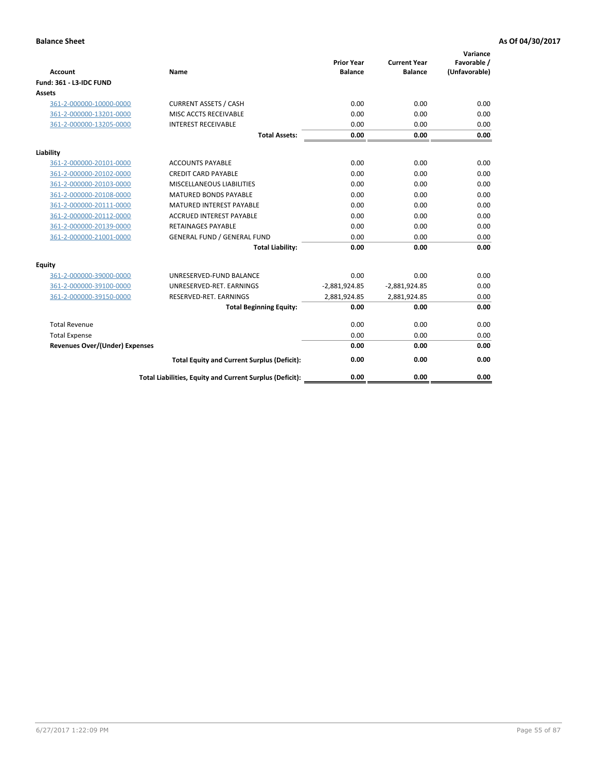**Balance Sheet** | **As Of 04/30/2017**

| Account | Name | Prior Year Balance | Current Year Balance | Variance Favorable / (Unfavorable) |
|---|---|---|---|---|
| **Fund: 361 - L3-IDC FUND** | | | | |
| **Assets** | | | | |
| 361-2-000000-10000-0000 | CURRENT ASSETS / CASH | 0.00 | 0.00 | 0.00 |
| 361-2-000000-13201-0000 | MISC ACCTS RECEIVABLE | 0.00 | 0.00 | 0.00 |
| 361-2-000000-13205-0000 | INTEREST RECEIVABLE | 0.00 | 0.00 | 0.00 |
| | **Total Assets:** | **0.00** | **0.00** | **0.00** |
| **Liability** | | | | |
| 361-2-000000-20101-0000 | ACCOUNTS PAYABLE | 0.00 | 0.00 | 0.00 |
| 361-2-000000-20102-0000 | CREDIT CARD PAYABLE | 0.00 | 0.00 | 0.00 |
| 361-2-000000-20103-0000 | MISCELLANEOUS LIABILITIES | 0.00 | 0.00 | 0.00 |
| 361-2-000000-20108-0000 | MATURED BONDS PAYABLE | 0.00 | 0.00 | 0.00 |
| 361-2-000000-20111-0000 | MATURED INTEREST PAYABLE | 0.00 | 0.00 | 0.00 |
| 361-2-000000-20112-0000 | ACCRUED INTEREST PAYABLE | 0.00 | 0.00 | 0.00 |
| 361-2-000000-20139-0000 | RETAINAGES PAYABLE | 0.00 | 0.00 | 0.00 |
| 361-2-000000-21001-0000 | GENERAL FUND / GENERAL FUND | 0.00 | 0.00 | 0.00 |
| | **Total Liability:** | **0.00** | **0.00** | **0.00** |
| **Equity** | | | | |
| 361-2-000000-39000-0000 | UNRESERVED-FUND BALANCE | 0.00 | 0.00 | 0.00 |
| 361-2-000000-39100-0000 | UNRESERVED-RET. EARNINGS | -2,881,924.85 | -2,881,924.85 | 0.00 |
| 361-2-000000-39150-0000 | RESERVED-RET. EARNINGS | 2,881,924.85 | 2,881,924.85 | 0.00 |
| | **Total Beginning Equity:** | **0.00** | **0.00** | **0.00** |
| Total Revenue | | 0.00 | 0.00 | 0.00 |
| Total Expense | | 0.00 | 0.00 | 0.00 |
| **Revenues Over/(Under) Expenses** | | **0.00** | **0.00** | **0.00** |
| | **Total Equity and Current Surplus (Deficit):** | **0.00** | **0.00** | **0.00** |
| | **Total Liabilities, Equity and Current Surplus (Deficit):** | **0.00** | **0.00** | **0.00** |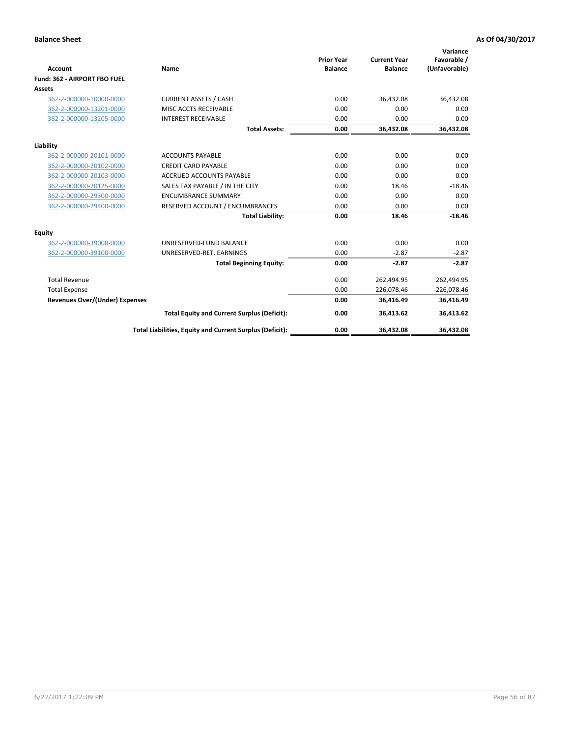**Balance Sheet** **As Of 04/30/2017**

| Account | Name | Prior Year Balance | Current Year Balance | Variance Favorable / (Unfavorable) |
|---|---|---|---|---|
| **Fund: 362 - AIRPORT FBO FUEL** | | | | |
| **Assets** | | | | |
| 362-2-000000-10000-0000 | CURRENT ASSETS / CASH | 0.00 | 36,432.08 | 36,432.08 |
| 362-2-000000-13201-0000 | MISC ACCTS RECEIVABLE | 0.00 | 0.00 | 0.00 |
| 362-2-000000-13205-0000 | INTEREST RECEIVABLE | 0.00 | 0.00 | 0.00 |
| | **Total Assets:** | **0.00** | **36,432.08** | **36,432.08** |
| **Liability** | | | | |
| 362-2-000000-20101-0000 | ACCOUNTS PAYABLE | 0.00 | 0.00 | 0.00 |
| 362-2-000000-20102-0000 | CREDIT CARD PAYABLE | 0.00 | 0.00 | 0.00 |
| 362-2-000000-20103-0000 | ACCRUED ACCOUNTS PAYABLE | 0.00 | 0.00 | 0.00 |
| 362-2-000000-20125-0000 | SALES TAX PAYABLE / IN THE CITY | 0.00 | 18.46 | -18.46 |
| 362-2-000000-29300-0000 | ENCUMBRANCE SUMMARY | 0.00 | 0.00 | 0.00 |
| 362-2-000000-29400-0000 | RESERVED ACCOUNT / ENCUMBRANCES | 0.00 | 0.00 | 0.00 |
| | **Total Liability:** | **0.00** | **18.46** | **-18.46** |
| **Equity** | | | | |
| 362-2-000000-39000-0000 | UNRESERVED-FUND BALANCE | 0.00 | 0.00 | 0.00 |
| 362-2-000000-39100-0000 | UNRESERVED-RET. EARNINGS | 0.00 | -2.87 | -2.87 |
| | **Total Beginning Equity:** | **0.00** | **-2.87** | **-2.87** |
| Total Revenue | | 0.00 | 262,494.95 | 262,494.95 |
| Total Expense | | 0.00 | 226,078.46 | -226,078.46 |
| **Revenues Over/(Under) Expenses** | | **0.00** | **36,416.49** | **36,416.49** |
| | **Total Equity and Current Surplus (Deficit):** | **0.00** | **36,413.62** | **36,413.62** |
| | **Total Liabilities, Equity and Current Surplus (Deficit):** | **0.00** | **36,432.08** | **36,432.08** |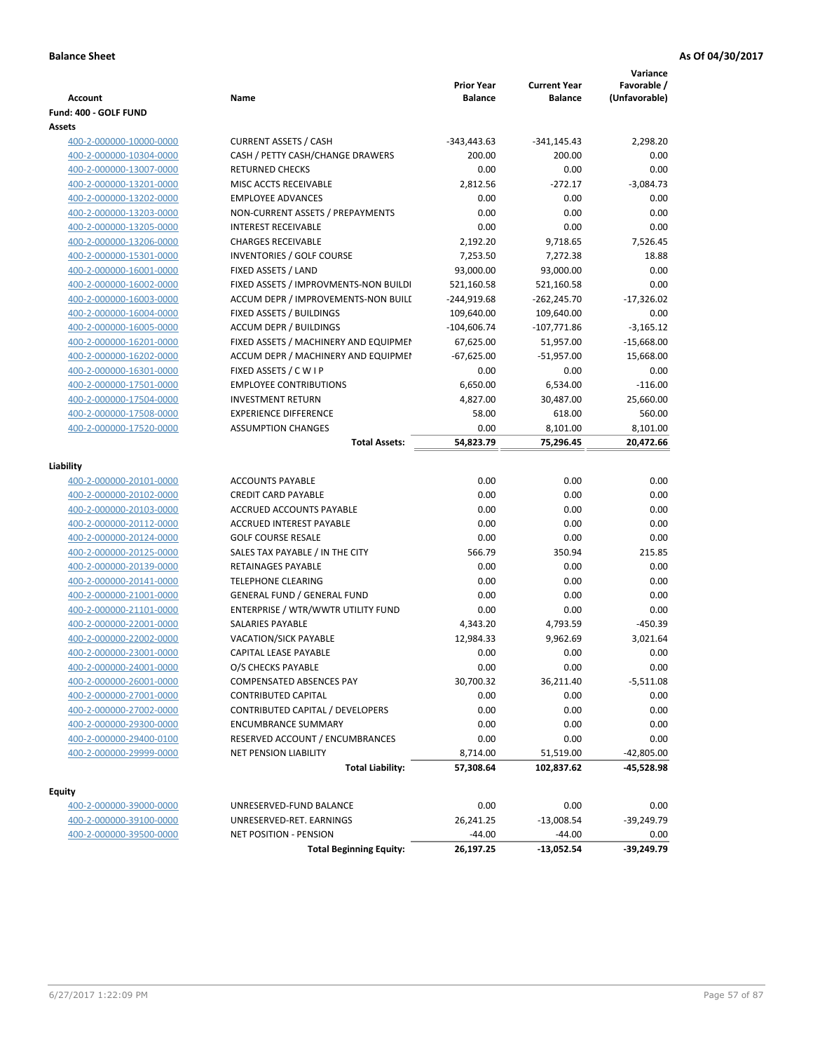**Balance Sheet** **As Of 04/30/2017**

| Account | Name | Prior Year Balance | Current Year Balance | Variance Favorable / (Unfavorable) |
|---|---|---|---|---|
| **Fund: 400 - GOLF FUND** | | | | |
| **Assets** | | | | |
| 400-2-000000-10000-0000 | CURRENT ASSETS / CASH | -343,443.63 | -341,145.43 | 2,298.20 |
| 400-2-000000-10304-0000 | CASH / PETTY CASH/CHANGE DRAWERS | 200.00 | 200.00 | 0.00 |
| 400-2-000000-13007-0000 | RETURNED CHECKS | 0.00 | 0.00 | 0.00 |
| 400-2-000000-13201-0000 | MISC ACCTS RECEIVABLE | 2,812.56 | -272.17 | -3,084.73 |
| 400-2-000000-13202-0000 | EMPLOYEE ADVANCES | 0.00 | 0.00 | 0.00 |
| 400-2-000000-13203-0000 | NON-CURRENT ASSETS / PREPAYMENTS | 0.00 | 0.00 | 0.00 |
| 400-2-000000-13205-0000 | INTEREST RECEIVABLE | 0.00 | 0.00 | 0.00 |
| 400-2-000000-13206-0000 | CHARGES RECEIVABLE | 2,192.20 | 9,718.65 | 7,526.45 |
| 400-2-000000-15301-0000 | INVENTORIES / GOLF COURSE | 7,253.50 | 7,272.38 | 18.88 |
| 400-2-000000-16001-0000 | FIXED ASSETS / LAND | 93,000.00 | 93,000.00 | 0.00 |
| 400-2-000000-16002-0000 | FIXED ASSETS / IMPROVMENTS-NON BUILDI | 521,160.58 | 521,160.58 | 0.00 |
| 400-2-000000-16003-0000 | ACCUM DEPR / IMPROVEMENTS-NON BUILI | -244,919.68 | -262,245.70 | -17,326.02 |
| 400-2-000000-16004-0000 | FIXED ASSETS / BUILDINGS | 109,640.00 | 109,640.00 | 0.00 |
| 400-2-000000-16005-0000 | ACCUM DEPR / BUILDINGS | -104,606.74 | -107,771.86 | -3,165.12 |
| 400-2-000000-16201-0000 | FIXED ASSETS / MACHINERY AND EQUIPMEI | 67,625.00 | 51,957.00 | -15,668.00 |
| 400-2-000000-16202-0000 | ACCUM DEPR / MACHINERY AND EQUIPMEI | -67,625.00 | -51,957.00 | 15,668.00 |
| 400-2-000000-16301-0000 | FIXED ASSETS / C W I P | 0.00 | 0.00 | 0.00 |
| 400-2-000000-17501-0000 | EMPLOYEE CONTRIBUTIONS | 6,650.00 | 6,534.00 | -116.00 |
| 400-2-000000-17504-0000 | INVESTMENT RETURN | 4,827.00 | 30,487.00 | 25,660.00 |
| 400-2-000000-17508-0000 | EXPERIENCE DIFFERENCE | 58.00 | 618.00 | 560.00 |
| 400-2-000000-17520-0000 | ASSUMPTION CHANGES | 0.00 | 8,101.00 | 8,101.00 |
| | **Total Assets:** | **54,823.79** | **75,296.45** | **20,472.66** |
| **Liability** | | | | |
| 400-2-000000-20101-0000 | ACCOUNTS PAYABLE | 0.00 | 0.00 | 0.00 |
| 400-2-000000-20102-0000 | CREDIT CARD PAYABLE | 0.00 | 0.00 | 0.00 |
| 400-2-000000-20103-0000 | ACCRUED ACCOUNTS PAYABLE | 0.00 | 0.00 | 0.00 |
| 400-2-000000-20112-0000 | ACCRUED INTEREST PAYABLE | 0.00 | 0.00 | 0.00 |
| 400-2-000000-20124-0000 | GOLF COURSE RESALE | 0.00 | 0.00 | 0.00 |
| 400-2-000000-20125-0000 | SALES TAX PAYABLE / IN THE CITY | 566.79 | 350.94 | 215.85 |
| 400-2-000000-20139-0000 | RETAINAGES PAYABLE | 0.00 | 0.00 | 0.00 |
| 400-2-000000-20141-0000 | TELEPHONE CLEARING | 0.00 | 0.00 | 0.00 |
| 400-2-000000-21001-0000 | GENERAL FUND / GENERAL FUND | 0.00 | 0.00 | 0.00 |
| 400-2-000000-21101-0000 | ENTERPRISE / WTR/WWTR UTILITY FUND | 0.00 | 0.00 | 0.00 |
| 400-2-000000-22001-0000 | SALARIES PAYABLE | 4,343.20 | 4,793.59 | -450.39 |
| 400-2-000000-22002-0000 | VACATION/SICK PAYABLE | 12,984.33 | 9,962.69 | 3,021.64 |
| 400-2-000000-23001-0000 | CAPITAL LEASE PAYABLE | 0.00 | 0.00 | 0.00 |
| 400-2-000000-24001-0000 | O/S CHECKS PAYABLE | 0.00 | 0.00 | 0.00 |
| 400-2-000000-26001-0000 | COMPENSATED ABSENCES PAY | 30,700.32 | 36,211.40 | -5,511.08 |
| 400-2-000000-27001-0000 | CONTRIBUTED CAPITAL | 0.00 | 0.00 | 0.00 |
| 400-2-000000-27002-0000 | CONTRIBUTED CAPITAL / DEVELOPERS | 0.00 | 0.00 | 0.00 |
| 400-2-000000-29300-0000 | ENCUMBRANCE SUMMARY | 0.00 | 0.00 | 0.00 |
| 400-2-000000-29400-0100 | RESERVED ACCOUNT / ENCUMBRANCES | 0.00 | 0.00 | 0.00 |
| 400-2-000000-29999-0000 | NET PENSION LIABILITY | 8,714.00 | 51,519.00 | -42,805.00 |
| | **Total Liability:** | **57,308.64** | **102,837.62** | **-45,528.98** |
| **Equity** | | | | |
| 400-2-000000-39000-0000 | UNRESERVED-FUND BALANCE | 0.00 | 0.00 | 0.00 |
| 400-2-000000-39100-0000 | UNRESERVED-RET. EARNINGS | 26,241.25 | -13,008.54 | -39,249.79 |
| 400-2-000000-39500-0000 | NET POSITION - PENSION | -44.00 | -44.00 | 0.00 |
| | **Total Beginning Equity:** | **26,197.25** | **-13,052.54** | **-39,249.79** |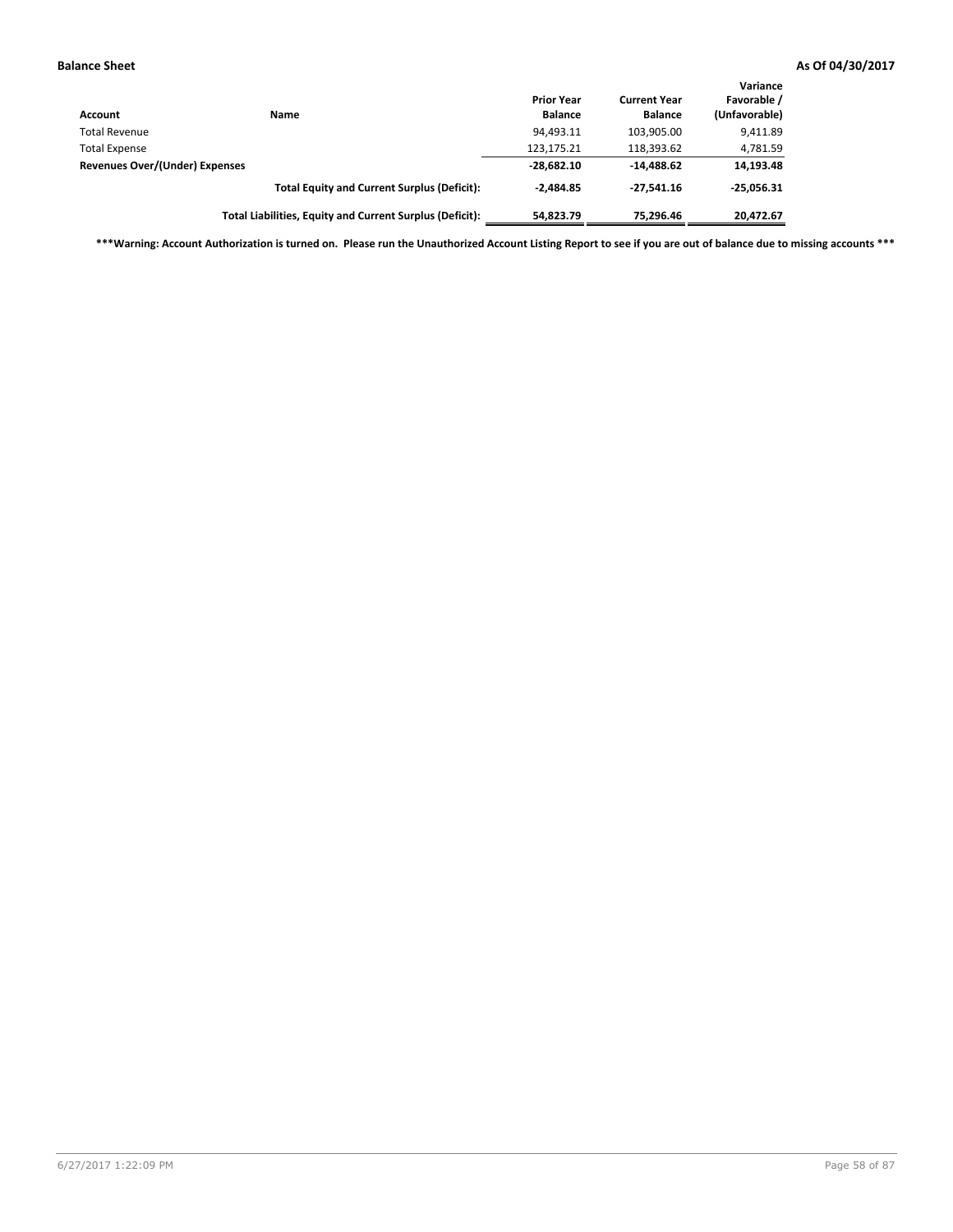**Balance Sheet** **As Of 04/30/2017**

| Account | Name | Prior Year Balance | Current Year Balance | Variance Favorable / (Unfavorable) |
|---|---|---|---|---|
| Total Revenue | | 94,493.11 | 103,905.00 | 9,411.89 |
| Total Expense | | 123,175.21 | 118,393.62 | 4,781.59 |
| **Revenues Over/(Under) Expenses** | | **-28,682.10** | **-14,488.62** | **14,193.48** |
| | **Total Equity and Current Surplus (Deficit):** | **-2,484.85** | **-27,541.16** | **-25,056.31** |
| | **Total Liabilities, Equity and Current Surplus (Deficit):** | **54,823.79** | **75,296.46** | **20,472.67** |

**\*\*\*Warning: Account Authorization is turned on. Please run the Unauthorized Account Listing Report to see if you are out of balance due to missing accounts \*\*\***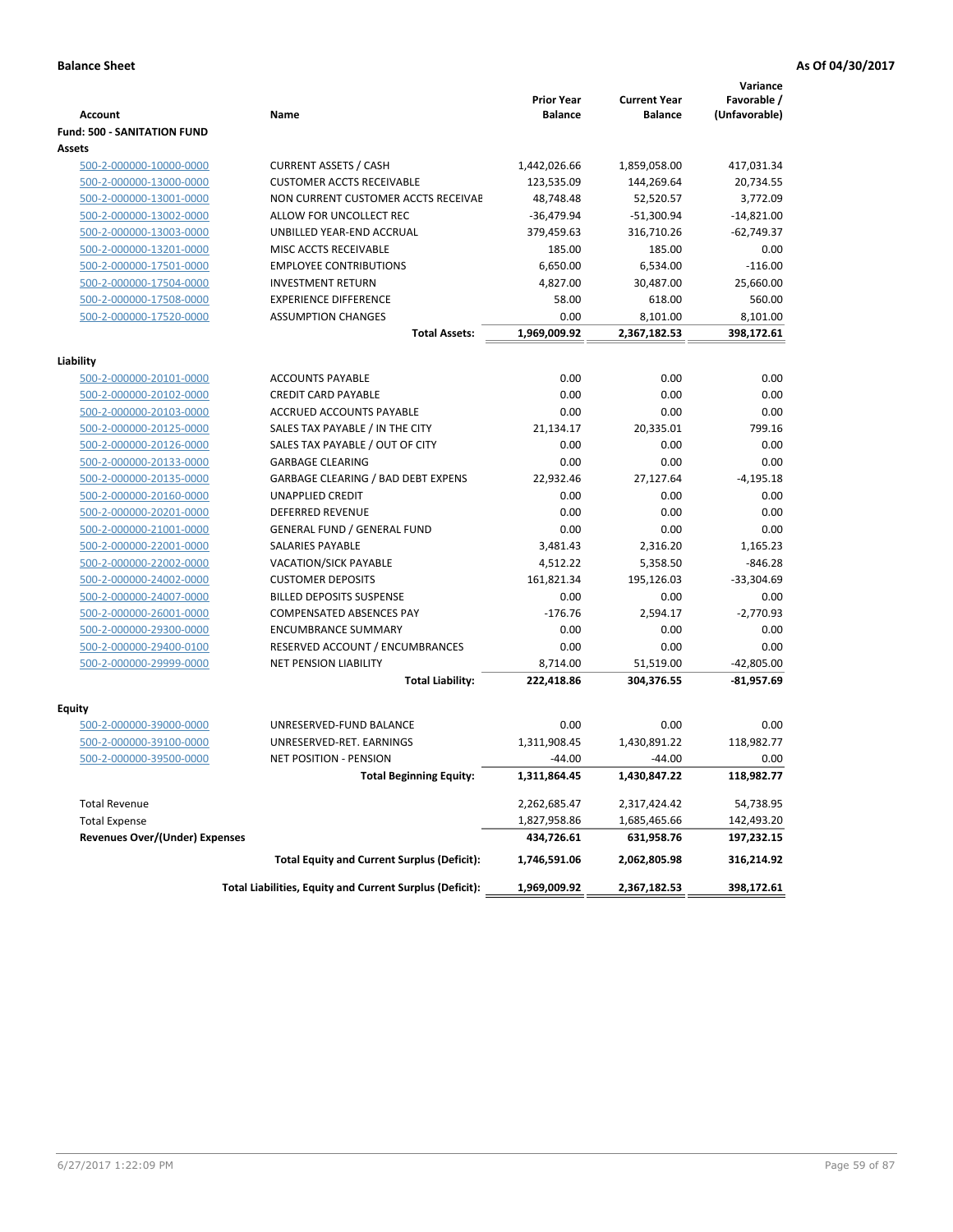**Balance Sheet** **As Of 04/30/2017**

| Account | Name | Prior Year Balance | Current Year Balance | Variance Favorable / (Unfavorable) |
|---|---|---|---|---|
| **Fund: 500 - SANITATION FUND** | | | | |
| **Assets** | | | | |
| 500-2-000000-10000-0000 | CURRENT ASSETS / CASH | 1,442,026.66 | 1,859,058.00 | 417,031.34 |
| 500-2-000000-13000-0000 | CUSTOMER ACCTS RECEIVABLE | 123,535.09 | 144,269.64 | 20,734.55 |
| 500-2-000000-13001-0000 | NON CURRENT CUSTOMER ACCTS RECEIVAE | 48,748.48 | 52,520.57 | 3,772.09 |
| 500-2-000000-13002-0000 | ALLOW FOR UNCOLLECT REC | -36,479.94 | -51,300.94 | -14,821.00 |
| 500-2-000000-13003-0000 | UNBILLED YEAR-END ACCRUAL | 379,459.63 | 316,710.26 | -62,749.37 |
| 500-2-000000-13201-0000 | MISC ACCTS RECEIVABLE | 185.00 | 185.00 | 0.00 |
| 500-2-000000-17501-0000 | EMPLOYEE CONTRIBUTIONS | 6,650.00 | 6,534.00 | -116.00 |
| 500-2-000000-17504-0000 | INVESTMENT RETURN | 4,827.00 | 30,487.00 | 25,660.00 |
| 500-2-000000-17508-0000 | EXPERIENCE DIFFERENCE | 58.00 | 618.00 | 560.00 |
| 500-2-000000-17520-0000 | ASSUMPTION CHANGES | 0.00 | 8,101.00 | 8,101.00 |
| | **Total Assets:** | **1,969,009.92** | **2,367,182.53** | **398,172.61** |
| **Liability** | | | | |
| 500-2-000000-20101-0000 | ACCOUNTS PAYABLE | 0.00 | 0.00 | 0.00 |
| 500-2-000000-20102-0000 | CREDIT CARD PAYABLE | 0.00 | 0.00 | 0.00 |
| 500-2-000000-20103-0000 | ACCRUED ACCOUNTS PAYABLE | 0.00 | 0.00 | 0.00 |
| 500-2-000000-20125-0000 | SALES TAX PAYABLE / IN THE CITY | 21,134.17 | 20,335.01 | 799.16 |
| 500-2-000000-20126-0000 | SALES TAX PAYABLE / OUT OF CITY | 0.00 | 0.00 | 0.00 |
| 500-2-000000-20133-0000 | GARBAGE CLEARING | 0.00 | 0.00 | 0.00 |
| 500-2-000000-20135-0000 | GARBAGE CLEARING / BAD DEBT EXPENS | 22,932.46 | 27,127.64 | -4,195.18 |
| 500-2-000000-20160-0000 | UNAPPLIED CREDIT | 0.00 | 0.00 | 0.00 |
| 500-2-000000-20201-0000 | DEFERRED REVENUE | 0.00 | 0.00 | 0.00 |
| 500-2-000000-21001-0000 | GENERAL FUND / GENERAL FUND | 0.00 | 0.00 | 0.00 |
| 500-2-000000-22001-0000 | SALARIES PAYABLE | 3,481.43 | 2,316.20 | 1,165.23 |
| 500-2-000000-22002-0000 | VACATION/SICK PAYABLE | 4,512.22 | 5,358.50 | -846.28 |
| 500-2-000000-24002-0000 | CUSTOMER DEPOSITS | 161,821.34 | 195,126.03 | -33,304.69 |
| 500-2-000000-24007-0000 | BILLED DEPOSITS SUSPENSE | 0.00 | 0.00 | 0.00 |
| 500-2-000000-26001-0000 | COMPENSATED ABSENCES PAY | -176.76 | 2,594.17 | -2,770.93 |
| 500-2-000000-29300-0000 | ENCUMBRANCE SUMMARY | 0.00 | 0.00 | 0.00 |
| 500-2-000000-29400-0100 | RESERVED ACCOUNT / ENCUMBRANCES | 0.00 | 0.00 | 0.00 |
| 500-2-000000-29999-0000 | NET PENSION LIABILITY | 8,714.00 | 51,519.00 | -42,805.00 |
| | **Total Liability:** | **222,418.86** | **304,376.55** | **-81,957.69** |
| **Equity** | | | | |
| 500-2-000000-39000-0000 | UNRESERVED-FUND BALANCE | 0.00 | 0.00 | 0.00 |
| 500-2-000000-39100-0000 | UNRESERVED-RET. EARNINGS | 1,311,908.45 | 1,430,891.22 | 118,982.77 |
| 500-2-000000-39500-0000 | NET POSITION - PENSION | -44.00 | -44.00 | 0.00 |
| | **Total Beginning Equity:** | **1,311,864.45** | **1,430,847.22** | **118,982.77** |
| Total Revenue | | 2,262,685.47 | 2,317,424.42 | 54,738.95 |
| Total Expense | | 1,827,958.86 | 1,685,465.66 | 142,493.20 |
| **Revenues Over/(Under) Expenses** | | **434,726.61** | **631,958.76** | **197,232.15** |
| | **Total Equity and Current Surplus (Deficit):** | **1,746,591.06** | **2,062,805.98** | **316,214.92** |
| | **Total Liabilities, Equity and Current Surplus (Deficit):** | **1,969,009.92** | **2,367,182.53** | **398,172.61** |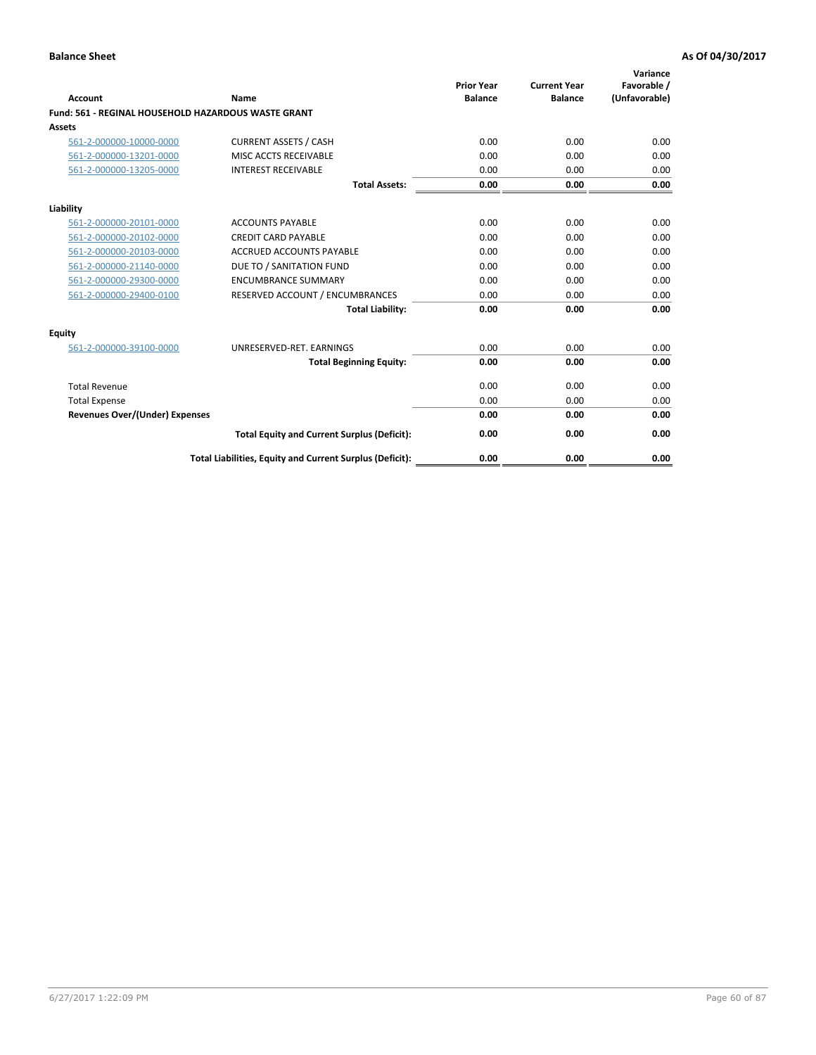**Balance Sheet** | **As Of 04/30/2017**

| Account | Name | Prior Year Balance | Current Year Balance | Variance Favorable / (Unfavorable) |
|---|---|---|---|---|
| **Fund: 561 - REGINAL HOUSEHOLD HAZARDOUS WASTE GRANT** | | | | |
| **Assets** | | | | |
| 561-2-000000-10000-0000 | CURRENT ASSETS / CASH | 0.00 | 0.00 | 0.00 |
| 561-2-000000-13201-0000 | MISC ACCTS RECEIVABLE | 0.00 | 0.00 | 0.00 |
| 561-2-000000-13205-0000 | INTEREST RECEIVABLE | 0.00 | 0.00 | 0.00 |
| | **Total Assets:** | **0.00** | **0.00** | **0.00** |
| **Liability** | | | | |
| 561-2-000000-20101-0000 | ACCOUNTS PAYABLE | 0.00 | 0.00 | 0.00 |
| 561-2-000000-20102-0000 | CREDIT CARD PAYABLE | 0.00 | 0.00 | 0.00 |
| 561-2-000000-20103-0000 | ACCRUED ACCOUNTS PAYABLE | 0.00 | 0.00 | 0.00 |
| 561-2-000000-21140-0000 | DUE TO / SANITATION FUND | 0.00 | 0.00 | 0.00 |
| 561-2-000000-29300-0000 | ENCUMBRANCE SUMMARY | 0.00 | 0.00 | 0.00 |
| 561-2-000000-29400-0100 | RESERVED ACCOUNT / ENCUMBRANCES | 0.00 | 0.00 | 0.00 |
| | **Total Liability:** | **0.00** | **0.00** | **0.00** |
| **Equity** | | | | |
| 561-2-000000-39100-0000 | UNRESERVED-RET. EARNINGS | 0.00 | 0.00 | 0.00 |
| | **Total Beginning Equity:** | **0.00** | **0.00** | **0.00** |
| Total Revenue | | 0.00 | 0.00 | 0.00 |
| Total Expense | | 0.00 | 0.00 | 0.00 |
| **Revenues Over/(Under) Expenses** | | **0.00** | **0.00** | **0.00** |
| | **Total Equity and Current Surplus (Deficit):** | **0.00** | **0.00** | **0.00** |
| | **Total Liabilities, Equity and Current Surplus (Deficit):** | **0.00** | **0.00** | **0.00** |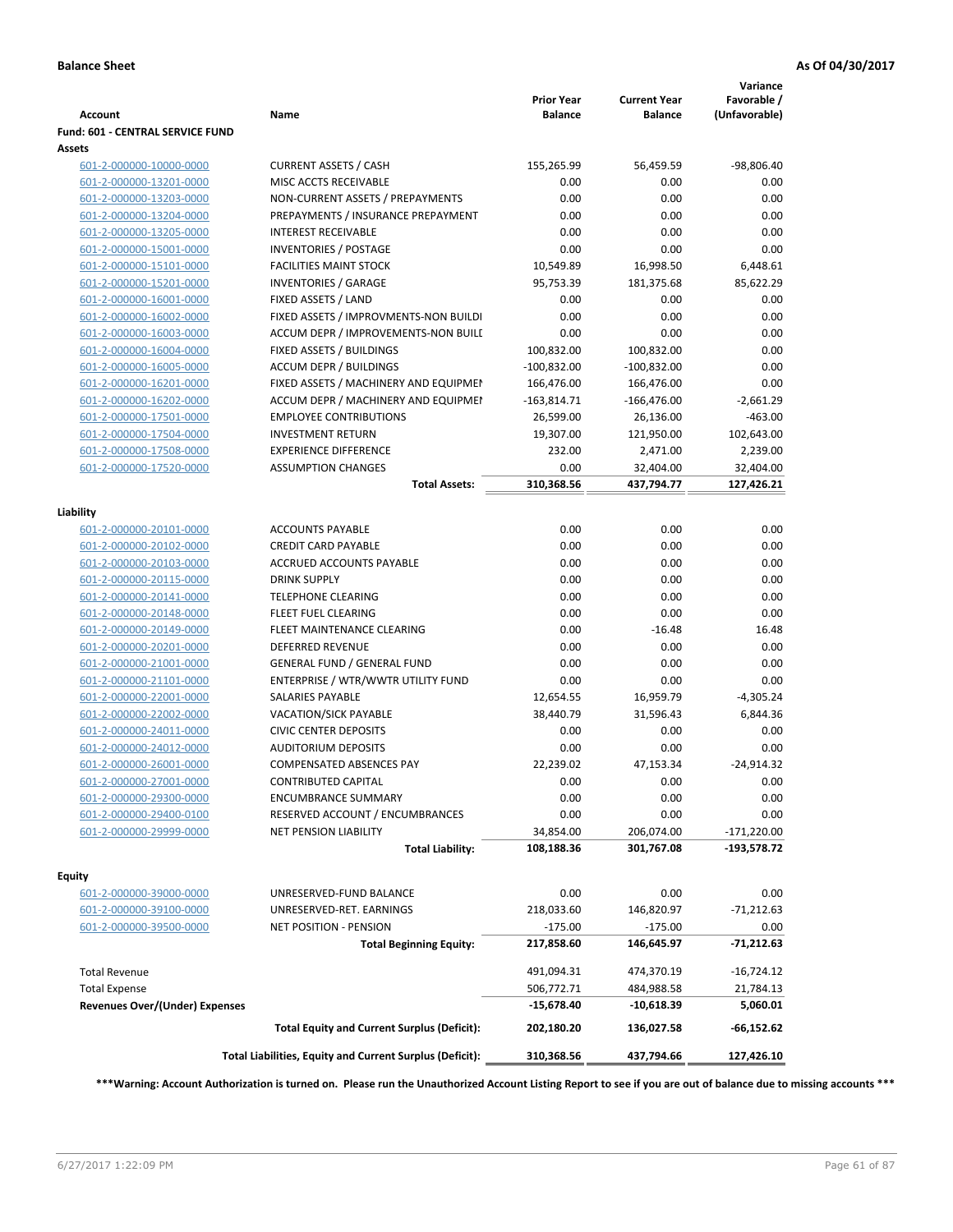**Balance Sheet** **As Of 04/30/2017**

| Account | Name | Prior Year Balance | Current Year Balance | Variance Favorable / (Unfavorable) |
|---|---|---|---|---|
| **Fund: 601 - CENTRAL SERVICE FUND** | | | | |
| **Assets** | | | | |
| 601-2-000000-10000-0000 | CURRENT ASSETS / CASH | 155,265.99 | 56,459.59 | -98,806.40 |
| 601-2-000000-13201-0000 | MISC ACCTS RECEIVABLE | 0.00 | 0.00 | 0.00 |
| 601-2-000000-13203-0000 | NON-CURRENT ASSETS / PREPAYMENTS | 0.00 | 0.00 | 0.00 |
| 601-2-000000-13204-0000 | PREPAYMENTS / INSURANCE PREPAYMENT | 0.00 | 0.00 | 0.00 |
| 601-2-000000-13205-0000 | INTEREST RECEIVABLE | 0.00 | 0.00 | 0.00 |
| 601-2-000000-15001-0000 | INVENTORIES / POSTAGE | 0.00 | 0.00 | 0.00 |
| 601-2-000000-15101-0000 | FACILITIES MAINT STOCK | 10,549.89 | 16,998.50 | 6,448.61 |
| 601-2-000000-15201-0000 | INVENTORIES / GARAGE | 95,753.39 | 181,375.68 | 85,622.29 |
| 601-2-000000-16001-0000 | FIXED ASSETS / LAND | 0.00 | 0.00 | 0.00 |
| 601-2-000000-16002-0000 | FIXED ASSETS / IMPROVMENTS-NON BUILDI | 0.00 | 0.00 | 0.00 |
| 601-2-000000-16003-0000 | ACCUM DEPR / IMPROVEMENTS-NON BUILI | 0.00 | 0.00 | 0.00 |
| 601-2-000000-16004-0000 | FIXED ASSETS / BUILDINGS | 100,832.00 | 100,832.00 | 0.00 |
| 601-2-000000-16005-0000 | ACCUM DEPR / BUILDINGS | -100,832.00 | -100,832.00 | 0.00 |
| 601-2-000000-16201-0000 | FIXED ASSETS / MACHINERY AND EQUIPMEI | 166,476.00 | 166,476.00 | 0.00 |
| 601-2-000000-16202-0000 | ACCUM DEPR / MACHINERY AND EQUIPMEI | -163,814.71 | -166,476.00 | -2,661.29 |
| 601-2-000000-17501-0000 | EMPLOYEE CONTRIBUTIONS | 26,599.00 | 26,136.00 | -463.00 |
| 601-2-000000-17504-0000 | INVESTMENT RETURN | 19,307.00 | 121,950.00 | 102,643.00 |
| 601-2-000000-17508-0000 | EXPERIENCE DIFFERENCE | 232.00 | 2,471.00 | 2,239.00 |
| 601-2-000000-17520-0000 | ASSUMPTION CHANGES | 0.00 | 32,404.00 | 32,404.00 |
| | **Total Assets:** | **310,368.56** | **437,794.77** | **127,426.21** |
| **Liability** | | | | |
| 601-2-000000-20101-0000 | ACCOUNTS PAYABLE | 0.00 | 0.00 | 0.00 |
| 601-2-000000-20102-0000 | CREDIT CARD PAYABLE | 0.00 | 0.00 | 0.00 |
| 601-2-000000-20103-0000 | ACCRUED ACCOUNTS PAYABLE | 0.00 | 0.00 | 0.00 |
| 601-2-000000-20115-0000 | DRINK SUPPLY | 0.00 | 0.00 | 0.00 |
| 601-2-000000-20141-0000 | TELEPHONE CLEARING | 0.00 | 0.00 | 0.00 |
| 601-2-000000-20148-0000 | FLEET FUEL CLEARING | 0.00 | 0.00 | 0.00 |
| 601-2-000000-20149-0000 | FLEET MAINTENANCE CLEARING | 0.00 | -16.48 | 16.48 |
| 601-2-000000-20201-0000 | DEFERRED REVENUE | 0.00 | 0.00 | 0.00 |
| 601-2-000000-21001-0000 | GENERAL FUND / GENERAL FUND | 0.00 | 0.00 | 0.00 |
| 601-2-000000-21101-0000 | ENTERPRISE / WTR/WWTR UTILITY FUND | 0.00 | 0.00 | 0.00 |
| 601-2-000000-22001-0000 | SALARIES PAYABLE | 12,654.55 | 16,959.79 | -4,305.24 |
| 601-2-000000-22002-0000 | VACATION/SICK PAYABLE | 38,440.79 | 31,596.43 | 6,844.36 |
| 601-2-000000-24011-0000 | CIVIC CENTER DEPOSITS | 0.00 | 0.00 | 0.00 |
| 601-2-000000-24012-0000 | AUDITORIUM DEPOSITS | 0.00 | 0.00 | 0.00 |
| 601-2-000000-26001-0000 | COMPENSATED ABSENCES PAY | 22,239.02 | 47,153.34 | -24,914.32 |
| 601-2-000000-27001-0000 | CONTRIBUTED CAPITAL | 0.00 | 0.00 | 0.00 |
| 601-2-000000-29300-0000 | ENCUMBRANCE SUMMARY | 0.00 | 0.00 | 0.00 |
| 601-2-000000-29400-0100 | RESERVED ACCOUNT / ENCUMBRANCES | 0.00 | 0.00 | 0.00 |
| 601-2-000000-29999-0000 | NET PENSION LIABILITY | 34,854.00 | 206,074.00 | -171,220.00 |
| | **Total Liability:** | **108,188.36** | **301,767.08** | **-193,578.72** |
| **Equity** | | | | |
| 601-2-000000-39000-0000 | UNRESERVED-FUND BALANCE | 0.00 | 0.00 | 0.00 |
| 601-2-000000-39100-0000 | UNRESERVED-RET. EARNINGS | 218,033.60 | 146,820.97 | -71,212.63 |
| 601-2-000000-39500-0000 | NET POSITION - PENSION | -175.00 | -175.00 | 0.00 |
| | **Total Beginning Equity:** | **217,858.60** | **146,645.97** | **-71,212.63** |
| Total Revenue | | 491,094.31 | 474,370.19 | -16,724.12 |
| Total Expense | | 506,772.71 | 484,988.58 | 21,784.13 |
| **Revenues Over/(Under) Expenses** | | **-15,678.40** | **-10,618.39** | **5,060.01** |
| | **Total Equity and Current Surplus (Deficit):** | **202,180.20** | **136,027.58** | **-66,152.62** |
| | **Total Liabilities, Equity and Current Surplus (Deficit):** | **310,368.56** | **437,794.66** | **127,426.10** |

**\*\*\*Warning: Account Authorization is turned on. Please run the Unauthorized Account Listing Report to see if you are out of balance due to missing accounts \*\*\***

6/27/2017 1:22:09 PM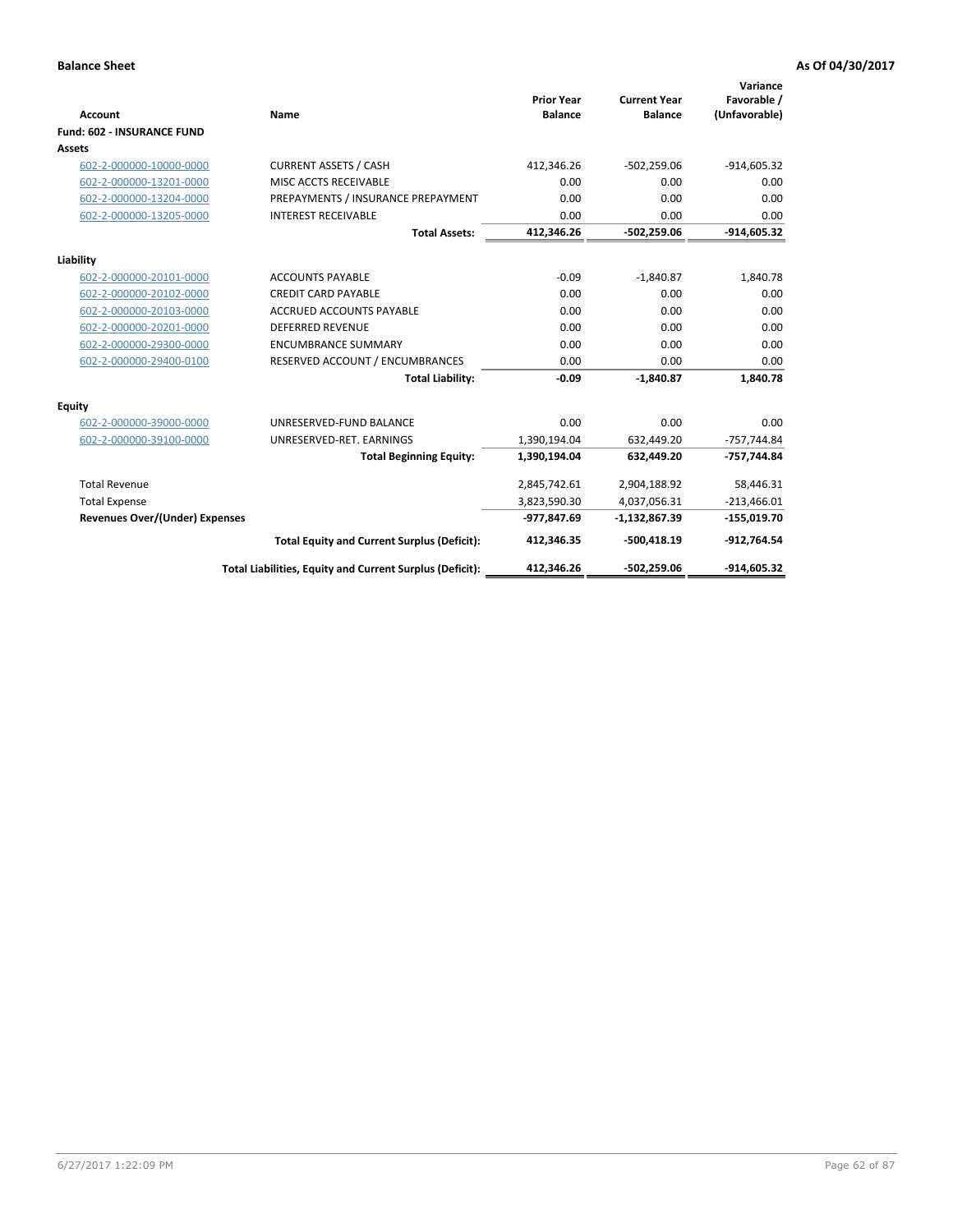**Balance Sheet** **As Of 04/30/2017**

| Account | Name | Prior Year Balance | Current Year Balance | Variance Favorable / (Unfavorable) |
|---|---|---|---|---|
| **Fund: 602 - INSURANCE FUND** | | | | |
| **Assets** | | | | |
| 602-2-000000-10000-0000 | CURRENT ASSETS / CASH | 412,346.26 | -502,259.06 | -914,605.32 |
| 602-2-000000-13201-0000 | MISC ACCTS RECEIVABLE | 0.00 | 0.00 | 0.00 |
| 602-2-000000-13204-0000 | PREPAYMENTS / INSURANCE PREPAYMENT | 0.00 | 0.00 | 0.00 |
| 602-2-000000-13205-0000 | INTEREST RECEIVABLE | 0.00 | 0.00 | 0.00 |
| | **Total Assets:** | **412,346.26** | **-502,259.06** | **-914,605.32** |
| **Liability** | | | | |
| 602-2-000000-20101-0000 | ACCOUNTS PAYABLE | -0.09 | -1,840.87 | 1,840.78 |
| 602-2-000000-20102-0000 | CREDIT CARD PAYABLE | 0.00 | 0.00 | 0.00 |
| 602-2-000000-20103-0000 | ACCRUED ACCOUNTS PAYABLE | 0.00 | 0.00 | 0.00 |
| 602-2-000000-20201-0000 | DEFERRED REVENUE | 0.00 | 0.00 | 0.00 |
| 602-2-000000-29300-0000 | ENCUMBRANCE SUMMARY | 0.00 | 0.00 | 0.00 |
| 602-2-000000-29400-0100 | RESERVED ACCOUNT / ENCUMBRANCES | 0.00 | 0.00 | 0.00 |
| | **Total Liability:** | **-0.09** | **-1,840.87** | **1,840.78** |
| **Equity** | | | | |
| 602-2-000000-39000-0000 | UNRESERVED-FUND BALANCE | 0.00 | 0.00 | 0.00 |
| 602-2-000000-39100-0000 | UNRESERVED-RET. EARNINGS | 1,390,194.04 | 632,449.20 | -757,744.84 |
| | **Total Beginning Equity:** | **1,390,194.04** | **632,449.20** | **-757,744.84** |
| Total Revenue | | 2,845,742.61 | 2,904,188.92 | 58,446.31 |
| Total Expense | | 3,823,590.30 | 4,037,056.31 | -213,466.01 |
| **Revenues Over/(Under) Expenses** | | **-977,847.69** | **-1,132,867.39** | **-155,019.70** |
| | **Total Equity and Current Surplus (Deficit):** | **412,346.35** | **-500,418.19** | **-912,764.54** |
| | **Total Liabilities, Equity and Current Surplus (Deficit):** | **412,346.26** | **-502,259.06** | **-914,605.32** |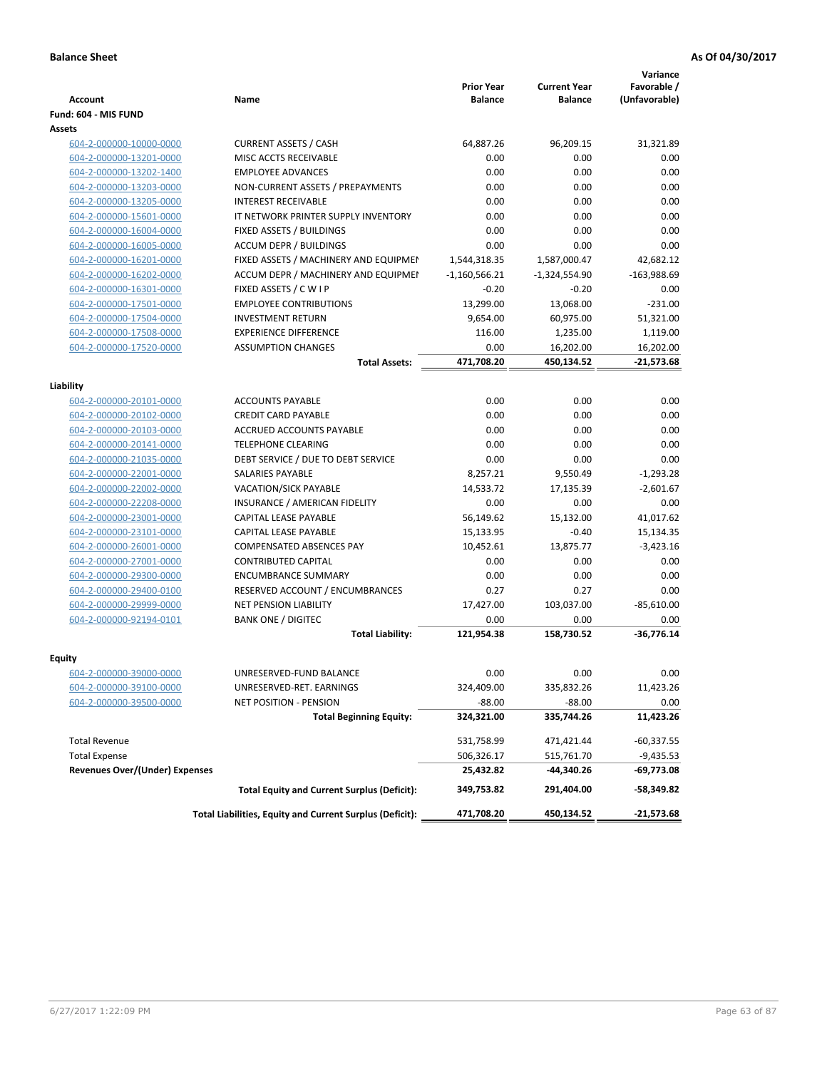**Balance Sheet** — **As Of 04/30/2017**

| Account | Name | Prior Year Balance | Current Year Balance | Variance Favorable / (Unfavorable) |
|---|---|---|---|---|
| **Fund: 604 - MIS FUND** | | | | |
| **Assets** | | | | |
| 604-2-000000-10000-0000 | CURRENT ASSETS / CASH | 64,887.26 | 96,209.15 | 31,321.89 |
| 604-2-000000-13201-0000 | MISC ACCTS RECEIVABLE | 0.00 | 0.00 | 0.00 |
| 604-2-000000-13202-1400 | EMPLOYEE ADVANCES | 0.00 | 0.00 | 0.00 |
| 604-2-000000-13203-0000 | NON-CURRENT ASSETS / PREPAYMENTS | 0.00 | 0.00 | 0.00 |
| 604-2-000000-13205-0000 | INTEREST RECEIVABLE | 0.00 | 0.00 | 0.00 |
| 604-2-000000-15601-0000 | IT NETWORK PRINTER SUPPLY INVENTORY | 0.00 | 0.00 | 0.00 |
| 604-2-000000-16004-0000 | FIXED ASSETS / BUILDINGS | 0.00 | 0.00 | 0.00 |
| 604-2-000000-16005-0000 | ACCUM DEPR / BUILDINGS | 0.00 | 0.00 | 0.00 |
| 604-2-000000-16201-0000 | FIXED ASSETS / MACHINERY AND EQUIPMEI | 1,544,318.35 | 1,587,000.47 | 42,682.12 |
| 604-2-000000-16202-0000 | ACCUM DEPR / MACHINERY AND EQUIPMEI | -1,160,566.21 | -1,324,554.90 | -163,988.69 |
| 604-2-000000-16301-0000 | FIXED ASSETS / C W I P | -0.20 | -0.20 | 0.00 |
| 604-2-000000-17501-0000 | EMPLOYEE CONTRIBUTIONS | 13,299.00 | 13,068.00 | -231.00 |
| 604-2-000000-17504-0000 | INVESTMENT RETURN | 9,654.00 | 60,975.00 | 51,321.00 |
| 604-2-000000-17508-0000 | EXPERIENCE DIFFERENCE | 116.00 | 1,235.00 | 1,119.00 |
| 604-2-000000-17520-0000 | ASSUMPTION CHANGES | 0.00 | 16,202.00 | 16,202.00 |
| | **Total Assets:** | **471,708.20** | **450,134.52** | **-21,573.68** |
| **Liability** | | | | |
| 604-2-000000-20101-0000 | ACCOUNTS PAYABLE | 0.00 | 0.00 | 0.00 |
| 604-2-000000-20102-0000 | CREDIT CARD PAYABLE | 0.00 | 0.00 | 0.00 |
| 604-2-000000-20103-0000 | ACCRUED ACCOUNTS PAYABLE | 0.00 | 0.00 | 0.00 |
| 604-2-000000-20141-0000 | TELEPHONE CLEARING | 0.00 | 0.00 | 0.00 |
| 604-2-000000-21035-0000 | DEBT SERVICE / DUE TO DEBT SERVICE | 0.00 | 0.00 | 0.00 |
| 604-2-000000-22001-0000 | SALARIES PAYABLE | 8,257.21 | 9,550.49 | -1,293.28 |
| 604-2-000000-22002-0000 | VACATION/SICK PAYABLE | 14,533.72 | 17,135.39 | -2,601.67 |
| 604-2-000000-22208-0000 | INSURANCE / AMERICAN FIDELITY | 0.00 | 0.00 | 0.00 |
| 604-2-000000-23001-0000 | CAPITAL LEASE PAYABLE | 56,149.62 | 15,132.00 | 41,017.62 |
| 604-2-000000-23101-0000 | CAPITAL LEASE PAYABLE | 15,133.95 | -0.40 | 15,134.35 |
| 604-2-000000-26001-0000 | COMPENSATED ABSENCES PAY | 10,452.61 | 13,875.77 | -3,423.16 |
| 604-2-000000-27001-0000 | CONTRIBUTED CAPITAL | 0.00 | 0.00 | 0.00 |
| 604-2-000000-29300-0000 | ENCUMBRANCE SUMMARY | 0.00 | 0.00 | 0.00 |
| 604-2-000000-29400-0100 | RESERVED ACCOUNT / ENCUMBRANCES | 0.27 | 0.27 | 0.00 |
| 604-2-000000-29999-0000 | NET PENSION LIABILITY | 17,427.00 | 103,037.00 | -85,610.00 |
| 604-2-000000-92194-0101 | BANK ONE / DIGITEC | 0.00 | 0.00 | 0.00 |
| | **Total Liability:** | **121,954.38** | **158,730.52** | **-36,776.14** |
| **Equity** | | | | |
| 604-2-000000-39000-0000 | UNRESERVED-FUND BALANCE | 0.00 | 0.00 | 0.00 |
| 604-2-000000-39100-0000 | UNRESERVED-RET. EARNINGS | 324,409.00 | 335,832.26 | 11,423.26 |
| 604-2-000000-39500-0000 | NET POSITION - PENSION | -88.00 | -88.00 | 0.00 |
| | **Total Beginning Equity:** | **324,321.00** | **335,744.26** | **11,423.26** |
| Total Revenue | | 531,758.99 | 471,421.44 | -60,337.55 |
| Total Expense | | 506,326.17 | 515,761.70 | -9,435.53 |
| **Revenues Over/(Under) Expenses** | | **25,432.82** | **-44,340.26** | **-69,773.08** |
| | **Total Equity and Current Surplus (Deficit):** | **349,753.82** | **291,404.00** | **-58,349.82** |
| | **Total Liabilities, Equity and Current Surplus (Deficit):** | **471,708.20** | **450,134.52** | **-21,573.68** |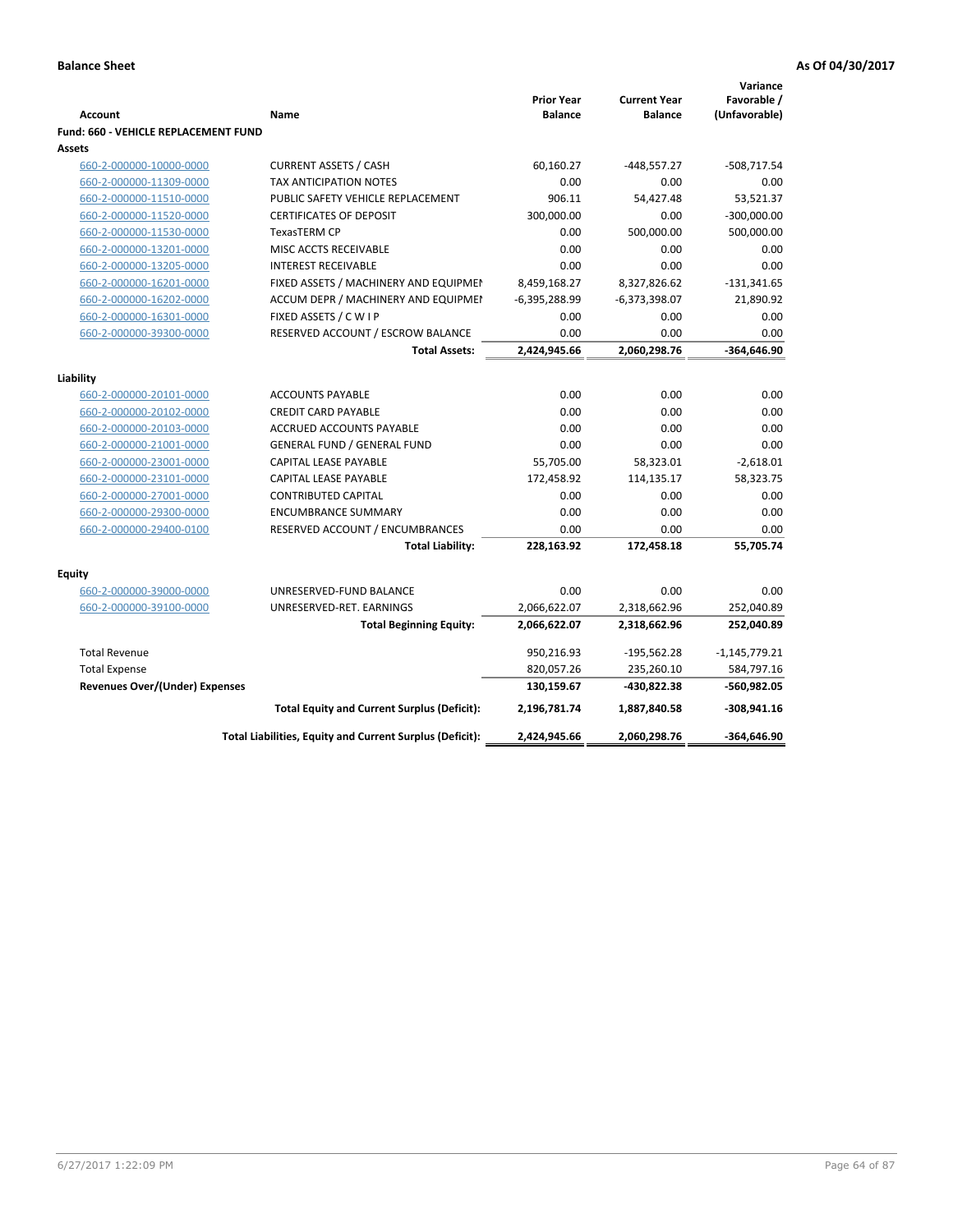**Balance Sheet** **As Of 04/30/2017**

| Account | Name | Prior Year Balance | Current Year Balance | Variance Favorable / (Unfavorable) |
|---|---|---|---|---|
| **Fund: 660 - VEHICLE REPLACEMENT FUND** | | | | |
| **Assets** | | | | |
| 660-2-000000-10000-0000 | CURRENT ASSETS / CASH | 60,160.27 | -448,557.27 | -508,717.54 |
| 660-2-000000-11309-0000 | TAX ANTICIPATION NOTES | 0.00 | 0.00 | 0.00 |
| 660-2-000000-11510-0000 | PUBLIC SAFETY VEHICLE REPLACEMENT | 906.11 | 54,427.48 | 53,521.37 |
| 660-2-000000-11520-0000 | CERTIFICATES OF DEPOSIT | 300,000.00 | 0.00 | -300,000.00 |
| 660-2-000000-11530-0000 | TexasTERM CP | 0.00 | 500,000.00 | 500,000.00 |
| 660-2-000000-13201-0000 | MISC ACCTS RECEIVABLE | 0.00 | 0.00 | 0.00 |
| 660-2-000000-13205-0000 | INTEREST RECEIVABLE | 0.00 | 0.00 | 0.00 |
| 660-2-000000-16201-0000 | FIXED ASSETS / MACHINERY AND EQUIPMEI | 8,459,168.27 | 8,327,826.62 | -131,341.65 |
| 660-2-000000-16202-0000 | ACCUM DEPR / MACHINERY AND EQUIPMEI | -6,395,288.99 | -6,373,398.07 | 21,890.92 |
| 660-2-000000-16301-0000 | FIXED ASSETS / C W I P | 0.00 | 0.00 | 0.00 |
| 660-2-000000-39300-0000 | RESERVED ACCOUNT / ESCROW BALANCE | 0.00 | 0.00 | 0.00 |
| | **Total Assets:** | **2,424,945.66** | **2,060,298.76** | **-364,646.90** |
| **Liability** | | | | |
| 660-2-000000-20101-0000 | ACCOUNTS PAYABLE | 0.00 | 0.00 | 0.00 |
| 660-2-000000-20102-0000 | CREDIT CARD PAYABLE | 0.00 | 0.00 | 0.00 |
| 660-2-000000-20103-0000 | ACCRUED ACCOUNTS PAYABLE | 0.00 | 0.00 | 0.00 |
| 660-2-000000-21001-0000 | GENERAL FUND / GENERAL FUND | 0.00 | 0.00 | 0.00 |
| 660-2-000000-23001-0000 | CAPITAL LEASE PAYABLE | 55,705.00 | 58,323.01 | -2,618.01 |
| 660-2-000000-23101-0000 | CAPITAL LEASE PAYABLE | 172,458.92 | 114,135.17 | 58,323.75 |
| 660-2-000000-27001-0000 | CONTRIBUTED CAPITAL | 0.00 | 0.00 | 0.00 |
| 660-2-000000-29300-0000 | ENCUMBRANCE SUMMARY | 0.00 | 0.00 | 0.00 |
| 660-2-000000-29400-0100 | RESERVED ACCOUNT / ENCUMBRANCES | 0.00 | 0.00 | 0.00 |
| | **Total Liability:** | **228,163.92** | **172,458.18** | **55,705.74** |
| **Equity** | | | | |
| 660-2-000000-39000-0000 | UNRESERVED-FUND BALANCE | 0.00 | 0.00 | 0.00 |
| 660-2-000000-39100-0000 | UNRESERVED-RET. EARNINGS | 2,066,622.07 | 2,318,662.96 | 252,040.89 |
| | **Total Beginning Equity:** | **2,066,622.07** | **2,318,662.96** | **252,040.89** |
| Total Revenue | | 950,216.93 | -195,562.28 | -1,145,779.21 |
| Total Expense | | 820,057.26 | 235,260.10 | 584,797.16 |
| **Revenues Over/(Under) Expenses** | | **130,159.67** | **-430,822.38** | **-560,982.05** |
| | **Total Equity and Current Surplus (Deficit):** | **2,196,781.74** | **1,887,840.58** | **-308,941.16** |
| | **Total Liabilities, Equity and Current Surplus (Deficit):** | **2,424,945.66** | **2,060,298.76** | **-364,646.90** |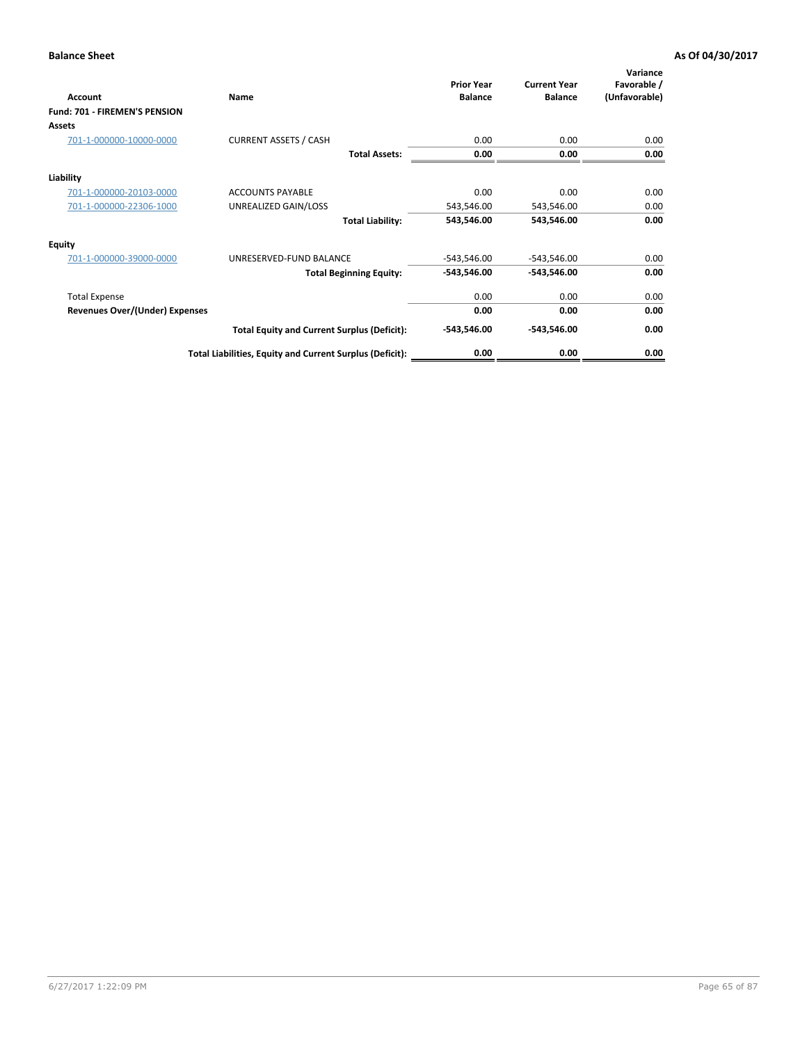**Balance Sheet** **As Of 04/30/2017**

| Account | Name | Prior Year Balance | Current Year Balance | Variance Favorable / (Unfavorable) |
|---|---|---|---|---|
| **Fund: 701 - FIREMEN'S PENSION** | | | | |
| **Assets** | | | | |
| 701-1-000000-10000-0000 | CURRENT ASSETS / CASH | 0.00 | 0.00 | 0.00 |
| | **Total Assets:** | **0.00** | **0.00** | **0.00** |
| **Liability** | | | | |
| 701-1-000000-20103-0000 | ACCOUNTS PAYABLE | 0.00 | 0.00 | 0.00 |
| 701-1-000000-22306-1000 | UNREALIZED GAIN/LOSS | 543,546.00 | 543,546.00 | 0.00 |
| | **Total Liability:** | **543,546.00** | **543,546.00** | **0.00** |
| **Equity** | | | | |
| 701-1-000000-39000-0000 | UNRESERVED-FUND BALANCE | -543,546.00 | -543,546.00 | 0.00 |
| | **Total Beginning Equity:** | **-543,546.00** | **-543,546.00** | **0.00** |
| Total Expense | | 0.00 | 0.00 | 0.00 |
| **Revenues Over/(Under) Expenses** | | **0.00** | **0.00** | **0.00** |
| | **Total Equity and Current Surplus (Deficit):** | **-543,546.00** | **-543,546.00** | **0.00** |
| | **Total Liabilities, Equity and Current Surplus (Deficit):** | **0.00** | **0.00** | **0.00** |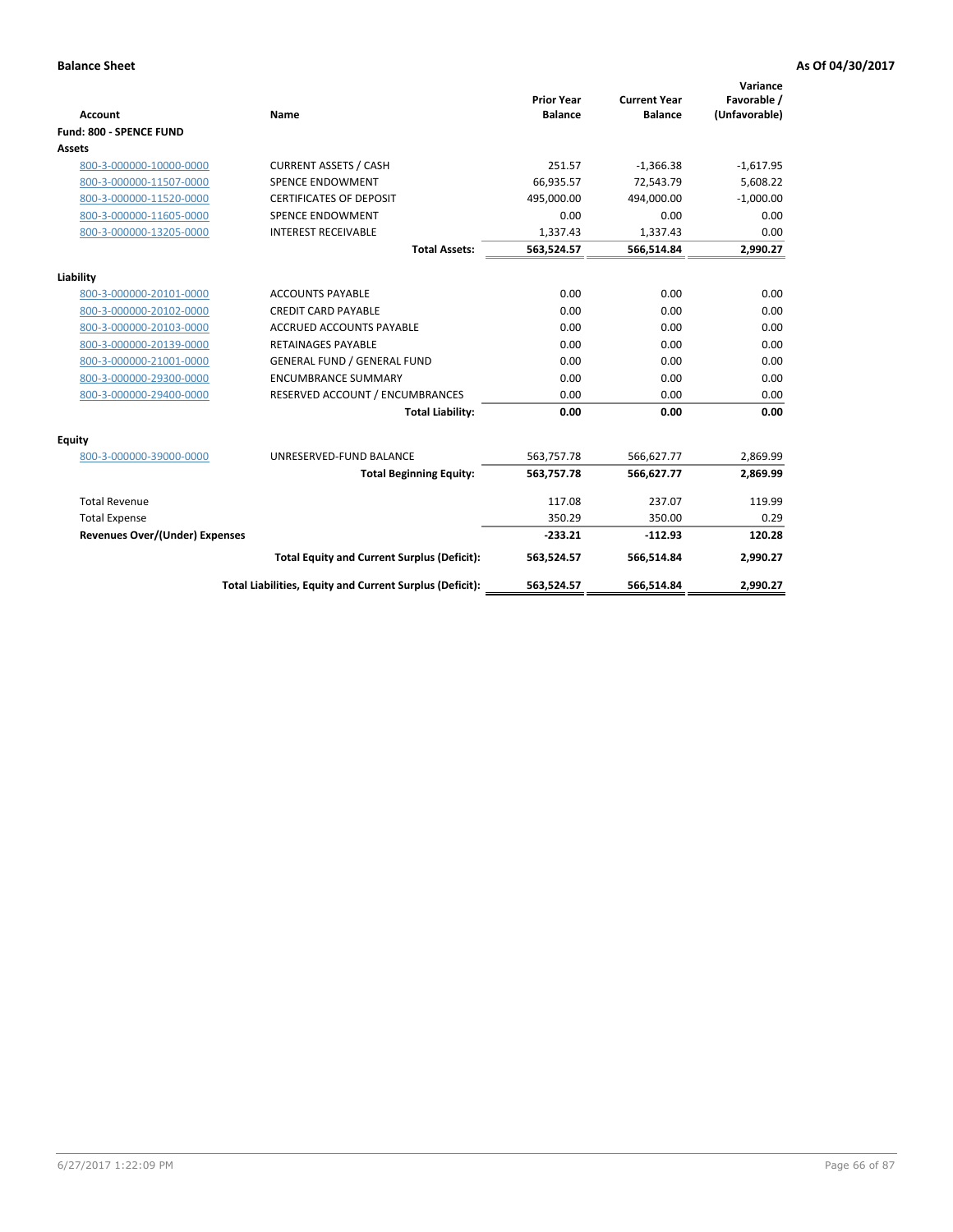**Balance Sheet** **As Of 04/30/2017**

| Account | Name | Prior Year Balance | Current Year Balance | Variance Favorable / (Unfavorable) |
|---|---|---|---|---|
| **Fund: 800 - SPENCE FUND** | | | | |
| **Assets** | | | | |
| 800-3-000000-10000-0000 | CURRENT ASSETS / CASH | 251.57 | -1,366.38 | -1,617.95 |
| 800-3-000000-11507-0000 | SPENCE ENDOWMENT | 66,935.57 | 72,543.79 | 5,608.22 |
| 800-3-000000-11520-0000 | CERTIFICATES OF DEPOSIT | 495,000.00 | 494,000.00 | -1,000.00 |
| 800-3-000000-11605-0000 | SPENCE ENDOWMENT | 0.00 | 0.00 | 0.00 |
| 800-3-000000-13205-0000 | INTEREST RECEIVABLE | 1,337.43 | 1,337.43 | 0.00 |
| | **Total Assets:** | **563,524.57** | **566,514.84** | **2,990.27** |
| **Liability** | | | | |
| 800-3-000000-20101-0000 | ACCOUNTS PAYABLE | 0.00 | 0.00 | 0.00 |
| 800-3-000000-20102-0000 | CREDIT CARD PAYABLE | 0.00 | 0.00 | 0.00 |
| 800-3-000000-20103-0000 | ACCRUED ACCOUNTS PAYABLE | 0.00 | 0.00 | 0.00 |
| 800-3-000000-20139-0000 | RETAINAGES PAYABLE | 0.00 | 0.00 | 0.00 |
| 800-3-000000-21001-0000 | GENERAL FUND / GENERAL FUND | 0.00 | 0.00 | 0.00 |
| 800-3-000000-29300-0000 | ENCUMBRANCE SUMMARY | 0.00 | 0.00 | 0.00 |
| 800-3-000000-29400-0000 | RESERVED ACCOUNT / ENCUMBRANCES | 0.00 | 0.00 | 0.00 |
| | **Total Liability:** | **0.00** | **0.00** | **0.00** |
| **Equity** | | | | |
| 800-3-000000-39000-0000 | UNRESERVED-FUND BALANCE | 563,757.78 | 566,627.77 | 2,869.99 |
| | **Total Beginning Equity:** | **563,757.78** | **566,627.77** | **2,869.99** |
| Total Revenue | | 117.08 | 237.07 | 119.99 |
| Total Expense | | 350.29 | 350.00 | 0.29 |
| **Revenues Over/(Under) Expenses** | | **-233.21** | **-112.93** | **120.28** |
| | **Total Equity and Current Surplus (Deficit):** | **563,524.57** | **566,514.84** | **2,990.27** |
| | **Total Liabilities, Equity and Current Surplus (Deficit):** | **563,524.57** | **566,514.84** | **2,990.27** |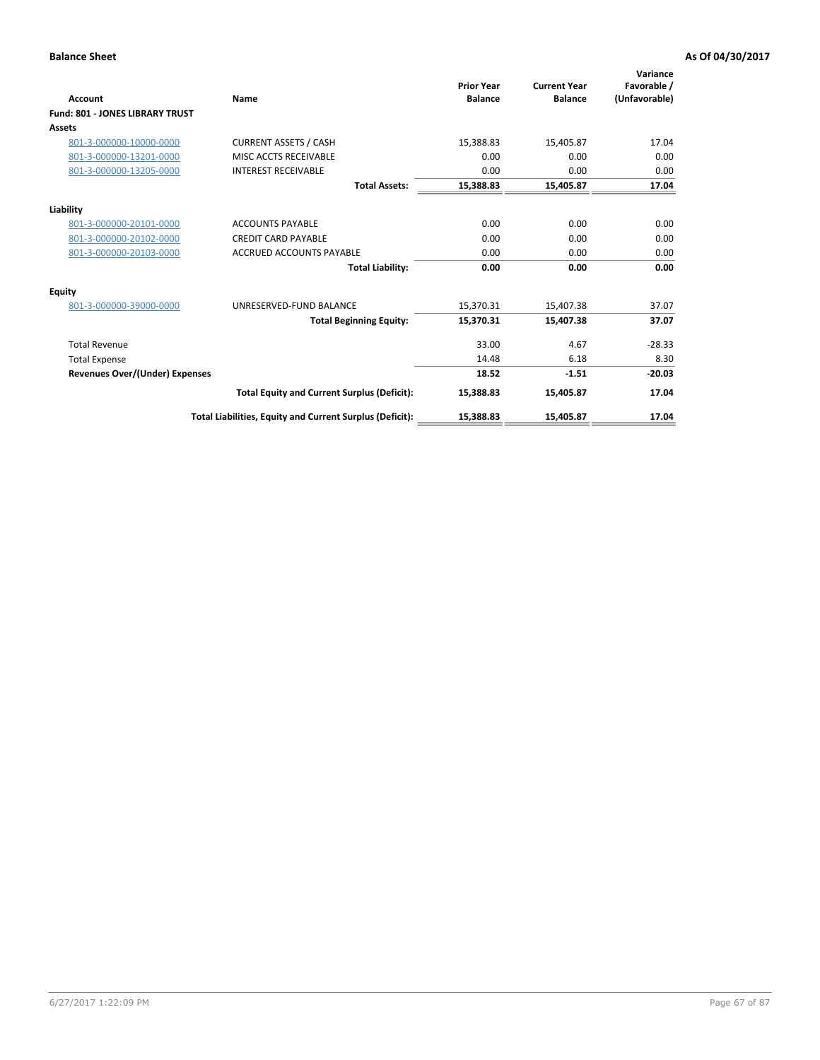**Balance Sheet** **As Of 04/30/2017**

| Account | Name | Prior Year Balance | Current Year Balance | Variance Favorable / (Unfavorable) |
|---|---|---|---|---|
| **Fund: 801 - JONES LIBRARY TRUST** | | | | |
| **Assets** | | | | |
| 801-3-000000-10000-0000 | CURRENT ASSETS / CASH | 15,388.83 | 15,405.87 | 17.04 |
| 801-3-000000-13201-0000 | MISC ACCTS RECEIVABLE | 0.00 | 0.00 | 0.00 |
| 801-3-000000-13205-0000 | INTEREST RECEIVABLE | 0.00 | 0.00 | 0.00 |
| | **Total Assets:** | **15,388.83** | **15,405.87** | **17.04** |
| **Liability** | | | | |
| 801-3-000000-20101-0000 | ACCOUNTS PAYABLE | 0.00 | 0.00 | 0.00 |
| 801-3-000000-20102-0000 | CREDIT CARD PAYABLE | 0.00 | 0.00 | 0.00 |
| 801-3-000000-20103-0000 | ACCRUED ACCOUNTS PAYABLE | 0.00 | 0.00 | 0.00 |
| | **Total Liability:** | **0.00** | **0.00** | **0.00** |
| **Equity** | | | | |
| 801-3-000000-39000-0000 | UNRESERVED-FUND BALANCE | 15,370.31 | 15,407.38 | 37.07 |
| | **Total Beginning Equity:** | **15,370.31** | **15,407.38** | **37.07** |
| Total Revenue | | 33.00 | 4.67 | -28.33 |
| Total Expense | | 14.48 | 6.18 | 8.30 |
| **Revenues Over/(Under) Expenses** | | **18.52** | **-1.51** | **-20.03** |
| | **Total Equity and Current Surplus (Deficit):** | **15,388.83** | **15,405.87** | **17.04** |
| | **Total Liabilities, Equity and Current Surplus (Deficit):** | **15,388.83** | **15,405.87** | **17.04** |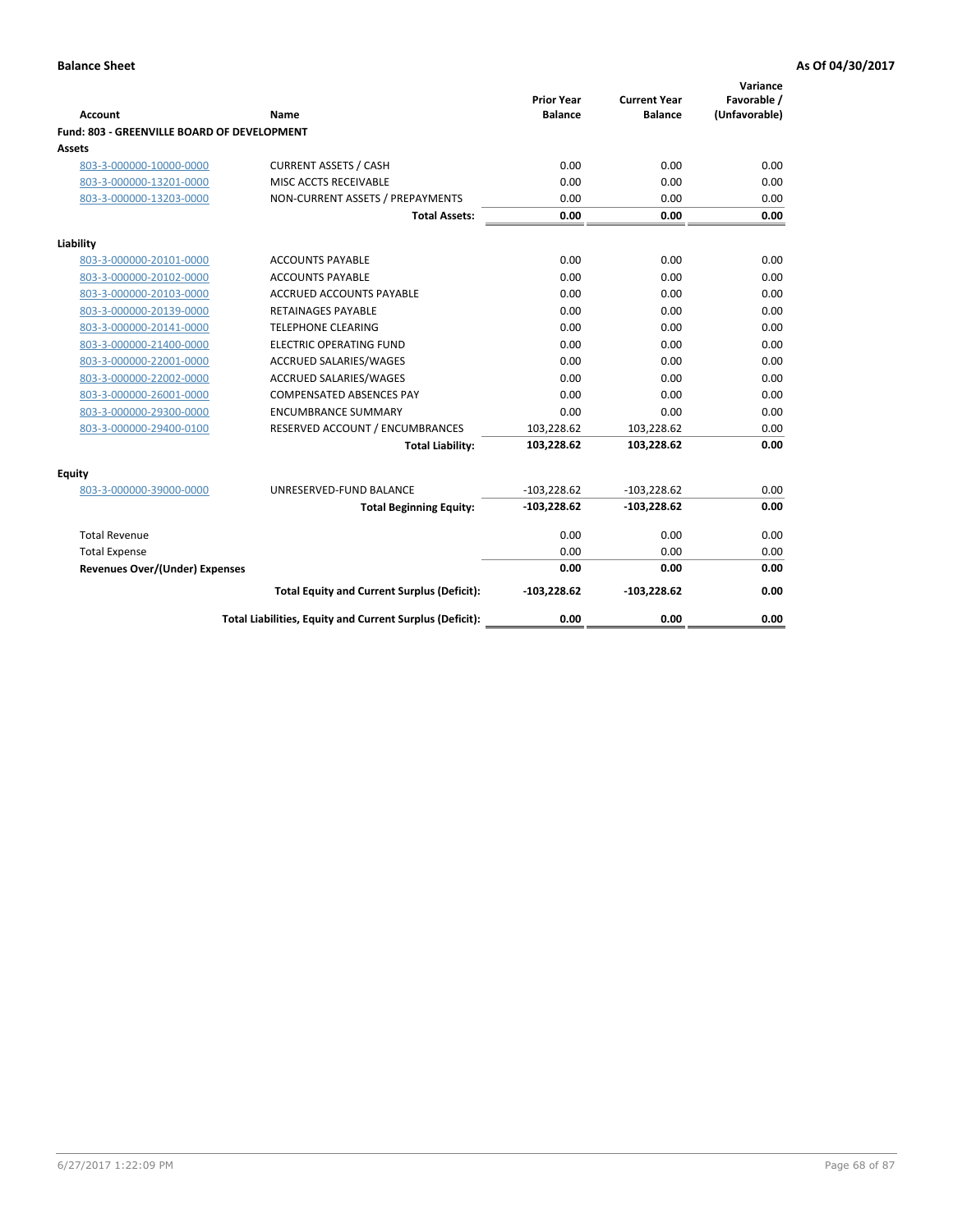**Balance Sheet** **As Of 04/30/2017**

| Account | Name | Prior Year Balance | Current Year Balance | Variance Favorable / (Unfavorable) |
|---|---|---|---|---|
| **Fund: 803 - GREENVILLE BOARD OF DEVELOPMENT** | | | | |
| **Assets** | | | | |
| 803-3-000000-10000-0000 | CURRENT ASSETS / CASH | 0.00 | 0.00 | 0.00 |
| 803-3-000000-13201-0000 | MISC ACCTS RECEIVABLE | 0.00 | 0.00 | 0.00 |
| 803-3-000000-13203-0000 | NON-CURRENT ASSETS / PREPAYMENTS | 0.00 | 0.00 | 0.00 |
| | **Total Assets:** | **0.00** | **0.00** | **0.00** |
| **Liability** | | | | |
| 803-3-000000-20101-0000 | ACCOUNTS PAYABLE | 0.00 | 0.00 | 0.00 |
| 803-3-000000-20102-0000 | ACCOUNTS PAYABLE | 0.00 | 0.00 | 0.00 |
| 803-3-000000-20103-0000 | ACCRUED ACCOUNTS PAYABLE | 0.00 | 0.00 | 0.00 |
| 803-3-000000-20139-0000 | RETAINAGES PAYABLE | 0.00 | 0.00 | 0.00 |
| 803-3-000000-20141-0000 | TELEPHONE CLEARING | 0.00 | 0.00 | 0.00 |
| 803-3-000000-21400-0000 | ELECTRIC OPERATING FUND | 0.00 | 0.00 | 0.00 |
| 803-3-000000-22001-0000 | ACCRUED SALARIES/WAGES | 0.00 | 0.00 | 0.00 |
| 803-3-000000-22002-0000 | ACCRUED SALARIES/WAGES | 0.00 | 0.00 | 0.00 |
| 803-3-000000-26001-0000 | COMPENSATED ABSENCES PAY | 0.00 | 0.00 | 0.00 |
| 803-3-000000-29300-0000 | ENCUMBRANCE SUMMARY | 0.00 | 0.00 | 0.00 |
| 803-3-000000-29400-0100 | RESERVED ACCOUNT / ENCUMBRANCES | 103,228.62 | 103,228.62 | 0.00 |
| | **Total Liability:** | **103,228.62** | **103,228.62** | **0.00** |
| **Equity** | | | | |
| 803-3-000000-39000-0000 | UNRESERVED-FUND BALANCE | -103,228.62 | -103,228.62 | 0.00 |
| | **Total Beginning Equity:** | **-103,228.62** | **-103,228.62** | **0.00** |
| Total Revenue | | 0.00 | 0.00 | 0.00 |
| Total Expense | | 0.00 | 0.00 | 0.00 |
| **Revenues Over/(Under) Expenses** | | **0.00** | **0.00** | **0.00** |
| | **Total Equity and Current Surplus (Deficit):** | **-103,228.62** | **-103,228.62** | **0.00** |
| | **Total Liabilities, Equity and Current Surplus (Deficit):** | **0.00** | **0.00** | **0.00** |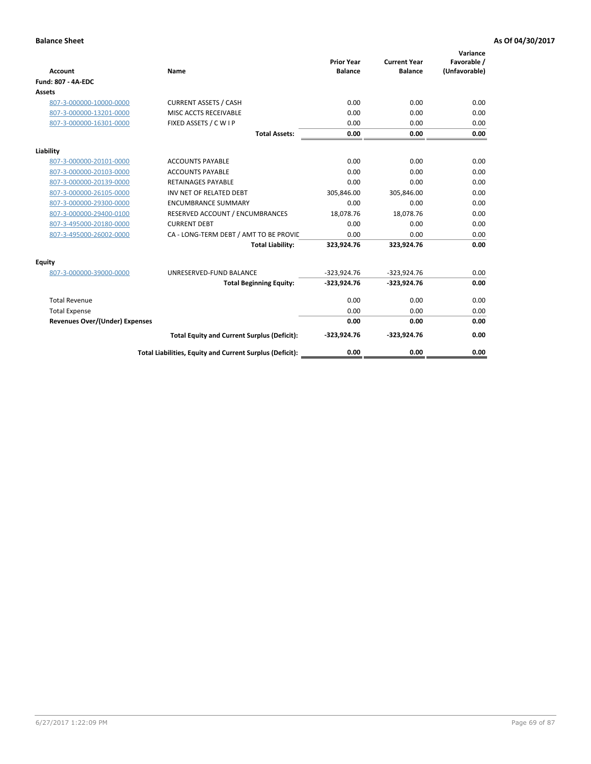**Balance Sheet** **As Of 04/30/2017**

| Account | Name | Prior Year Balance | Current Year Balance | Variance Favorable / (Unfavorable) |
|---|---|---|---|---|
| **Fund: 807 - 4A-EDC** | | | | |
| **Assets** | | | | |
| 807-3-000000-10000-0000 | CURRENT ASSETS / CASH | 0.00 | 0.00 | 0.00 |
| 807-3-000000-13201-0000 | MISC ACCTS RECEIVABLE | 0.00 | 0.00 | 0.00 |
| 807-3-000000-16301-0000 | FIXED ASSETS / C W I P | 0.00 | 0.00 | 0.00 |
| | **Total Assets:** | **0.00** | **0.00** | **0.00** |
| **Liability** | | | | |
| 807-3-000000-20101-0000 | ACCOUNTS PAYABLE | 0.00 | 0.00 | 0.00 |
| 807-3-000000-20103-0000 | ACCOUNTS PAYABLE | 0.00 | 0.00 | 0.00 |
| 807-3-000000-20139-0000 | RETAINAGES PAYABLE | 0.00 | 0.00 | 0.00 |
| 807-3-000000-26105-0000 | INV NET OF RELATED DEBT | 305,846.00 | 305,846.00 | 0.00 |
| 807-3-000000-29300-0000 | ENCUMBRANCE SUMMARY | 0.00 | 0.00 | 0.00 |
| 807-3-000000-29400-0100 | RESERVED ACCOUNT / ENCUMBRANCES | 18,078.76 | 18,078.76 | 0.00 |
| 807-3-495000-20180-0000 | CURRENT DEBT | 0.00 | 0.00 | 0.00 |
| 807-3-495000-26002-0000 | CA - LONG-TERM DEBT / AMT TO BE PROVID | 0.00 | 0.00 | 0.00 |
| | **Total Liability:** | **323,924.76** | **323,924.76** | **0.00** |
| **Equity** | | | | |
| 807-3-000000-39000-0000 | UNRESERVED-FUND BALANCE | -323,924.76 | -323,924.76 | 0.00 |
| | **Total Beginning Equity:** | **-323,924.76** | **-323,924.76** | **0.00** |
| Total Revenue | | 0.00 | 0.00 | 0.00 |
| Total Expense | | 0.00 | 0.00 | 0.00 |
| **Revenues Over/(Under) Expenses** | | **0.00** | **0.00** | **0.00** |
| | **Total Equity and Current Surplus (Deficit):** | **-323,924.76** | **-323,924.76** | **0.00** |
| | **Total Liabilities, Equity and Current Surplus (Deficit):** | **0.00** | **0.00** | **0.00** |

6/27/2017 1:22:09 PM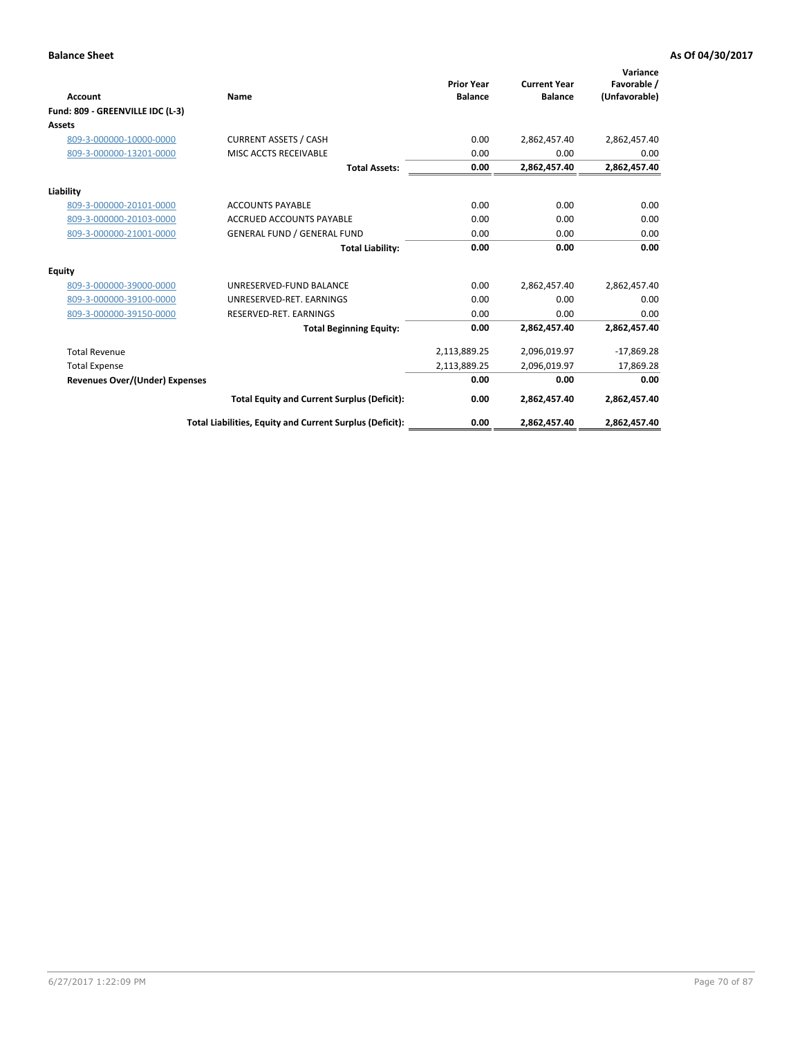**Balance Sheet** **As Of 04/30/2017**

| Account | Name | Prior Year Balance | Current Year Balance | Variance Favorable / (Unfavorable) |
|---|---|---|---|---|
| **Fund: 809 - GREENVILLE IDC (L-3)** | | | | |
| **Assets** | | | | |
| 809-3-000000-10000-0000 | CURRENT ASSETS / CASH | 0.00 | 2,862,457.40 | 2,862,457.40 |
| 809-3-000000-13201-0000 | MISC ACCTS RECEIVABLE | 0.00 | 0.00 | 0.00 |
| | **Total Assets:** | **0.00** | **2,862,457.40** | **2,862,457.40** |
| **Liability** | | | | |
| 809-3-000000-20101-0000 | ACCOUNTS PAYABLE | 0.00 | 0.00 | 0.00 |
| 809-3-000000-20103-0000 | ACCRUED ACCOUNTS PAYABLE | 0.00 | 0.00 | 0.00 |
| 809-3-000000-21001-0000 | GENERAL FUND / GENERAL FUND | 0.00 | 0.00 | 0.00 |
| | **Total Liability:** | **0.00** | **0.00** | **0.00** |
| **Equity** | | | | |
| 809-3-000000-39000-0000 | UNRESERVED-FUND BALANCE | 0.00 | 2,862,457.40 | 2,862,457.40 |
| 809-3-000000-39100-0000 | UNRESERVED-RET. EARNINGS | 0.00 | 0.00 | 0.00 |
| 809-3-000000-39150-0000 | RESERVED-RET. EARNINGS | 0.00 | 0.00 | 0.00 |
| | **Total Beginning Equity:** | **0.00** | **2,862,457.40** | **2,862,457.40** |
| Total Revenue | | 2,113,889.25 | 2,096,019.97 | -17,869.28 |
| Total Expense | | 2,113,889.25 | 2,096,019.97 | 17,869.28 |
| **Revenues Over/(Under) Expenses** | | **0.00** | **0.00** | **0.00** |
| | **Total Equity and Current Surplus (Deficit):** | **0.00** | **2,862,457.40** | **2,862,457.40** |
| | **Total Liabilities, Equity and Current Surplus (Deficit):** | **0.00** | **2,862,457.40** | **2,862,457.40** |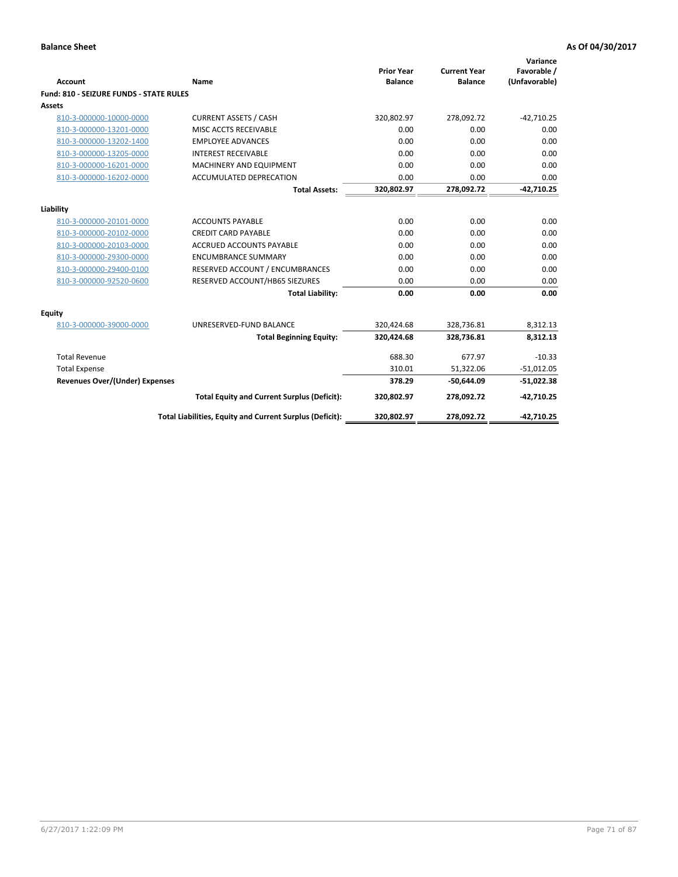**Balance Sheet** **As Of 04/30/2017**

| Account | Name | Prior Year Balance | Current Year Balance | Variance Favorable / (Unfavorable) |
|---|---|---|---|---|
| **Fund: 810 - SEIZURE FUNDS - STATE RULES** | | | | |
| **Assets** | | | | |
| 810-3-000000-10000-0000 | CURRENT ASSETS / CASH | 320,802.97 | 278,092.72 | -42,710.25 |
| 810-3-000000-13201-0000 | MISC ACCTS RECEIVABLE | 0.00 | 0.00 | 0.00 |
| 810-3-000000-13202-1400 | EMPLOYEE ADVANCES | 0.00 | 0.00 | 0.00 |
| 810-3-000000-13205-0000 | INTEREST RECEIVABLE | 0.00 | 0.00 | 0.00 |
| 810-3-000000-16201-0000 | MACHINERY AND EQUIPMENT | 0.00 | 0.00 | 0.00 |
| 810-3-000000-16202-0000 | ACCUMULATED DEPRECATION | 0.00 | 0.00 | 0.00 |
| | **Total Assets:** | **320,802.97** | **278,092.72** | **-42,710.25** |
| **Liability** | | | | |
| 810-3-000000-20101-0000 | ACCOUNTS PAYABLE | 0.00 | 0.00 | 0.00 |
| 810-3-000000-20102-0000 | CREDIT CARD PAYABLE | 0.00 | 0.00 | 0.00 |
| 810-3-000000-20103-0000 | ACCRUED ACCOUNTS PAYABLE | 0.00 | 0.00 | 0.00 |
| 810-3-000000-29300-0000 | ENCUMBRANCE SUMMARY | 0.00 | 0.00 | 0.00 |
| 810-3-000000-29400-0100 | RESERVED ACCOUNT / ENCUMBRANCES | 0.00 | 0.00 | 0.00 |
| 810-3-000000-92520-0600 | RESERVED ACCOUNT/HB65 SIEZURES | 0.00 | 0.00 | 0.00 |
| | **Total Liability:** | **0.00** | **0.00** | **0.00** |
| **Equity** | | | | |
| 810-3-000000-39000-0000 | UNRESERVED-FUND BALANCE | 320,424.68 | 328,736.81 | 8,312.13 |
| | **Total Beginning Equity:** | **320,424.68** | **328,736.81** | **8,312.13** |
| Total Revenue | | 688.30 | 677.97 | -10.33 |
| Total Expense | | 310.01 | 51,322.06 | -51,012.05 |
| **Revenues Over/(Under) Expenses** | | **378.29** | **-50,644.09** | **-51,022.38** |
| | **Total Equity and Current Surplus (Deficit):** | **320,802.97** | **278,092.72** | **-42,710.25** |
| | **Total Liabilities, Equity and Current Surplus (Deficit):** | **320,802.97** | **278,092.72** | **-42,710.25** |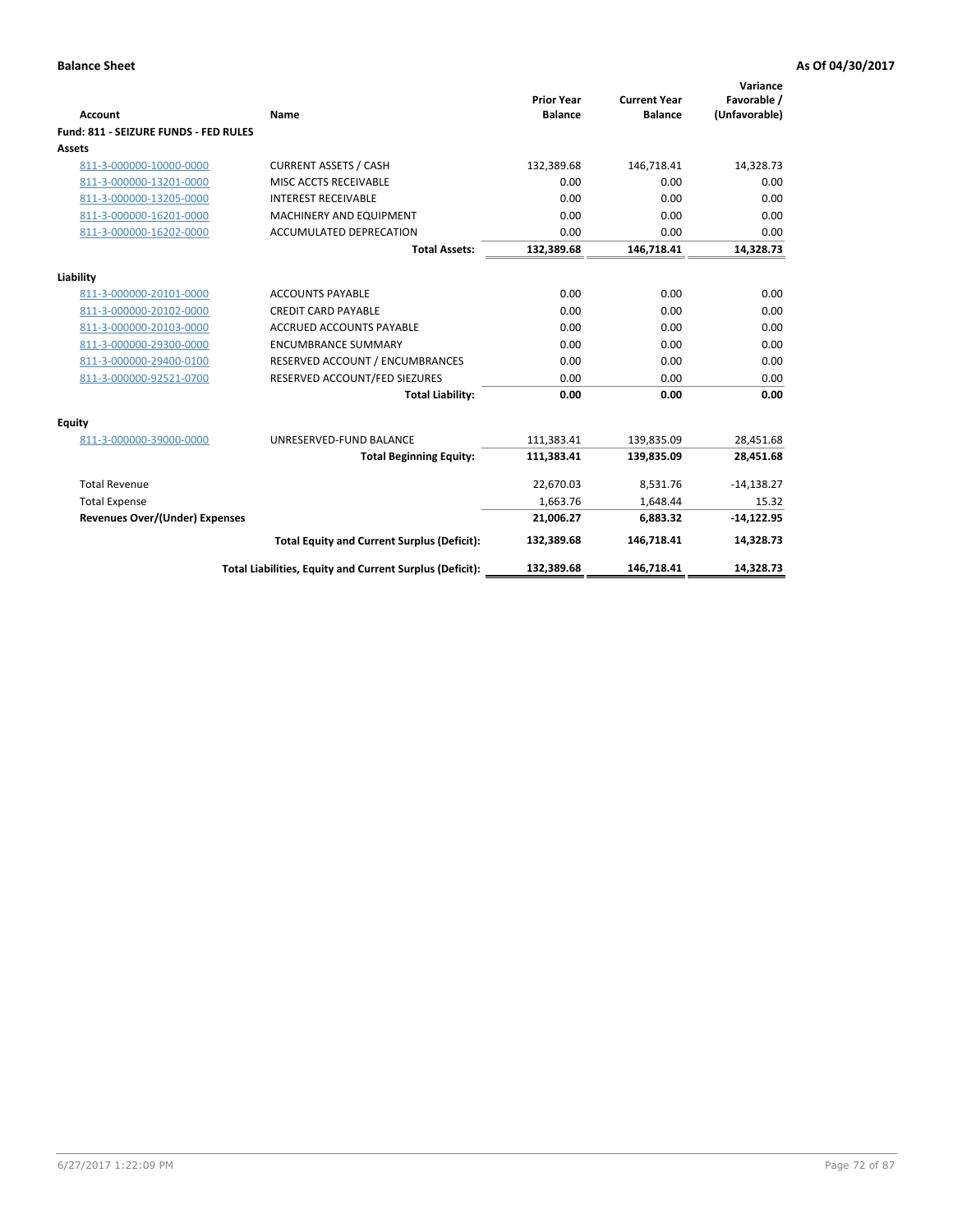**Balance Sheet** — **As Of 04/30/2017**

| Account | Name | Prior Year Balance | Current Year Balance | Variance Favorable / (Unfavorable) |
|---|---|---|---|---|
| **Fund: 811 - SEIZURE FUNDS - FED RULES** | | | | |
| **Assets** | | | | |
| 811-3-000000-10000-0000 | CURRENT ASSETS / CASH | 132,389.68 | 146,718.41 | 14,328.73 |
| 811-3-000000-13201-0000 | MISC ACCTS RECEIVABLE | 0.00 | 0.00 | 0.00 |
| 811-3-000000-13205-0000 | INTEREST RECEIVABLE | 0.00 | 0.00 | 0.00 |
| 811-3-000000-16201-0000 | MACHINERY AND EQUIPMENT | 0.00 | 0.00 | 0.00 |
| 811-3-000000-16202-0000 | ACCUMULATED DEPRECATION | 0.00 | 0.00 | 0.00 |
| | **Total Assets:** | **132,389.68** | **146,718.41** | **14,328.73** |
| **Liability** | | | | |
| 811-3-000000-20101-0000 | ACCOUNTS PAYABLE | 0.00 | 0.00 | 0.00 |
| 811-3-000000-20102-0000 | CREDIT CARD PAYABLE | 0.00 | 0.00 | 0.00 |
| 811-3-000000-20103-0000 | ACCRUED ACCOUNTS PAYABLE | 0.00 | 0.00 | 0.00 |
| 811-3-000000-29300-0000 | ENCUMBRANCE SUMMARY | 0.00 | 0.00 | 0.00 |
| 811-3-000000-29400-0100 | RESERVED ACCOUNT / ENCUMBRANCES | 0.00 | 0.00 | 0.00 |
| 811-3-000000-92521-0700 | RESERVED ACCOUNT/FED SIEZURES | 0.00 | 0.00 | 0.00 |
| | **Total Liability:** | **0.00** | **0.00** | **0.00** |
| **Equity** | | | | |
| 811-3-000000-39000-0000 | UNRESERVED-FUND BALANCE | 111,383.41 | 139,835.09 | 28,451.68 |
| | **Total Beginning Equity:** | **111,383.41** | **139,835.09** | **28,451.68** |
| Total Revenue | | 22,670.03 | 8,531.76 | -14,138.27 |
| Total Expense | | 1,663.76 | 1,648.44 | 15.32 |
| **Revenues Over/(Under) Expenses** | | **21,006.27** | **6,883.32** | **-14,122.95** |
| | **Total Equity and Current Surplus (Deficit):** | **132,389.68** | **146,718.41** | **14,328.73** |
| | **Total Liabilities, Equity and Current Surplus (Deficit):** | **132,389.68** | **146,718.41** | **14,328.73** |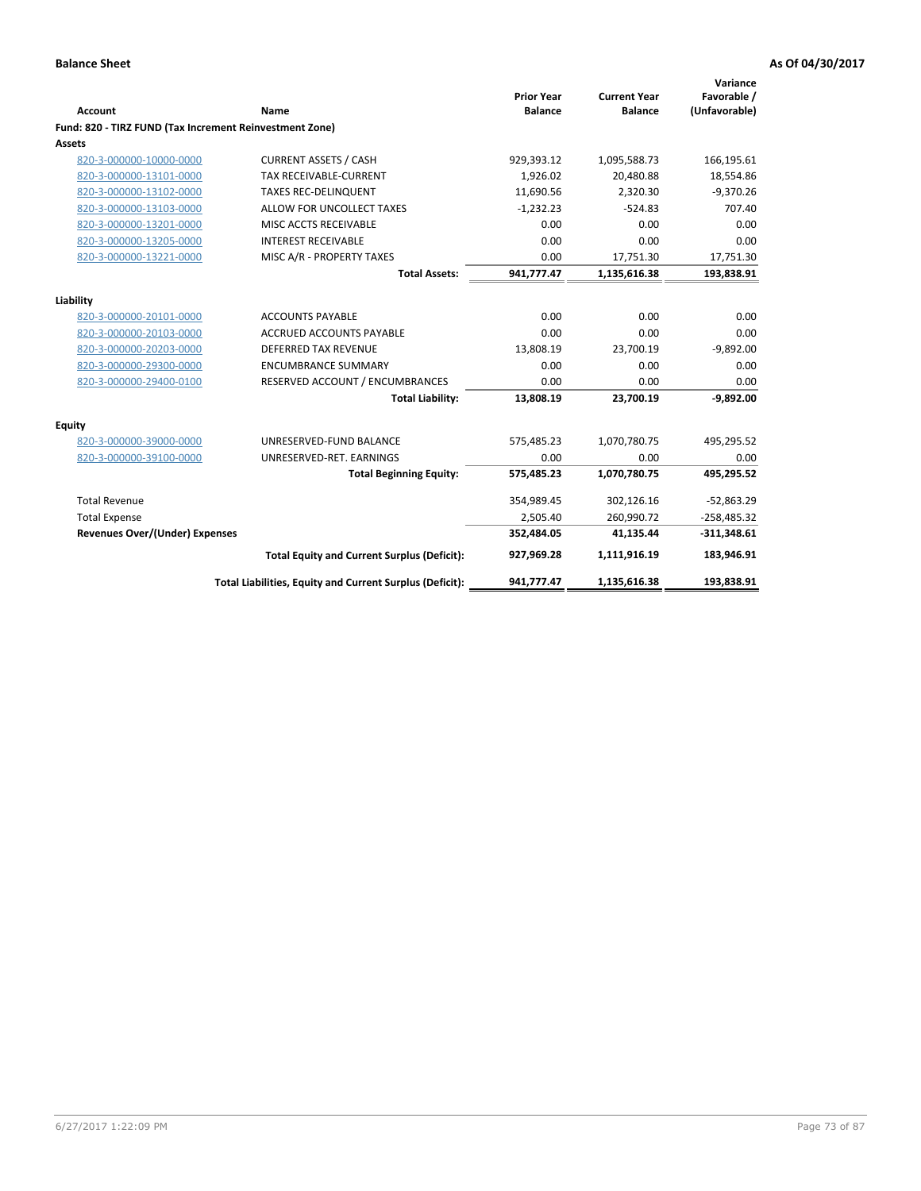**Balance Sheet** **As Of 04/30/2017**

| Account | Name | Prior Year Balance | Current Year Balance | Variance Favorable / (Unfavorable) |
|---|---|---|---|---|
| **Fund: 820 - TIRZ FUND (Tax Increment Reinvestment Zone)** | | | | |
| **Assets** | | | | |
| 820-3-000000-10000-0000 | CURRENT ASSETS / CASH | 929,393.12 | 1,095,588.73 | 166,195.61 |
| 820-3-000000-13101-0000 | TAX RECEIVABLE-CURRENT | 1,926.02 | 20,480.88 | 18,554.86 |
| 820-3-000000-13102-0000 | TAXES REC-DELINQUENT | 11,690.56 | 2,320.30 | -9,370.26 |
| 820-3-000000-13103-0000 | ALLOW FOR UNCOLLECT TAXES | -1,232.23 | -524.83 | 707.40 |
| 820-3-000000-13201-0000 | MISC ACCTS RECEIVABLE | 0.00 | 0.00 | 0.00 |
| 820-3-000000-13205-0000 | INTEREST RECEIVABLE | 0.00 | 0.00 | 0.00 |
| 820-3-000000-13221-0000 | MISC A/R - PROPERTY TAXES | 0.00 | 17,751.30 | 17,751.30 |
| | **Total Assets:** | **941,777.47** | **1,135,616.38** | **193,838.91** |
| **Liability** | | | | |
| 820-3-000000-20101-0000 | ACCOUNTS PAYABLE | 0.00 | 0.00 | 0.00 |
| 820-3-000000-20103-0000 | ACCRUED ACCOUNTS PAYABLE | 0.00 | 0.00 | 0.00 |
| 820-3-000000-20203-0000 | DEFERRED TAX REVENUE | 13,808.19 | 23,700.19 | -9,892.00 |
| 820-3-000000-29300-0000 | ENCUMBRANCE SUMMARY | 0.00 | 0.00 | 0.00 |
| 820-3-000000-29400-0100 | RESERVED ACCOUNT / ENCUMBRANCES | 0.00 | 0.00 | 0.00 |
| | **Total Liability:** | **13,808.19** | **23,700.19** | **-9,892.00** |
| **Equity** | | | | |
| 820-3-000000-39000-0000 | UNRESERVED-FUND BALANCE | 575,485.23 | 1,070,780.75 | 495,295.52 |
| 820-3-000000-39100-0000 | UNRESERVED-RET. EARNINGS | 0.00 | 0.00 | 0.00 |
| | **Total Beginning Equity:** | **575,485.23** | **1,070,780.75** | **495,295.52** |
| Total Revenue | | 354,989.45 | 302,126.16 | -52,863.29 |
| Total Expense | | 2,505.40 | 260,990.72 | -258,485.32 |
| **Revenues Over/(Under) Expenses** | | **352,484.05** | **41,135.44** | **-311,348.61** |
| | **Total Equity and Current Surplus (Deficit):** | **927,969.28** | **1,111,916.19** | **183,946.91** |
| | **Total Liabilities, Equity and Current Surplus (Deficit):** | **941,777.47** | **1,135,616.38** | **193,838.91** |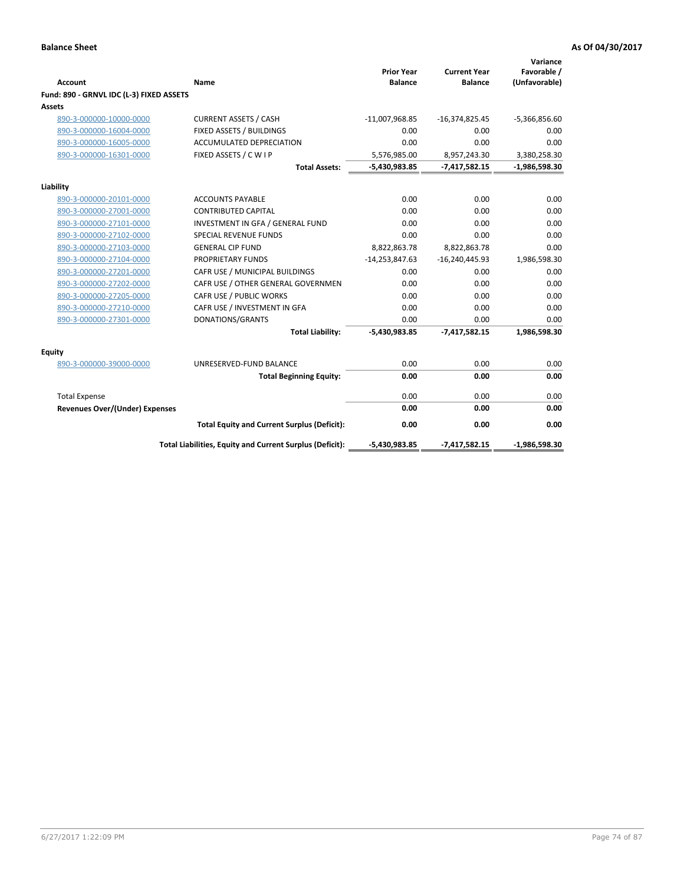**Balance Sheet** **As Of 04/30/2017**

| Account | Name | Prior Year Balance | Current Year Balance | Variance Favorable / (Unfavorable) |
|---|---|---|---|---|
| **Fund: 890 - GRNVL IDC (L-3) FIXED ASSETS** | | | | |
| **Assets** | | | | |
| 890-3-000000-10000-0000 | CURRENT ASSETS / CASH | -11,007,968.85 | -16,374,825.45 | -5,366,856.60 |
| 890-3-000000-16004-0000 | FIXED ASSETS / BUILDINGS | 0.00 | 0.00 | 0.00 |
| 890-3-000000-16005-0000 | ACCUMULATED DEPRECIATION | 0.00 | 0.00 | 0.00 |
| 890-3-000000-16301-0000 | FIXED ASSETS / C W I P | 5,576,985.00 | 8,957,243.30 | 3,380,258.30 |
| | **Total Assets:** | **-5,430,983.85** | **-7,417,582.15** | **-1,986,598.30** |
| **Liability** | | | | |
| 890-3-000000-20101-0000 | ACCOUNTS PAYABLE | 0.00 | 0.00 | 0.00 |
| 890-3-000000-27001-0000 | CONTRIBUTED CAPITAL | 0.00 | 0.00 | 0.00 |
| 890-3-000000-27101-0000 | INVESTMENT IN GFA / GENERAL FUND | 0.00 | 0.00 | 0.00 |
| 890-3-000000-27102-0000 | SPECIAL REVENUE FUNDS | 0.00 | 0.00 | 0.00 |
| 890-3-000000-27103-0000 | GENERAL CIP FUND | 8,822,863.78 | 8,822,863.78 | 0.00 |
| 890-3-000000-27104-0000 | PROPRIETARY FUNDS | -14,253,847.63 | -16,240,445.93 | 1,986,598.30 |
| 890-3-000000-27201-0000 | CAFR USE / MUNICIPAL BUILDINGS | 0.00 | 0.00 | 0.00 |
| 890-3-000000-27202-0000 | CAFR USE / OTHER GENERAL GOVERNMEN | 0.00 | 0.00 | 0.00 |
| 890-3-000000-27205-0000 | CAFR USE / PUBLIC WORKS | 0.00 | 0.00 | 0.00 |
| 890-3-000000-27210-0000 | CAFR USE / INVESTMENT IN GFA | 0.00 | 0.00 | 0.00 |
| 890-3-000000-27301-0000 | DONATIONS/GRANTS | 0.00 | 0.00 | 0.00 |
| | **Total Liability:** | **-5,430,983.85** | **-7,417,582.15** | **1,986,598.30** |
| **Equity** | | | | |
| 890-3-000000-39000-0000 | UNRESERVED-FUND BALANCE | 0.00 | 0.00 | 0.00 |
| | **Total Beginning Equity:** | **0.00** | **0.00** | **0.00** |
| Total Expense | | 0.00 | 0.00 | 0.00 |
| **Revenues Over/(Under) Expenses** | | **0.00** | **0.00** | **0.00** |
| | **Total Equity and Current Surplus (Deficit):** | **0.00** | **0.00** | **0.00** |
| | **Total Liabilities, Equity and Current Surplus (Deficit):** | **-5,430,983.85** | **-7,417,582.15** | **-1,986,598.30** |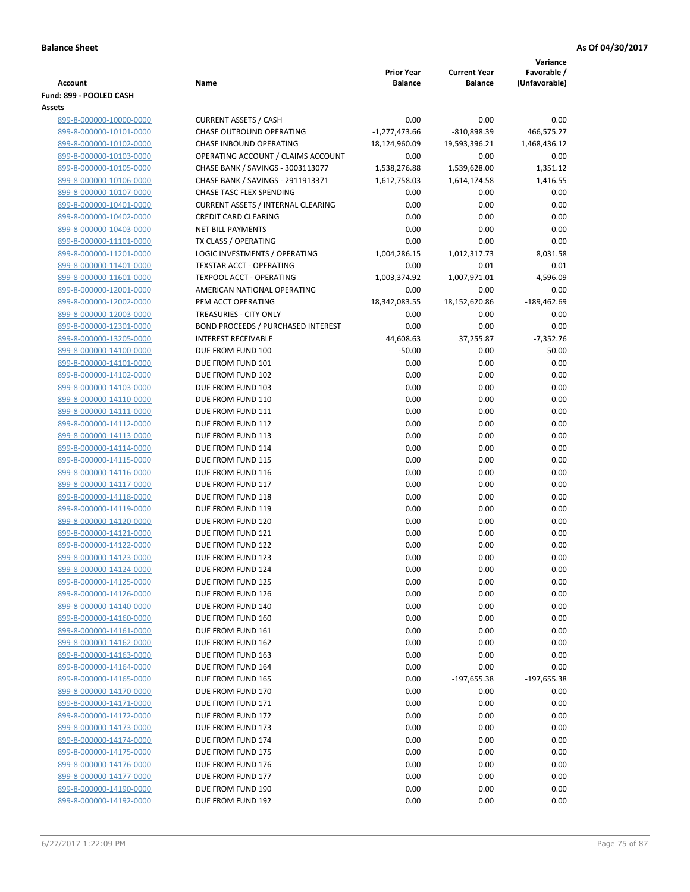**Balance Sheet** **As Of 04/30/2017**

| Account | Name | Prior Year Balance | Current Year Balance | Variance Favorable / (Unfavorable) |
|---|---|---|---|---|
| **Fund: 899 - POOLED CASH** | | | | |
| **Assets** | | | | |
| 899-8-000000-10000-0000 | CURRENT ASSETS / CASH | 0.00 | 0.00 | 0.00 |
| 899-8-000000-10101-0000 | CHASE OUTBOUND OPERATING | -1,277,473.66 | -810,898.39 | 466,575.27 |
| 899-8-000000-10102-0000 | CHASE INBOUND OPERATING | 18,124,960.09 | 19,593,396.21 | 1,468,436.12 |
| 899-8-000000-10103-0000 | OPERATING ACCOUNT / CLAIMS ACCOUNT | 0.00 | 0.00 | 0.00 |
| 899-8-000000-10105-0000 | CHASE BANK / SAVINGS - 3003113077 | 1,538,276.88 | 1,539,628.00 | 1,351.12 |
| 899-8-000000-10106-0000 | CHASE BANK / SAVINGS - 2911913371 | 1,612,758.03 | 1,614,174.58 | 1,416.55 |
| 899-8-000000-10107-0000 | CHASE TASC FLEX SPENDING | 0.00 | 0.00 | 0.00 |
| 899-8-000000-10401-0000 | CURRENT ASSETS / INTERNAL CLEARING | 0.00 | 0.00 | 0.00 |
| 899-8-000000-10402-0000 | CREDIT CARD CLEARING | 0.00 | 0.00 | 0.00 |
| 899-8-000000-10403-0000 | NET BILL PAYMENTS | 0.00 | 0.00 | 0.00 |
| 899-8-000000-11101-0000 | TX CLASS / OPERATING | 0.00 | 0.00 | 0.00 |
| 899-8-000000-11201-0000 | LOGIC INVESTMENTS / OPERATING | 1,004,286.15 | 1,012,317.73 | 8,031.58 |
| 899-8-000000-11401-0000 | TEXSTAR ACCT - OPERATING | 0.00 | 0.01 | 0.01 |
| 899-8-000000-11601-0000 | TEXPOOL ACCT - OPERATING | 1,003,374.92 | 1,007,971.01 | 4,596.09 |
| 899-8-000000-12001-0000 | AMERICAN NATIONAL OPERATING | 0.00 | 0.00 | 0.00 |
| 899-8-000000-12002-0000 | PFM ACCT OPERATING | 18,342,083.55 | 18,152,620.86 | -189,462.69 |
| 899-8-000000-12003-0000 | TREASURIES - CITY ONLY | 0.00 | 0.00 | 0.00 |
| 899-8-000000-12301-0000 | BOND PROCEEDS / PURCHASED INTEREST | 0.00 | 0.00 | 0.00 |
| 899-8-000000-13205-0000 | INTEREST RECEIVABLE | 44,608.63 | 37,255.87 | -7,352.76 |
| 899-8-000000-14100-0000 | DUE FROM FUND 100 | -50.00 | 0.00 | 50.00 |
| 899-8-000000-14101-0000 | DUE FROM FUND 101 | 0.00 | 0.00 | 0.00 |
| 899-8-000000-14102-0000 | DUE FROM FUND 102 | 0.00 | 0.00 | 0.00 |
| 899-8-000000-14103-0000 | DUE FROM FUND 103 | 0.00 | 0.00 | 0.00 |
| 899-8-000000-14110-0000 | DUE FROM FUND 110 | 0.00 | 0.00 | 0.00 |
| 899-8-000000-14111-0000 | DUE FROM FUND 111 | 0.00 | 0.00 | 0.00 |
| 899-8-000000-14112-0000 | DUE FROM FUND 112 | 0.00 | 0.00 | 0.00 |
| 899-8-000000-14113-0000 | DUE FROM FUND 113 | 0.00 | 0.00 | 0.00 |
| 899-8-000000-14114-0000 | DUE FROM FUND 114 | 0.00 | 0.00 | 0.00 |
| 899-8-000000-14115-0000 | DUE FROM FUND 115 | 0.00 | 0.00 | 0.00 |
| 899-8-000000-14116-0000 | DUE FROM FUND 116 | 0.00 | 0.00 | 0.00 |
| 899-8-000000-14117-0000 | DUE FROM FUND 117 | 0.00 | 0.00 | 0.00 |
| 899-8-000000-14118-0000 | DUE FROM FUND 118 | 0.00 | 0.00 | 0.00 |
| 899-8-000000-14119-0000 | DUE FROM FUND 119 | 0.00 | 0.00 | 0.00 |
| 899-8-000000-14120-0000 | DUE FROM FUND 120 | 0.00 | 0.00 | 0.00 |
| 899-8-000000-14121-0000 | DUE FROM FUND 121 | 0.00 | 0.00 | 0.00 |
| 899-8-000000-14122-0000 | DUE FROM FUND 122 | 0.00 | 0.00 | 0.00 |
| 899-8-000000-14123-0000 | DUE FROM FUND 123 | 0.00 | 0.00 | 0.00 |
| 899-8-000000-14124-0000 | DUE FROM FUND 124 | 0.00 | 0.00 | 0.00 |
| 899-8-000000-14125-0000 | DUE FROM FUND 125 | 0.00 | 0.00 | 0.00 |
| 899-8-000000-14126-0000 | DUE FROM FUND 126 | 0.00 | 0.00 | 0.00 |
| 899-8-000000-14140-0000 | DUE FROM FUND 140 | 0.00 | 0.00 | 0.00 |
| 899-8-000000-14160-0000 | DUE FROM FUND 160 | 0.00 | 0.00 | 0.00 |
| 899-8-000000-14161-0000 | DUE FROM FUND 161 | 0.00 | 0.00 | 0.00 |
| 899-8-000000-14162-0000 | DUE FROM FUND 162 | 0.00 | 0.00 | 0.00 |
| 899-8-000000-14163-0000 | DUE FROM FUND 163 | 0.00 | 0.00 | 0.00 |
| 899-8-000000-14164-0000 | DUE FROM FUND 164 | 0.00 | 0.00 | 0.00 |
| 899-8-000000-14165-0000 | DUE FROM FUND 165 | 0.00 | -197,655.38 | -197,655.38 |
| 899-8-000000-14170-0000 | DUE FROM FUND 170 | 0.00 | 0.00 | 0.00 |
| 899-8-000000-14171-0000 | DUE FROM FUND 171 | 0.00 | 0.00 | 0.00 |
| 899-8-000000-14172-0000 | DUE FROM FUND 172 | 0.00 | 0.00 | 0.00 |
| 899-8-000000-14173-0000 | DUE FROM FUND 173 | 0.00 | 0.00 | 0.00 |
| 899-8-000000-14174-0000 | DUE FROM FUND 174 | 0.00 | 0.00 | 0.00 |
| 899-8-000000-14175-0000 | DUE FROM FUND 175 | 0.00 | 0.00 | 0.00 |
| 899-8-000000-14176-0000 | DUE FROM FUND 176 | 0.00 | 0.00 | 0.00 |
| 899-8-000000-14177-0000 | DUE FROM FUND 177 | 0.00 | 0.00 | 0.00 |
| 899-8-000000-14190-0000 | DUE FROM FUND 190 | 0.00 | 0.00 | 0.00 |
| 899-8-000000-14192-0000 | DUE FROM FUND 192 | 0.00 | 0.00 | 0.00 |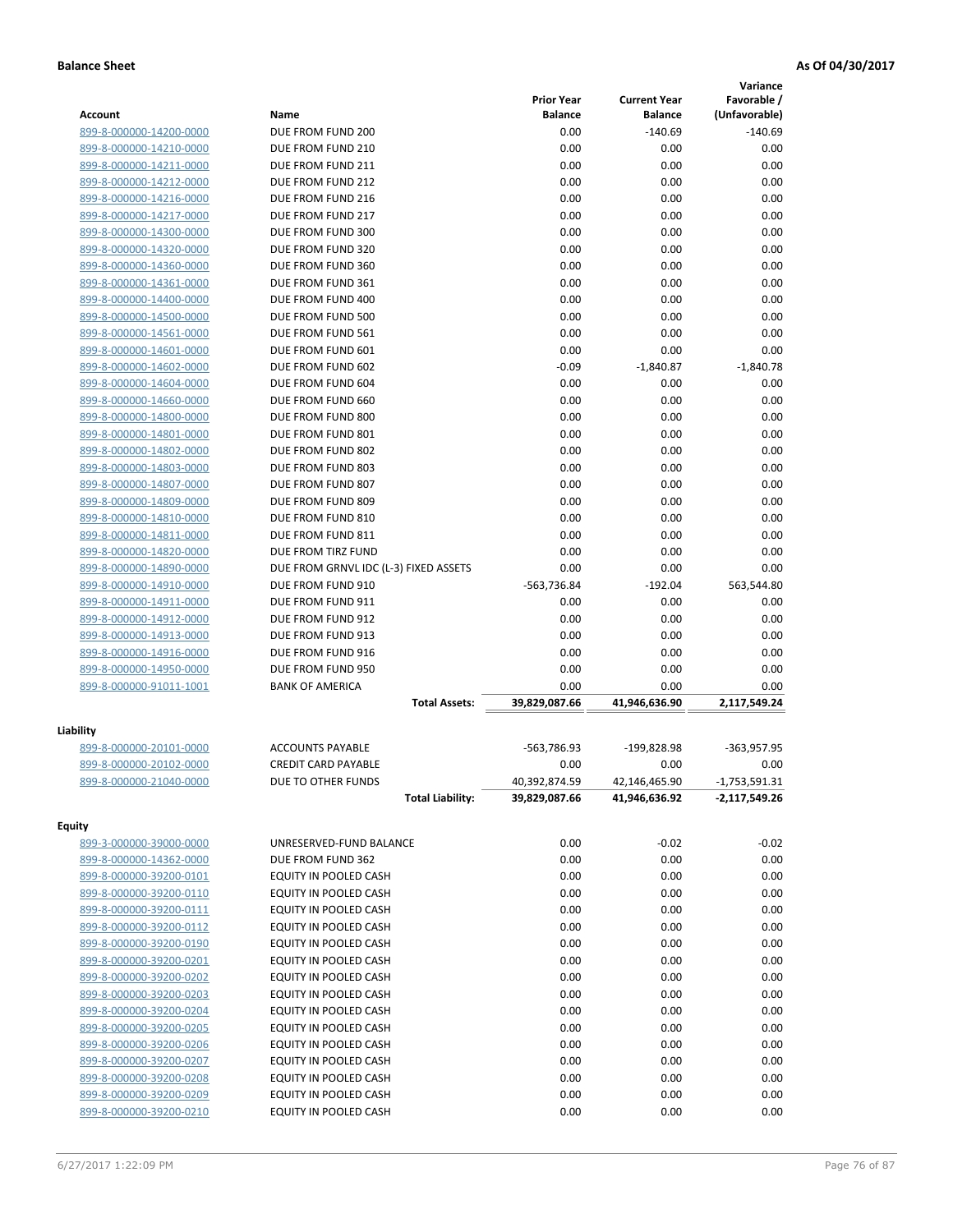**Balance Sheet** **As Of 04/30/2017**

| Account | Name | Prior Year Balance | Current Year Balance | Variance Favorable / (Unfavorable) |
|---|---|---|---|---|
| 899-8-000000-14200-0000 | DUE FROM FUND 200 | 0.00 | -140.69 | -140.69 |
| 899-8-000000-14210-0000 | DUE FROM FUND 210 | 0.00 | 0.00 | 0.00 |
| 899-8-000000-14211-0000 | DUE FROM FUND 211 | 0.00 | 0.00 | 0.00 |
| 899-8-000000-14212-0000 | DUE FROM FUND 212 | 0.00 | 0.00 | 0.00 |
| 899-8-000000-14216-0000 | DUE FROM FUND 216 | 0.00 | 0.00 | 0.00 |
| 899-8-000000-14217-0000 | DUE FROM FUND 217 | 0.00 | 0.00 | 0.00 |
| 899-8-000000-14300-0000 | DUE FROM FUND 300 | 0.00 | 0.00 | 0.00 |
| 899-8-000000-14320-0000 | DUE FROM FUND 320 | 0.00 | 0.00 | 0.00 |
| 899-8-000000-14360-0000 | DUE FROM FUND 360 | 0.00 | 0.00 | 0.00 |
| 899-8-000000-14361-0000 | DUE FROM FUND 361 | 0.00 | 0.00 | 0.00 |
| 899-8-000000-14400-0000 | DUE FROM FUND 400 | 0.00 | 0.00 | 0.00 |
| 899-8-000000-14500-0000 | DUE FROM FUND 500 | 0.00 | 0.00 | 0.00 |
| 899-8-000000-14561-0000 | DUE FROM FUND 561 | 0.00 | 0.00 | 0.00 |
| 899-8-000000-14601-0000 | DUE FROM FUND 601 | 0.00 | 0.00 | 0.00 |
| 899-8-000000-14602-0000 | DUE FROM FUND 602 | -0.09 | -1,840.87 | -1,840.78 |
| 899-8-000000-14604-0000 | DUE FROM FUND 604 | 0.00 | 0.00 | 0.00 |
| 899-8-000000-14660-0000 | DUE FROM FUND 660 | 0.00 | 0.00 | 0.00 |
| 899-8-000000-14800-0000 | DUE FROM FUND 800 | 0.00 | 0.00 | 0.00 |
| 899-8-000000-14801-0000 | DUE FROM FUND 801 | 0.00 | 0.00 | 0.00 |
| 899-8-000000-14802-0000 | DUE FROM FUND 802 | 0.00 | 0.00 | 0.00 |
| 899-8-000000-14803-0000 | DUE FROM FUND 803 | 0.00 | 0.00 | 0.00 |
| 899-8-000000-14807-0000 | DUE FROM FUND 807 | 0.00 | 0.00 | 0.00 |
| 899-8-000000-14809-0000 | DUE FROM FUND 809 | 0.00 | 0.00 | 0.00 |
| 899-8-000000-14810-0000 | DUE FROM FUND 810 | 0.00 | 0.00 | 0.00 |
| 899-8-000000-14811-0000 | DUE FROM FUND 811 | 0.00 | 0.00 | 0.00 |
| 899-8-000000-14820-0000 | DUE FROM TIRZ FUND | 0.00 | 0.00 | 0.00 |
| 899-8-000000-14890-0000 | DUE FROM GRNVL IDC (L-3) FIXED ASSETS | 0.00 | 0.00 | 0.00 |
| 899-8-000000-14910-0000 | DUE FROM FUND 910 | -563,736.84 | -192.04 | 563,544.80 |
| 899-8-000000-14911-0000 | DUE FROM FUND 911 | 0.00 | 0.00 | 0.00 |
| 899-8-000000-14912-0000 | DUE FROM FUND 912 | 0.00 | 0.00 | 0.00 |
| 899-8-000000-14913-0000 | DUE FROM FUND 913 | 0.00 | 0.00 | 0.00 |
| 899-8-000000-14916-0000 | DUE FROM FUND 916 | 0.00 | 0.00 | 0.00 |
| 899-8-000000-14950-0000 | DUE FROM FUND 950 | 0.00 | 0.00 | 0.00 |
| 899-8-000000-91011-1001 | BANK OF AMERICA | 0.00 | 0.00 | 0.00 |
| | **Total Assets:** | **39,829,087.66** | **41,946,636.90** | **2,117,549.24** |

**Liability**

| Account | Name | Prior Year Balance | Current Year Balance | Variance Favorable / (Unfavorable) |
|---|---|---|---|---|
| 899-8-000000-20101-0000 | ACCOUNTS PAYABLE | -563,786.93 | -199,828.98 | -363,957.95 |
| 899-8-000000-20102-0000 | CREDIT CARD PAYABLE | 0.00 | 0.00 | 0.00 |
| 899-8-000000-21040-0000 | DUE TO OTHER FUNDS | 40,392,874.59 | 42,146,465.90 | -1,753,591.31 |
| | **Total Liability:** | **39,829,087.66** | **41,946,636.92** | **-2,117,549.26** |

**Equity**

| Account | Name | Prior Year Balance | Current Year Balance | Variance Favorable / (Unfavorable) |
|---|---|---|---|---|
| 899-3-000000-39000-0000 | UNRESERVED-FUND BALANCE | 0.00 | -0.02 | -0.02 |
| 899-8-000000-14362-0000 | DUE FROM FUND 362 | 0.00 | 0.00 | 0.00 |
| 899-8-000000-39200-0101 | EQUITY IN POOLED CASH | 0.00 | 0.00 | 0.00 |
| 899-8-000000-39200-0110 | EQUITY IN POOLED CASH | 0.00 | 0.00 | 0.00 |
| 899-8-000000-39200-0111 | EQUITY IN POOLED CASH | 0.00 | 0.00 | 0.00 |
| 899-8-000000-39200-0112 | EQUITY IN POOLED CASH | 0.00 | 0.00 | 0.00 |
| 899-8-000000-39200-0190 | EQUITY IN POOLED CASH | 0.00 | 0.00 | 0.00 |
| 899-8-000000-39200-0201 | EQUITY IN POOLED CASH | 0.00 | 0.00 | 0.00 |
| 899-8-000000-39200-0202 | EQUITY IN POOLED CASH | 0.00 | 0.00 | 0.00 |
| 899-8-000000-39200-0203 | EQUITY IN POOLED CASH | 0.00 | 0.00 | 0.00 |
| 899-8-000000-39200-0204 | EQUITY IN POOLED CASH | 0.00 | 0.00 | 0.00 |
| 899-8-000000-39200-0205 | EQUITY IN POOLED CASH | 0.00 | 0.00 | 0.00 |
| 899-8-000000-39200-0206 | EQUITY IN POOLED CASH | 0.00 | 0.00 | 0.00 |
| 899-8-000000-39200-0207 | EQUITY IN POOLED CASH | 0.00 | 0.00 | 0.00 |
| 899-8-000000-39200-0208 | EQUITY IN POOLED CASH | 0.00 | 0.00 | 0.00 |
| 899-8-000000-39200-0209 | EQUITY IN POOLED CASH | 0.00 | 0.00 | 0.00 |
| 899-8-000000-39200-0210 | EQUITY IN POOLED CASH | 0.00 | 0.00 | 0.00 |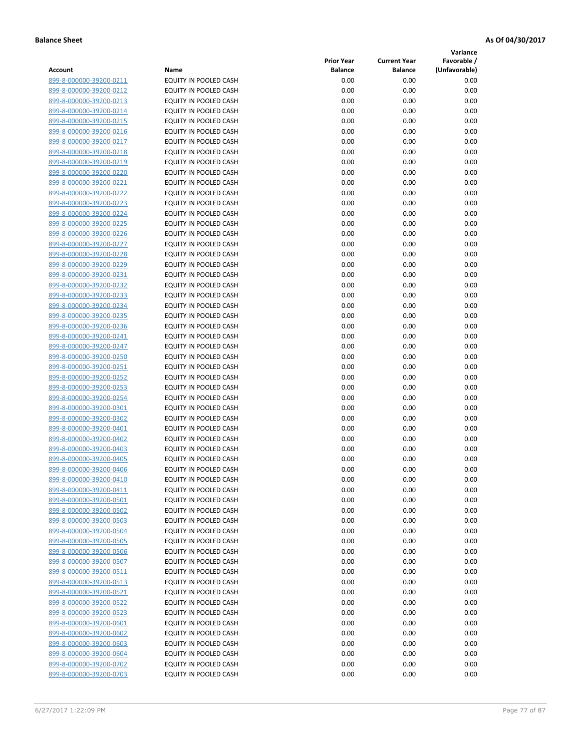**Balance Sheet** **As Of 04/30/2017**

| Account | Name | Prior Year Balance | Current Year Balance | Variance Favorable / (Unfavorable) |
|---|---|---|---|---|
| 899-8-000000-39200-0211 | EQUITY IN POOLED CASH | 0.00 | 0.00 | 0.00 |
| 899-8-000000-39200-0212 | EQUITY IN POOLED CASH | 0.00 | 0.00 | 0.00 |
| 899-8-000000-39200-0213 | EQUITY IN POOLED CASH | 0.00 | 0.00 | 0.00 |
| 899-8-000000-39200-0214 | EQUITY IN POOLED CASH | 0.00 | 0.00 | 0.00 |
| 899-8-000000-39200-0215 | EQUITY IN POOLED CASH | 0.00 | 0.00 | 0.00 |
| 899-8-000000-39200-0216 | EQUITY IN POOLED CASH | 0.00 | 0.00 | 0.00 |
| 899-8-000000-39200-0217 | EQUITY IN POOLED CASH | 0.00 | 0.00 | 0.00 |
| 899-8-000000-39200-0218 | EQUITY IN POOLED CASH | 0.00 | 0.00 | 0.00 |
| 899-8-000000-39200-0219 | EQUITY IN POOLED CASH | 0.00 | 0.00 | 0.00 |
| 899-8-000000-39200-0220 | EQUITY IN POOLED CASH | 0.00 | 0.00 | 0.00 |
| 899-8-000000-39200-0221 | EQUITY IN POOLED CASH | 0.00 | 0.00 | 0.00 |
| 899-8-000000-39200-0222 | EQUITY IN POOLED CASH | 0.00 | 0.00 | 0.00 |
| 899-8-000000-39200-0223 | EQUITY IN POOLED CASH | 0.00 | 0.00 | 0.00 |
| 899-8-000000-39200-0224 | EQUITY IN POOLED CASH | 0.00 | 0.00 | 0.00 |
| 899-8-000000-39200-0225 | EQUITY IN POOLED CASH | 0.00 | 0.00 | 0.00 |
| 899-8-000000-39200-0226 | EQUITY IN POOLED CASH | 0.00 | 0.00 | 0.00 |
| 899-8-000000-39200-0227 | EQUITY IN POOLED CASH | 0.00 | 0.00 | 0.00 |
| 899-8-000000-39200-0228 | EQUITY IN POOLED CASH | 0.00 | 0.00 | 0.00 |
| 899-8-000000-39200-0229 | EQUITY IN POOLED CASH | 0.00 | 0.00 | 0.00 |
| 899-8-000000-39200-0231 | EQUITY IN POOLED CASH | 0.00 | 0.00 | 0.00 |
| 899-8-000000-39200-0232 | EQUITY IN POOLED CASH | 0.00 | 0.00 | 0.00 |
| 899-8-000000-39200-0233 | EQUITY IN POOLED CASH | 0.00 | 0.00 | 0.00 |
| 899-8-000000-39200-0234 | EQUITY IN POOLED CASH | 0.00 | 0.00 | 0.00 |
| 899-8-000000-39200-0235 | EQUITY IN POOLED CASH | 0.00 | 0.00 | 0.00 |
| 899-8-000000-39200-0236 | EQUITY IN POOLED CASH | 0.00 | 0.00 | 0.00 |
| 899-8-000000-39200-0241 | EQUITY IN POOLED CASH | 0.00 | 0.00 | 0.00 |
| 899-8-000000-39200-0247 | EQUITY IN POOLED CASH | 0.00 | 0.00 | 0.00 |
| 899-8-000000-39200-0250 | EQUITY IN POOLED CASH | 0.00 | 0.00 | 0.00 |
| 899-8-000000-39200-0251 | EQUITY IN POOLED CASH | 0.00 | 0.00 | 0.00 |
| 899-8-000000-39200-0252 | EQUITY IN POOLED CASH | 0.00 | 0.00 | 0.00 |
| 899-8-000000-39200-0253 | EQUITY IN POOLED CASH | 0.00 | 0.00 | 0.00 |
| 899-8-000000-39200-0254 | EQUITY IN POOLED CASH | 0.00 | 0.00 | 0.00 |
| 899-8-000000-39200-0301 | EQUITY IN POOLED CASH | 0.00 | 0.00 | 0.00 |
| 899-8-000000-39200-0302 | EQUITY IN POOLED CASH | 0.00 | 0.00 | 0.00 |
| 899-8-000000-39200-0401 | EQUITY IN POOLED CASH | 0.00 | 0.00 | 0.00 |
| 899-8-000000-39200-0402 | EQUITY IN POOLED CASH | 0.00 | 0.00 | 0.00 |
| 899-8-000000-39200-0403 | EQUITY IN POOLED CASH | 0.00 | 0.00 | 0.00 |
| 899-8-000000-39200-0405 | EQUITY IN POOLED CASH | 0.00 | 0.00 | 0.00 |
| 899-8-000000-39200-0406 | EQUITY IN POOLED CASH | 0.00 | 0.00 | 0.00 |
| 899-8-000000-39200-0410 | EQUITY IN POOLED CASH | 0.00 | 0.00 | 0.00 |
| 899-8-000000-39200-0411 | EQUITY IN POOLED CASH | 0.00 | 0.00 | 0.00 |
| 899-8-000000-39200-0501 | EQUITY IN POOLED CASH | 0.00 | 0.00 | 0.00 |
| 899-8-000000-39200-0502 | EQUITY IN POOLED CASH | 0.00 | 0.00 | 0.00 |
| 899-8-000000-39200-0503 | EQUITY IN POOLED CASH | 0.00 | 0.00 | 0.00 |
| 899-8-000000-39200-0504 | EQUITY IN POOLED CASH | 0.00 | 0.00 | 0.00 |
| 899-8-000000-39200-0505 | EQUITY IN POOLED CASH | 0.00 | 0.00 | 0.00 |
| 899-8-000000-39200-0506 | EQUITY IN POOLED CASH | 0.00 | 0.00 | 0.00 |
| 899-8-000000-39200-0507 | EQUITY IN POOLED CASH | 0.00 | 0.00 | 0.00 |
| 899-8-000000-39200-0511 | EQUITY IN POOLED CASH | 0.00 | 0.00 | 0.00 |
| 899-8-000000-39200-0513 | EQUITY IN POOLED CASH | 0.00 | 0.00 | 0.00 |
| 899-8-000000-39200-0521 | EQUITY IN POOLED CASH | 0.00 | 0.00 | 0.00 |
| 899-8-000000-39200-0522 | EQUITY IN POOLED CASH | 0.00 | 0.00 | 0.00 |
| 899-8-000000-39200-0523 | EQUITY IN POOLED CASH | 0.00 | 0.00 | 0.00 |
| 899-8-000000-39200-0601 | EQUITY IN POOLED CASH | 0.00 | 0.00 | 0.00 |
| 899-8-000000-39200-0602 | EQUITY IN POOLED CASH | 0.00 | 0.00 | 0.00 |
| 899-8-000000-39200-0603 | EQUITY IN POOLED CASH | 0.00 | 0.00 | 0.00 |
| 899-8-000000-39200-0604 | EQUITY IN POOLED CASH | 0.00 | 0.00 | 0.00 |
| 899-8-000000-39200-0702 | EQUITY IN POOLED CASH | 0.00 | 0.00 | 0.00 |
| 899-8-000000-39200-0703 | EQUITY IN POOLED CASH | 0.00 | 0.00 | 0.00 |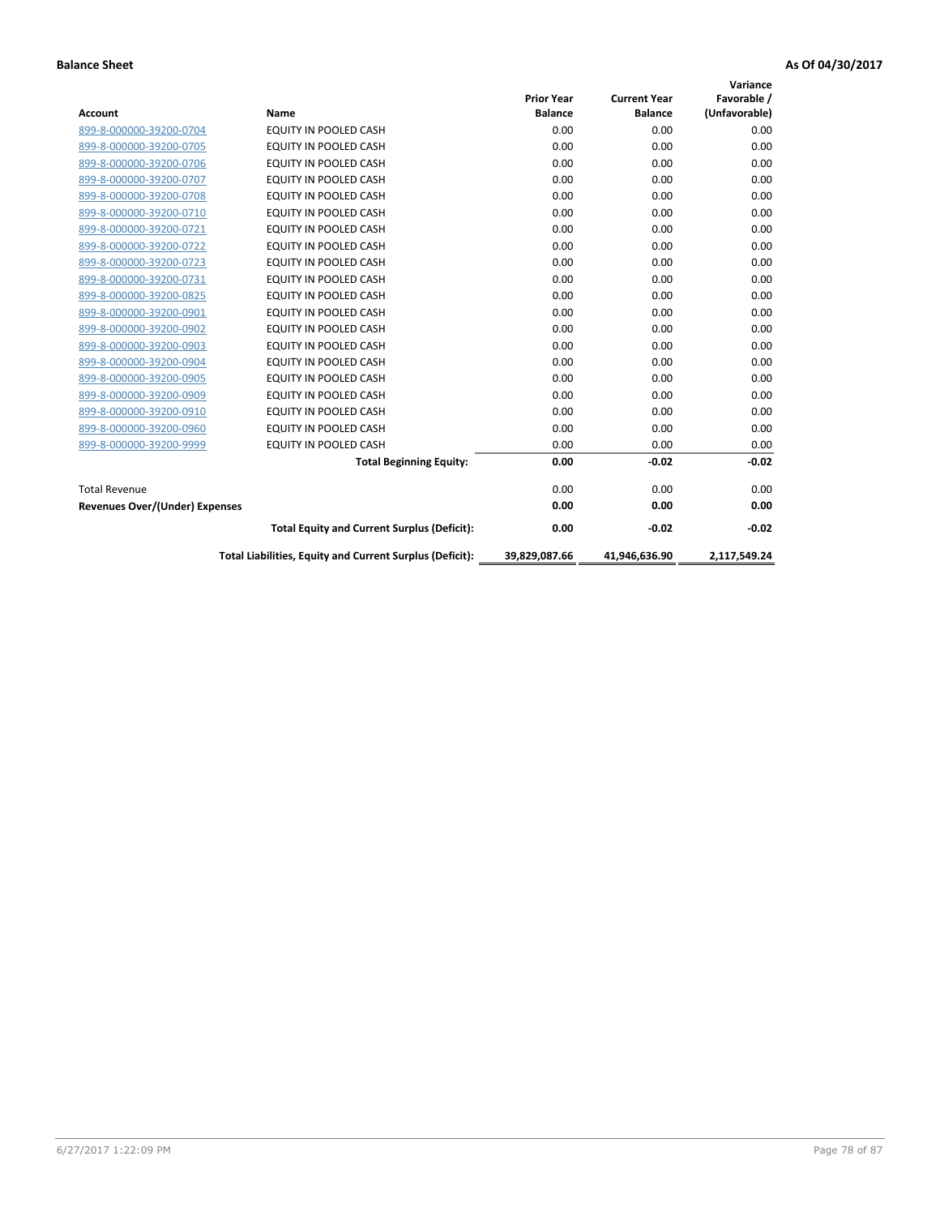**Balance Sheet** **As Of 04/30/2017**

| Account | Name | Prior Year Balance | Current Year Balance | Variance Favorable / (Unfavorable) |
|---|---|---|---|---|
| 899-8-000000-39200-0704 | EQUITY IN POOLED CASH | 0.00 | 0.00 | 0.00 |
| 899-8-000000-39200-0705 | EQUITY IN POOLED CASH | 0.00 | 0.00 | 0.00 |
| 899-8-000000-39200-0706 | EQUITY IN POOLED CASH | 0.00 | 0.00 | 0.00 |
| 899-8-000000-39200-0707 | EQUITY IN POOLED CASH | 0.00 | 0.00 | 0.00 |
| 899-8-000000-39200-0708 | EQUITY IN POOLED CASH | 0.00 | 0.00 | 0.00 |
| 899-8-000000-39200-0710 | EQUITY IN POOLED CASH | 0.00 | 0.00 | 0.00 |
| 899-8-000000-39200-0721 | EQUITY IN POOLED CASH | 0.00 | 0.00 | 0.00 |
| 899-8-000000-39200-0722 | EQUITY IN POOLED CASH | 0.00 | 0.00 | 0.00 |
| 899-8-000000-39200-0723 | EQUITY IN POOLED CASH | 0.00 | 0.00 | 0.00 |
| 899-8-000000-39200-0731 | EQUITY IN POOLED CASH | 0.00 | 0.00 | 0.00 |
| 899-8-000000-39200-0825 | EQUITY IN POOLED CASH | 0.00 | 0.00 | 0.00 |
| 899-8-000000-39200-0901 | EQUITY IN POOLED CASH | 0.00 | 0.00 | 0.00 |
| 899-8-000000-39200-0902 | EQUITY IN POOLED CASH | 0.00 | 0.00 | 0.00 |
| 899-8-000000-39200-0903 | EQUITY IN POOLED CASH | 0.00 | 0.00 | 0.00 |
| 899-8-000000-39200-0904 | EQUITY IN POOLED CASH | 0.00 | 0.00 | 0.00 |
| 899-8-000000-39200-0905 | EQUITY IN POOLED CASH | 0.00 | 0.00 | 0.00 |
| 899-8-000000-39200-0909 | EQUITY IN POOLED CASH | 0.00 | 0.00 | 0.00 |
| 899-8-000000-39200-0910 | EQUITY IN POOLED CASH | 0.00 | 0.00 | 0.00 |
| 899-8-000000-39200-0960 | EQUITY IN POOLED CASH | 0.00 | 0.00 | 0.00 |
| 899-8-000000-39200-9999 | EQUITY IN POOLED CASH | 0.00 | 0.00 | 0.00 |
| | **Total Beginning Equity:** | **0.00** | **-0.02** | **-0.02** |
| Total Revenue | | 0.00 | 0.00 | 0.00 |
| **Revenues Over/(Under) Expenses** | | **0.00** | **0.00** | **0.00** |
| | **Total Equity and Current Surplus (Deficit):** | **0.00** | **-0.02** | **-0.02** |
| | **Total Liabilities, Equity and Current Surplus (Deficit):** | **39,829,087.66** | **41,946,636.90** | **2,117,549.24** |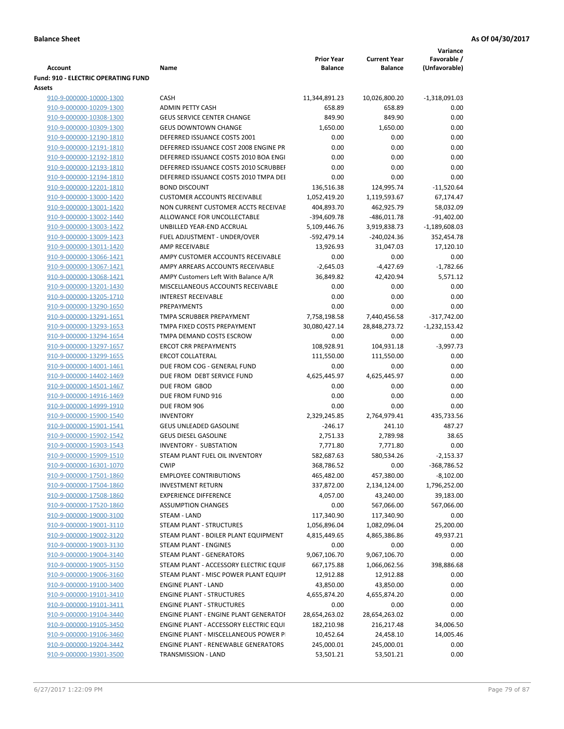**Balance Sheet** | **As Of 04/30/2017**

| Account | Name | Prior Year Balance | Current Year Balance | Variance Favorable / (Unfavorable) |
|---|---|---|---|---|
| **Fund: 910 - ELECTRIC OPERATING FUND** | | | | |
| **Assets** | | | | |
| 910-9-000000-10000-1300 | CASH | 11,344,891.23 | 10,026,800.20 | -1,318,091.03 |
| 910-9-000000-10209-1300 | ADMIN PETTY CASH | 658.89 | 658.89 | 0.00 |
| 910-9-000000-10308-1300 | GEUS SERVICE CENTER CHANGE | 849.90 | 849.90 | 0.00 |
| 910-9-000000-10309-1300 | GEUS DOWNTOWN CHANGE | 1,650.00 | 1,650.00 | 0.00 |
| 910-9-000000-12190-1810 | DEFERRED ISSUANCE COSTS 2001 | 0.00 | 0.00 | 0.00 |
| 910-9-000000-12191-1810 | DEFERRED ISSUANCE COST 2008 ENGINE PR | 0.00 | 0.00 | 0.00 |
| 910-9-000000-12192-1810 | DEFERRED ISSUANCE COSTS 2010 BOA ENGI | 0.00 | 0.00 | 0.00 |
| 910-9-000000-12193-1810 | DEFERRED ISSUANCE COSTS 2010 SCRUBBEI | 0.00 | 0.00 | 0.00 |
| 910-9-000000-12194-1810 | DEFERRED ISSUANCE COSTS 2010 TMPA DEI | 0.00 | 0.00 | 0.00 |
| 910-9-000000-12201-1810 | BOND DISCOUNT | 136,516.38 | 124,995.74 | -11,520.64 |
| 910-9-000000-13000-1420 | CUSTOMER ACCOUNTS RECEIVABLE | 1,052,419.20 | 1,119,593.67 | 67,174.47 |
| 910-9-000000-13001-1420 | NON CURRENT CUSTOMER ACCTS RECEIVAE | 404,893.70 | 462,925.79 | 58,032.09 |
| 910-9-000000-13002-1440 | ALLOWANCE FOR UNCOLLECTABLE | -394,609.78 | -486,011.78 | -91,402.00 |
| 910-9-000000-13003-1422 | UNBILLED YEAR-END ACCRUAL | 5,109,446.76 | 3,919,838.73 | -1,189,608.03 |
| 910-9-000000-13009-1423 | FUEL ADJUSTMENT - UNDER/OVER | -592,479.14 | -240,024.36 | 352,454.78 |
| 910-9-000000-13011-1420 | AMP RECEIVABLE | 13,926.93 | 31,047.03 | 17,120.10 |
| 910-9-000000-13066-1421 | AMPY CUSTOMER ACCOUNTS RECEIVABLE | 0.00 | 0.00 | 0.00 |
| 910-9-000000-13067-1421 | AMPY ARREARS ACCOUNTS RECEIVABLE | -2,645.03 | -4,427.69 | -1,782.66 |
| 910-9-000000-13068-1421 | AMPY Customers Left With Balance A/R | 36,849.82 | 42,420.94 | 5,571.12 |
| 910-9-000000-13201-1430 | MISCELLANEOUS ACCOUNTS RECEIVABLE | 0.00 | 0.00 | 0.00 |
| 910-9-000000-13205-1710 | INTEREST RECEIVABLE | 0.00 | 0.00 | 0.00 |
| 910-9-000000-13290-1650 | PREPAYMENTS | 0.00 | 0.00 | 0.00 |
| 910-9-000000-13291-1651 | TMPA SCRUBBER PREPAYMENT | 7,758,198.58 | 7,440,456.58 | -317,742.00 |
| 910-9-000000-13293-1653 | TMPA FIXED COSTS PREPAYMENT | 30,080,427.14 | 28,848,273.72 | -1,232,153.42 |
| 910-9-000000-13294-1654 | TMPA DEMAND COSTS ESCROW | 0.00 | 0.00 | 0.00 |
| 910-9-000000-13297-1657 | ERCOT CRR PREPAYMENTS | 108,928.91 | 104,931.18 | -3,997.73 |
| 910-9-000000-13299-1655 | ERCOT COLLATERAL | 111,550.00 | 111,550.00 | 0.00 |
| 910-9-000000-14001-1461 | DUE FROM COG - GENERAL FUND | 0.00 | 0.00 | 0.00 |
| 910-9-000000-14402-1469 | DUE FROM DEBT SERVICE FUND | 4,625,445.97 | 4,625,445.97 | 0.00 |
| 910-9-000000-14501-1467 | DUE FROM GBOD | 0.00 | 0.00 | 0.00 |
| 910-9-000000-14916-1469 | DUE FROM FUND 916 | 0.00 | 0.00 | 0.00 |
| 910-9-000000-14999-1910 | DUE FROM 906 | 0.00 | 0.00 | 0.00 |
| 910-9-000000-15900-1540 | INVENTORY | 2,329,245.85 | 2,764,979.41 | 435,733.56 |
| 910-9-000000-15901-1541 | GEUS UNLEADED GASOLINE | -246.17 | 241.10 | 487.27 |
| 910-9-000000-15902-1542 | GEUS DIESEL GASOLINE | 2,751.33 | 2,789.98 | 38.65 |
| 910-9-000000-15903-1543 | INVENTORY - SUBSTATION | 7,771.80 | 7,771.80 | 0.00 |
| 910-9-000000-15909-1510 | STEAM PLANT FUEL OIL INVENTORY | 582,687.63 | 580,534.26 | -2,153.37 |
| 910-9-000000-16301-1070 | CWIP | 368,786.52 | 0.00 | -368,786.52 |
| 910-9-000000-17501-1860 | EMPLOYEE CONTRIBUTIONS | 465,482.00 | 457,380.00 | -8,102.00 |
| 910-9-000000-17504-1860 | INVESTMENT RETURN | 337,872.00 | 2,134,124.00 | 1,796,252.00 |
| 910-9-000000-17508-1860 | EXPERIENCE DIFFERENCE | 4,057.00 | 43,240.00 | 39,183.00 |
| 910-9-000000-17520-1860 | ASSUMPTION CHANGES | 0.00 | 567,066.00 | 567,066.00 |
| 910-9-000000-19000-3100 | STEAM - LAND | 117,340.90 | 117,340.90 | 0.00 |
| 910-9-000000-19001-3110 | STEAM PLANT - STRUCTURES | 1,056,896.04 | 1,082,096.04 | 25,200.00 |
| 910-9-000000-19002-3120 | STEAM PLANT - BOILER PLANT EQUIPMENT | 4,815,449.65 | 4,865,386.86 | 49,937.21 |
| 910-9-000000-19003-3130 | STEAM PLANT - ENGINES | 0.00 | 0.00 | 0.00 |
| 910-9-000000-19004-3140 | STEAM PLANT - GENERATORS | 9,067,106.70 | 9,067,106.70 | 0.00 |
| 910-9-000000-19005-3150 | STEAM PLANT - ACCESSORY ELECTRIC EQUIF | 667,175.88 | 1,066,062.56 | 398,886.68 |
| 910-9-000000-19006-3160 | STEAM PLANT - MISC POWER PLANT EQUIPI | 12,912.88 | 12,912.88 | 0.00 |
| 910-9-000000-19100-3400 | ENGINE PLANT - LAND | 43,850.00 | 43,850.00 | 0.00 |
| 910-9-000000-19101-3410 | ENGINE PLANT - STRUCTURES | 4,655,874.20 | 4,655,874.20 | 0.00 |
| 910-9-000000-19101-3411 | ENGINE PLANT - STRUCTURES | 0.00 | 0.00 | 0.00 |
| 910-9-000000-19104-3440 | ENGINE PLANT - ENGINE PLANT GENERATOF | 28,654,263.02 | 28,654,263.02 | 0.00 |
| 910-9-000000-19105-3450 | ENGINE PLANT - ACCESSORY ELECTRIC EQUI | 182,210.98 | 216,217.48 | 34,006.50 |
| 910-9-000000-19106-3460 | ENGINE PLANT - MISCELLANEOUS POWER P | 10,452.64 | 24,458.10 | 14,005.46 |
| 910-9-000000-19204-3442 | ENGINE PLANT - RENEWABLE GENERATORS | 245,000.01 | 245,000.01 | 0.00 |
| 910-9-000000-19301-3500 | TRANSMISSION - LAND | 53,501.21 | 53,501.21 | 0.00 |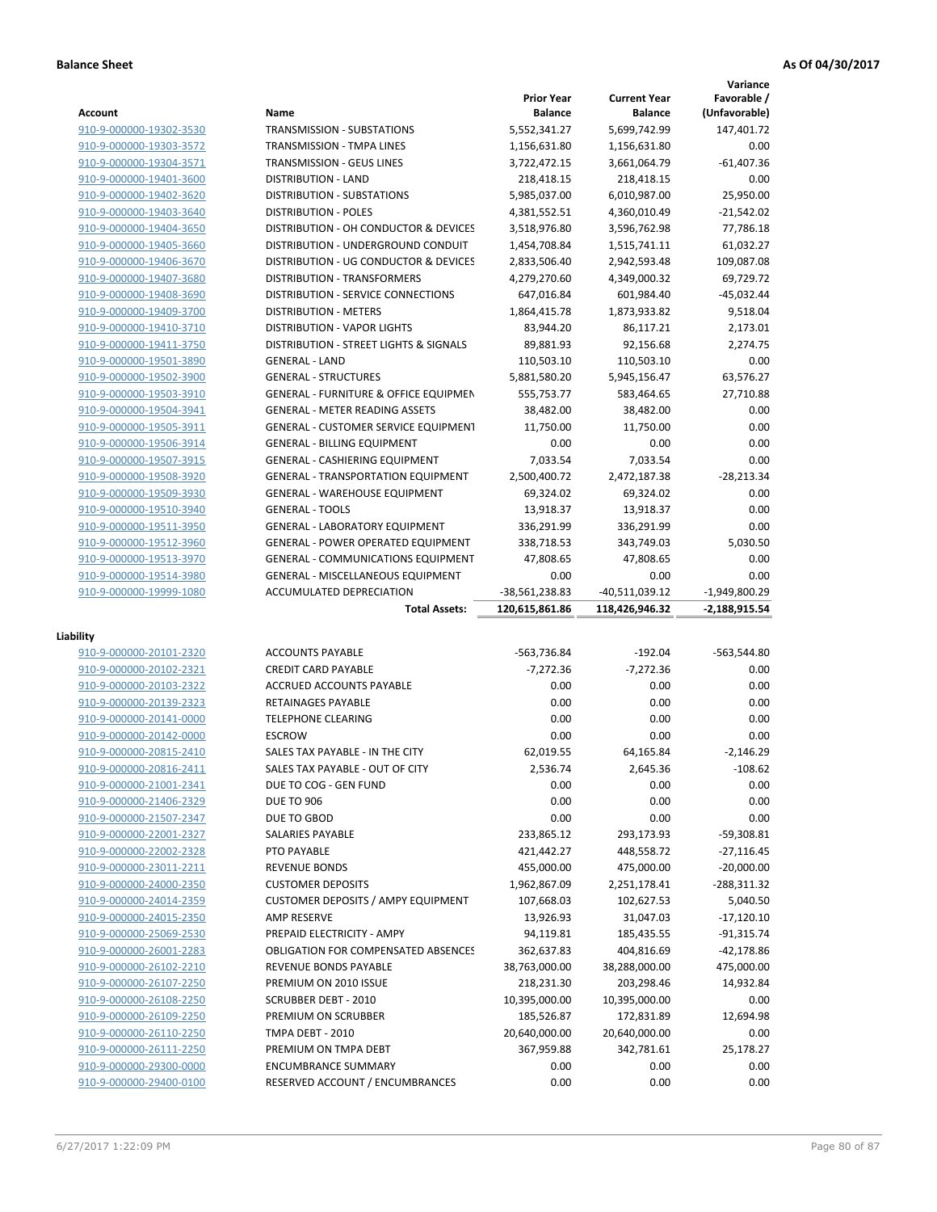**Balance Sheet** **As Of 04/30/2017**

| Account | Name | Prior Year Balance | Current Year Balance | Variance Favorable / (Unfavorable) |
|---|---|---|---|---|
| 910-9-000000-19302-3530 | TRANSMISSION - SUBSTATIONS | 5,552,341.27 | 5,699,742.99 | 147,401.72 |
| 910-9-000000-19303-3572 | TRANSMISSION - TMPA LINES | 1,156,631.80 | 1,156,631.80 | 0.00 |
| 910-9-000000-19304-3571 | TRANSMISSION - GEUS LINES | 3,722,472.15 | 3,661,064.79 | -61,407.36 |
| 910-9-000000-19401-3600 | DISTRIBUTION - LAND | 218,418.15 | 218,418.15 | 0.00 |
| 910-9-000000-19402-3620 | DISTRIBUTION - SUBSTATIONS | 5,985,037.00 | 6,010,987.00 | 25,950.00 |
| 910-9-000000-19403-3640 | DISTRIBUTION - POLES | 4,381,552.51 | 4,360,010.49 | -21,542.02 |
| 910-9-000000-19404-3650 | DISTRIBUTION - OH CONDUCTOR & DEVICES | 3,518,976.80 | 3,596,762.98 | 77,786.18 |
| 910-9-000000-19405-3660 | DISTRIBUTION - UNDERGROUND CONDUIT | 1,454,708.84 | 1,515,741.11 | 61,032.27 |
| 910-9-000000-19406-3670 | DISTRIBUTION - UG CONDUCTOR & DEVICES | 2,833,506.40 | 2,942,593.48 | 109,087.08 |
| 910-9-000000-19407-3680 | DISTRIBUTION - TRANSFORMERS | 4,279,270.60 | 4,349,000.32 | 69,729.72 |
| 910-9-000000-19408-3690 | DISTRIBUTION - SERVICE CONNECTIONS | 647,016.84 | 601,984.40 | -45,032.44 |
| 910-9-000000-19409-3700 | DISTRIBUTION - METERS | 1,864,415.78 | 1,873,933.82 | 9,518.04 |
| 910-9-000000-19410-3710 | DISTRIBUTION - VAPOR LIGHTS | 83,944.20 | 86,117.21 | 2,173.01 |
| 910-9-000000-19411-3750 | DISTRIBUTION - STREET LIGHTS & SIGNALS | 89,881.93 | 92,156.68 | 2,274.75 |
| 910-9-000000-19501-3890 | GENERAL - LAND | 110,503.10 | 110,503.10 | 0.00 |
| 910-9-000000-19502-3900 | GENERAL - STRUCTURES | 5,881,580.20 | 5,945,156.47 | 63,576.27 |
| 910-9-000000-19503-3910 | GENERAL - FURNITURE & OFFICE EQUIPMEN | 555,753.77 | 583,464.65 | 27,710.88 |
| 910-9-000000-19504-3941 | GENERAL - METER READING ASSETS | 38,482.00 | 38,482.00 | 0.00 |
| 910-9-000000-19505-3911 | GENERAL - CUSTOMER SERVICE EQUIPMENT | 11,750.00 | 11,750.00 | 0.00 |
| 910-9-000000-19506-3914 | GENERAL - BILLING EQUIPMENT | 0.00 | 0.00 | 0.00 |
| 910-9-000000-19507-3915 | GENERAL - CASHIERING EQUIPMENT | 7,033.54 | 7,033.54 | 0.00 |
| 910-9-000000-19508-3920 | GENERAL - TRANSPORTATION EQUIPMENT | 2,500,400.72 | 2,472,187.38 | -28,213.34 |
| 910-9-000000-19509-3930 | GENERAL - WAREHOUSE EQUIPMENT | 69,324.02 | 69,324.02 | 0.00 |
| 910-9-000000-19510-3940 | GENERAL - TOOLS | 13,918.37 | 13,918.37 | 0.00 |
| 910-9-000000-19511-3950 | GENERAL - LABORATORY EQUIPMENT | 336,291.99 | 336,291.99 | 0.00 |
| 910-9-000000-19512-3960 | GENERAL - POWER OPERATED EQUIPMENT | 338,718.53 | 343,749.03 | 5,030.50 |
| 910-9-000000-19513-3970 | GENERAL - COMMUNICATIONS EQUIPMENT | 47,808.65 | 47,808.65 | 0.00 |
| 910-9-000000-19514-3980 | GENERAL - MISCELLANEOUS EQUIPMENT | 0.00 | 0.00 | 0.00 |
| 910-9-000000-19999-1080 | ACCUMULATED DEPRECIATION | -38,561,238.83 | -40,511,039.12 | -1,949,800.29 |
| | **Total Assets:** | **120,615,861.86** | **118,426,946.32** | **-2,188,915.54** |

**Liability**

| Account | Name | Prior Year Balance | Current Year Balance | Variance Favorable / (Unfavorable) |
|---|---|---|---|---|
| 910-9-000000-20101-2320 | ACCOUNTS PAYABLE | -563,736.84 | -192.04 | -563,544.80 |
| 910-9-000000-20102-2321 | CREDIT CARD PAYABLE | -7,272.36 | -7,272.36 | 0.00 |
| 910-9-000000-20103-2322 | ACCRUED ACCOUNTS PAYABLE | 0.00 | 0.00 | 0.00 |
| 910-9-000000-20139-2323 | RETAINAGES PAYABLE | 0.00 | 0.00 | 0.00 |
| 910-9-000000-20141-0000 | TELEPHONE CLEARING | 0.00 | 0.00 | 0.00 |
| 910-9-000000-20142-0000 | ESCROW | 0.00 | 0.00 | 0.00 |
| 910-9-000000-20815-2410 | SALES TAX PAYABLE - IN THE CITY | 62,019.55 | 64,165.84 | -2,146.29 |
| 910-9-000000-20816-2411 | SALES TAX PAYABLE - OUT OF CITY | 2,536.74 | 2,645.36 | -108.62 |
| 910-9-000000-21001-2341 | DUE TO COG - GEN FUND | 0.00 | 0.00 | 0.00 |
| 910-9-000000-21406-2329 | DUE TO 906 | 0.00 | 0.00 | 0.00 |
| 910-9-000000-21507-2347 | DUE TO GBOD | 0.00 | 0.00 | 0.00 |
| 910-9-000000-22001-2327 | SALARIES PAYABLE | 233,865.12 | 293,173.93 | -59,308.81 |
| 910-9-000000-22002-2328 | PTO PAYABLE | 421,442.27 | 448,558.72 | -27,116.45 |
| 910-9-000000-23011-2211 | REVENUE BONDS | 455,000.00 | 475,000.00 | -20,000.00 |
| 910-9-000000-24000-2350 | CUSTOMER DEPOSITS | 1,962,867.09 | 2,251,178.41 | -288,311.32 |
| 910-9-000000-24014-2359 | CUSTOMER DEPOSITS / AMPY EQUIPMENT | 107,668.03 | 102,627.53 | 5,040.50 |
| 910-9-000000-24015-2350 | AMP RESERVE | 13,926.93 | 31,047.03 | -17,120.10 |
| 910-9-000000-25069-2530 | PREPAID ELECTRICITY - AMPY | 94,119.81 | 185,435.55 | -91,315.74 |
| 910-9-000000-26001-2283 | OBLIGATION FOR COMPENSATED ABSENCES | 362,637.83 | 404,816.69 | -42,178.86 |
| 910-9-000000-26102-2210 | REVENUE BONDS PAYABLE | 38,763,000.00 | 38,288,000.00 | 475,000.00 |
| 910-9-000000-26107-2250 | PREMIUM ON 2010 ISSUE | 218,231.30 | 203,298.46 | 14,932.84 |
| 910-9-000000-26108-2250 | SCRUBBER DEBT - 2010 | 10,395,000.00 | 10,395,000.00 | 0.00 |
| 910-9-000000-26109-2250 | PREMIUM ON SCRUBBER | 185,526.87 | 172,831.89 | 12,694.98 |
| 910-9-000000-26110-2250 | TMPA DEBT - 2010 | 20,640,000.00 | 20,640,000.00 | 0.00 |
| 910-9-000000-26111-2250 | PREMIUM ON TMPA DEBT | 367,959.88 | 342,781.61 | 25,178.27 |
| 910-9-000000-29300-0000 | ENCUMBRANCE SUMMARY | 0.00 | 0.00 | 0.00 |
| 910-9-000000-29400-0100 | RESERVED ACCOUNT / ENCUMBRANCES | 0.00 | 0.00 | 0.00 |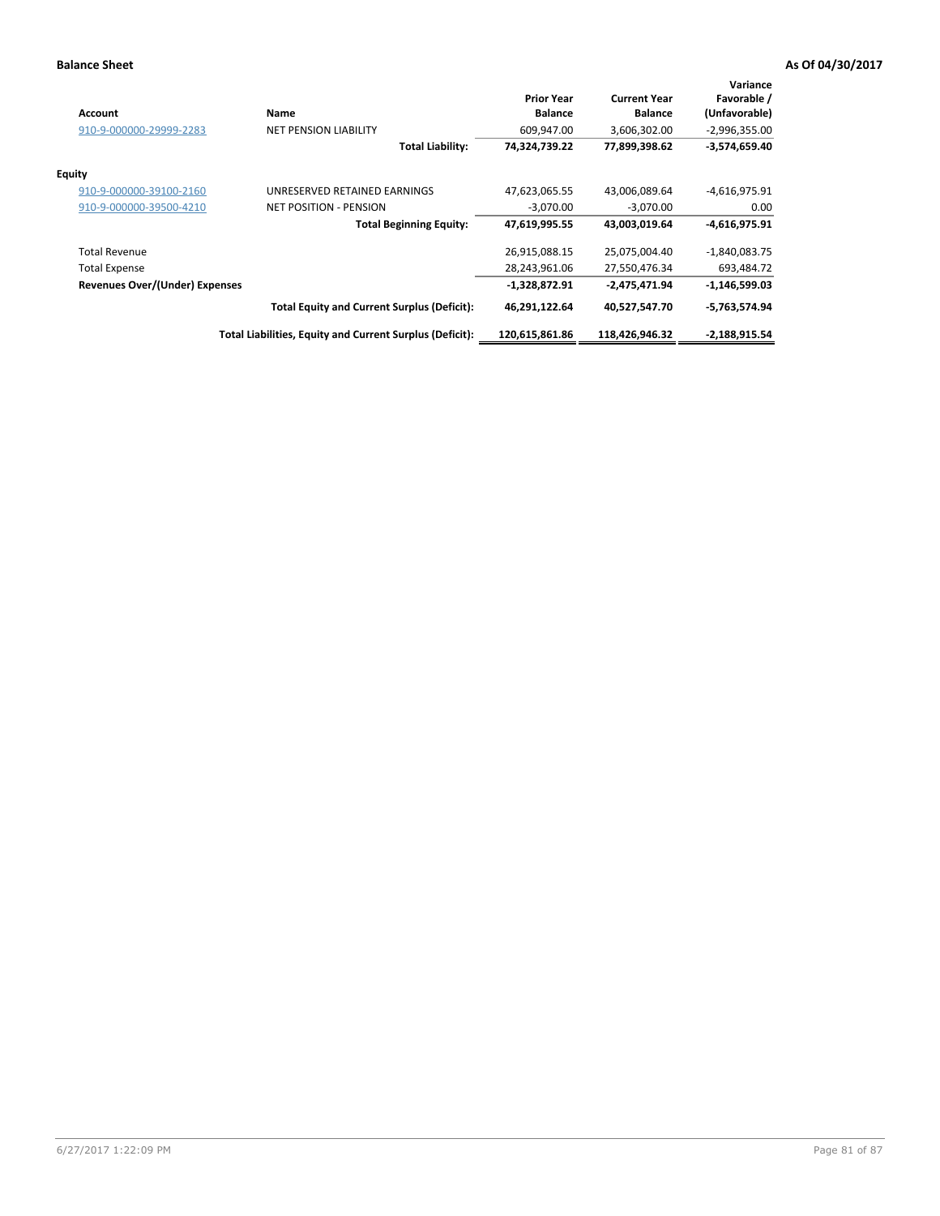**Balance Sheet** **As Of 04/30/2017**

| Account | Name | Prior Year Balance | Current Year Balance | Variance Favorable / (Unfavorable) |
|---|---|---|---|---|
| 910-9-000000-29999-2283 | NET PENSION LIABILITY | 609,947.00 | 3,606,302.00 | -2,996,355.00 |
| | **Total Liability:** | **74,324,739.22** | **77,899,398.62** | **-3,574,659.40** |
| **Equity** | | | | |
| 910-9-000000-39100-2160 | UNRESERVED RETAINED EARNINGS | 47,623,065.55 | 43,006,089.64 | -4,616,975.91 |
| 910-9-000000-39500-4210 | NET POSITION - PENSION | -3,070.00 | -3,070.00 | 0.00 |
| | **Total Beginning Equity:** | **47,619,995.55** | **43,003,019.64** | **-4,616,975.91** |
| Total Revenue | | 26,915,088.15 | 25,075,004.40 | -1,840,083.75 |
| Total Expense | | 28,243,961.06 | 27,550,476.34 | 693,484.72 |
| **Revenues Over/(Under) Expenses** | | **-1,328,872.91** | **-2,475,471.94** | **-1,146,599.03** |
| | **Total Equity and Current Surplus (Deficit):** | **46,291,122.64** | **40,527,547.70** | **-5,763,574.94** |
| | **Total Liabilities, Equity and Current Surplus (Deficit):** | **120,615,861.86** | **118,426,946.32** | **-2,188,915.54** |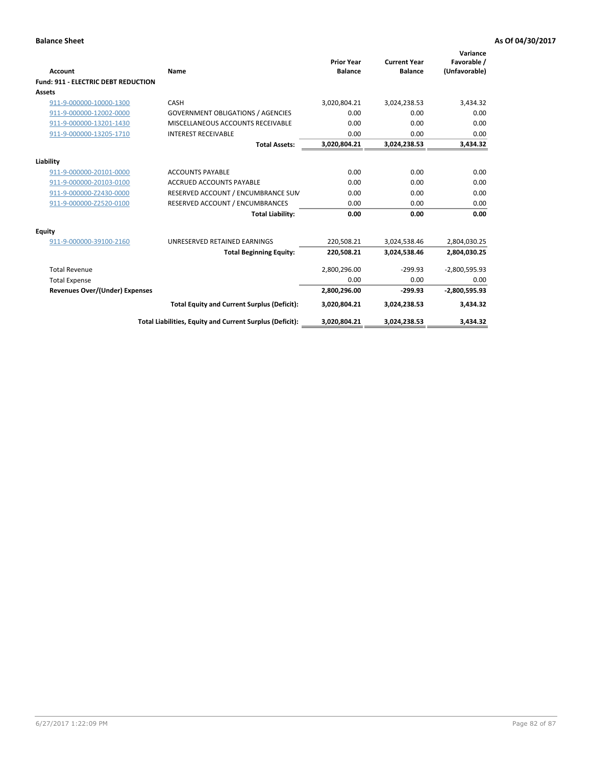**Balance Sheet** | **As Of 04/30/2017**

| Account | Name | Prior Year Balance | Current Year Balance | Variance Favorable / (Unfavorable) |
|---|---|---|---|---|
| **Fund: 911 - ELECTRIC DEBT REDUCTION** | | | | |
| **Assets** | | | | |
| 911-9-000000-10000-1300 | CASH | 3,020,804.21 | 3,024,238.53 | 3,434.32 |
| 911-9-000000-12002-0000 | GOVERNMENT OBLIGATIONS / AGENCIES | 0.00 | 0.00 | 0.00 |
| 911-9-000000-13201-1430 | MISCELLANEOUS ACCOUNTS RECEIVABLE | 0.00 | 0.00 | 0.00 |
| 911-9-000000-13205-1710 | INTEREST RECEIVABLE | 0.00 | 0.00 | 0.00 |
| | **Total Assets:** | **3,020,804.21** | **3,024,238.53** | **3,434.32** |
| **Liability** | | | | |
| 911-9-000000-20101-0000 | ACCOUNTS PAYABLE | 0.00 | 0.00 | 0.00 |
| 911-9-000000-20103-0100 | ACCRUED ACCOUNTS PAYABLE | 0.00 | 0.00 | 0.00 |
| 911-9-000000-Z2430-0000 | RESERVED ACCOUNT / ENCUMBRANCE SUM | 0.00 | 0.00 | 0.00 |
| 911-9-000000-Z2520-0100 | RESERVED ACCOUNT / ENCUMBRANCES | 0.00 | 0.00 | 0.00 |
| | **Total Liability:** | **0.00** | **0.00** | **0.00** |
| **Equity** | | | | |
| 911-9-000000-39100-2160 | UNRESERVED RETAINED EARNINGS | 220,508.21 | 3,024,538.46 | 2,804,030.25 |
| | **Total Beginning Equity:** | **220,508.21** | **3,024,538.46** | **2,804,030.25** |
| Total Revenue | | 2,800,296.00 | -299.93 | -2,800,595.93 |
| Total Expense | | 0.00 | 0.00 | 0.00 |
| **Revenues Over/(Under) Expenses** | | **2,800,296.00** | **-299.93** | **-2,800,595.93** |
| | **Total Equity and Current Surplus (Deficit):** | **3,020,804.21** | **3,024,238.53** | **3,434.32** |
| | **Total Liabilities, Equity and Current Surplus (Deficit):** | **3,020,804.21** | **3,024,238.53** | **3,434.32** |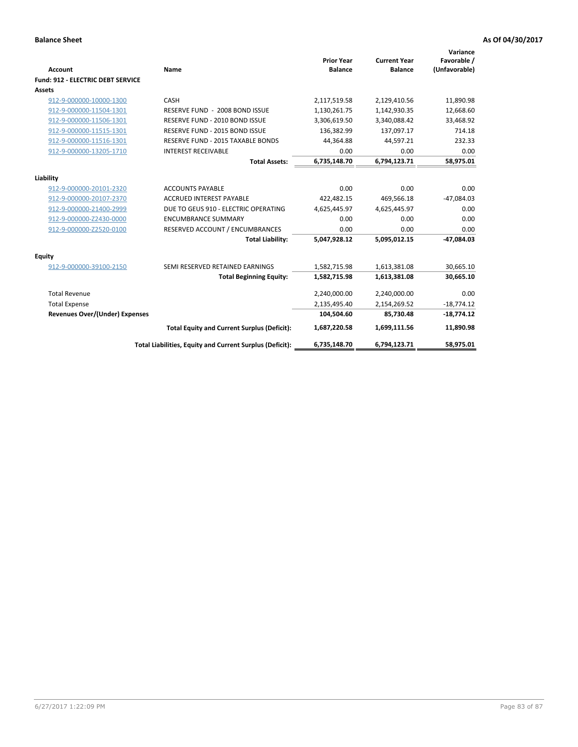**Balance Sheet** **As Of 04/30/2017**

| Account | Name | Prior Year Balance | Current Year Balance | Variance Favorable / (Unfavorable) |
|---|---|---|---|---|
| **Fund: 912 - ELECTRIC DEBT SERVICE** | | | | |
| **Assets** | | | | |
| 912-9-000000-10000-1300 | CASH | 2,117,519.58 | 2,129,410.56 | 11,890.98 |
| 912-9-000000-11504-1301 | RESERVE FUND - 2008 BOND ISSUE | 1,130,261.75 | 1,142,930.35 | 12,668.60 |
| 912-9-000000-11506-1301 | RESERVE FUND - 2010 BOND ISSUE | 3,306,619.50 | 3,340,088.42 | 33,468.92 |
| 912-9-000000-11515-1301 | RESERVE FUND - 2015 BOND ISSUE | 136,382.99 | 137,097.17 | 714.18 |
| 912-9-000000-11516-1301 | RESERVE FUND - 2015 TAXABLE BONDS | 44,364.88 | 44,597.21 | 232.33 |
| 912-9-000000-13205-1710 | INTEREST RECEIVABLE | 0.00 | 0.00 | 0.00 |
| | **Total Assets:** | **6,735,148.70** | **6,794,123.71** | **58,975.01** |
| **Liability** | | | | |
| 912-9-000000-20101-2320 | ACCOUNTS PAYABLE | 0.00 | 0.00 | 0.00 |
| 912-9-000000-20107-2370 | ACCRUED INTEREST PAYABLE | 422,482.15 | 469,566.18 | -47,084.03 |
| 912-9-000000-21400-2999 | DUE TO GEUS 910 - ELECTRIC OPERATING | 4,625,445.97 | 4,625,445.97 | 0.00 |
| 912-9-000000-Z2430-0000 | ENCUMBRANCE SUMMARY | 0.00 | 0.00 | 0.00 |
| 912-9-000000-Z2520-0100 | RESERVED ACCOUNT / ENCUMBRANCES | 0.00 | 0.00 | 0.00 |
| | **Total Liability:** | **5,047,928.12** | **5,095,012.15** | **-47,084.03** |
| **Equity** | | | | |
| 912-9-000000-39100-2150 | SEMI RESERVED RETAINED EARNINGS | 1,582,715.98 | 1,613,381.08 | 30,665.10 |
| | **Total Beginning Equity:** | **1,582,715.98** | **1,613,381.08** | **30,665.10** |
| Total Revenue | | 2,240,000.00 | 2,240,000.00 | 0.00 |
| Total Expense | | 2,135,495.40 | 2,154,269.52 | -18,774.12 |
| **Revenues Over/(Under) Expenses** | | **104,504.60** | **85,730.48** | **-18,774.12** |
| | **Total Equity and Current Surplus (Deficit):** | **1,687,220.58** | **1,699,111.56** | **11,890.98** |
| | **Total Liabilities, Equity and Current Surplus (Deficit):** | **6,735,148.70** | **6,794,123.71** | **58,975.01** |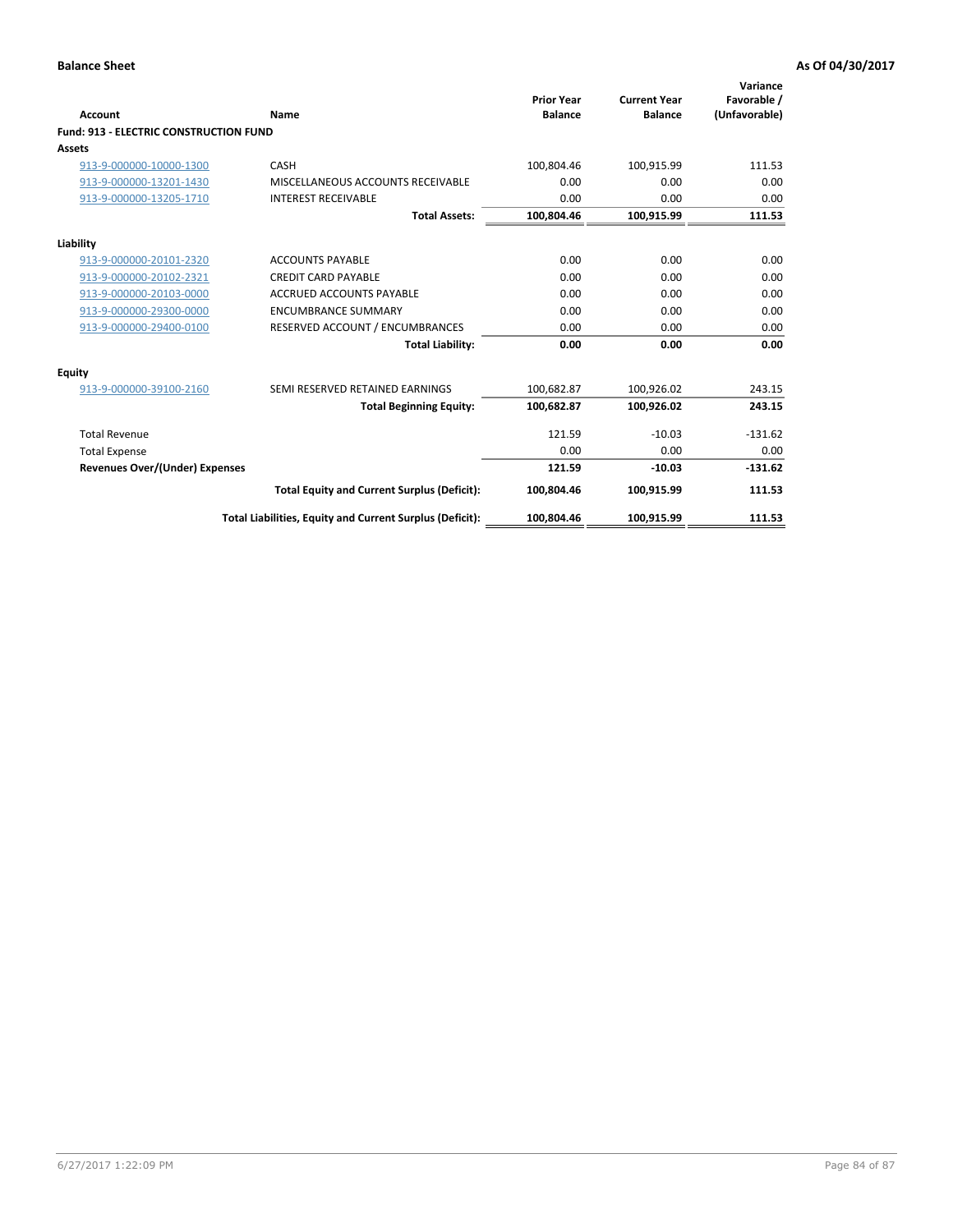**Balance Sheet** **As Of 04/30/2017**

| Account | Name | Prior Year Balance | Current Year Balance | Variance Favorable / (Unfavorable) |
|---|---|---|---|---|
| **Fund: 913 - ELECTRIC CONSTRUCTION FUND** | | | | |
| **Assets** | | | | |
| 913-9-000000-10000-1300 | CASH | 100,804.46 | 100,915.99 | 111.53 |
| 913-9-000000-13201-1430 | MISCELLANEOUS ACCOUNTS RECEIVABLE | 0.00 | 0.00 | 0.00 |
| 913-9-000000-13205-1710 | INTEREST RECEIVABLE | 0.00 | 0.00 | 0.00 |
| | **Total Assets:** | **100,804.46** | **100,915.99** | **111.53** |
| **Liability** | | | | |
| 913-9-000000-20101-2320 | ACCOUNTS PAYABLE | 0.00 | 0.00 | 0.00 |
| 913-9-000000-20102-2321 | CREDIT CARD PAYABLE | 0.00 | 0.00 | 0.00 |
| 913-9-000000-20103-0000 | ACCRUED ACCOUNTS PAYABLE | 0.00 | 0.00 | 0.00 |
| 913-9-000000-29300-0000 | ENCUMBRANCE SUMMARY | 0.00 | 0.00 | 0.00 |
| 913-9-000000-29400-0100 | RESERVED ACCOUNT / ENCUMBRANCES | 0.00 | 0.00 | 0.00 |
| | **Total Liability:** | **0.00** | **0.00** | **0.00** |
| **Equity** | | | | |
| 913-9-000000-39100-2160 | SEMI RESERVED RETAINED EARNINGS | 100,682.87 | 100,926.02 | 243.15 |
| | **Total Beginning Equity:** | **100,682.87** | **100,926.02** | **243.15** |
| Total Revenue | | 121.59 | -10.03 | -131.62 |
| Total Expense | | 0.00 | 0.00 | 0.00 |
| **Revenues Over/(Under) Expenses** | | **121.59** | **-10.03** | **-131.62** |
| | **Total Equity and Current Surplus (Deficit):** | **100,804.46** | **100,915.99** | **111.53** |
| | **Total Liabilities, Equity and Current Surplus (Deficit):** | **100,804.46** | **100,915.99** | **111.53** |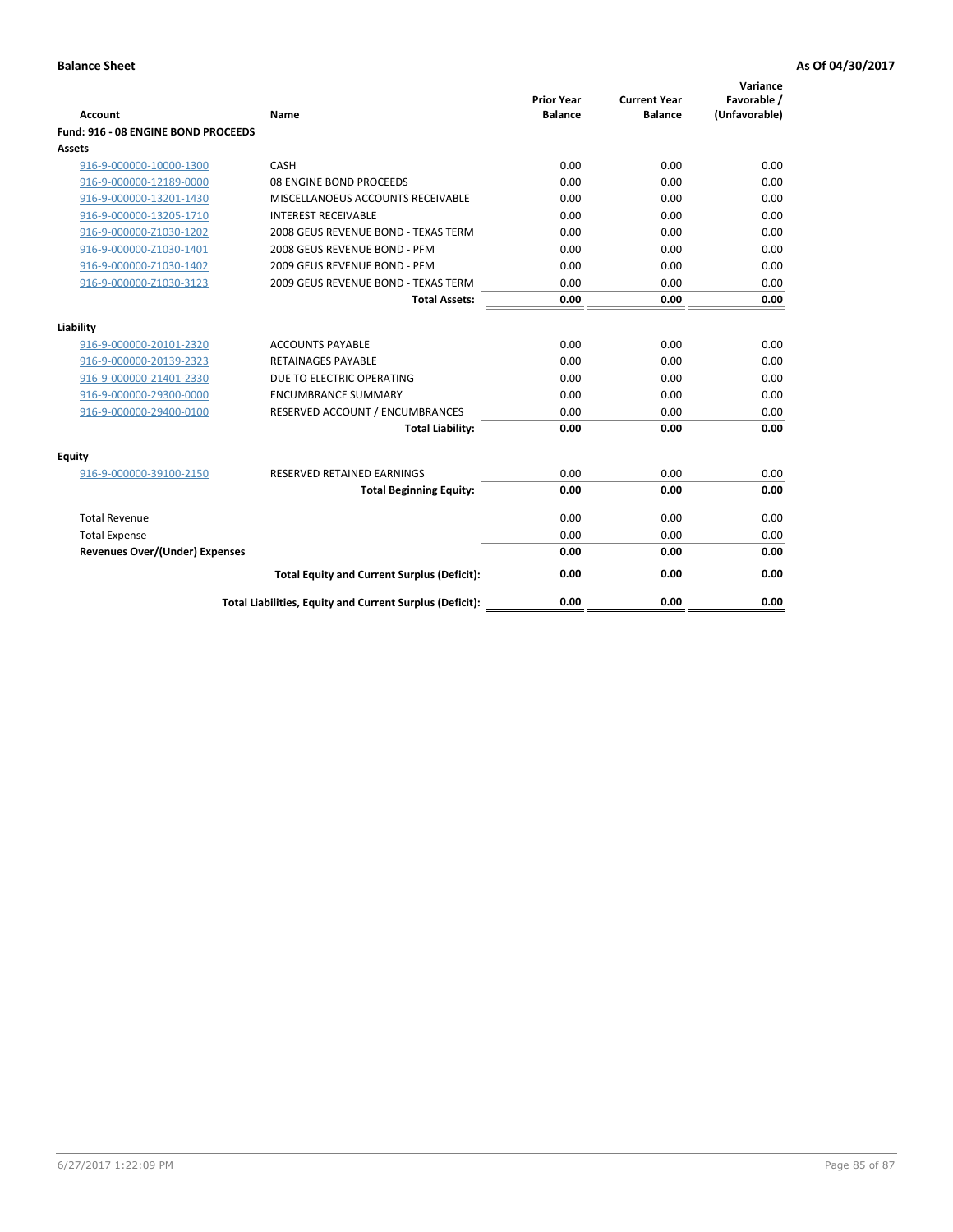**Balance Sheet** **As Of 04/30/2017**

| Account | Name | Prior Year Balance | Current Year Balance | Variance Favorable / (Unfavorable) |
|---|---|---|---|---|
| **Fund: 916 - 08 ENGINE BOND PROCEEDS** | | | | |
| **Assets** | | | | |
| 916-9-000000-10000-1300 | CASH | 0.00 | 0.00 | 0.00 |
| 916-9-000000-12189-0000 | 08 ENGINE BOND PROCEEDS | 0.00 | 0.00 | 0.00 |
| 916-9-000000-13201-1430 | MISCELLANOEUS ACCOUNTS RECEIVABLE | 0.00 | 0.00 | 0.00 |
| 916-9-000000-13205-1710 | INTEREST RECEIVABLE | 0.00 | 0.00 | 0.00 |
| 916-9-000000-Z1030-1202 | 2008 GEUS REVENUE BOND - TEXAS TERM | 0.00 | 0.00 | 0.00 |
| 916-9-000000-Z1030-1401 | 2008 GEUS REVENUE BOND - PFM | 0.00 | 0.00 | 0.00 |
| 916-9-000000-Z1030-1402 | 2009 GEUS REVENUE BOND - PFM | 0.00 | 0.00 | 0.00 |
| 916-9-000000-Z1030-3123 | 2009 GEUS REVENUE BOND - TEXAS TERM | 0.00 | 0.00 | 0.00 |
| | **Total Assets:** | **0.00** | **0.00** | **0.00** |
| **Liability** | | | | |
| 916-9-000000-20101-2320 | ACCOUNTS PAYABLE | 0.00 | 0.00 | 0.00 |
| 916-9-000000-20139-2323 | RETAINAGES PAYABLE | 0.00 | 0.00 | 0.00 |
| 916-9-000000-21401-2330 | DUE TO ELECTRIC OPERATING | 0.00 | 0.00 | 0.00 |
| 916-9-000000-29300-0000 | ENCUMBRANCE SUMMARY | 0.00 | 0.00 | 0.00 |
| 916-9-000000-29400-0100 | RESERVED ACCOUNT / ENCUMBRANCES | 0.00 | 0.00 | 0.00 |
| | **Total Liability:** | **0.00** | **0.00** | **0.00** |
| **Equity** | | | | |
| 916-9-000000-39100-2150 | RESERVED RETAINED EARNINGS | 0.00 | 0.00 | 0.00 |
| | **Total Beginning Equity:** | **0.00** | **0.00** | **0.00** |
| Total Revenue | | 0.00 | 0.00 | 0.00 |
| Total Expense | | 0.00 | 0.00 | 0.00 |
| **Revenues Over/(Under) Expenses** | | **0.00** | **0.00** | **0.00** |
| | **Total Equity and Current Surplus (Deficit):** | **0.00** | **0.00** | **0.00** |
| | **Total Liabilities, Equity and Current Surplus (Deficit):** | **0.00** | **0.00** | **0.00** |

6/27/2017 1:22:09 PM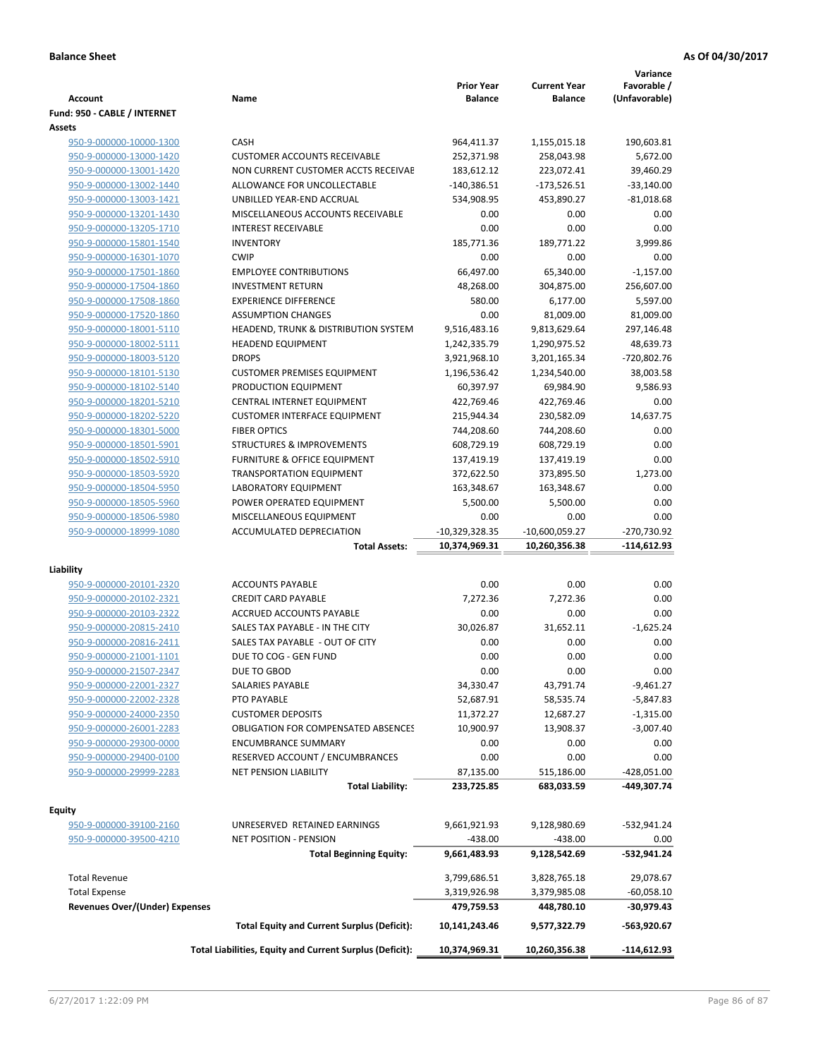**Balance Sheet** **As Of 04/30/2017**

| Account | Name | Prior Year Balance | Current Year Balance | Variance Favorable / (Unfavorable) |
|---|---|---|---|---|
| **Fund: 950 - CABLE / INTERNET** | | | | |
| **Assets** | | | | |
| 950-9-000000-10000-1300 | CASH | 964,411.37 | 1,155,015.18 | 190,603.81 |
| 950-9-000000-13000-1420 | CUSTOMER ACCOUNTS RECEIVABLE | 252,371.98 | 258,043.98 | 5,672.00 |
| 950-9-000000-13001-1420 | NON CURRENT CUSTOMER ACCTS RECEIVAE | 183,612.12 | 223,072.41 | 39,460.29 |
| 950-9-000000-13002-1440 | ALLOWANCE FOR UNCOLLECTABLE | -140,386.51 | -173,526.51 | -33,140.00 |
| 950-9-000000-13003-1421 | UNBILLED YEAR-END ACCRUAL | 534,908.95 | 453,890.27 | -81,018.68 |
| 950-9-000000-13201-1430 | MISCELLANEOUS ACCOUNTS RECEIVABLE | 0.00 | 0.00 | 0.00 |
| 950-9-000000-13205-1710 | INTEREST RECEIVABLE | 0.00 | 0.00 | 0.00 |
| 950-9-000000-15801-1540 | INVENTORY | 185,771.36 | 189,771.22 | 3,999.86 |
| 950-9-000000-16301-1070 | CWIP | 0.00 | 0.00 | 0.00 |
| 950-9-000000-17501-1860 | EMPLOYEE CONTRIBUTIONS | 66,497.00 | 65,340.00 | -1,157.00 |
| 950-9-000000-17504-1860 | INVESTMENT RETURN | 48,268.00 | 304,875.00 | 256,607.00 |
| 950-9-000000-17508-1860 | EXPERIENCE DIFFERENCE | 580.00 | 6,177.00 | 5,597.00 |
| 950-9-000000-17520-1860 | ASSUMPTION CHANGES | 0.00 | 81,009.00 | 81,009.00 |
| 950-9-000000-18001-5110 | HEADEND, TRUNK & DISTRIBUTION SYSTEM | 9,516,483.16 | 9,813,629.64 | 297,146.48 |
| 950-9-000000-18002-5111 | HEADEND EQUIPMENT | 1,242,335.79 | 1,290,975.52 | 48,639.73 |
| 950-9-000000-18003-5120 | DROPS | 3,921,968.10 | 3,201,165.34 | -720,802.76 |
| 950-9-000000-18101-5130 | CUSTOMER PREMISES EQUIPMENT | 1,196,536.42 | 1,234,540.00 | 38,003.58 |
| 950-9-000000-18102-5140 | PRODUCTION EQUIPMENT | 60,397.97 | 69,984.90 | 9,586.93 |
| 950-9-000000-18201-5210 | CENTRAL INTERNET EQUIPMENT | 422,769.46 | 422,769.46 | 0.00 |
| 950-9-000000-18202-5220 | CUSTOMER INTERFACE EQUIPMENT | 215,944.34 | 230,582.09 | 14,637.75 |
| 950-9-000000-18301-5000 | FIBER OPTICS | 744,208.60 | 744,208.60 | 0.00 |
| 950-9-000000-18501-5901 | STRUCTURES & IMPROVEMENTS | 608,729.19 | 608,729.19 | 0.00 |
| 950-9-000000-18502-5910 | FURNITURE & OFFICE EQUIPMENT | 137,419.19 | 137,419.19 | 0.00 |
| 950-9-000000-18503-5920 | TRANSPORTATION EQUIPMENT | 372,622.50 | 373,895.50 | 1,273.00 |
| 950-9-000000-18504-5950 | LABORATORY EQUIPMENT | 163,348.67 | 163,348.67 | 0.00 |
| 950-9-000000-18505-5960 | POWER OPERATED EQUIPMENT | 5,500.00 | 5,500.00 | 0.00 |
| 950-9-000000-18506-5980 | MISCELLANEOUS EQUIPMENT | 0.00 | 0.00 | 0.00 |
| 950-9-000000-18999-1080 | ACCUMULATED DEPRECIATION | -10,329,328.35 | -10,600,059.27 | -270,730.92 |
| | **Total Assets:** | **10,374,969.31** | **10,260,356.38** | **-114,612.93** |
| **Liability** | | | | |
| 950-9-000000-20101-2320 | ACCOUNTS PAYABLE | 0.00 | 0.00 | 0.00 |
| 950-9-000000-20102-2321 | CREDIT CARD PAYABLE | 7,272.36 | 7,272.36 | 0.00 |
| 950-9-000000-20103-2322 | ACCRUED ACCOUNTS PAYABLE | 0.00 | 0.00 | 0.00 |
| 950-9-000000-20815-2410 | SALES TAX PAYABLE - IN THE CITY | 30,026.87 | 31,652.11 | -1,625.24 |
| 950-9-000000-20816-2411 | SALES TAX PAYABLE - OUT OF CITY | 0.00 | 0.00 | 0.00 |
| 950-9-000000-21001-1101 | DUE TO COG - GEN FUND | 0.00 | 0.00 | 0.00 |
| 950-9-000000-21507-2347 | DUE TO GBOD | 0.00 | 0.00 | 0.00 |
| 950-9-000000-22001-2327 | SALARIES PAYABLE | 34,330.47 | 43,791.74 | -9,461.27 |
| 950-9-000000-22002-2328 | PTO PAYABLE | 52,687.91 | 58,535.74 | -5,847.83 |
| 950-9-000000-24000-2350 | CUSTOMER DEPOSITS | 11,372.27 | 12,687.27 | -1,315.00 |
| 950-9-000000-26001-2283 | OBLIGATION FOR COMPENSATED ABSENCES | 10,900.97 | 13,908.37 | -3,007.40 |
| 950-9-000000-29300-0000 | ENCUMBRANCE SUMMARY | 0.00 | 0.00 | 0.00 |
| 950-9-000000-29400-0100 | RESERVED ACCOUNT / ENCUMBRANCES | 0.00 | 0.00 | 0.00 |
| 950-9-000000-29999-2283 | NET PENSION LIABILITY | 87,135.00 | 515,186.00 | -428,051.00 |
| | **Total Liability:** | **233,725.85** | **683,033.59** | **-449,307.74** |
| **Equity** | | | | |
| 950-9-000000-39100-2160 | UNRESERVED RETAINED EARNINGS | 9,661,921.93 | 9,128,980.69 | -532,941.24 |
| 950-9-000000-39500-4210 | NET POSITION - PENSION | -438.00 | -438.00 | 0.00 |
| | **Total Beginning Equity:** | **9,661,483.93** | **9,128,542.69** | **-532,941.24** |
| Total Revenue | | 3,799,686.51 | 3,828,765.18 | 29,078.67 |
| Total Expense | | 3,319,926.98 | 3,379,985.08 | -60,058.10 |
| **Revenues Over/(Under) Expenses** | | **479,759.53** | **448,780.10** | **-30,979.43** |
| | **Total Equity and Current Surplus (Deficit):** | **10,141,243.46** | **9,577,322.79** | **-563,920.67** |
| | **Total Liabilities, Equity and Current Surplus (Deficit):** | **10,374,969.31** | **10,260,356.38** | **-114,612.93** |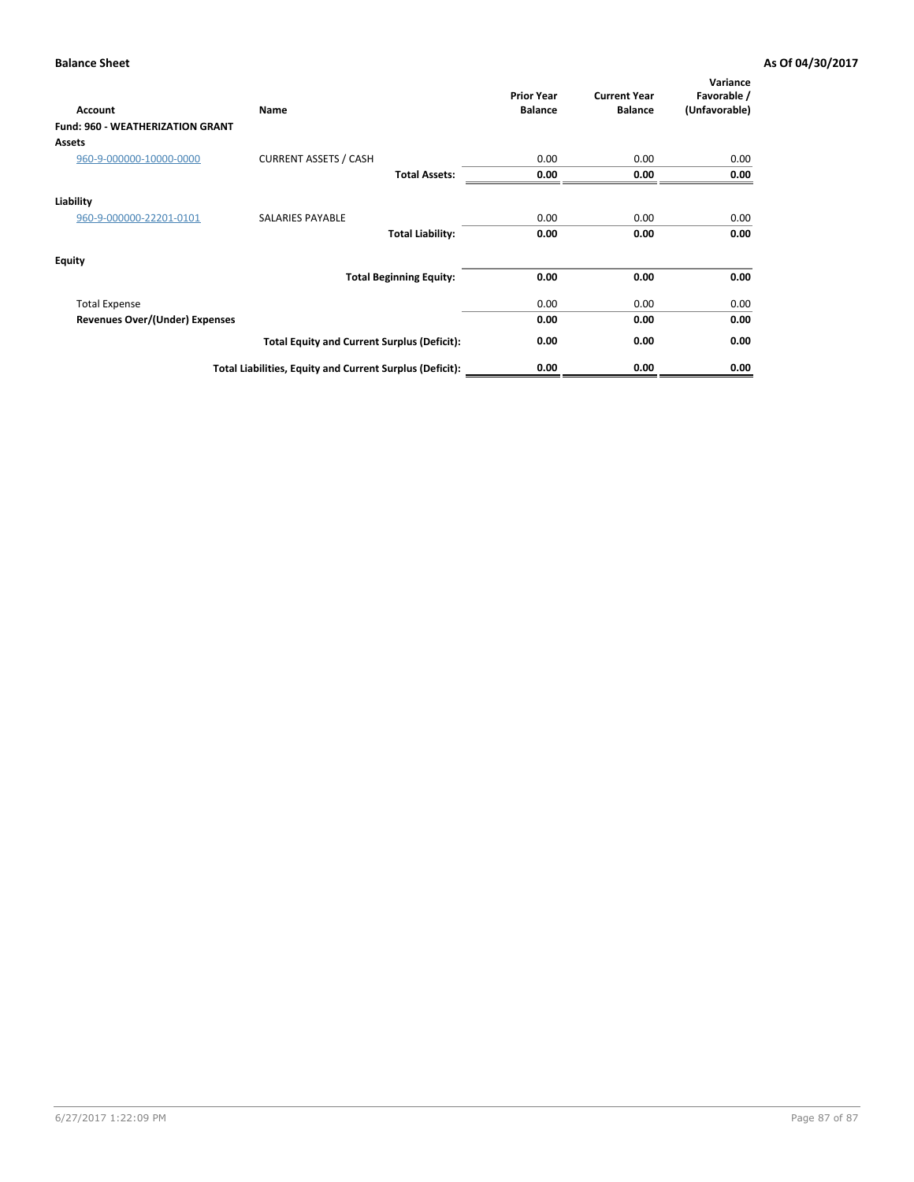**Balance Sheet** **As Of 04/30/2017**

| Account | Name | Prior Year Balance | Current Year Balance | Variance Favorable / (Unfavorable) |
|---|---|---|---|---|
| **Fund: 960 - WEATHERIZATION GRANT** | | | | |
| **Assets** | | | | |
| 960-9-000000-10000-0000 | CURRENT ASSETS / CASH | 0.00 | 0.00 | 0.00 |
| | **Total Assets:** | **0.00** | **0.00** | **0.00** |
| **Liability** | | | | |
| 960-9-000000-22201-0101 | SALARIES PAYABLE | 0.00 | 0.00 | 0.00 |
| | **Total Liability:** | **0.00** | **0.00** | **0.00** |
| **Equity** | | | | |
| | **Total Beginning Equity:** | **0.00** | **0.00** | **0.00** |
| Total Expense | | 0.00 | 0.00 | 0.00 |
| **Revenues Over/(Under) Expenses** | | **0.00** | **0.00** | **0.00** |
| | **Total Equity and Current Surplus (Deficit):** | **0.00** | **0.00** | **0.00** |
| | **Total Liabilities, Equity and Current Surplus (Deficit):** | **0.00** | **0.00** | **0.00** |